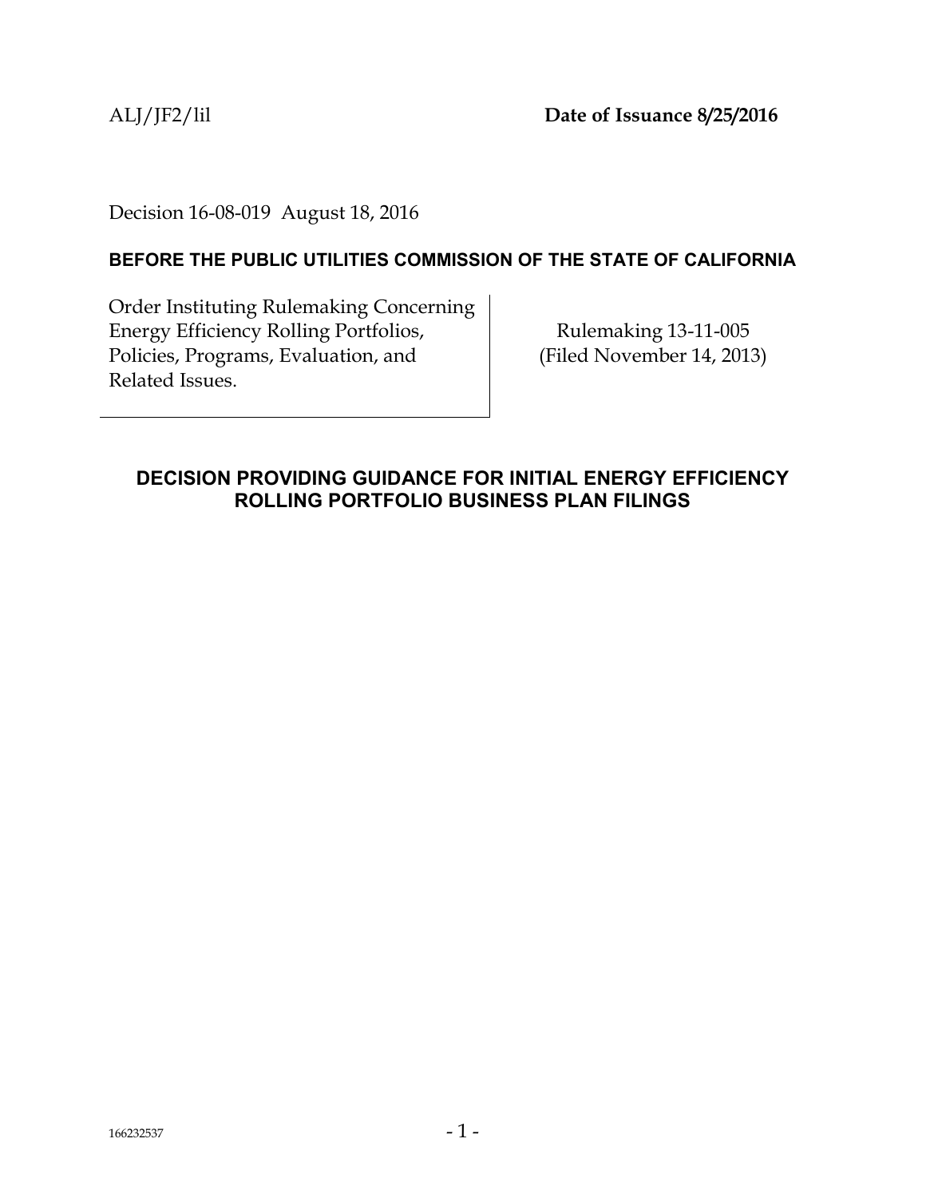ALJ/JF2/lil **Date of Issuance 8/25/2016**

Decision 16-08-019 August 18, 2016

**BEFORE THE PUBLIC UTILITIES COMMISSION OF THE STATE OF CALIFORNIA**

| Order Instituting Rulemaking Concerning Energy Efficiency Rolling Portfolios, Policies, Programs, Evaluation, and Related Issues. | Rulemaking 13-11-005 (Filed November 14, 2013) |
| --- | --- |

## DECISION PROVIDING GUIDANCE FOR INITIAL ENERGY EFFICIENCY ROLLING PORTFOLIO BUSINESS PLAN FILINGS

166232537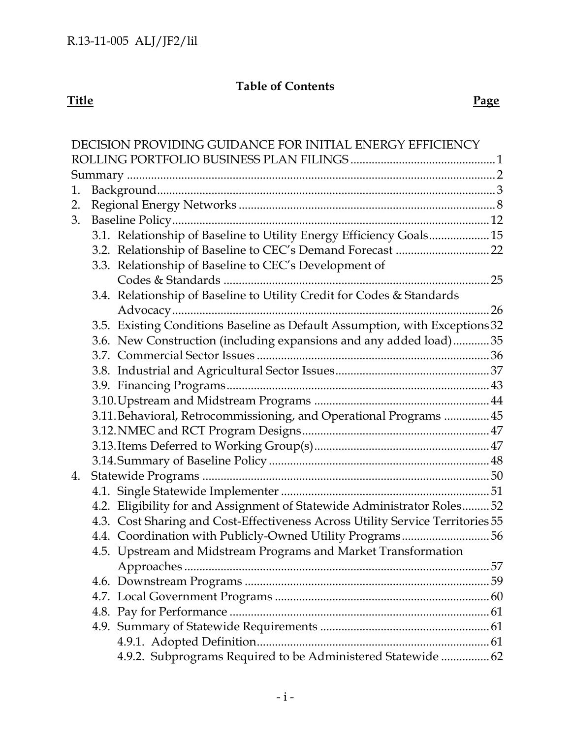**Table of Contents**

| Title | Page |
|---|---|
| DECISION PROVIDING GUIDANCE FOR INITIAL ENERGY EFFICIENCY ROLLING PORTFOLIO BUSINESS PLAN FILINGS | 1 |
| Summary | 2 |
| 1. Background | 3 |
| 2. Regional Energy Networks | 8 |
| 3. Baseline Policy | 12 |
| 3.1. Relationship of Baseline to Utility Energy Efficiency Goals | 15 |
| 3.2. Relationship of Baseline to CEC's Demand Forecast | 22 |
| 3.3. Relationship of Baseline to CEC's Development of Codes & Standards | 25 |
| 3.4. Relationship of Baseline to Utility Credit for Codes & Standards Advocacy | 26 |
| 3.5. Existing Conditions Baseline as Default Assumption, with Exceptions | 32 |
| 3.6. New Construction (including expansions and any added load) | 35 |
| 3.7. Commercial Sector Issues | 36 |
| 3.8. Industrial and Agricultural Sector Issues | 37 |
| 3.9. Financing Programs | 43 |
| 3.10. Upstream and Midstream Programs | 44 |
| 3.11. Behavioral, Retrocommissioning, and Operational Programs | 45 |
| 3.12. NMEC and RCT Program Designs | 47 |
| 3.13. Items Deferred to Working Group(s) | 47 |
| 3.14. Summary of Baseline Policy | 48 |
| 4. Statewide Programs | 50 |
| 4.1. Single Statewide Implementer | 51 |
| 4.2. Eligibility for and Assignment of Statewide Administrator Roles | 52 |
| 4.3. Cost Sharing and Cost-Effectiveness Across Utility Service Territories | 55 |
| 4.4. Coordination with Publicly-Owned Utility Programs | 56 |
| 4.5. Upstream and Midstream Programs and Market Transformation Approaches | 57 |
| 4.6. Downstream Programs | 59 |
| 4.7. Local Government Programs | 60 |
| 4.8. Pay for Performance | 61 |
| 4.9. Summary of Statewide Requirements | 61 |
| 4.9.1. Adopted Definition | 61 |
| 4.9.2. Subprograms Required to be Administered Statewide | 62 |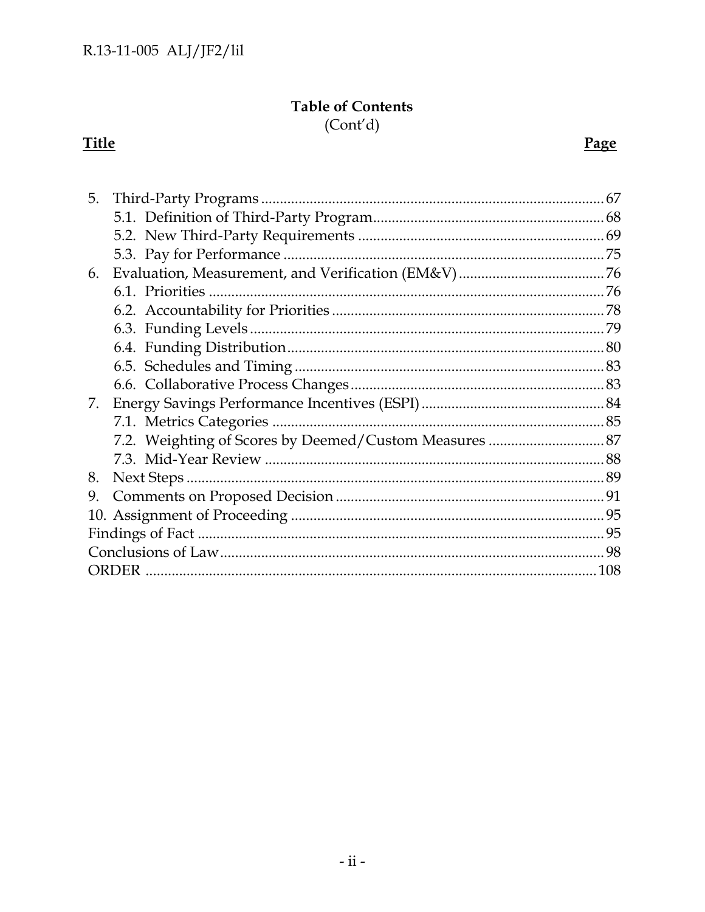**Table of Contents**
(Cont'd)

| Title | Page |
|---|---|
| 5. Third-Party Programs | 67 |
| 5.1. Definition of Third-Party Program | 68 |
| 5.2. New Third-Party Requirements | 69 |
| 5.3. Pay for Performance | 75 |
| 6. Evaluation, Measurement, and Verification (EM&V) | 76 |
| 6.1. Priorities | 76 |
| 6.2. Accountability for Priorities | 78 |
| 6.3. Funding Levels | 79 |
| 6.4. Funding Distribution | 80 |
| 6.5. Schedules and Timing | 83 |
| 6.6. Collaborative Process Changes | 83 |
| 7. Energy Savings Performance Incentives (ESPI) | 84 |
| 7.1. Metrics Categories | 85 |
| 7.2. Weighting of Scores by Deemed/Custom Measures | 87 |
| 7.3. Mid-Year Review | 88 |
| 8. Next Steps | 89 |
| 9. Comments on Proposed Decision | 91 |
| 10. Assignment of Proceeding | 95 |
| Findings of Fact | 95 |
| Conclusions of Law | 98 |
| ORDER | 108 |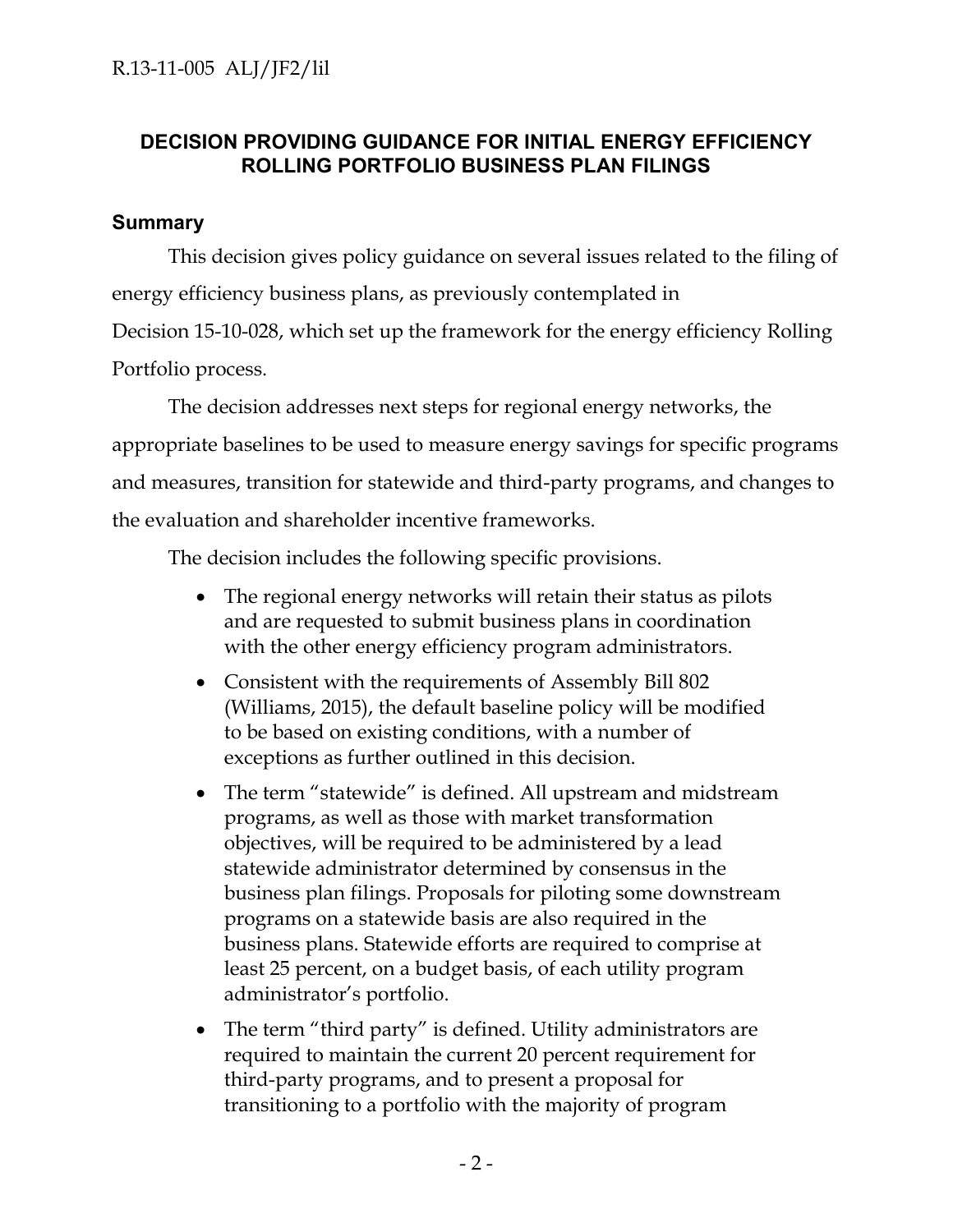## DECISION PROVIDING GUIDANCE FOR INITIAL ENERGY EFFICIENCY ROLLING PORTFOLIO BUSINESS PLAN FILINGS

### Summary

This decision gives policy guidance on several issues related to the filing of energy efficiency business plans, as previously contemplated in Decision 15-10-028, which set up the framework for the energy efficiency Rolling Portfolio process.

The decision addresses next steps for regional energy networks, the appropriate baselines to be used to measure energy savings for specific programs and measures, transition for statewide and third-party programs, and changes to the evaluation and shareholder incentive frameworks.

The decision includes the following specific provisions.

- The regional energy networks will retain their status as pilots and are requested to submit business plans in coordination with the other energy efficiency program administrators.
- Consistent with the requirements of Assembly Bill 802 (Williams, 2015), the default baseline policy will be modified to be based on existing conditions, with a number of exceptions as further outlined in this decision.
- The term "statewide" is defined. All upstream and midstream programs, as well as those with market transformation objectives, will be required to be administered by a lead statewide administrator determined by consensus in the business plan filings. Proposals for piloting some downstream programs on a statewide basis are also required in the business plans. Statewide efforts are required to comprise at least 25 percent, on a budget basis, of each utility program administrator's portfolio.
- The term "third party" is defined. Utility administrators are required to maintain the current 20 percent requirement for third-party programs, and to present a proposal for transitioning to a portfolio with the majority of program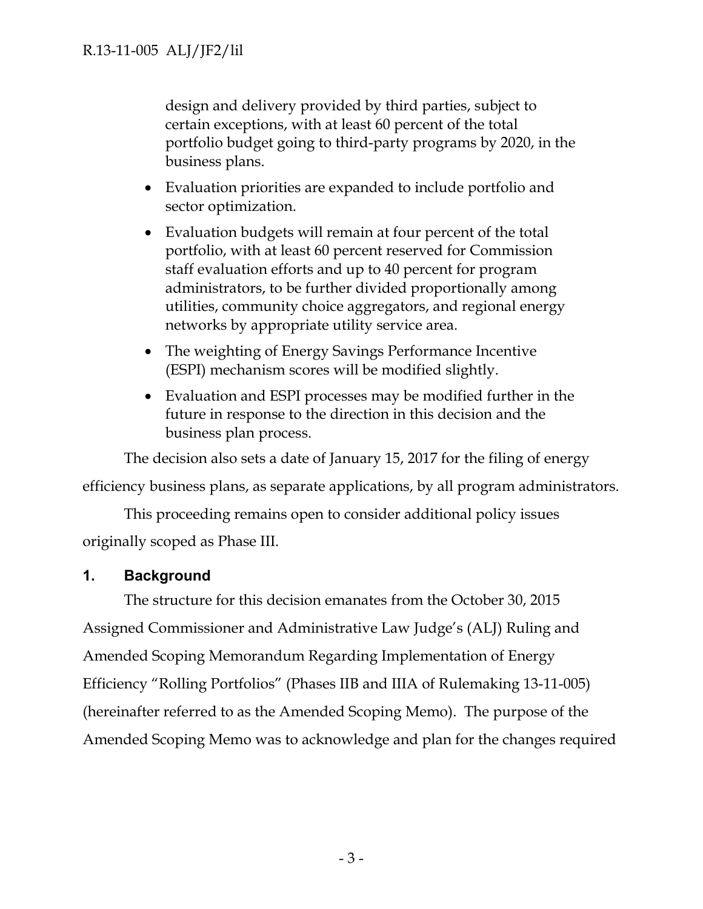design and delivery provided by third parties, subject to certain exceptions, with at least 60 percent of the total portfolio budget going to third-party programs by 2020, in the business plans.

- Evaluation priorities are expanded to include portfolio and sector optimization.
- Evaluation budgets will remain at four percent of the total portfolio, with at least 60 percent reserved for Commission staff evaluation efforts and up to 40 percent for program administrators, to be further divided proportionally among utilities, community choice aggregators, and regional energy networks by appropriate utility service area.
- The weighting of Energy Savings Performance Incentive (ESPI) mechanism scores will be modified slightly.
- Evaluation and ESPI processes may be modified further in the future in response to the direction in this decision and the business plan process.

The decision also sets a date of January 15, 2017 for the filing of energy efficiency business plans, as separate applications, by all program administrators.

This proceeding remains open to consider additional policy issues originally scoped as Phase III.

## 1. Background

The structure for this decision emanates from the October 30, 2015 Assigned Commissioner and Administrative Law Judge's (ALJ) Ruling and Amended Scoping Memorandum Regarding Implementation of Energy Efficiency "Rolling Portfolios" (Phases IIB and IIIA of Rulemaking 13-11-005) (hereinafter referred to as the Amended Scoping Memo). The purpose of the Amended Scoping Memo was to acknowledge and plan for the changes required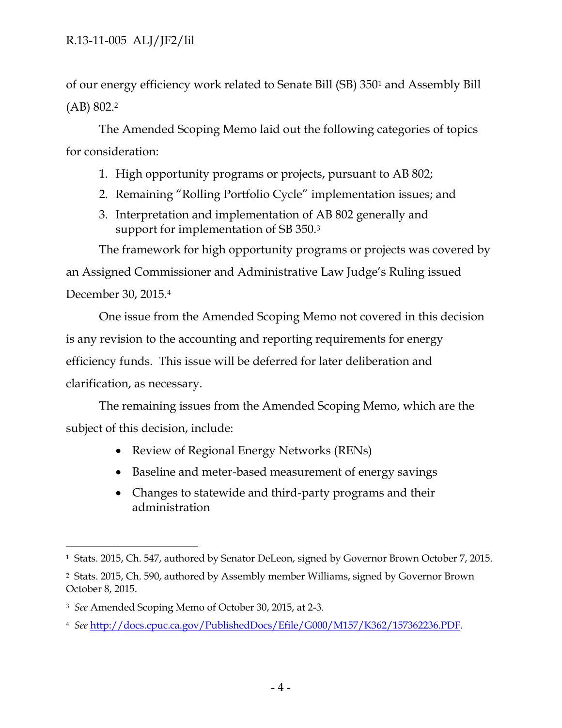of our energy efficiency work related to Senate Bill (SB) 350[1] and Assembly Bill (AB) 802.[2]

The Amended Scoping Memo laid out the following categories of topics for consideration:

1. High opportunity programs or projects, pursuant to AB 802;
2. Remaining "Rolling Portfolio Cycle" implementation issues; and
3. Interpretation and implementation of AB 802 generally and support for implementation of SB 350.[3]

The framework for high opportunity programs or projects was covered by an Assigned Commissioner and Administrative Law Judge's Ruling issued December 30, 2015.[4]

One issue from the Amended Scoping Memo not covered in this decision is any revision to the accounting and reporting requirements for energy efficiency funds. This issue will be deferred for later deliberation and clarification, as necessary.

The remaining issues from the Amended Scoping Memo, which are the subject of this decision, include:

- Review of Regional Energy Networks (RENs)
- Baseline and meter-based measurement of energy savings
- Changes to statewide and third-party programs and their administration

---

[1] Stats. 2015, Ch. 547, authored by Senator DeLeon, signed by Governor Brown October 7, 2015.

[2] Stats. 2015, Ch. 590, authored by Assembly member Williams, signed by Governor Brown October 8, 2015.

[3] *See* Amended Scoping Memo of October 30, 2015, at 2-3.

[4] *See* http://docs.cpuc.ca.gov/PublishedDocs/Efile/G000/M157/K362/157362236.PDF.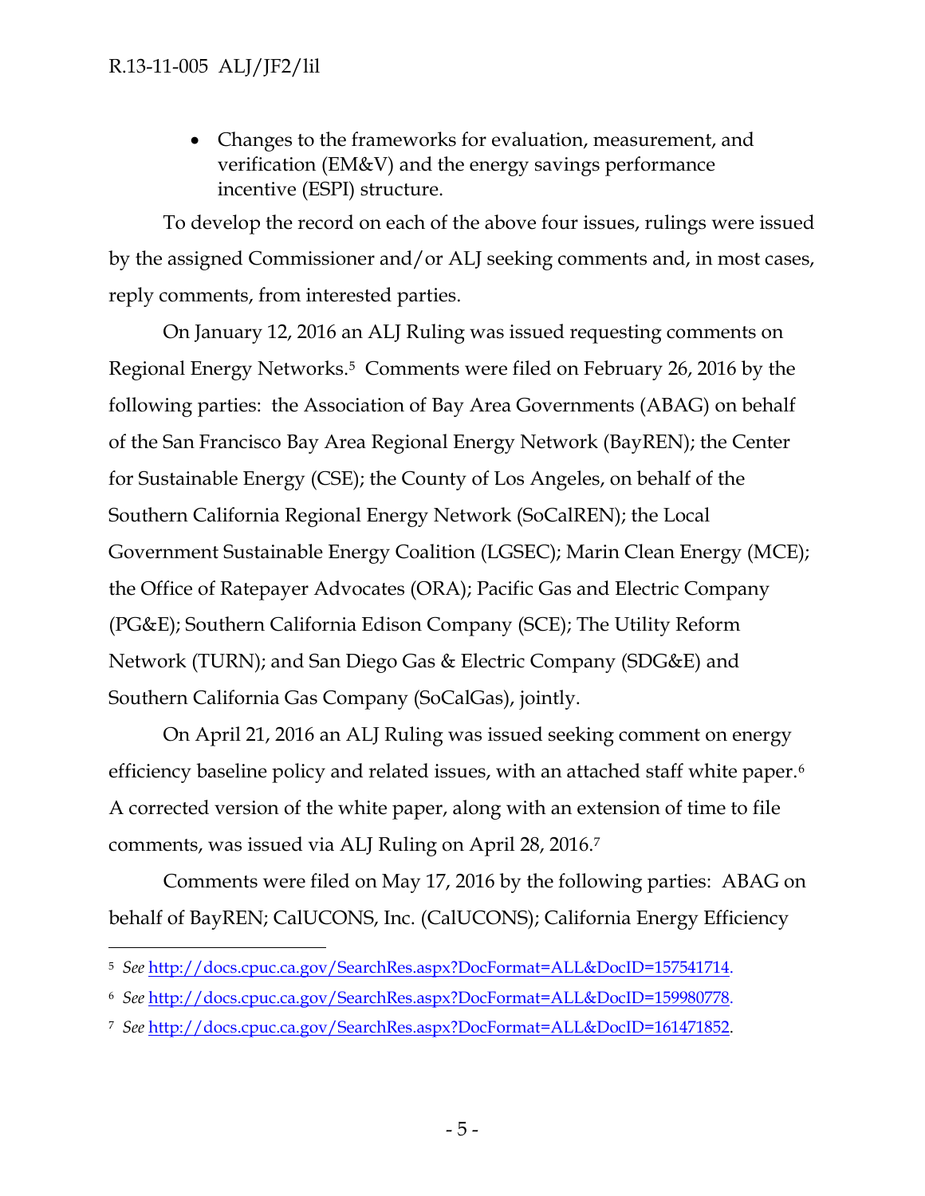- Changes to the frameworks for evaluation, measurement, and verification (EM&V) and the energy savings performance incentive (ESPI) structure.

To develop the record on each of the above four issues, rulings were issued by the assigned Commissioner and/or ALJ seeking comments and, in most cases, reply comments, from interested parties.

On January 12, 2016 an ALJ Ruling was issued requesting comments on Regional Energy Networks.[5] Comments were filed on February 26, 2016 by the following parties: the Association of Bay Area Governments (ABAG) on behalf of the San Francisco Bay Area Regional Energy Network (BayREN); the Center for Sustainable Energy (CSE); the County of Los Angeles, on behalf of the Southern California Regional Energy Network (SoCalREN); the Local Government Sustainable Energy Coalition (LGSEC); Marin Clean Energy (MCE); the Office of Ratepayer Advocates (ORA); Pacific Gas and Electric Company (PG&E); Southern California Edison Company (SCE); The Utility Reform Network (TURN); and San Diego Gas & Electric Company (SDG&E) and Southern California Gas Company (SoCalGas), jointly.

On April 21, 2016 an ALJ Ruling was issued seeking comment on energy efficiency baseline policy and related issues, with an attached staff white paper.[6] A corrected version of the white paper, along with an extension of time to file comments, was issued via ALJ Ruling on April 28, 2016.[7]

Comments were filed on May 17, 2016 by the following parties: ABAG on behalf of BayREN; CalUCONS, Inc. (CalUCONS); California Energy Efficiency

---

[5] *See* http://docs.cpuc.ca.gov/SearchRes.aspx?DocFormat=ALL&DocID=157541714.

[6] *See* http://docs.cpuc.ca.gov/SearchRes.aspx?DocFormat=ALL&DocID=159980778.

[7] *See* http://docs.cpuc.ca.gov/SearchRes.aspx?DocFormat=ALL&DocID=161471852.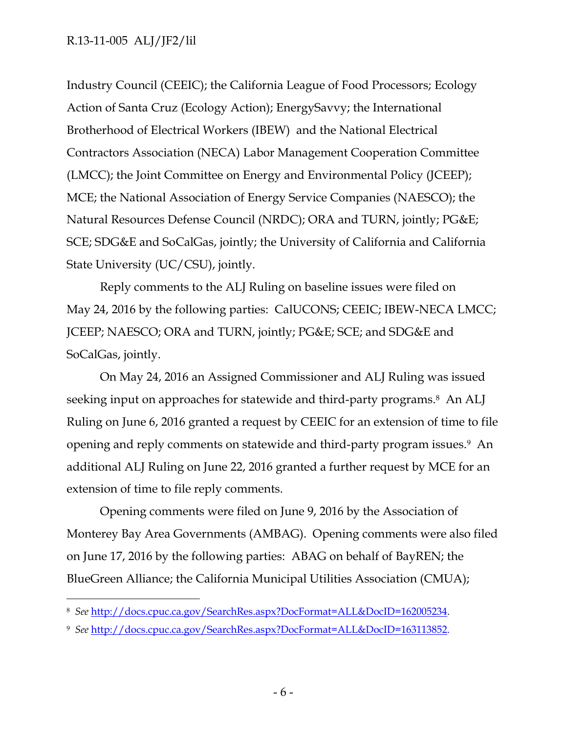Industry Council (CEEIC); the California League of Food Processors; Ecology Action of Santa Cruz (Ecology Action); EnergySavvy; the International Brotherhood of Electrical Workers (IBEW) and the National Electrical Contractors Association (NECA) Labor Management Cooperation Committee (LMCC); the Joint Committee on Energy and Environmental Policy (JCEEP); MCE; the National Association of Energy Service Companies (NAESCO); the Natural Resources Defense Council (NRDC); ORA and TURN, jointly; PG&E; SCE; SDG&E and SoCalGas, jointly; the University of California and California State University (UC/CSU), jointly.

Reply comments to the ALJ Ruling on baseline issues were filed on May 24, 2016 by the following parties: CalUCONS; CEEIC; IBEW-NECA LMCC; JCEEP; NAESCO; ORA and TURN, jointly; PG&E; SCE; and SDG&E and SoCalGas, jointly.

On May 24, 2016 an Assigned Commissioner and ALJ Ruling was issued seeking input on approaches for statewide and third-party programs.[8] An ALJ Ruling on June 6, 2016 granted a request by CEEIC for an extension of time to file opening and reply comments on statewide and third-party program issues.[9] An additional ALJ Ruling on June 22, 2016 granted a further request by MCE for an extension of time to file reply comments.

Opening comments were filed on June 9, 2016 by the Association of Monterey Bay Area Governments (AMBAG). Opening comments were also filed on June 17, 2016 by the following parties: ABAG on behalf of BayREN; the BlueGreen Alliance; the California Municipal Utilities Association (CMUA);

---

[8] *See* http://docs.cpuc.ca.gov/SearchRes.aspx?DocFormat=ALL&DocID=162005234.

[9] *See* http://docs.cpuc.ca.gov/SearchRes.aspx?DocFormat=ALL&DocID=163113852.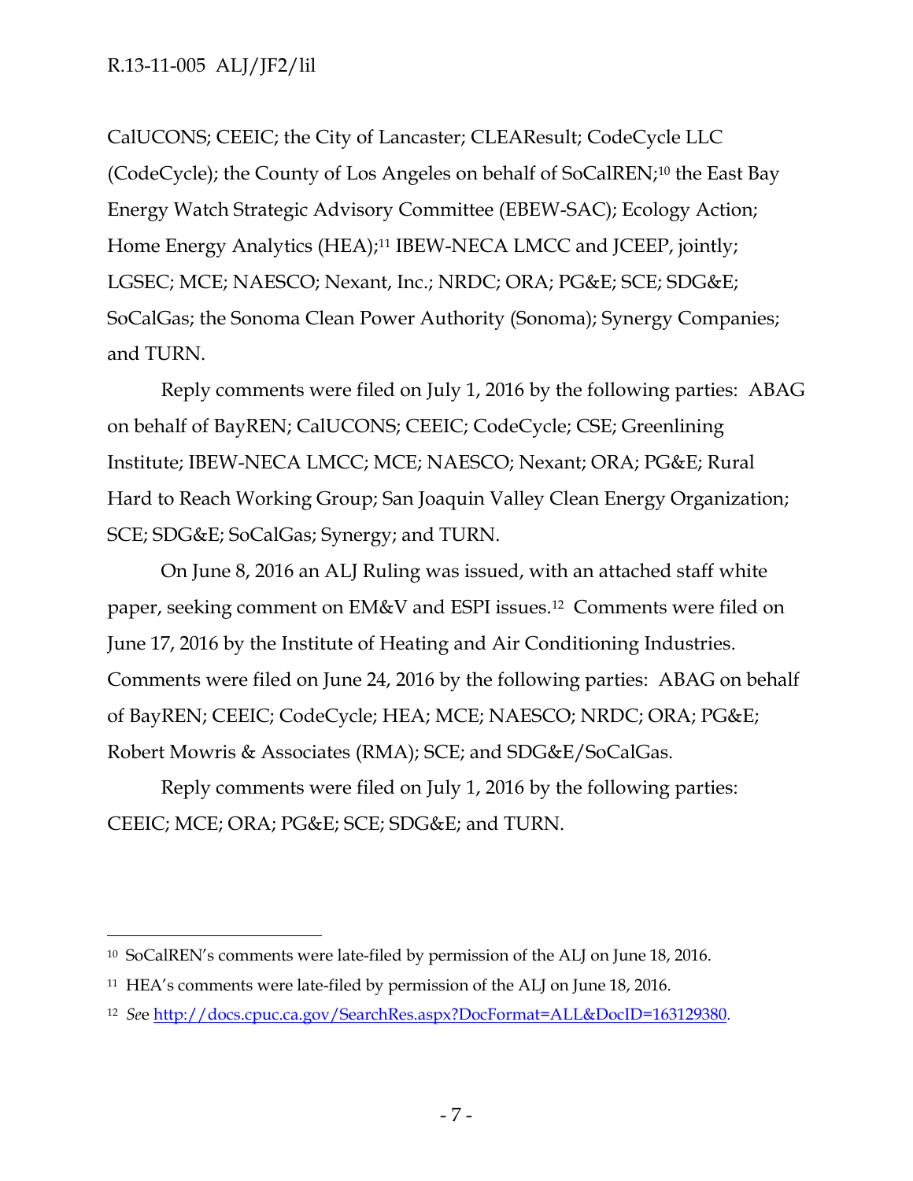CalUCONS; CEEIC; the City of Lancaster; CLEAResult; CodeCycle LLC (CodeCycle); the County of Los Angeles on behalf of SoCalREN;[10] the East Bay Energy Watch Strategic Advisory Committee (EBEW-SAC); Ecology Action; Home Energy Analytics (HEA);[11] IBEW-NECA LMCC and JCEEP, jointly; LGSEC; MCE; NAESCO; Nexant, Inc.; NRDC; ORA; PG&E; SCE; SDG&E; SoCalGas; the Sonoma Clean Power Authority (Sonoma); Synergy Companies; and TURN.

Reply comments were filed on July 1, 2016 by the following parties: ABAG on behalf of BayREN; CalUCONS; CEEIC; CodeCycle; CSE; Greenlining Institute; IBEW-NECA LMCC; MCE; NAESCO; Nexant; ORA; PG&E; Rural Hard to Reach Working Group; San Joaquin Valley Clean Energy Organization; SCE; SDG&E; SoCalGas; Synergy; and TURN.

On June 8, 2016 an ALJ Ruling was issued, with an attached staff white paper, seeking comment on EM&V and ESPI issues.[12] Comments were filed on June 17, 2016 by the Institute of Heating and Air Conditioning Industries. Comments were filed on June 24, 2016 by the following parties: ABAG on behalf of BayREN; CEEIC; CodeCycle; HEA; MCE; NAESCO; NRDC; ORA; PG&E; Robert Mowris & Associates (RMA); SCE; and SDG&E/SoCalGas.

Reply comments were filed on July 1, 2016 by the following parties: CEEIC; MCE; ORA; PG&E; SCE; SDG&E; and TURN.

---

[10] SoCalREN's comments were late-filed by permission of the ALJ on June 18, 2016.

[11] HEA's comments were late-filed by permission of the ALJ on June 18, 2016.

[12] *See* http://docs.cpuc.ca.gov/SearchRes.aspx?DocFormat=ALL&DocID=163129380.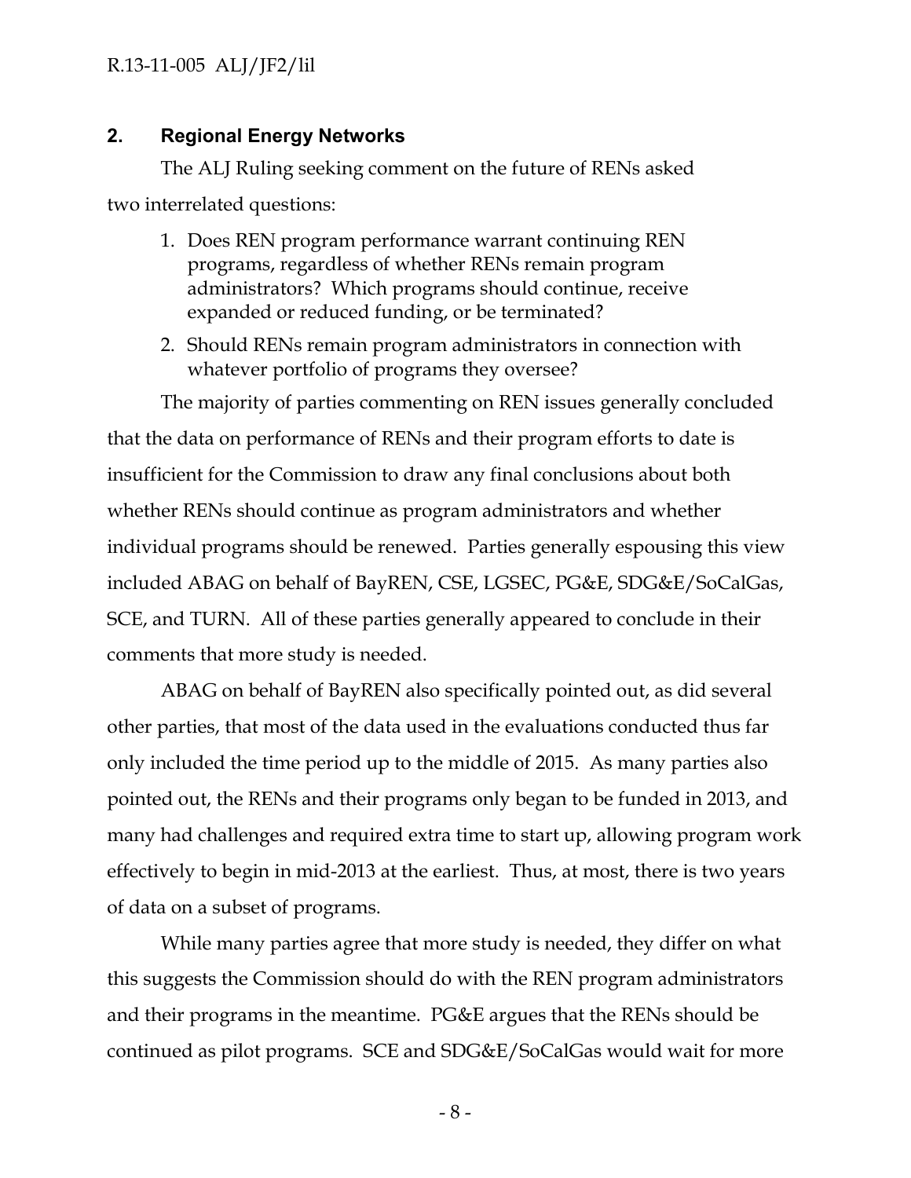## 2. Regional Energy Networks

The ALJ Ruling seeking comment on the future of RENs asked two interrelated questions:

1. Does REN program performance warrant continuing REN programs, regardless of whether RENs remain program administrators? Which programs should continue, receive expanded or reduced funding, or be terminated?
2. Should RENs remain program administrators in connection with whatever portfolio of programs they oversee?

The majority of parties commenting on REN issues generally concluded that the data on performance of RENs and their program efforts to date is insufficient for the Commission to draw any final conclusions about both whether RENs should continue as program administrators and whether individual programs should be renewed. Parties generally espousing this view included ABAG on behalf of BayREN, CSE, LGSEC, PG&E, SDG&E/SoCalGas, SCE, and TURN. All of these parties generally appeared to conclude in their comments that more study is needed.

ABAG on behalf of BayREN also specifically pointed out, as did several other parties, that most of the data used in the evaluations conducted thus far only included the time period up to the middle of 2015. As many parties also pointed out, the RENs and their programs only began to be funded in 2013, and many had challenges and required extra time to start up, allowing program work effectively to begin in mid-2013 at the earliest. Thus, at most, there is two years of data on a subset of programs.

While many parties agree that more study is needed, they differ on what this suggests the Commission should do with the REN program administrators and their programs in the meantime. PG&E argues that the RENs should be continued as pilot programs. SCE and SDG&E/SoCalGas would wait for more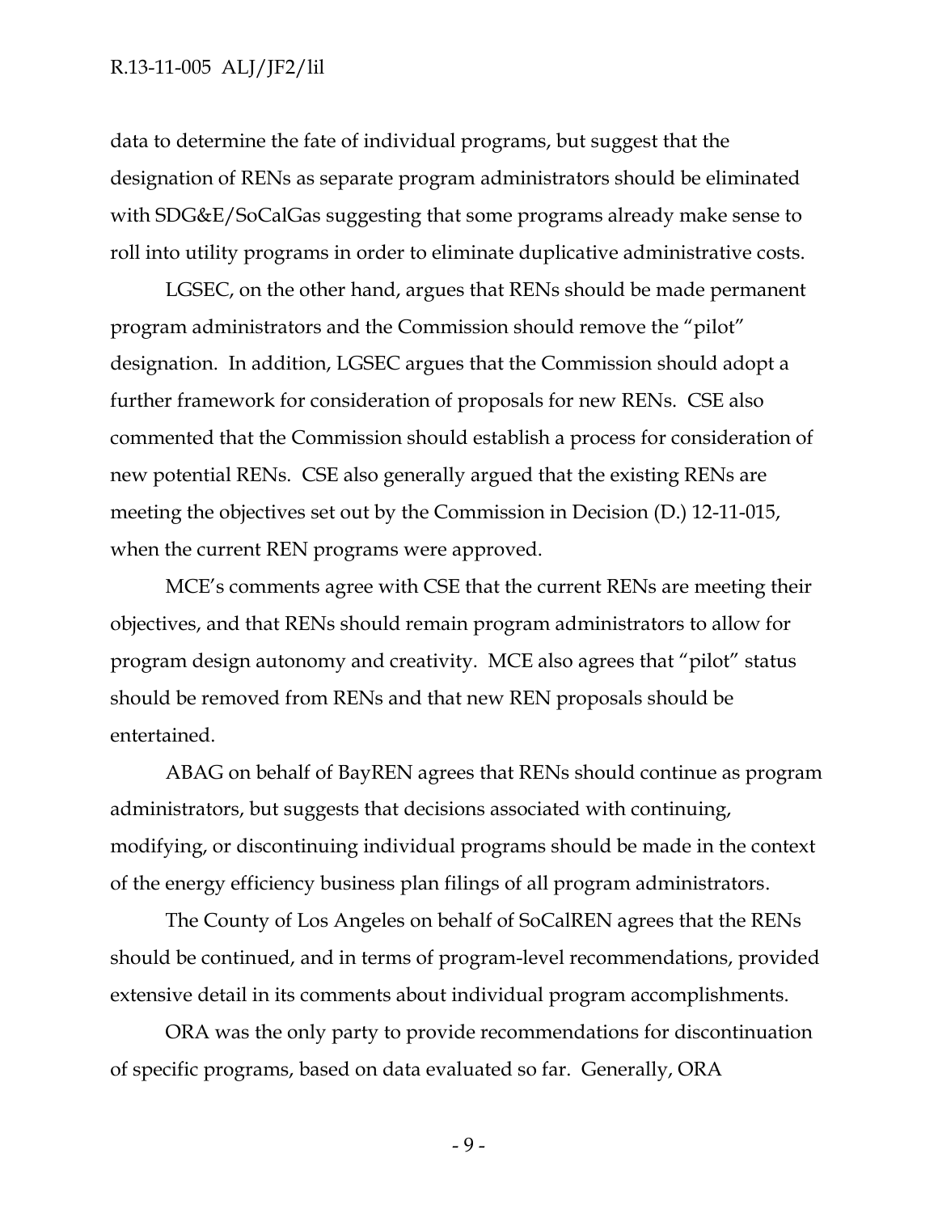data to determine the fate of individual programs, but suggest that the designation of RENs as separate program administrators should be eliminated with SDG&E/SoCalGas suggesting that some programs already make sense to roll into utility programs in order to eliminate duplicative administrative costs.

LGSEC, on the other hand, argues that RENs should be made permanent program administrators and the Commission should remove the "pilot" designation. In addition, LGSEC argues that the Commission should adopt a further framework for consideration of proposals for new RENs. CSE also commented that the Commission should establish a process for consideration of new potential RENs. CSE also generally argued that the existing RENs are meeting the objectives set out by the Commission in Decision (D.) 12-11-015, when the current REN programs were approved.

MCE's comments agree with CSE that the current RENs are meeting their objectives, and that RENs should remain program administrators to allow for program design autonomy and creativity. MCE also agrees that "pilot" status should be removed from RENs and that new REN proposals should be entertained.

ABAG on behalf of BayREN agrees that RENs should continue as program administrators, but suggests that decisions associated with continuing, modifying, or discontinuing individual programs should be made in the context of the energy efficiency business plan filings of all program administrators.

The County of Los Angeles on behalf of SoCalREN agrees that the RENs should be continued, and in terms of program-level recommendations, provided extensive detail in its comments about individual program accomplishments.

ORA was the only party to provide recommendations for discontinuation of specific programs, based on data evaluated so far. Generally, ORA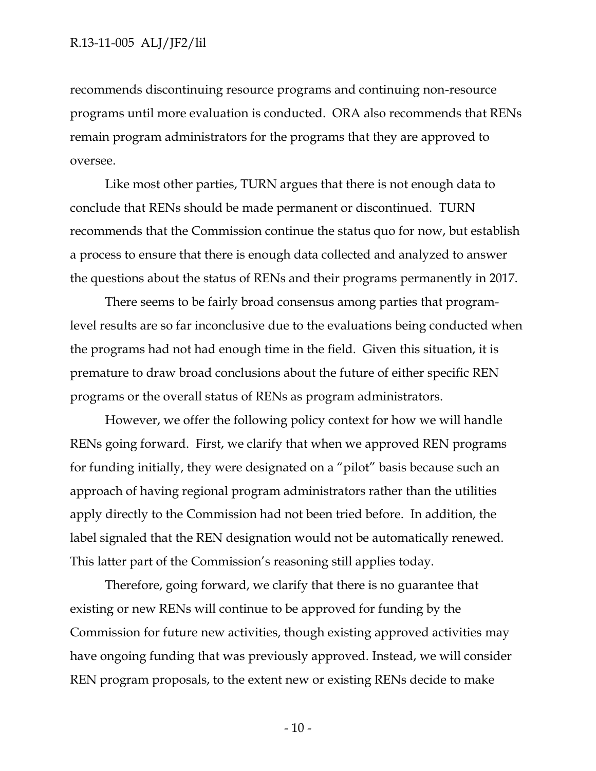recommends discontinuing resource programs and continuing non-resource programs until more evaluation is conducted. ORA also recommends that RENs remain program administrators for the programs that they are approved to oversee.

Like most other parties, TURN argues that there is not enough data to conclude that RENs should be made permanent or discontinued. TURN recommends that the Commission continue the status quo for now, but establish a process to ensure that there is enough data collected and analyzed to answer the questions about the status of RENs and their programs permanently in 2017.

There seems to be fairly broad consensus among parties that program-level results are so far inconclusive due to the evaluations being conducted when the programs had not had enough time in the field. Given this situation, it is premature to draw broad conclusions about the future of either specific REN programs or the overall status of RENs as program administrators.

However, we offer the following policy context for how we will handle RENs going forward. First, we clarify that when we approved REN programs for funding initially, they were designated on a "pilot" basis because such an approach of having regional program administrators rather than the utilities apply directly to the Commission had not been tried before. In addition, the label signaled that the REN designation would not be automatically renewed. This latter part of the Commission's reasoning still applies today.

Therefore, going forward, we clarify that there is no guarantee that existing or new RENs will continue to be approved for funding by the Commission for future new activities, though existing approved activities may have ongoing funding that was previously approved. Instead, we will consider REN program proposals, to the extent new or existing RENs decide to make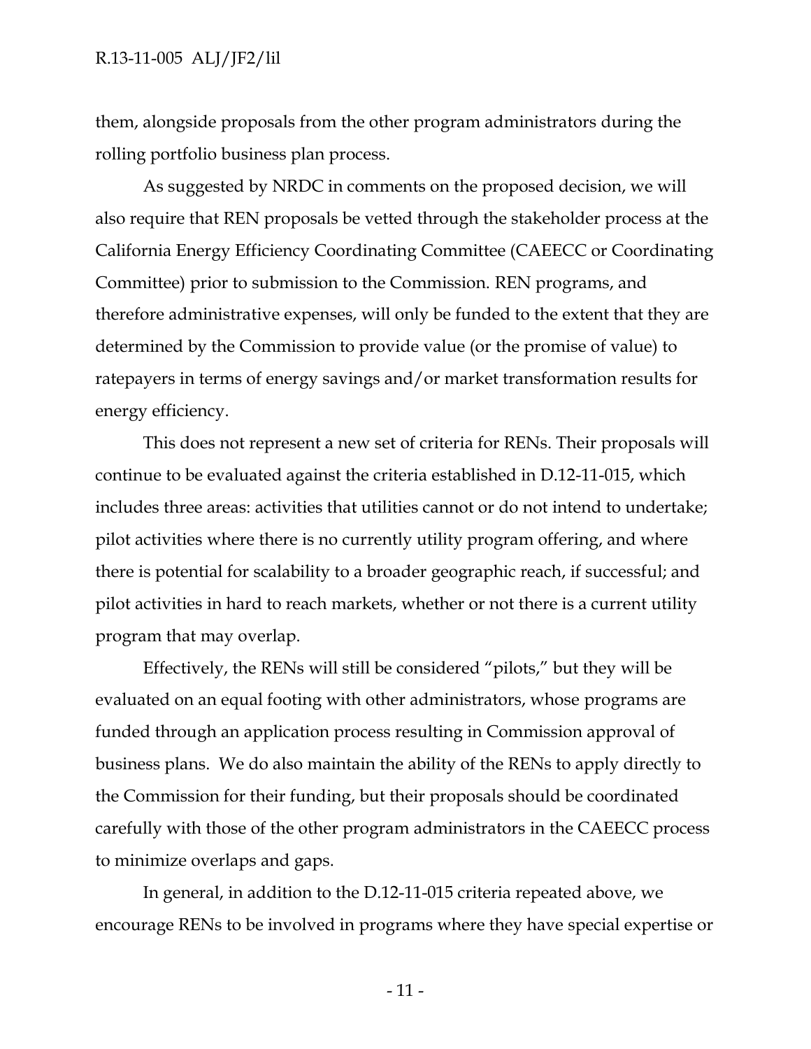them, alongside proposals from the other program administrators during the rolling portfolio business plan process.

As suggested by NRDC in comments on the proposed decision, we will also require that REN proposals be vetted through the stakeholder process at the California Energy Efficiency Coordinating Committee (CAEECC or Coordinating Committee) prior to submission to the Commission. REN programs, and therefore administrative expenses, will only be funded to the extent that they are determined by the Commission to provide value (or the promise of value) to ratepayers in terms of energy savings and/or market transformation results for energy efficiency.

This does not represent a new set of criteria for RENs. Their proposals will continue to be evaluated against the criteria established in D.12-11-015, which includes three areas: activities that utilities cannot or do not intend to undertake; pilot activities where there is no currently utility program offering, and where there is potential for scalability to a broader geographic reach, if successful; and pilot activities in hard to reach markets, whether or not there is a current utility program that may overlap.

Effectively, the RENs will still be considered "pilots," but they will be evaluated on an equal footing with other administrators, whose programs are funded through an application process resulting in Commission approval of business plans. We do also maintain the ability of the RENs to apply directly to the Commission for their funding, but their proposals should be coordinated carefully with those of the other program administrators in the CAEECC process to minimize overlaps and gaps.

In general, in addition to the D.12-11-015 criteria repeated above, we encourage RENs to be involved in programs where they have special expertise or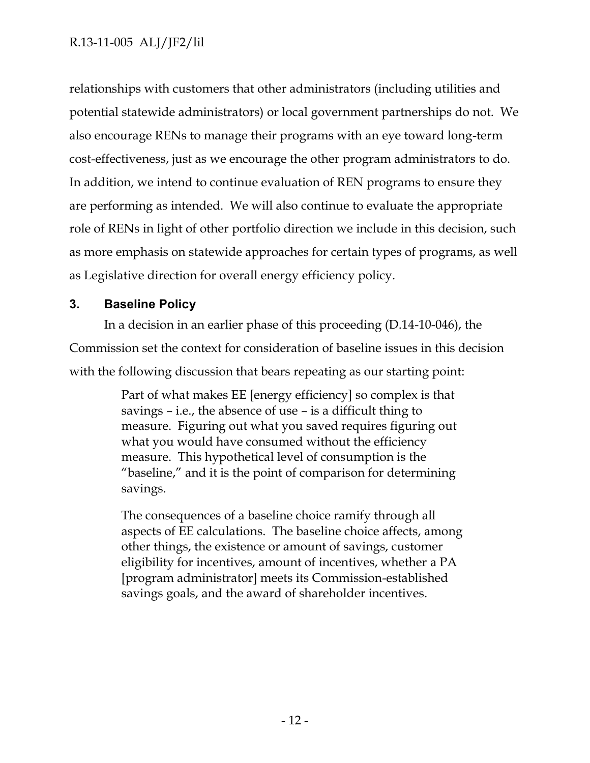relationships with customers that other administrators (including utilities and potential statewide administrators) or local government partnerships do not. We also encourage RENs to manage their programs with an eye toward long-term cost-effectiveness, just as we encourage the other program administrators to do. In addition, we intend to continue evaluation of REN programs to ensure they are performing as intended. We will also continue to evaluate the appropriate role of RENs in light of other portfolio direction we include in this decision, such as more emphasis on statewide approaches for certain types of programs, as well as Legislative direction for overall energy efficiency policy.

## 3. Baseline Policy

In a decision in an earlier phase of this proceeding (D.14-10-046), the Commission set the context for consideration of baseline issues in this decision with the following discussion that bears repeating as our starting point:

> Part of what makes EE [energy efficiency] so complex is that savings – i.e., the absence of use – is a difficult thing to measure. Figuring out what you saved requires figuring out what you would have consumed without the efficiency measure. This hypothetical level of consumption is the "baseline," and it is the point of comparison for determining savings.
>
> The consequences of a baseline choice ramify through all aspects of EE calculations. The baseline choice affects, among other things, the existence or amount of savings, customer eligibility for incentives, amount of incentives, whether a PA [program administrator] meets its Commission-established savings goals, and the award of shareholder incentives.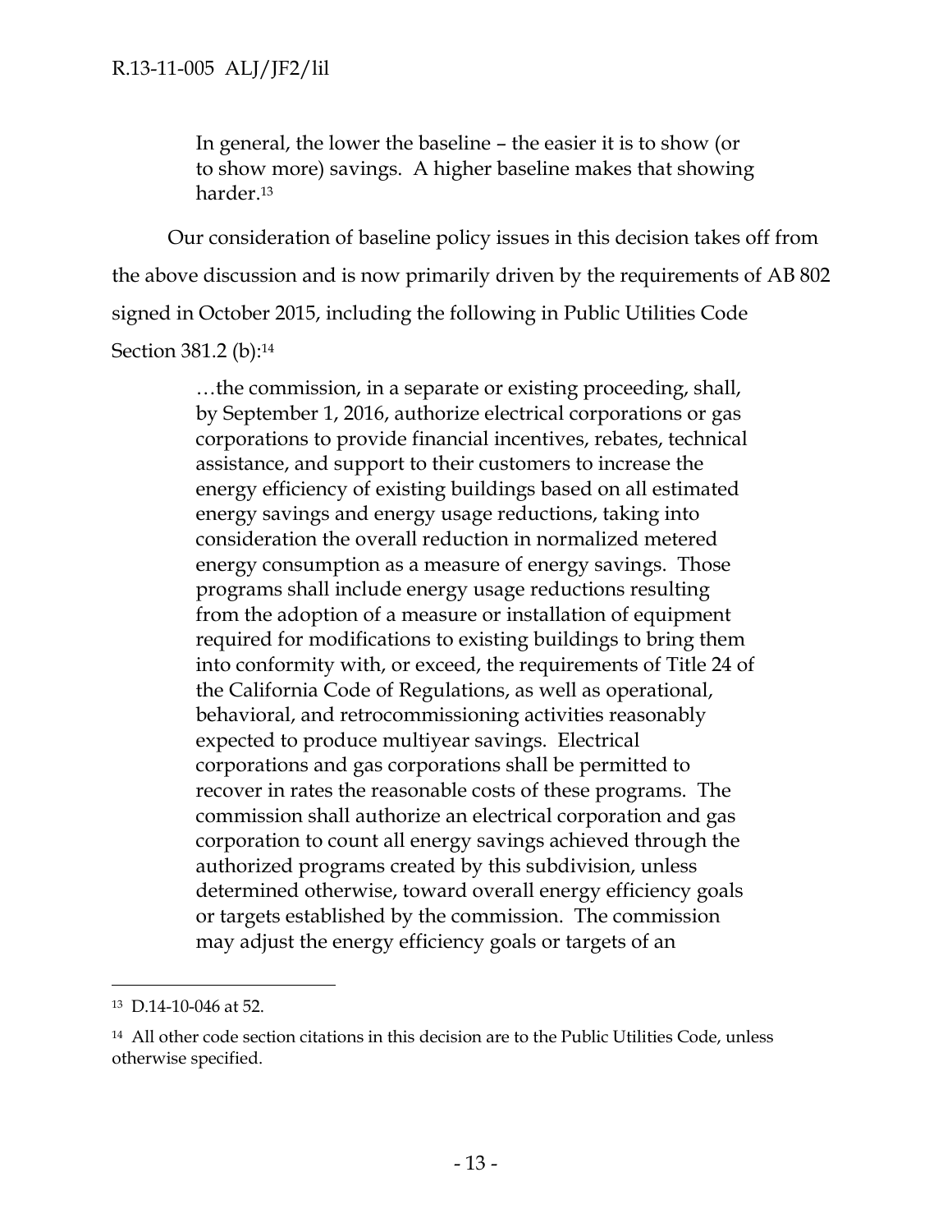> In general, the lower the baseline – the easier it is to show (or to show more) savings. A higher baseline makes that showing harder.[13]

Our consideration of baseline policy issues in this decision takes off from the above discussion and is now primarily driven by the requirements of AB 802 signed in October 2015, including the following in Public Utilities Code Section 381.2 (b):[14]

> …the commission, in a separate or existing proceeding, shall, by September 1, 2016, authorize electrical corporations or gas corporations to provide financial incentives, rebates, technical assistance, and support to their customers to increase the energy efficiency of existing buildings based on all estimated energy savings and energy usage reductions, taking into consideration the overall reduction in normalized metered energy consumption as a measure of energy savings. Those programs shall include energy usage reductions resulting from the adoption of a measure or installation of equipment required for modifications to existing buildings to bring them into conformity with, or exceed, the requirements of Title 24 of the California Code of Regulations, as well as operational, behavioral, and retrocommissioning activities reasonably expected to produce multiyear savings. Electrical corporations and gas corporations shall be permitted to recover in rates the reasonable costs of these programs. The commission shall authorize an electrical corporation and gas corporation to count all energy savings achieved through the authorized programs created by this subdivision, unless determined otherwise, toward overall energy efficiency goals or targets established by the commission. The commission may adjust the energy efficiency goals or targets of an

---

[13] D.14-10-046 at 52.

[14] All other code section citations in this decision are to the Public Utilities Code, unless otherwise specified.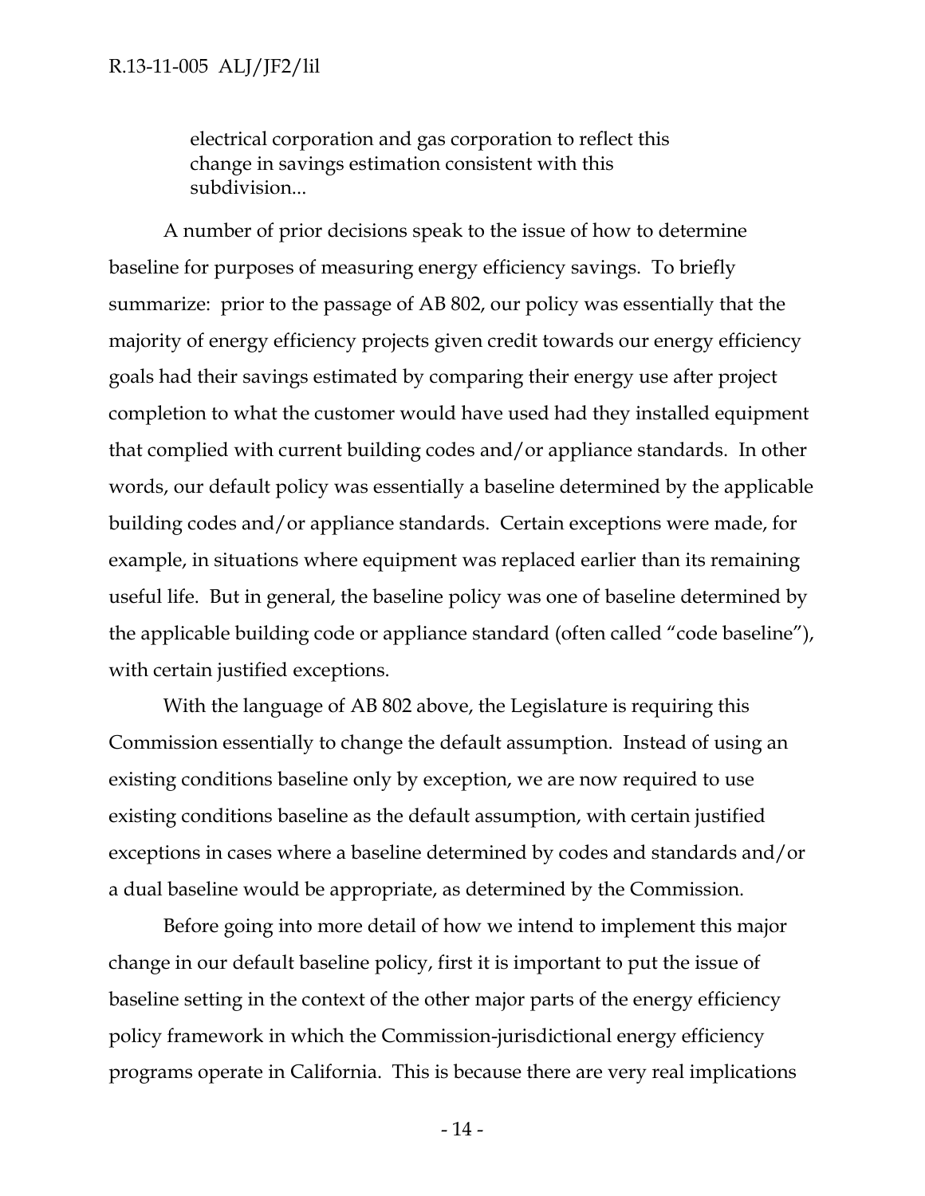> electrical corporation and gas corporation to reflect this change in savings estimation consistent with this subdivision...

A number of prior decisions speak to the issue of how to determine baseline for purposes of measuring energy efficiency savings. To briefly summarize: prior to the passage of AB 802, our policy was essentially that the majority of energy efficiency projects given credit towards our energy efficiency goals had their savings estimated by comparing their energy use after project completion to what the customer would have used had they installed equipment that complied with current building codes and/or appliance standards. In other words, our default policy was essentially a baseline determined by the applicable building codes and/or appliance standards. Certain exceptions were made, for example, in situations where equipment was replaced earlier than its remaining useful life. But in general, the baseline policy was one of baseline determined by the applicable building code or appliance standard (often called "code baseline"), with certain justified exceptions.

With the language of AB 802 above, the Legislature is requiring this Commission essentially to change the default assumption. Instead of using an existing conditions baseline only by exception, we are now required to use existing conditions baseline as the default assumption, with certain justified exceptions in cases where a baseline determined by codes and standards and/or a dual baseline would be appropriate, as determined by the Commission.

Before going into more detail of how we intend to implement this major change in our default baseline policy, first it is important to put the issue of baseline setting in the context of the other major parts of the energy efficiency policy framework in which the Commission-jurisdictional energy efficiency programs operate in California. This is because there are very real implications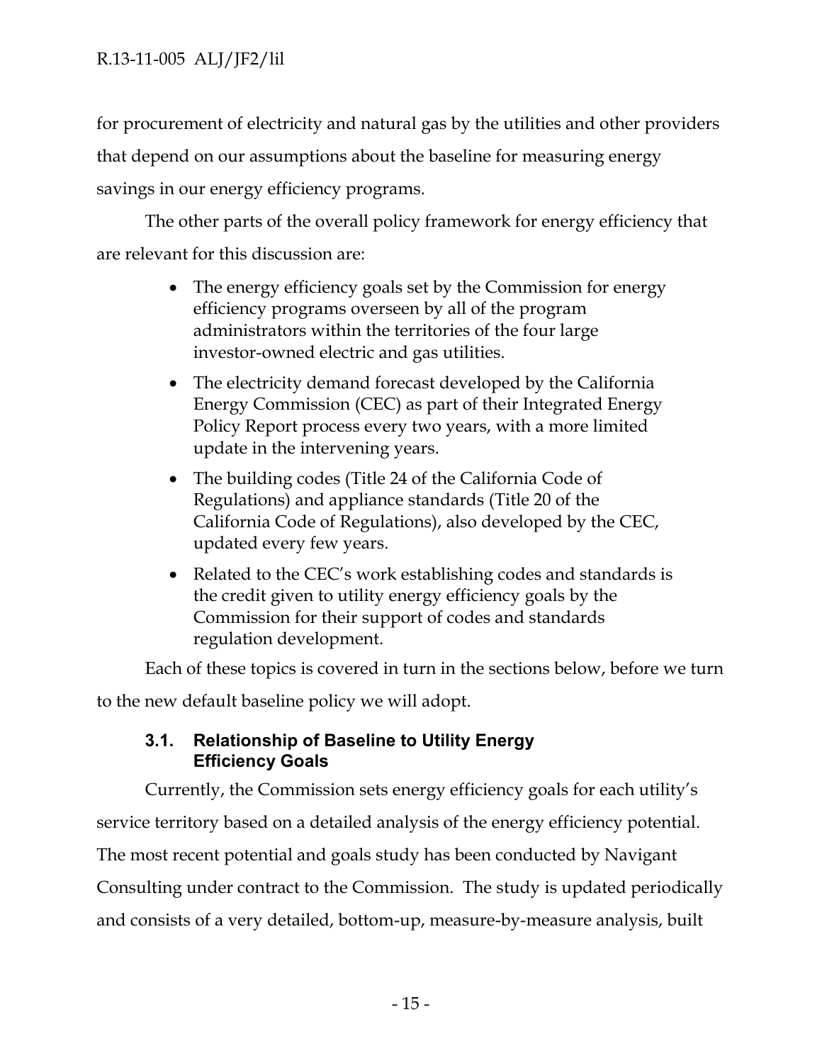for procurement of electricity and natural gas by the utilities and other providers that depend on our assumptions about the baseline for measuring energy savings in our energy efficiency programs.

The other parts of the overall policy framework for energy efficiency that are relevant for this discussion are:

- The energy efficiency goals set by the Commission for energy efficiency programs overseen by all of the program administrators within the territories of the four large investor-owned electric and gas utilities.
- The electricity demand forecast developed by the California Energy Commission (CEC) as part of their Integrated Energy Policy Report process every two years, with a more limited update in the intervening years.
- The building codes (Title 24 of the California Code of Regulations) and appliance standards (Title 20 of the California Code of Regulations), also developed by the CEC, updated every few years.
- Related to the CEC's work establishing codes and standards is the credit given to utility energy efficiency goals by the Commission for their support of codes and standards regulation development.

Each of these topics is covered in turn in the sections below, before we turn to the new default baseline policy we will adopt.

### 3.1. Relationship of Baseline to Utility Energy Efficiency Goals

Currently, the Commission sets energy efficiency goals for each utility's service territory based on a detailed analysis of the energy efficiency potential. The most recent potential and goals study has been conducted by Navigant Consulting under contract to the Commission. The study is updated periodically and consists of a very detailed, bottom-up, measure-by-measure analysis, built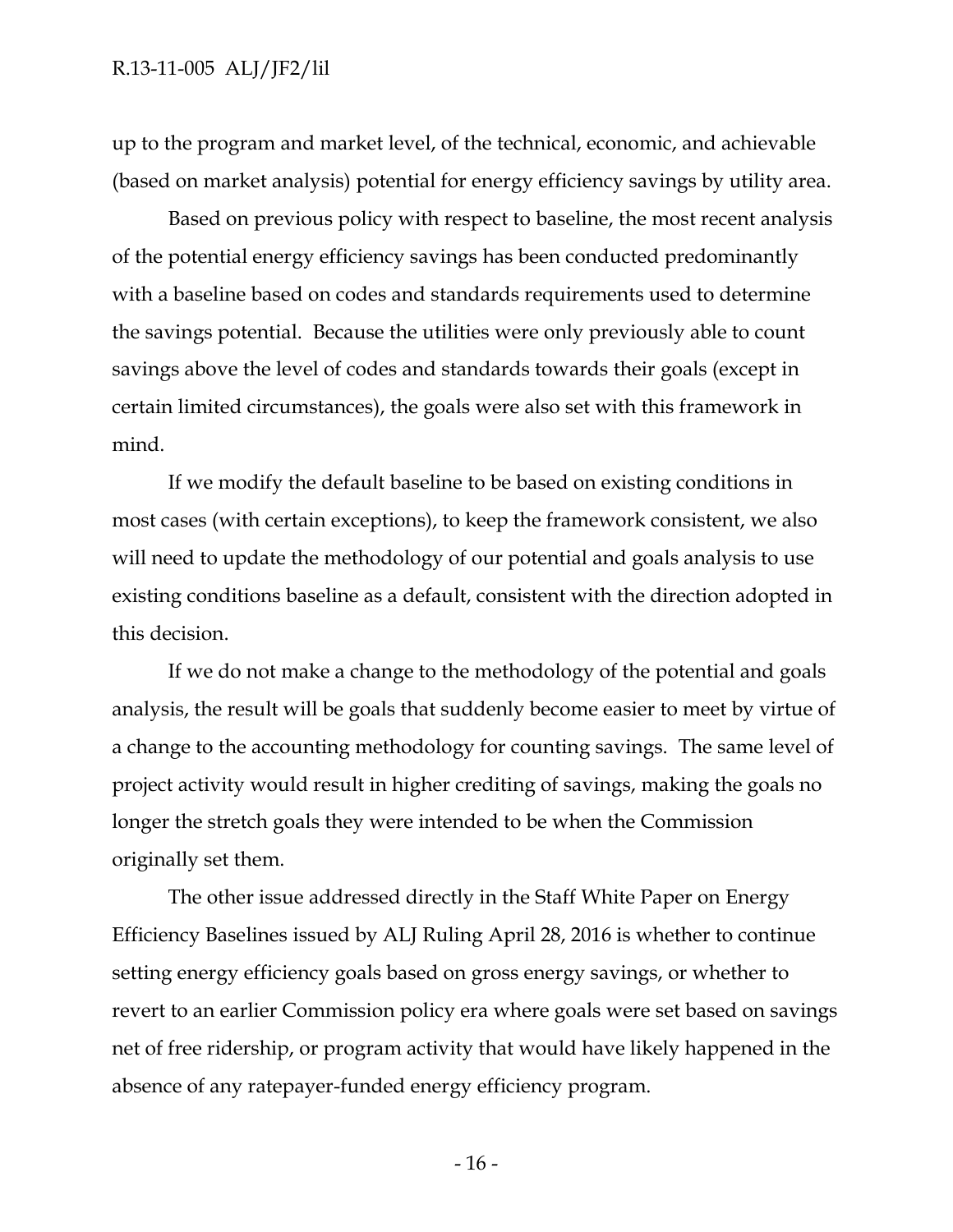up to the program and market level, of the technical, economic, and achievable (based on market analysis) potential for energy efficiency savings by utility area.

Based on previous policy with respect to baseline, the most recent analysis of the potential energy efficiency savings has been conducted predominantly with a baseline based on codes and standards requirements used to determine the savings potential. Because the utilities were only previously able to count savings above the level of codes and standards towards their goals (except in certain limited circumstances), the goals were also set with this framework in mind.

If we modify the default baseline to be based on existing conditions in most cases (with certain exceptions), to keep the framework consistent, we also will need to update the methodology of our potential and goals analysis to use existing conditions baseline as a default, consistent with the direction adopted in this decision.

If we do not make a change to the methodology of the potential and goals analysis, the result will be goals that suddenly become easier to meet by virtue of a change to the accounting methodology for counting savings. The same level of project activity would result in higher crediting of savings, making the goals no longer the stretch goals they were intended to be when the Commission originally set them.

The other issue addressed directly in the Staff White Paper on Energy Efficiency Baselines issued by ALJ Ruling April 28, 2016 is whether to continue setting energy efficiency goals based on gross energy savings, or whether to revert to an earlier Commission policy era where goals were set based on savings net of free ridership, or program activity that would have likely happened in the absence of any ratepayer-funded energy efficiency program.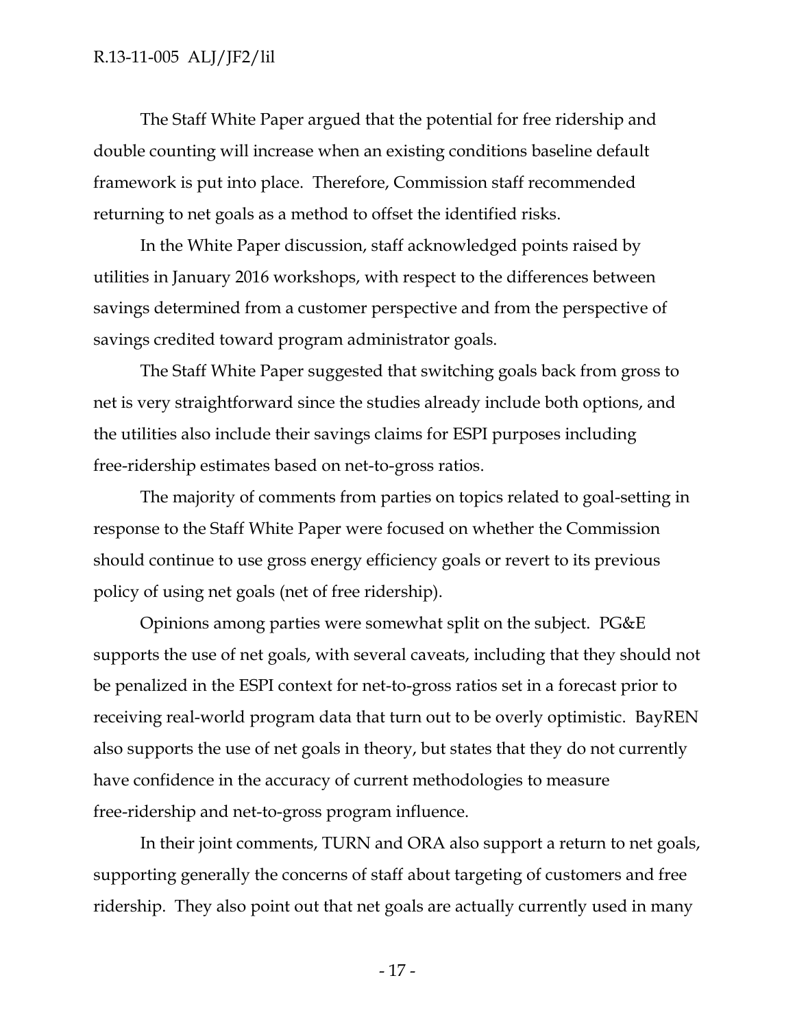The Staff White Paper argued that the potential for free ridership and double counting will increase when an existing conditions baseline default framework is put into place. Therefore, Commission staff recommended returning to net goals as a method to offset the identified risks.

In the White Paper discussion, staff acknowledged points raised by utilities in January 2016 workshops, with respect to the differences between savings determined from a customer perspective and from the perspective of savings credited toward program administrator goals.

The Staff White Paper suggested that switching goals back from gross to net is very straightforward since the studies already include both options, and the utilities also include their savings claims for ESPI purposes including free-ridership estimates based on net-to-gross ratios.

The majority of comments from parties on topics related to goal-setting in response to the Staff White Paper were focused on whether the Commission should continue to use gross energy efficiency goals or revert to its previous policy of using net goals (net of free ridership).

Opinions among parties were somewhat split on the subject. PG&E supports the use of net goals, with several caveats, including that they should not be penalized in the ESPI context for net-to-gross ratios set in a forecast prior to receiving real-world program data that turn out to be overly optimistic. BayREN also supports the use of net goals in theory, but states that they do not currently have confidence in the accuracy of current methodologies to measure free-ridership and net-to-gross program influence.

In their joint comments, TURN and ORA also support a return to net goals, supporting generally the concerns of staff about targeting of customers and free ridership. They also point out that net goals are actually currently used in many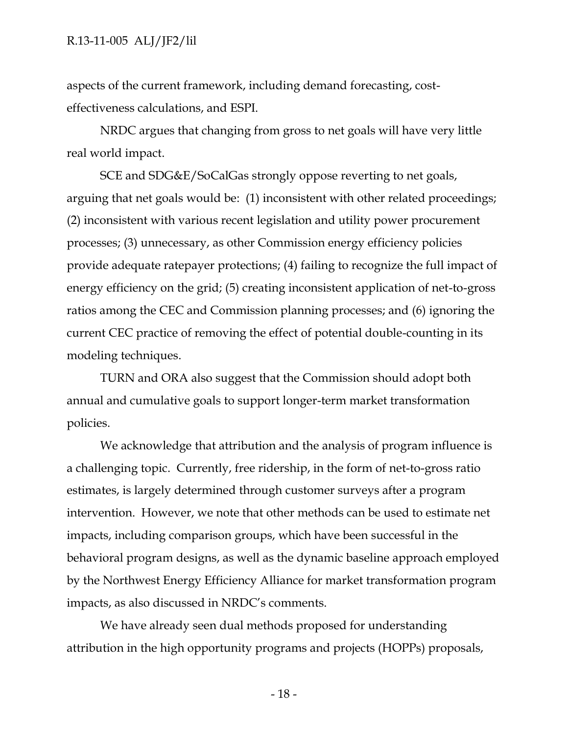aspects of the current framework, including demand forecasting, cost-effectiveness calculations, and ESPI.

NRDC argues that changing from gross to net goals will have very little real world impact.

SCE and SDG&E/SoCalGas strongly oppose reverting to net goals, arguing that net goals would be: (1) inconsistent with other related proceedings; (2) inconsistent with various recent legislation and utility power procurement processes; (3) unnecessary, as other Commission energy efficiency policies provide adequate ratepayer protections; (4) failing to recognize the full impact of energy efficiency on the grid; (5) creating inconsistent application of net-to-gross ratios among the CEC and Commission planning processes; and (6) ignoring the current CEC practice of removing the effect of potential double-counting in its modeling techniques.

TURN and ORA also suggest that the Commission should adopt both annual and cumulative goals to support longer-term market transformation policies.

We acknowledge that attribution and the analysis of program influence is a challenging topic. Currently, free ridership, in the form of net-to-gross ratio estimates, is largely determined through customer surveys after a program intervention. However, we note that other methods can be used to estimate net impacts, including comparison groups, which have been successful in the behavioral program designs, as well as the dynamic baseline approach employed by the Northwest Energy Efficiency Alliance for market transformation program impacts, as also discussed in NRDC's comments.

We have already seen dual methods proposed for understanding attribution in the high opportunity programs and projects (HOPPs) proposals,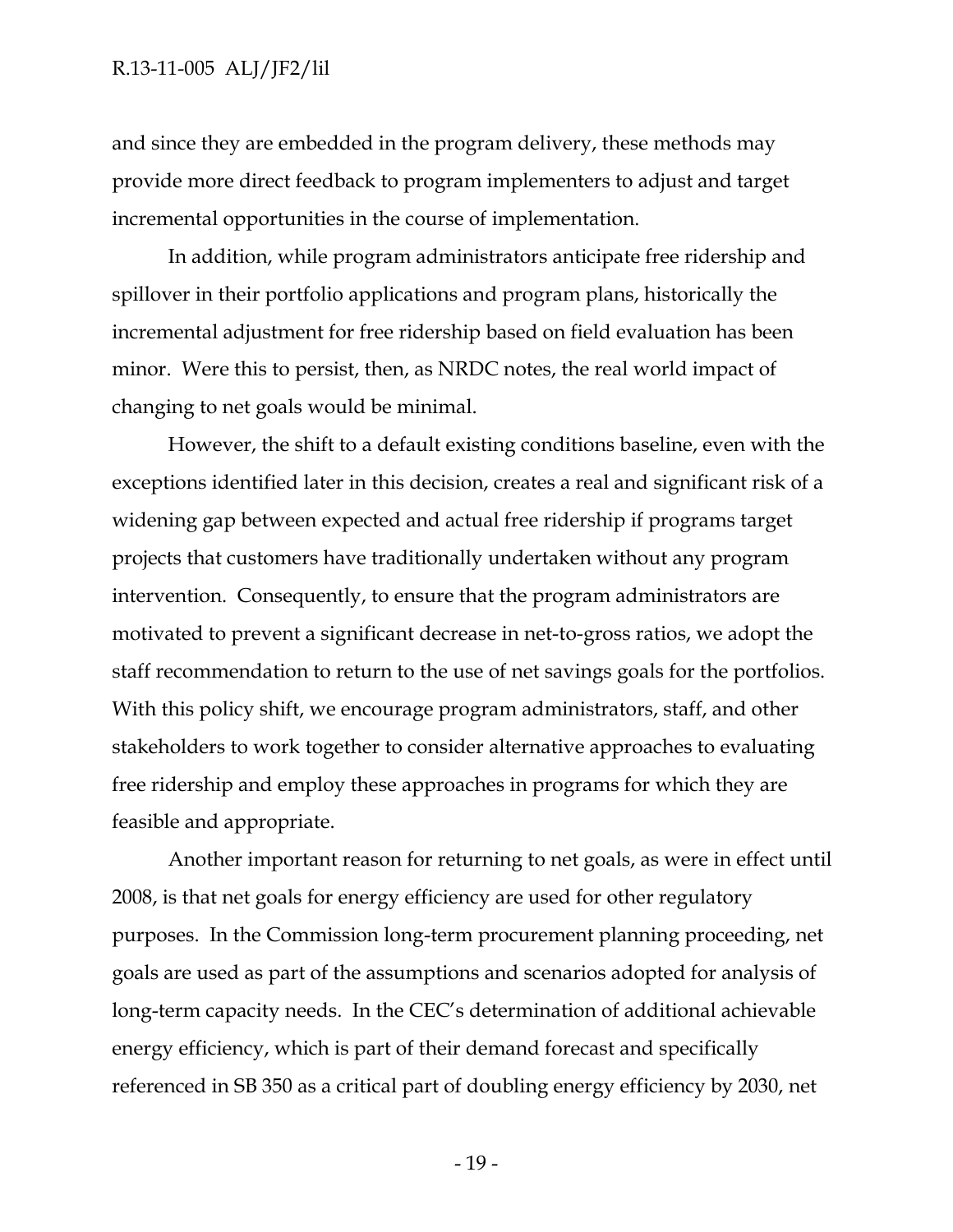and since they are embedded in the program delivery, these methods may provide more direct feedback to program implementers to adjust and target incremental opportunities in the course of implementation.

In addition, while program administrators anticipate free ridership and spillover in their portfolio applications and program plans, historically the incremental adjustment for free ridership based on field evaluation has been minor. Were this to persist, then, as NRDC notes, the real world impact of changing to net goals would be minimal.

However, the shift to a default existing conditions baseline, even with the exceptions identified later in this decision, creates a real and significant risk of a widening gap between expected and actual free ridership if programs target projects that customers have traditionally undertaken without any program intervention. Consequently, to ensure that the program administrators are motivated to prevent a significant decrease in net-to-gross ratios, we adopt the staff recommendation to return to the use of net savings goals for the portfolios. With this policy shift, we encourage program administrators, staff, and other stakeholders to work together to consider alternative approaches to evaluating free ridership and employ these approaches in programs for which they are feasible and appropriate.

Another important reason for returning to net goals, as were in effect until 2008, is that net goals for energy efficiency are used for other regulatory purposes. In the Commission long-term procurement planning proceeding, net goals are used as part of the assumptions and scenarios adopted for analysis of long-term capacity needs. In the CEC's determination of additional achievable energy efficiency, which is part of their demand forecast and specifically referenced in SB 350 as a critical part of doubling energy efficiency by 2030, net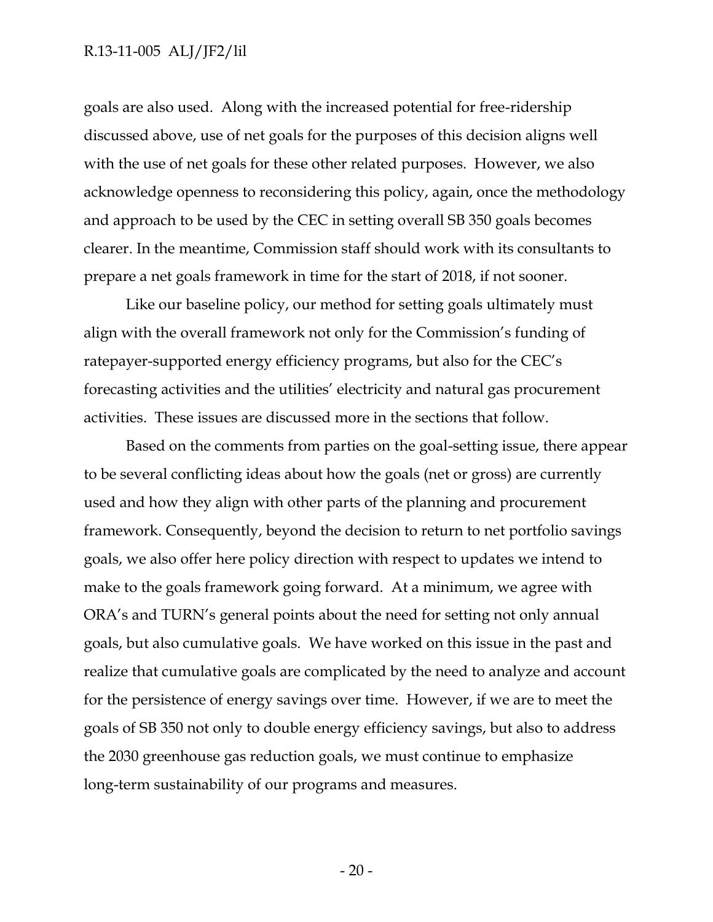goals are also used. Along with the increased potential for free-ridership discussed above, use of net goals for the purposes of this decision aligns well with the use of net goals for these other related purposes. However, we also acknowledge openness to reconsidering this policy, again, once the methodology and approach to be used by the CEC in setting overall SB 350 goals becomes clearer. In the meantime, Commission staff should work with its consultants to prepare a net goals framework in time for the start of 2018, if not sooner.

Like our baseline policy, our method for setting goals ultimately must align with the overall framework not only for the Commission's funding of ratepayer-supported energy efficiency programs, but also for the CEC's forecasting activities and the utilities' electricity and natural gas procurement activities. These issues are discussed more in the sections that follow.

Based on the comments from parties on the goal-setting issue, there appear to be several conflicting ideas about how the goals (net or gross) are currently used and how they align with other parts of the planning and procurement framework. Consequently, beyond the decision to return to net portfolio savings goals, we also offer here policy direction with respect to updates we intend to make to the goals framework going forward. At a minimum, we agree with ORA's and TURN's general points about the need for setting not only annual goals, but also cumulative goals. We have worked on this issue in the past and realize that cumulative goals are complicated by the need to analyze and account for the persistence of energy savings over time. However, if we are to meet the goals of SB 350 not only to double energy efficiency savings, but also to address the 2030 greenhouse gas reduction goals, we must continue to emphasize long-term sustainability of our programs and measures.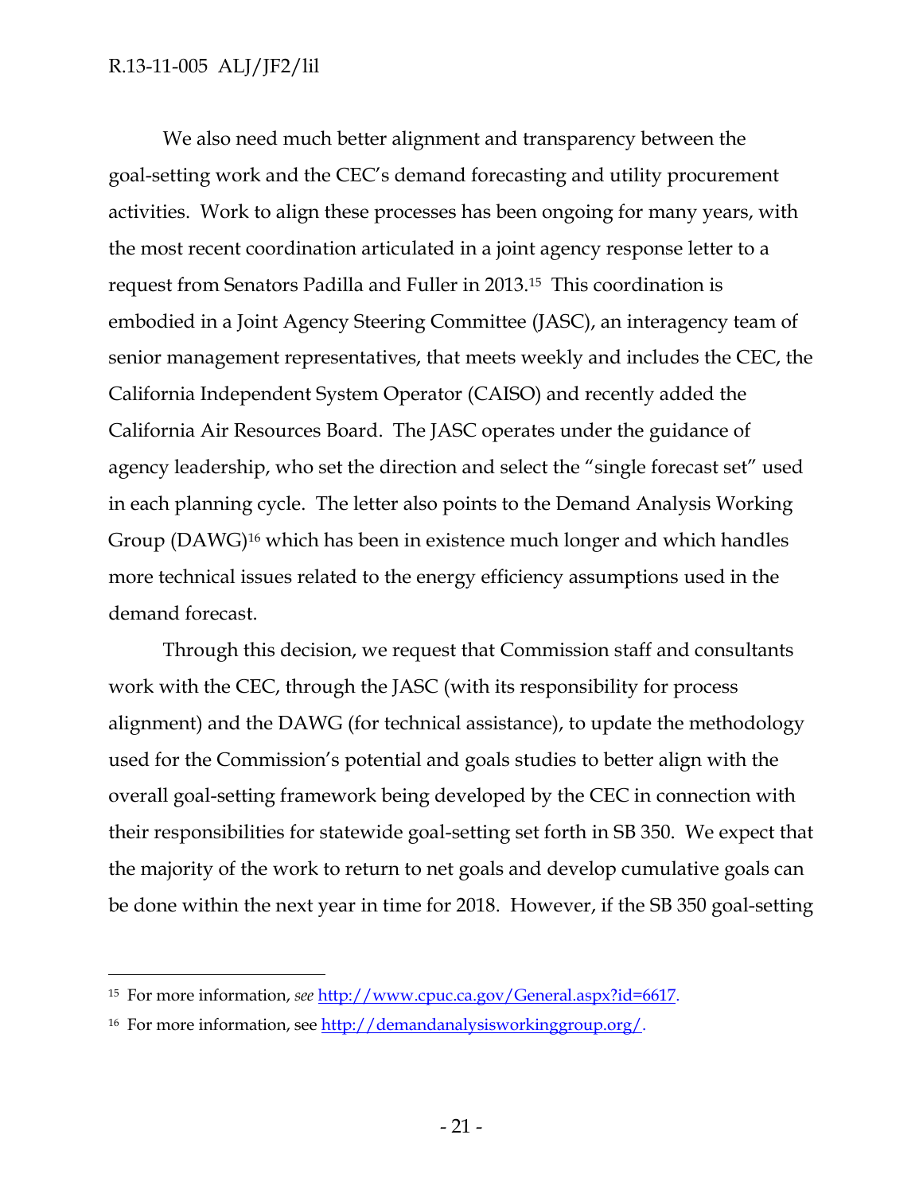We also need much better alignment and transparency between the goal-setting work and the CEC's demand forecasting and utility procurement activities. Work to align these processes has been ongoing for many years, with the most recent coordination articulated in a joint agency response letter to a request from Senators Padilla and Fuller in 2013.[15] This coordination is embodied in a Joint Agency Steering Committee (JASC), an interagency team of senior management representatives, that meets weekly and includes the CEC, the California Independent System Operator (CAISO) and recently added the California Air Resources Board. The JASC operates under the guidance of agency leadership, who set the direction and select the "single forecast set" used in each planning cycle. The letter also points to the Demand Analysis Working Group (DAWG)[16] which has been in existence much longer and which handles more technical issues related to the energy efficiency assumptions used in the demand forecast.

Through this decision, we request that Commission staff and consultants work with the CEC, through the JASC (with its responsibility for process alignment) and the DAWG (for technical assistance), to update the methodology used for the Commission's potential and goals studies to better align with the overall goal-setting framework being developed by the CEC in connection with their responsibilities for statewide goal-setting set forth in SB 350. We expect that the majority of the work to return to net goals and develop cumulative goals can be done within the next year in time for 2018. However, if the SB 350 goal-setting

---

[15] For more information, *see* http://www.cpuc.ca.gov/General.aspx?id=6617.

[16] For more information, see http://demandanalysisworkinggroup.org/.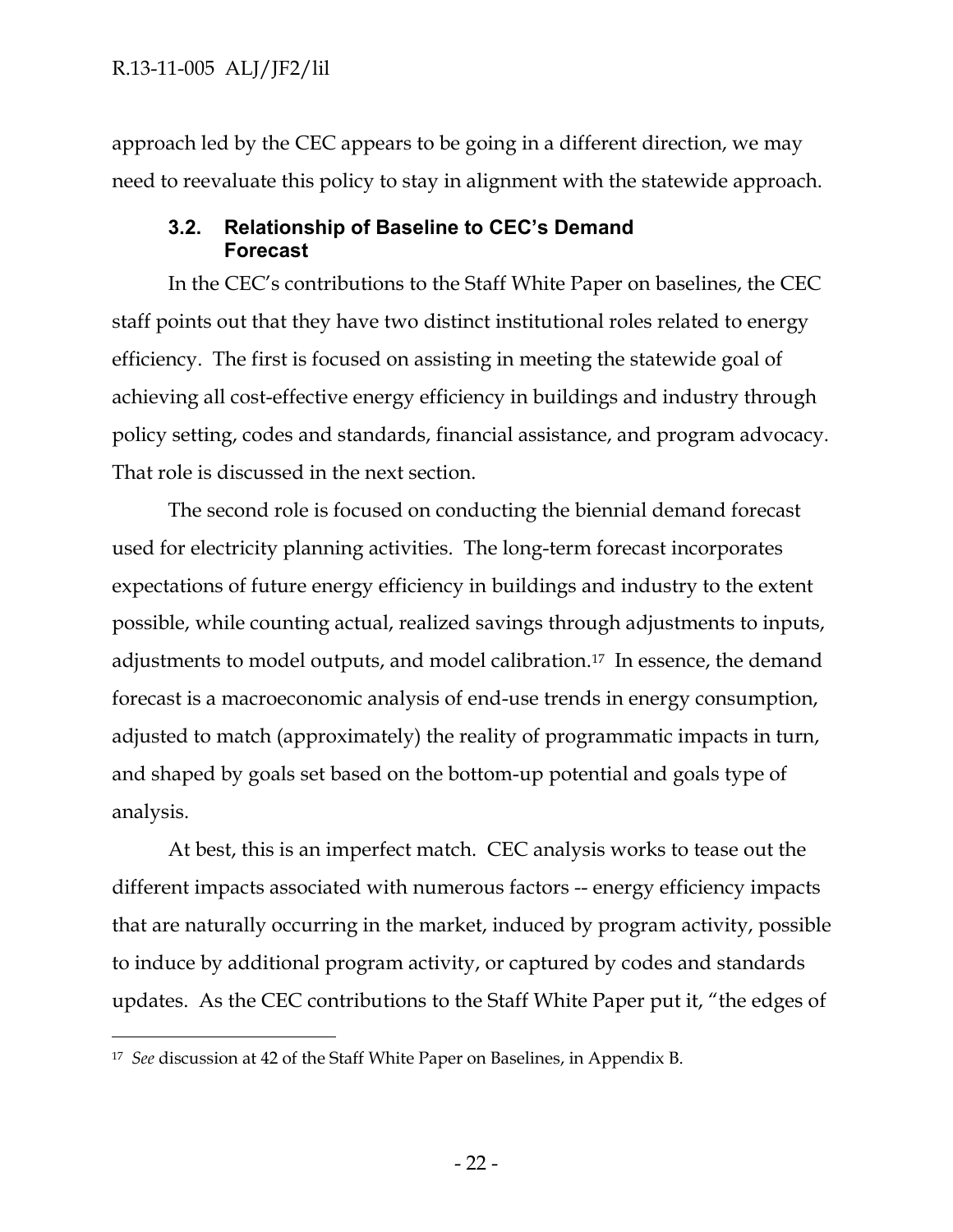approach led by the CEC appears to be going in a different direction, we may need to reevaluate this policy to stay in alignment with the statewide approach.

### 3.2. Relationship of Baseline to CEC's Demand Forecast

In the CEC's contributions to the Staff White Paper on baselines, the CEC staff points out that they have two distinct institutional roles related to energy efficiency. The first is focused on assisting in meeting the statewide goal of achieving all cost-effective energy efficiency in buildings and industry through policy setting, codes and standards, financial assistance, and program advocacy. That role is discussed in the next section.

The second role is focused on conducting the biennial demand forecast used for electricity planning activities. The long-term forecast incorporates expectations of future energy efficiency in buildings and industry to the extent possible, while counting actual, realized savings through adjustments to inputs, adjustments to model outputs, and model calibration.[17] In essence, the demand forecast is a macroeconomic analysis of end-use trends in energy consumption, adjusted to match (approximately) the reality of programmatic impacts in turn, and shaped by goals set based on the bottom-up potential and goals type of analysis.

At best, this is an imperfect match. CEC analysis works to tease out the different impacts associated with numerous factors -- energy efficiency impacts that are naturally occurring in the market, induced by program activity, possible to induce by additional program activity, or captured by codes and standards updates. As the CEC contributions to the Staff White Paper put it, "the edges of

---

[17] *See* discussion at 42 of the Staff White Paper on Baselines, in Appendix B.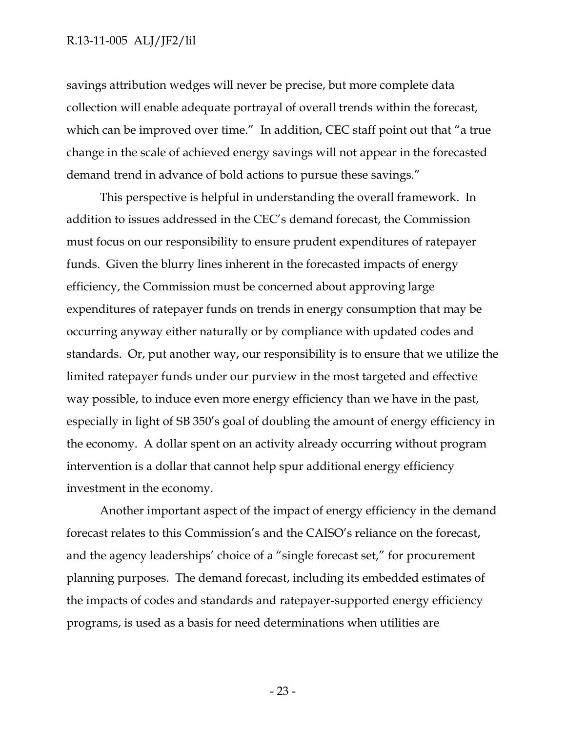savings attribution wedges will never be precise, but more complete data collection will enable adequate portrayal of overall trends within the forecast, which can be improved over time." In addition, CEC staff point out that "a true change in the scale of achieved energy savings will not appear in the forecasted demand trend in advance of bold actions to pursue these savings."

This perspective is helpful in understanding the overall framework. In addition to issues addressed in the CEC's demand forecast, the Commission must focus on our responsibility to ensure prudent expenditures of ratepayer funds. Given the blurry lines inherent in the forecasted impacts of energy efficiency, the Commission must be concerned about approving large expenditures of ratepayer funds on trends in energy consumption that may be occurring anyway either naturally or by compliance with updated codes and standards. Or, put another way, our responsibility is to ensure that we utilize the limited ratepayer funds under our purview in the most targeted and effective way possible, to induce even more energy efficiency than we have in the past, especially in light of SB 350's goal of doubling the amount of energy efficiency in the economy. A dollar spent on an activity already occurring without program intervention is a dollar that cannot help spur additional energy efficiency investment in the economy.

Another important aspect of the impact of energy efficiency in the demand forecast relates to this Commission's and the CAISO's reliance on the forecast, and the agency leaderships' choice of a "single forecast set," for procurement planning purposes. The demand forecast, including its embedded estimates of the impacts of codes and standards and ratepayer-supported energy efficiency programs, is used as a basis for need determinations when utilities are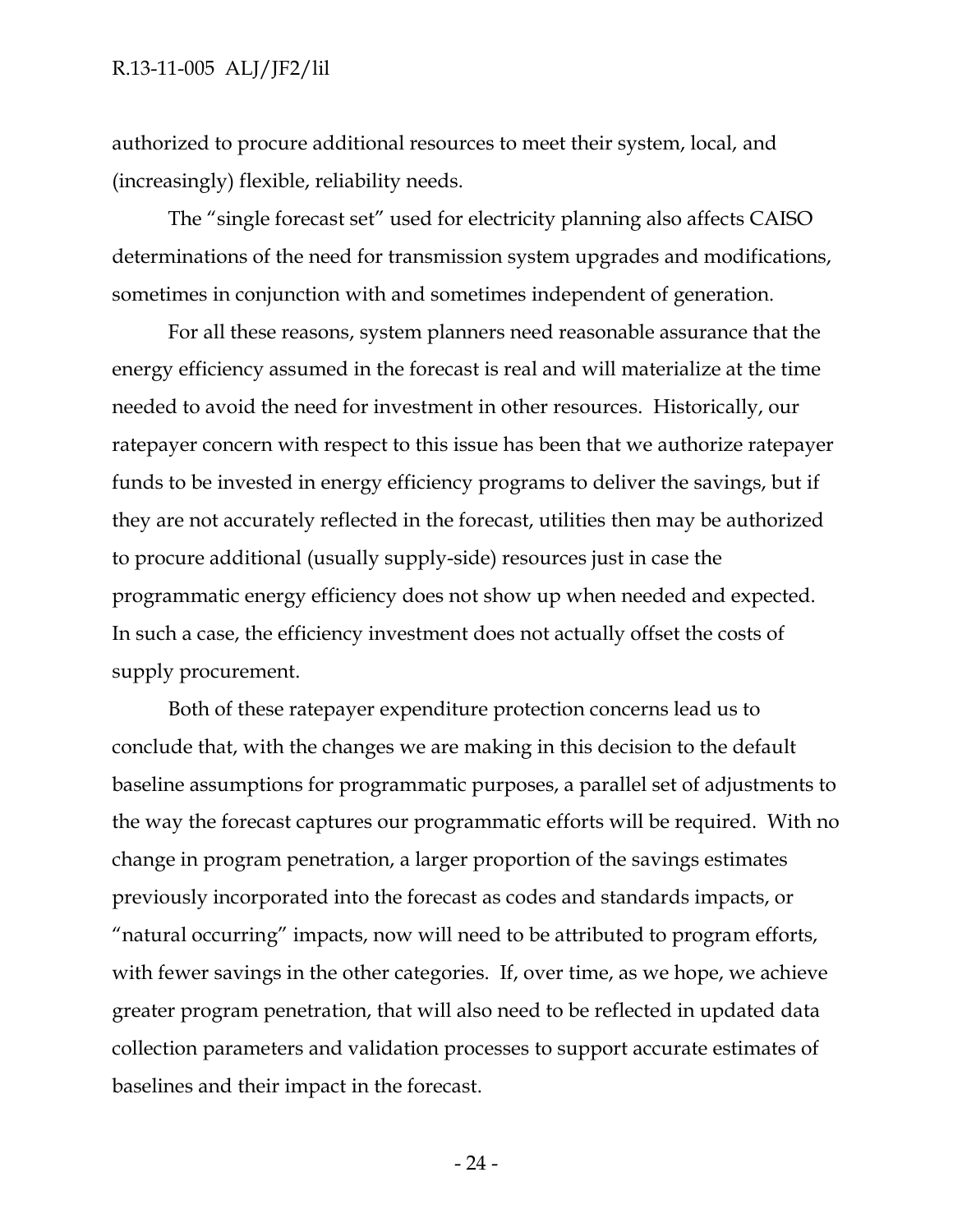authorized to procure additional resources to meet their system, local, and (increasingly) flexible, reliability needs.

The "single forecast set" used for electricity planning also affects CAISO determinations of the need for transmission system upgrades and modifications, sometimes in conjunction with and sometimes independent of generation.

For all these reasons, system planners need reasonable assurance that the energy efficiency assumed in the forecast is real and will materialize at the time needed to avoid the need for investment in other resources. Historically, our ratepayer concern with respect to this issue has been that we authorize ratepayer funds to be invested in energy efficiency programs to deliver the savings, but if they are not accurately reflected in the forecast, utilities then may be authorized to procure additional (usually supply-side) resources just in case the programmatic energy efficiency does not show up when needed and expected. In such a case, the efficiency investment does not actually offset the costs of supply procurement.

Both of these ratepayer expenditure protection concerns lead us to conclude that, with the changes we are making in this decision to the default baseline assumptions for programmatic purposes, a parallel set of adjustments to the way the forecast captures our programmatic efforts will be required. With no change in program penetration, a larger proportion of the savings estimates previously incorporated into the forecast as codes and standards impacts, or "natural occurring" impacts, now will need to be attributed to program efforts, with fewer savings in the other categories. If, over time, as we hope, we achieve greater program penetration, that will also need to be reflected in updated data collection parameters and validation processes to support accurate estimates of baselines and their impact in the forecast.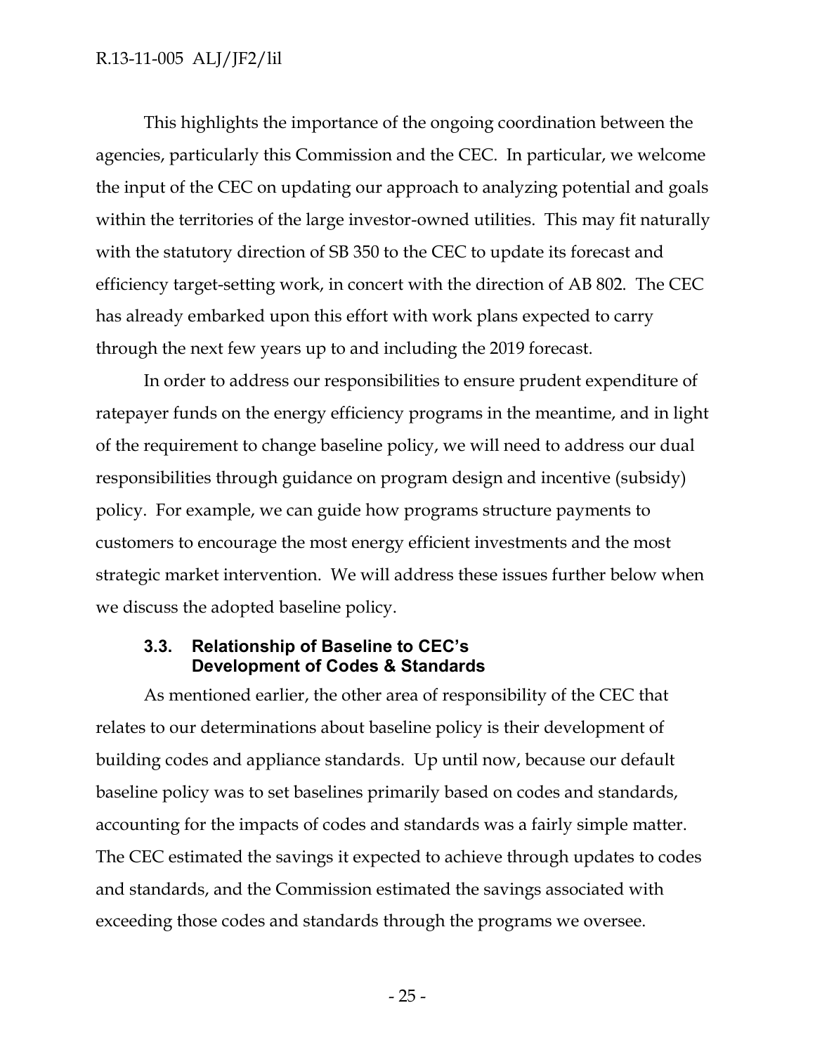This highlights the importance of the ongoing coordination between the agencies, particularly this Commission and the CEC. In particular, we welcome the input of the CEC on updating our approach to analyzing potential and goals within the territories of the large investor-owned utilities. This may fit naturally with the statutory direction of SB 350 to the CEC to update its forecast and efficiency target-setting work, in concert with the direction of AB 802. The CEC has already embarked upon this effort with work plans expected to carry through the next few years up to and including the 2019 forecast.

In order to address our responsibilities to ensure prudent expenditure of ratepayer funds on the energy efficiency programs in the meantime, and in light of the requirement to change baseline policy, we will need to address our dual responsibilities through guidance on program design and incentive (subsidy) policy. For example, we can guide how programs structure payments to customers to encourage the most energy efficient investments and the most strategic market intervention. We will address these issues further below when we discuss the adopted baseline policy.

### 3.3. Relationship of Baseline to CEC's Development of Codes & Standards

As mentioned earlier, the other area of responsibility of the CEC that relates to our determinations about baseline policy is their development of building codes and appliance standards. Up until now, because our default baseline policy was to set baselines primarily based on codes and standards, accounting for the impacts of codes and standards was a fairly simple matter. The CEC estimated the savings it expected to achieve through updates to codes and standards, and the Commission estimated the savings associated with exceeding those codes and standards through the programs we oversee.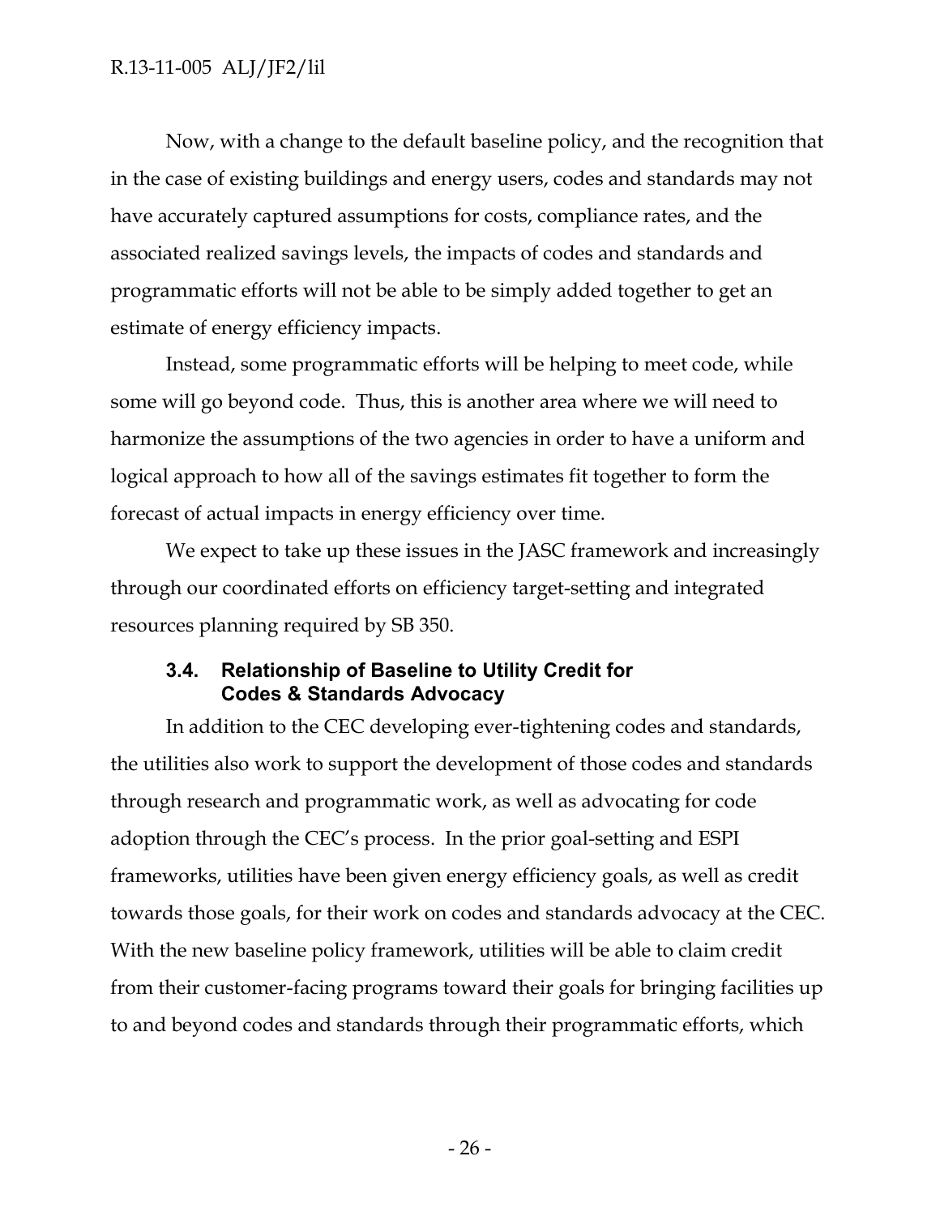Now, with a change to the default baseline policy, and the recognition that in the case of existing buildings and energy users, codes and standards may not have accurately captured assumptions for costs, compliance rates, and the associated realized savings levels, the impacts of codes and standards and programmatic efforts will not be able to be simply added together to get an estimate of energy efficiency impacts.

Instead, some programmatic efforts will be helping to meet code, while some will go beyond code. Thus, this is another area where we will need to harmonize the assumptions of the two agencies in order to have a uniform and logical approach to how all of the savings estimates fit together to form the forecast of actual impacts in energy efficiency over time.

We expect to take up these issues in the JASC framework and increasingly through our coordinated efforts on efficiency target-setting and integrated resources planning required by SB 350.

### 3.4. Relationship of Baseline to Utility Credit for Codes & Standards Advocacy

In addition to the CEC developing ever-tightening codes and standards, the utilities also work to support the development of those codes and standards through research and programmatic work, as well as advocating for code adoption through the CEC's process. In the prior goal-setting and ESPI frameworks, utilities have been given energy efficiency goals, as well as credit towards those goals, for their work on codes and standards advocacy at the CEC. With the new baseline policy framework, utilities will be able to claim credit from their customer-facing programs toward their goals for bringing facilities up to and beyond codes and standards through their programmatic efforts, which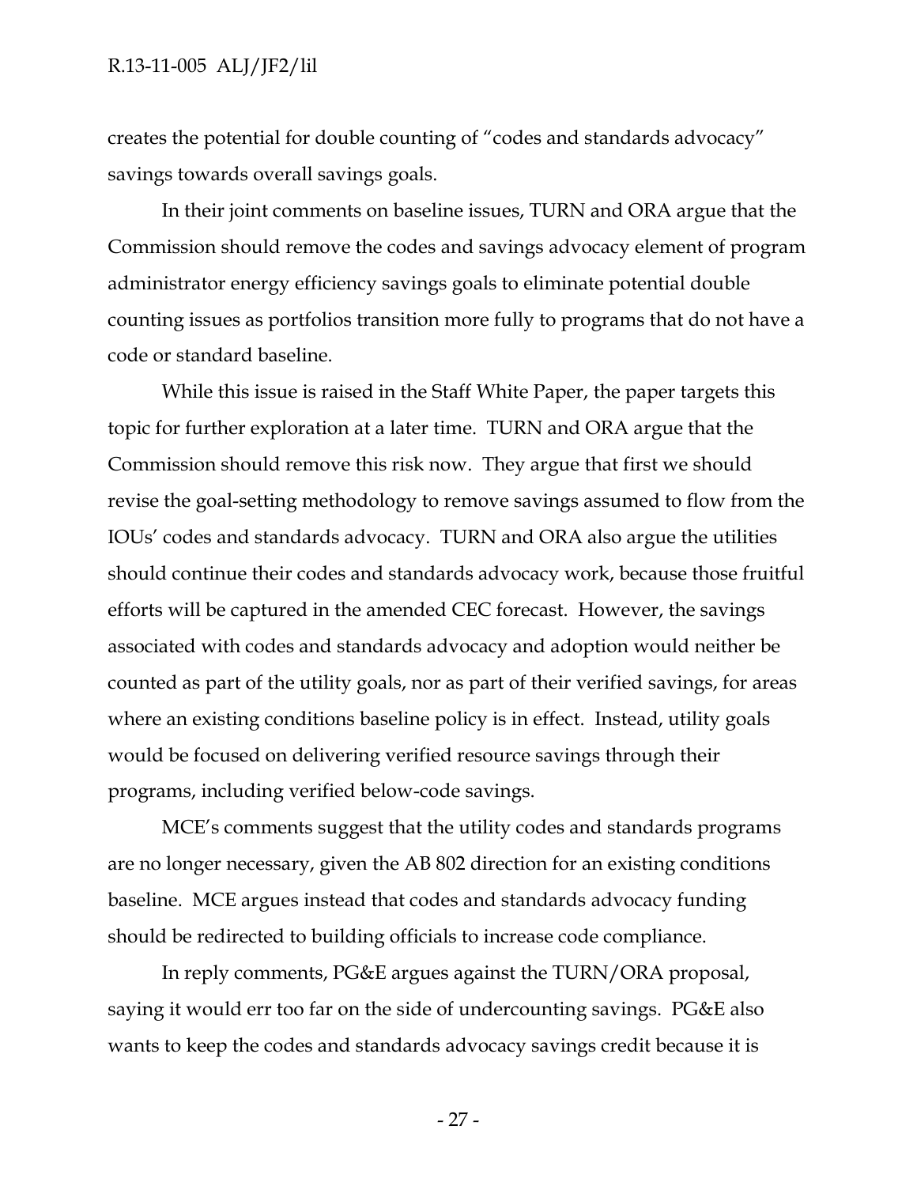creates the potential for double counting of "codes and standards advocacy" savings towards overall savings goals.

In their joint comments on baseline issues, TURN and ORA argue that the Commission should remove the codes and savings advocacy element of program administrator energy efficiency savings goals to eliminate potential double counting issues as portfolios transition more fully to programs that do not have a code or standard baseline.

While this issue is raised in the Staff White Paper, the paper targets this topic for further exploration at a later time. TURN and ORA argue that the Commission should remove this risk now. They argue that first we should revise the goal-setting methodology to remove savings assumed to flow from the IOUs' codes and standards advocacy. TURN and ORA also argue the utilities should continue their codes and standards advocacy work, because those fruitful efforts will be captured in the amended CEC forecast. However, the savings associated with codes and standards advocacy and adoption would neither be counted as part of the utility goals, nor as part of their verified savings, for areas where an existing conditions baseline policy is in effect. Instead, utility goals would be focused on delivering verified resource savings through their programs, including verified below-code savings.

MCE's comments suggest that the utility codes and standards programs are no longer necessary, given the AB 802 direction for an existing conditions baseline. MCE argues instead that codes and standards advocacy funding should be redirected to building officials to increase code compliance.

In reply comments, PG&E argues against the TURN/ORA proposal, saying it would err too far on the side of undercounting savings. PG&E also wants to keep the codes and standards advocacy savings credit because it is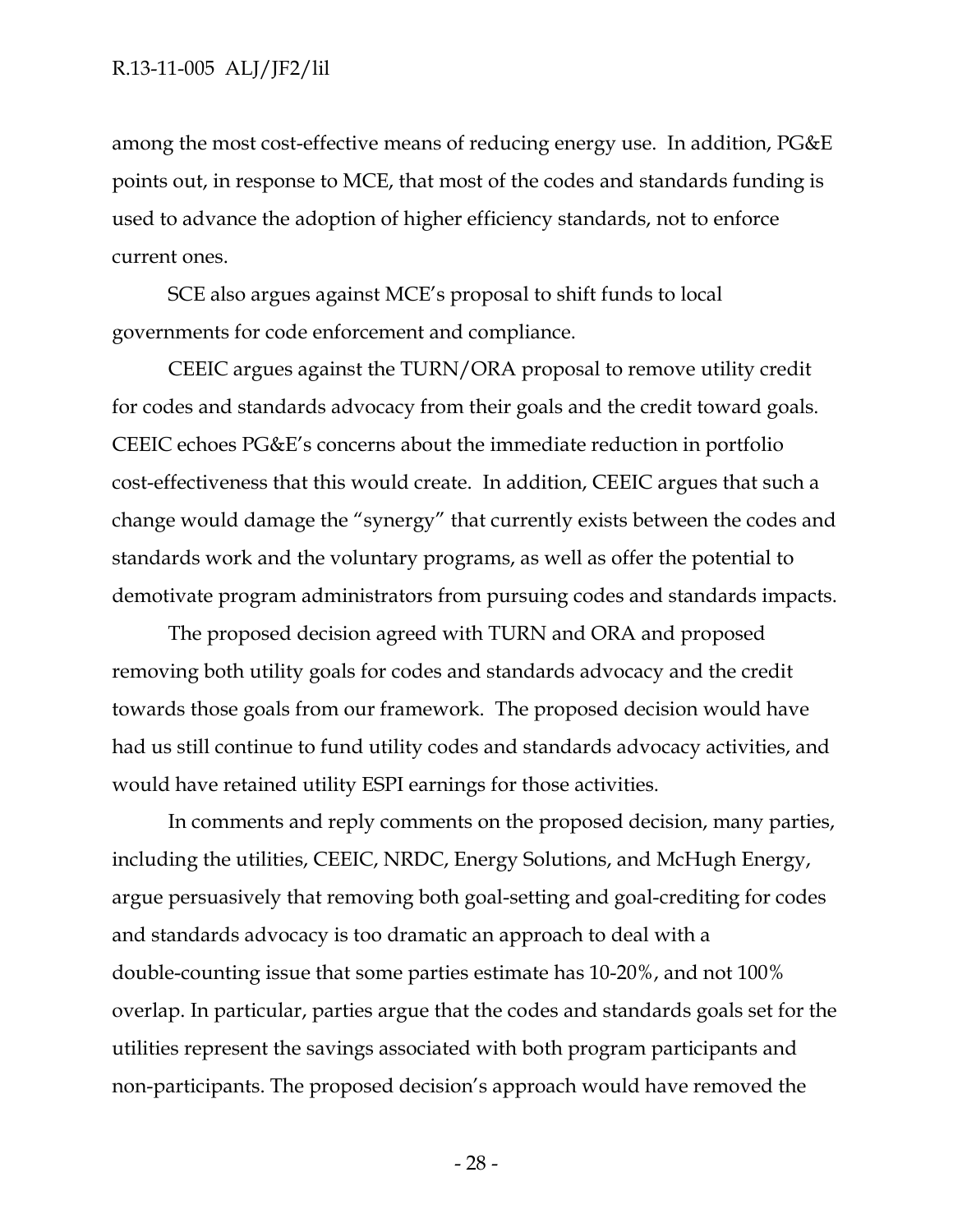among the most cost-effective means of reducing energy use. In addition, PG&E points out, in response to MCE, that most of the codes and standards funding is used to advance the adoption of higher efficiency standards, not to enforce current ones.

SCE also argues against MCE's proposal to shift funds to local governments for code enforcement and compliance.

CEEIC argues against the TURN/ORA proposal to remove utility credit for codes and standards advocacy from their goals and the credit toward goals. CEEIC echoes PG&E's concerns about the immediate reduction in portfolio cost-effectiveness that this would create. In addition, CEEIC argues that such a change would damage the "synergy" that currently exists between the codes and standards work and the voluntary programs, as well as offer the potential to demotivate program administrators from pursuing codes and standards impacts.

The proposed decision agreed with TURN and ORA and proposed removing both utility goals for codes and standards advocacy and the credit towards those goals from our framework. The proposed decision would have had us still continue to fund utility codes and standards advocacy activities, and would have retained utility ESPI earnings for those activities.

In comments and reply comments on the proposed decision, many parties, including the utilities, CEEIC, NRDC, Energy Solutions, and McHugh Energy, argue persuasively that removing both goal-setting and goal-crediting for codes and standards advocacy is too dramatic an approach to deal with a double-counting issue that some parties estimate has 10-20%, and not 100% overlap. In particular, parties argue that the codes and standards goals set for the utilities represent the savings associated with both program participants and non-participants. The proposed decision's approach would have removed the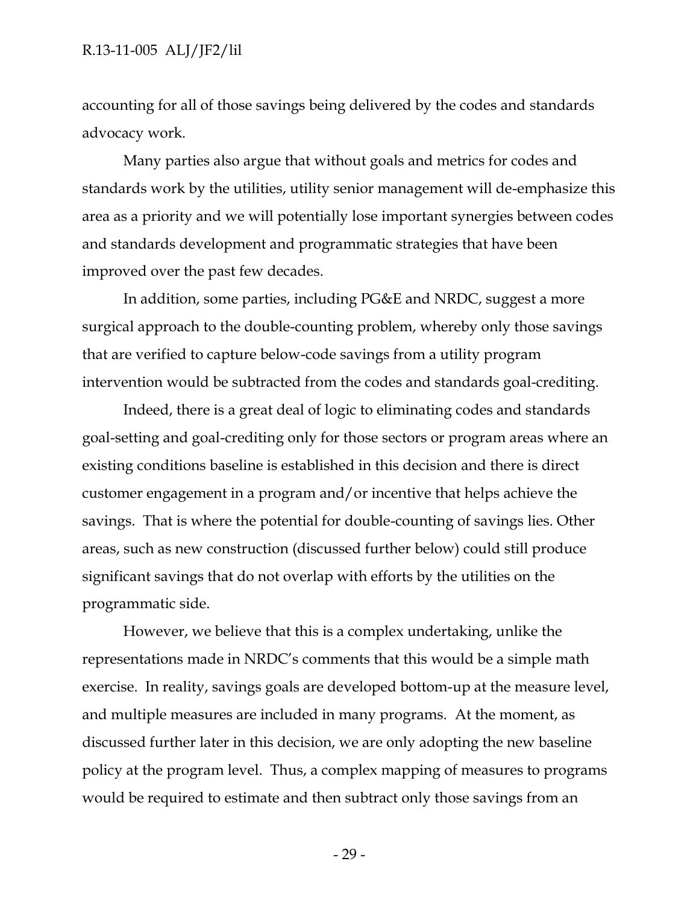accounting for all of those savings being delivered by the codes and standards advocacy work.

Many parties also argue that without goals and metrics for codes and standards work by the utilities, utility senior management will de-emphasize this area as a priority and we will potentially lose important synergies between codes and standards development and programmatic strategies that have been improved over the past few decades.

In addition, some parties, including PG&E and NRDC, suggest a more surgical approach to the double-counting problem, whereby only those savings that are verified to capture below-code savings from a utility program intervention would be subtracted from the codes and standards goal-crediting.

Indeed, there is a great deal of logic to eliminating codes and standards goal-setting and goal-crediting only for those sectors or program areas where an existing conditions baseline is established in this decision and there is direct customer engagement in a program and/or incentive that helps achieve the savings. That is where the potential for double-counting of savings lies. Other areas, such as new construction (discussed further below) could still produce significant savings that do not overlap with efforts by the utilities on the programmatic side.

However, we believe that this is a complex undertaking, unlike the representations made in NRDC's comments that this would be a simple math exercise. In reality, savings goals are developed bottom-up at the measure level, and multiple measures are included in many programs. At the moment, as discussed further later in this decision, we are only adopting the new baseline policy at the program level. Thus, a complex mapping of measures to programs would be required to estimate and then subtract only those savings from an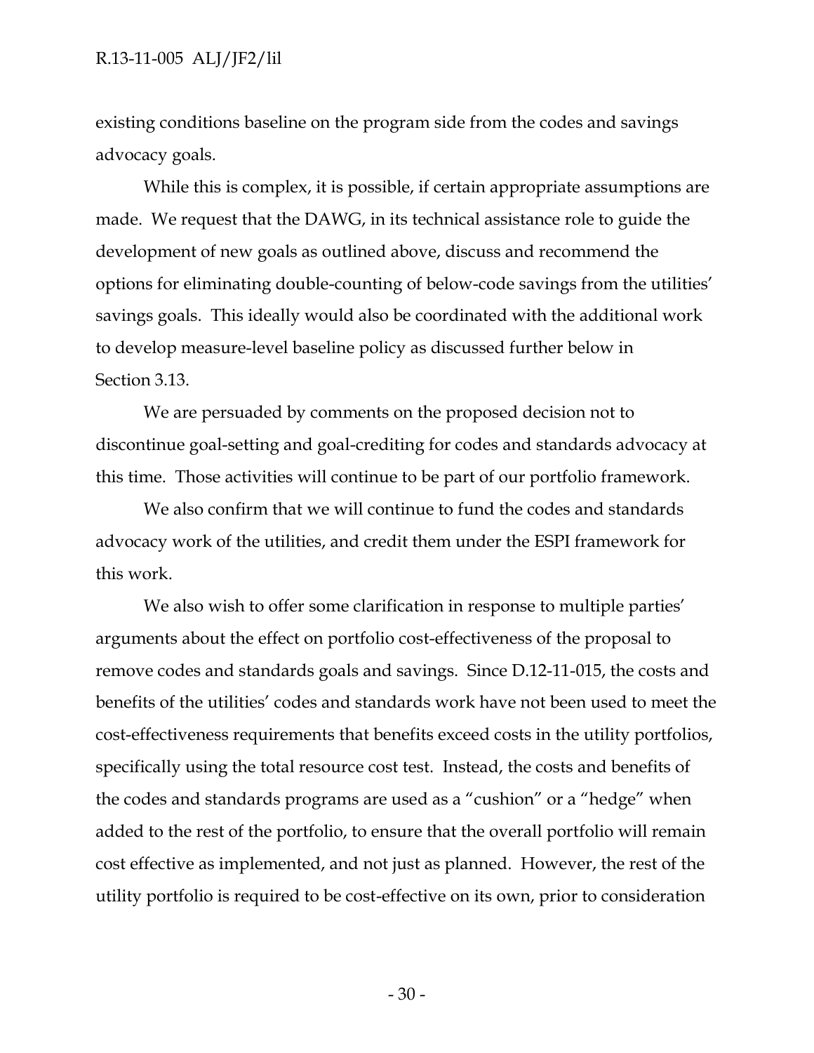existing conditions baseline on the program side from the codes and savings advocacy goals.

While this is complex, it is possible, if certain appropriate assumptions are made. We request that the DAWG, in its technical assistance role to guide the development of new goals as outlined above, discuss and recommend the options for eliminating double-counting of below-code savings from the utilities' savings goals. This ideally would also be coordinated with the additional work to develop measure-level baseline policy as discussed further below in Section 3.13.

We are persuaded by comments on the proposed decision not to discontinue goal-setting and goal-crediting for codes and standards advocacy at this time. Those activities will continue to be part of our portfolio framework.

We also confirm that we will continue to fund the codes and standards advocacy work of the utilities, and credit them under the ESPI framework for this work.

We also wish to offer some clarification in response to multiple parties' arguments about the effect on portfolio cost-effectiveness of the proposal to remove codes and standards goals and savings. Since D.12-11-015, the costs and benefits of the utilities' codes and standards work have not been used to meet the cost-effectiveness requirements that benefits exceed costs in the utility portfolios, specifically using the total resource cost test. Instead, the costs and benefits of the codes and standards programs are used as a "cushion" or a "hedge" when added to the rest of the portfolio, to ensure that the overall portfolio will remain cost effective as implemented, and not just as planned. However, the rest of the utility portfolio is required to be cost-effective on its own, prior to consideration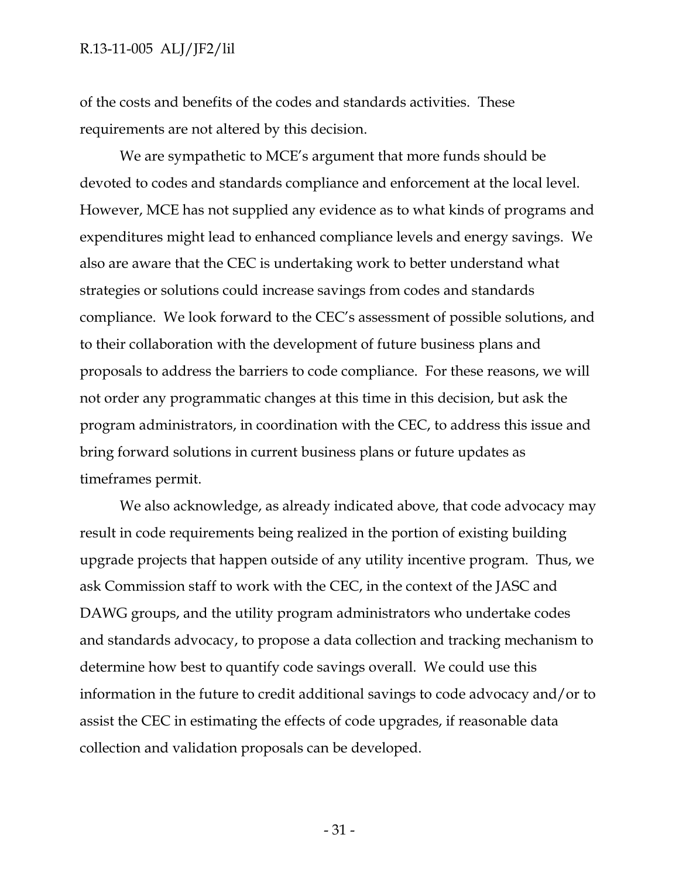of the costs and benefits of the codes and standards activities. These requirements are not altered by this decision.

We are sympathetic to MCE's argument that more funds should be devoted to codes and standards compliance and enforcement at the local level. However, MCE has not supplied any evidence as to what kinds of programs and expenditures might lead to enhanced compliance levels and energy savings. We also are aware that the CEC is undertaking work to better understand what strategies or solutions could increase savings from codes and standards compliance. We look forward to the CEC's assessment of possible solutions, and to their collaboration with the development of future business plans and proposals to address the barriers to code compliance. For these reasons, we will not order any programmatic changes at this time in this decision, but ask the program administrators, in coordination with the CEC, to address this issue and bring forward solutions in current business plans or future updates as timeframes permit.

We also acknowledge, as already indicated above, that code advocacy may result in code requirements being realized in the portion of existing building upgrade projects that happen outside of any utility incentive program. Thus, we ask Commission staff to work with the CEC, in the context of the JASC and DAWG groups, and the utility program administrators who undertake codes and standards advocacy, to propose a data collection and tracking mechanism to determine how best to quantify code savings overall. We could use this information in the future to credit additional savings to code advocacy and/or to assist the CEC in estimating the effects of code upgrades, if reasonable data collection and validation proposals can be developed.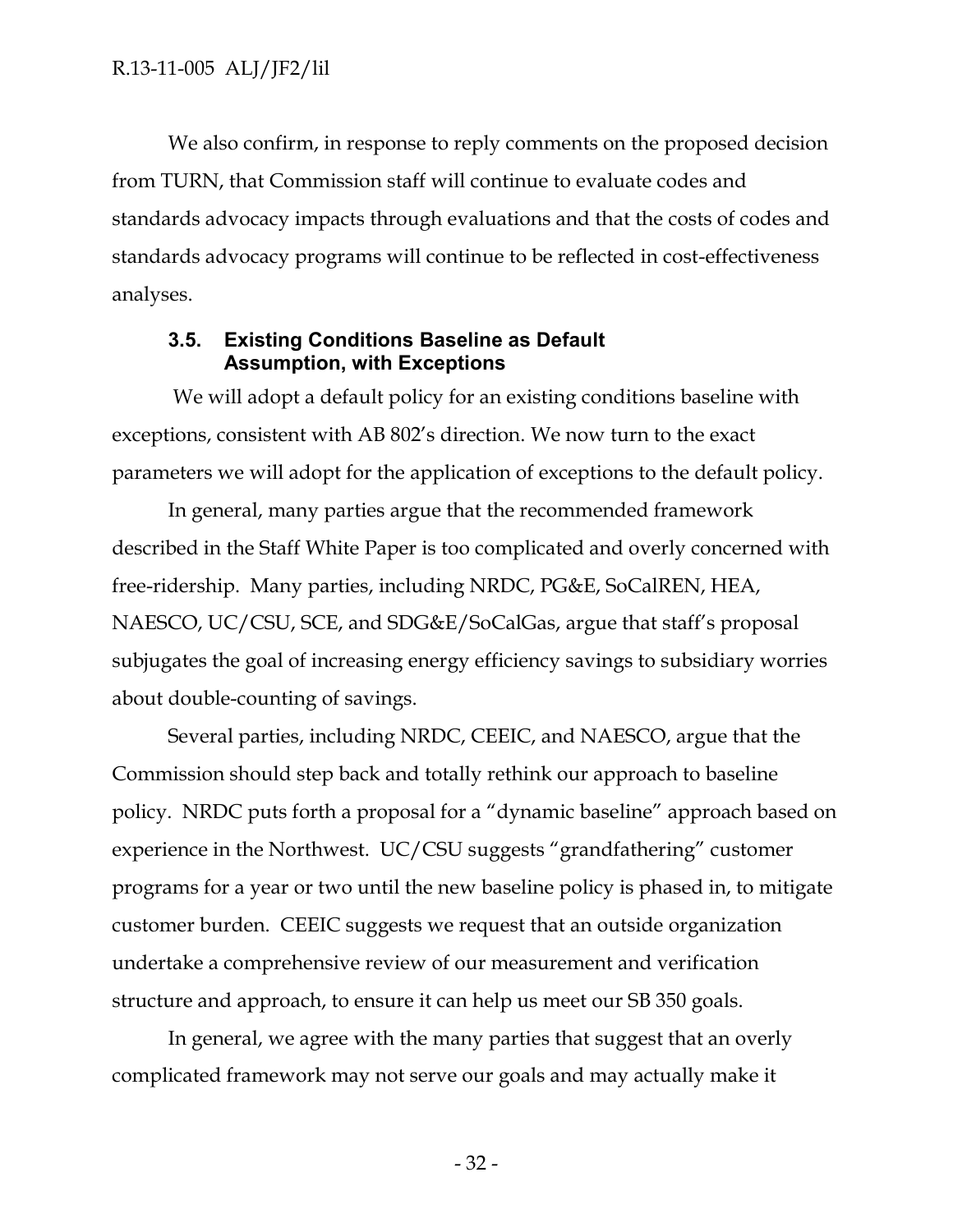We also confirm, in response to reply comments on the proposed decision from TURN, that Commission staff will continue to evaluate codes and standards advocacy impacts through evaluations and that the costs of codes and standards advocacy programs will continue to be reflected in cost-effectiveness analyses.

### 3.5. Existing Conditions Baseline as Default Assumption, with Exceptions

We will adopt a default policy for an existing conditions baseline with exceptions, consistent with AB 802's direction. We now turn to the exact parameters we will adopt for the application of exceptions to the default policy.

In general, many parties argue that the recommended framework described in the Staff White Paper is too complicated and overly concerned with free-ridership. Many parties, including NRDC, PG&E, SoCalREN, HEA, NAESCO, UC/CSU, SCE, and SDG&E/SoCalGas, argue that staff's proposal subjugates the goal of increasing energy efficiency savings to subsidiary worries about double-counting of savings.

Several parties, including NRDC, CEEIC, and NAESCO, argue that the Commission should step back and totally rethink our approach to baseline policy. NRDC puts forth a proposal for a "dynamic baseline" approach based on experience in the Northwest. UC/CSU suggests "grandfathering" customer programs for a year or two until the new baseline policy is phased in, to mitigate customer burden. CEEIC suggests we request that an outside organization undertake a comprehensive review of our measurement and verification structure and approach, to ensure it can help us meet our SB 350 goals.

In general, we agree with the many parties that suggest that an overly complicated framework may not serve our goals and may actually make it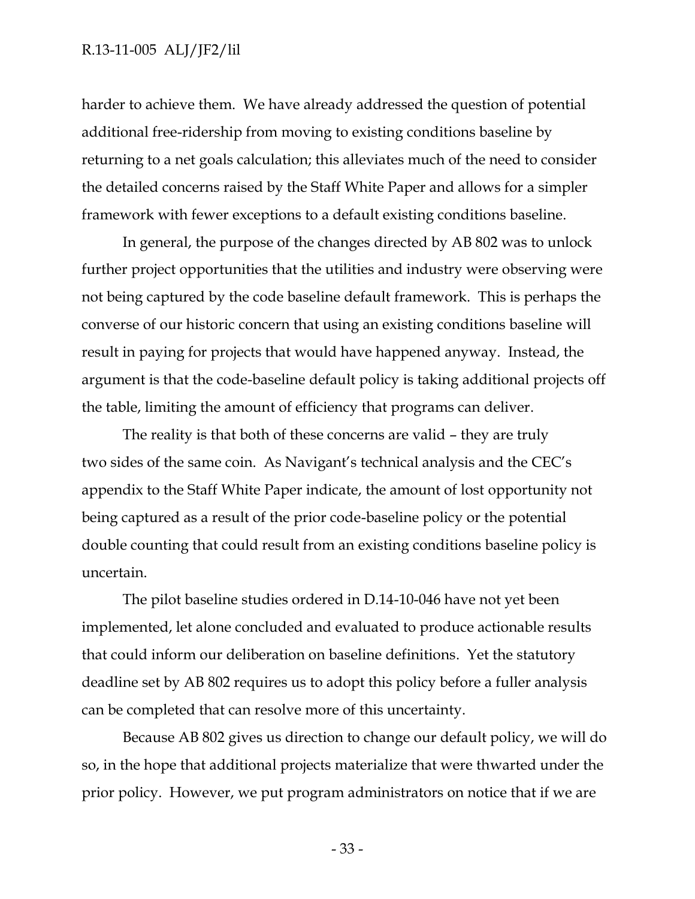harder to achieve them. We have already addressed the question of potential additional free-ridership from moving to existing conditions baseline by returning to a net goals calculation; this alleviates much of the need to consider the detailed concerns raised by the Staff White Paper and allows for a simpler framework with fewer exceptions to a default existing conditions baseline.

In general, the purpose of the changes directed by AB 802 was to unlock further project opportunities that the utilities and industry were observing were not being captured by the code baseline default framework. This is perhaps the converse of our historic concern that using an existing conditions baseline will result in paying for projects that would have happened anyway. Instead, the argument is that the code-baseline default policy is taking additional projects off the table, limiting the amount of efficiency that programs can deliver.

The reality is that both of these concerns are valid – they are truly two sides of the same coin. As Navigant's technical analysis and the CEC's appendix to the Staff White Paper indicate, the amount of lost opportunity not being captured as a result of the prior code-baseline policy or the potential double counting that could result from an existing conditions baseline policy is uncertain.

The pilot baseline studies ordered in D.14-10-046 have not yet been implemented, let alone concluded and evaluated to produce actionable results that could inform our deliberation on baseline definitions. Yet the statutory deadline set by AB 802 requires us to adopt this policy before a fuller analysis can be completed that can resolve more of this uncertainty.

Because AB 802 gives us direction to change our default policy, we will do so, in the hope that additional projects materialize that were thwarted under the prior policy. However, we put program administrators on notice that if we are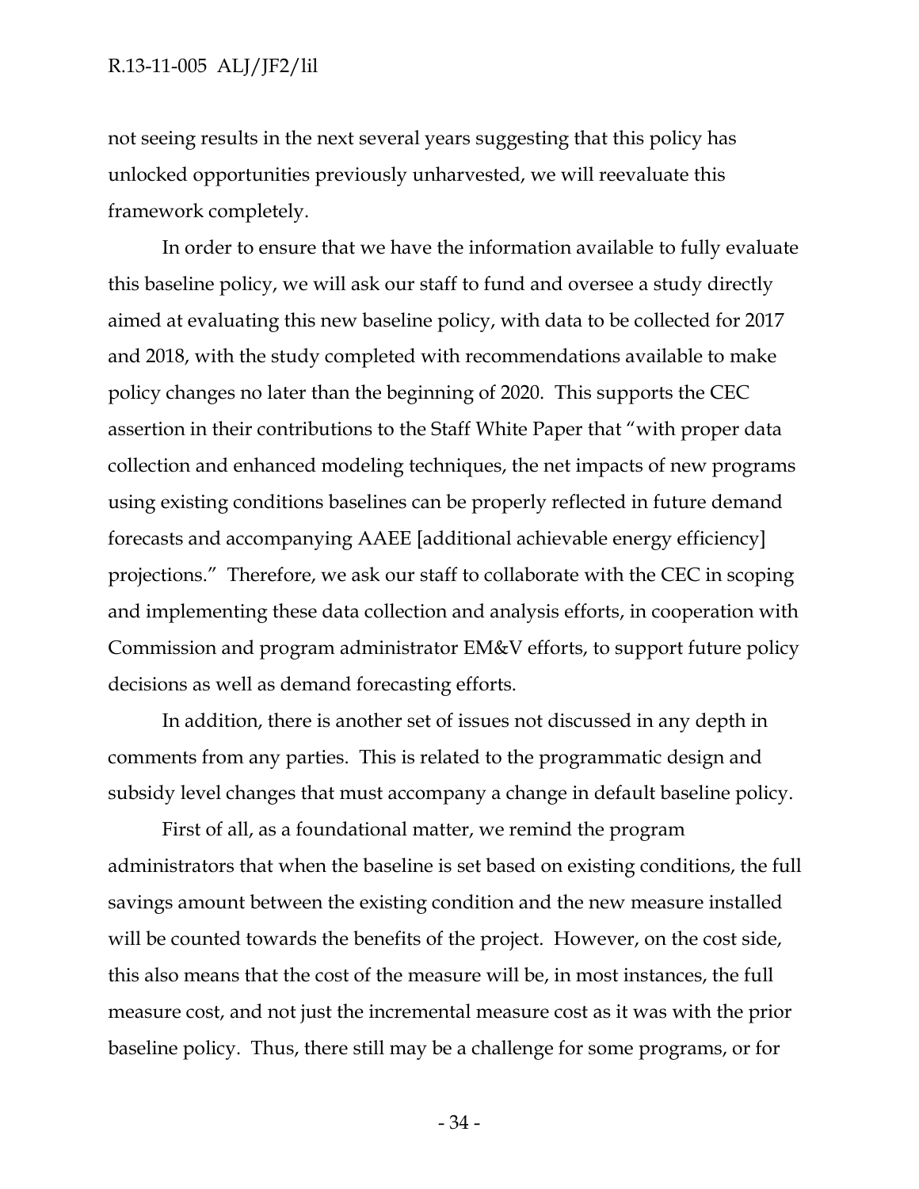not seeing results in the next several years suggesting that this policy has unlocked opportunities previously unharvested, we will reevaluate this framework completely.

In order to ensure that we have the information available to fully evaluate this baseline policy, we will ask our staff to fund and oversee a study directly aimed at evaluating this new baseline policy, with data to be collected for 2017 and 2018, with the study completed with recommendations available to make policy changes no later than the beginning of 2020. This supports the CEC assertion in their contributions to the Staff White Paper that "with proper data collection and enhanced modeling techniques, the net impacts of new programs using existing conditions baselines can be properly reflected in future demand forecasts and accompanying AAEE [additional achievable energy efficiency] projections." Therefore, we ask our staff to collaborate with the CEC in scoping and implementing these data collection and analysis efforts, in cooperation with Commission and program administrator EM&V efforts, to support future policy decisions as well as demand forecasting efforts.

In addition, there is another set of issues not discussed in any depth in comments from any parties. This is related to the programmatic design and subsidy level changes that must accompany a change in default baseline policy.

First of all, as a foundational matter, we remind the program administrators that when the baseline is set based on existing conditions, the full savings amount between the existing condition and the new measure installed will be counted towards the benefits of the project. However, on the cost side, this also means that the cost of the measure will be, in most instances, the full measure cost, and not just the incremental measure cost as it was with the prior baseline policy. Thus, there still may be a challenge for some programs, or for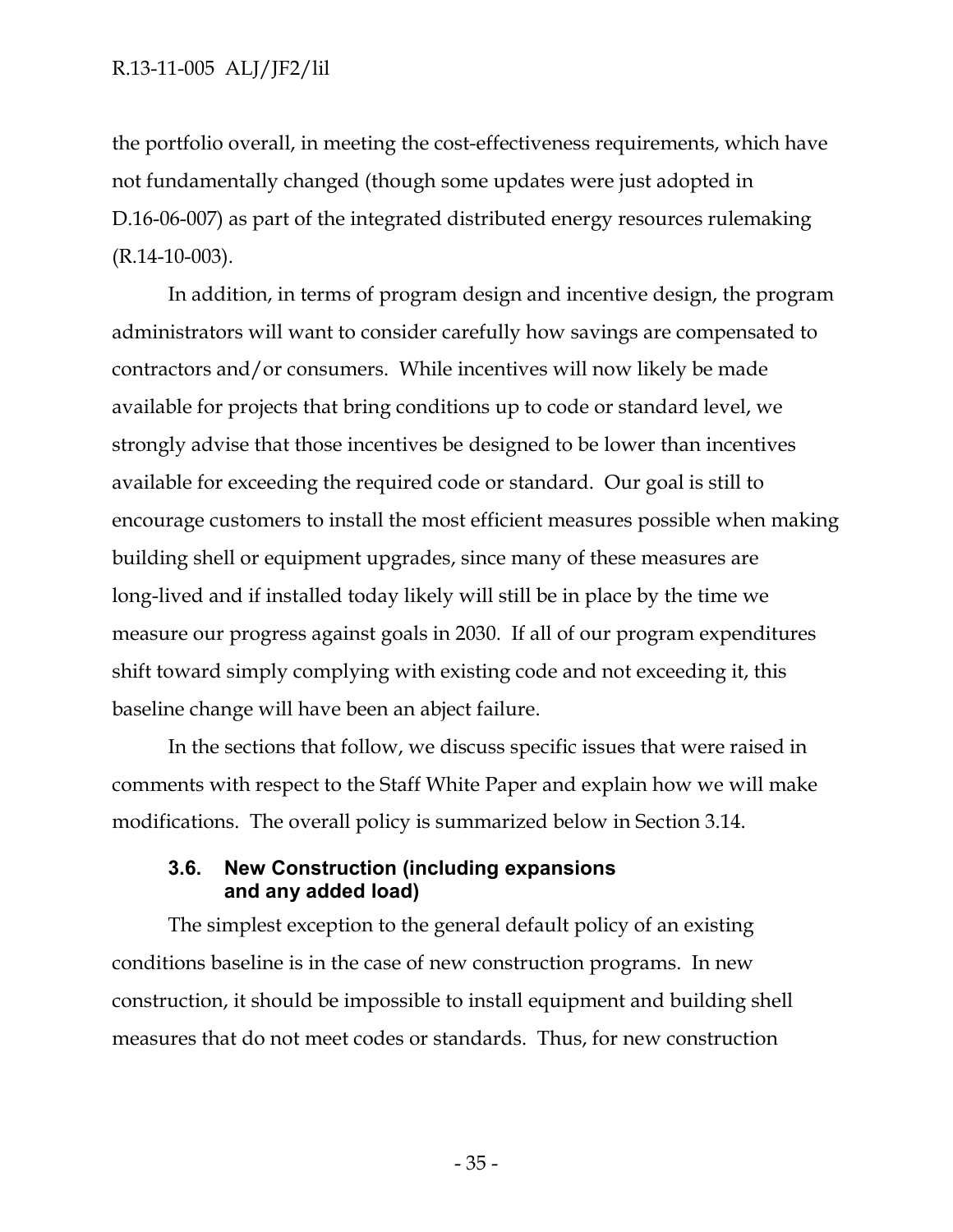the portfolio overall, in meeting the cost-effectiveness requirements, which have not fundamentally changed (though some updates were just adopted in D.16-06-007) as part of the integrated distributed energy resources rulemaking (R.14-10-003).

In addition, in terms of program design and incentive design, the program administrators will want to consider carefully how savings are compensated to contractors and/or consumers. While incentives will now likely be made available for projects that bring conditions up to code or standard level, we strongly advise that those incentives be designed to be lower than incentives available for exceeding the required code or standard. Our goal is still to encourage customers to install the most efficient measures possible when making building shell or equipment upgrades, since many of these measures are long-lived and if installed today likely will still be in place by the time we measure our progress against goals in 2030. If all of our program expenditures shift toward simply complying with existing code and not exceeding it, this baseline change will have been an abject failure.

In the sections that follow, we discuss specific issues that were raised in comments with respect to the Staff White Paper and explain how we will make modifications. The overall policy is summarized below in Section 3.14.

### 3.6. New Construction (including expansions and any added load)

The simplest exception to the general default policy of an existing conditions baseline is in the case of new construction programs. In new construction, it should be impossible to install equipment and building shell measures that do not meet codes or standards. Thus, for new construction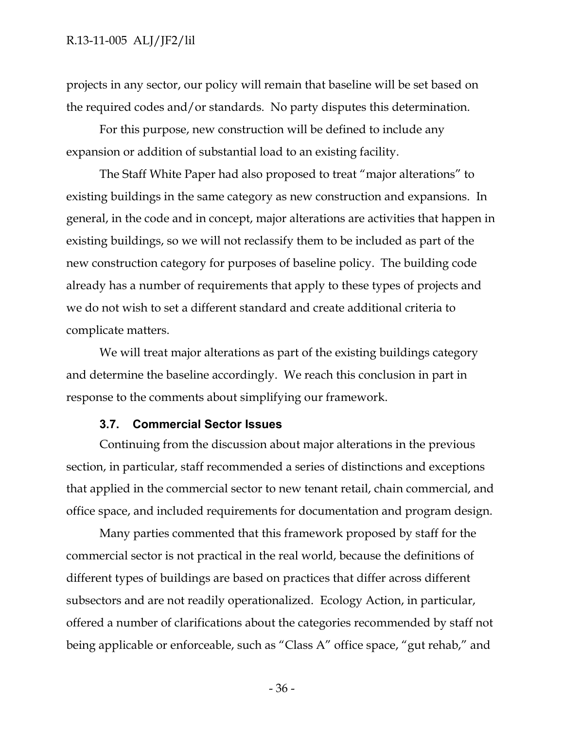projects in any sector, our policy will remain that baseline will be set based on the required codes and/or standards. No party disputes this determination.

For this purpose, new construction will be defined to include any expansion or addition of substantial load to an existing facility.

The Staff White Paper had also proposed to treat "major alterations" to existing buildings in the same category as new construction and expansions. In general, in the code and in concept, major alterations are activities that happen in existing buildings, so we will not reclassify them to be included as part of the new construction category for purposes of baseline policy. The building code already has a number of requirements that apply to these types of projects and we do not wish to set a different standard and create additional criteria to complicate matters.

We will treat major alterations as part of the existing buildings category and determine the baseline accordingly. We reach this conclusion in part in response to the comments about simplifying our framework.

### 3.7. Commercial Sector Issues

Continuing from the discussion about major alterations in the previous section, in particular, staff recommended a series of distinctions and exceptions that applied in the commercial sector to new tenant retail, chain commercial, and office space, and included requirements for documentation and program design.

Many parties commented that this framework proposed by staff for the commercial sector is not practical in the real world, because the definitions of different types of buildings are based on practices that differ across different subsectors and are not readily operationalized. Ecology Action, in particular, offered a number of clarifications about the categories recommended by staff not being applicable or enforceable, such as "Class A" office space, "gut rehab," and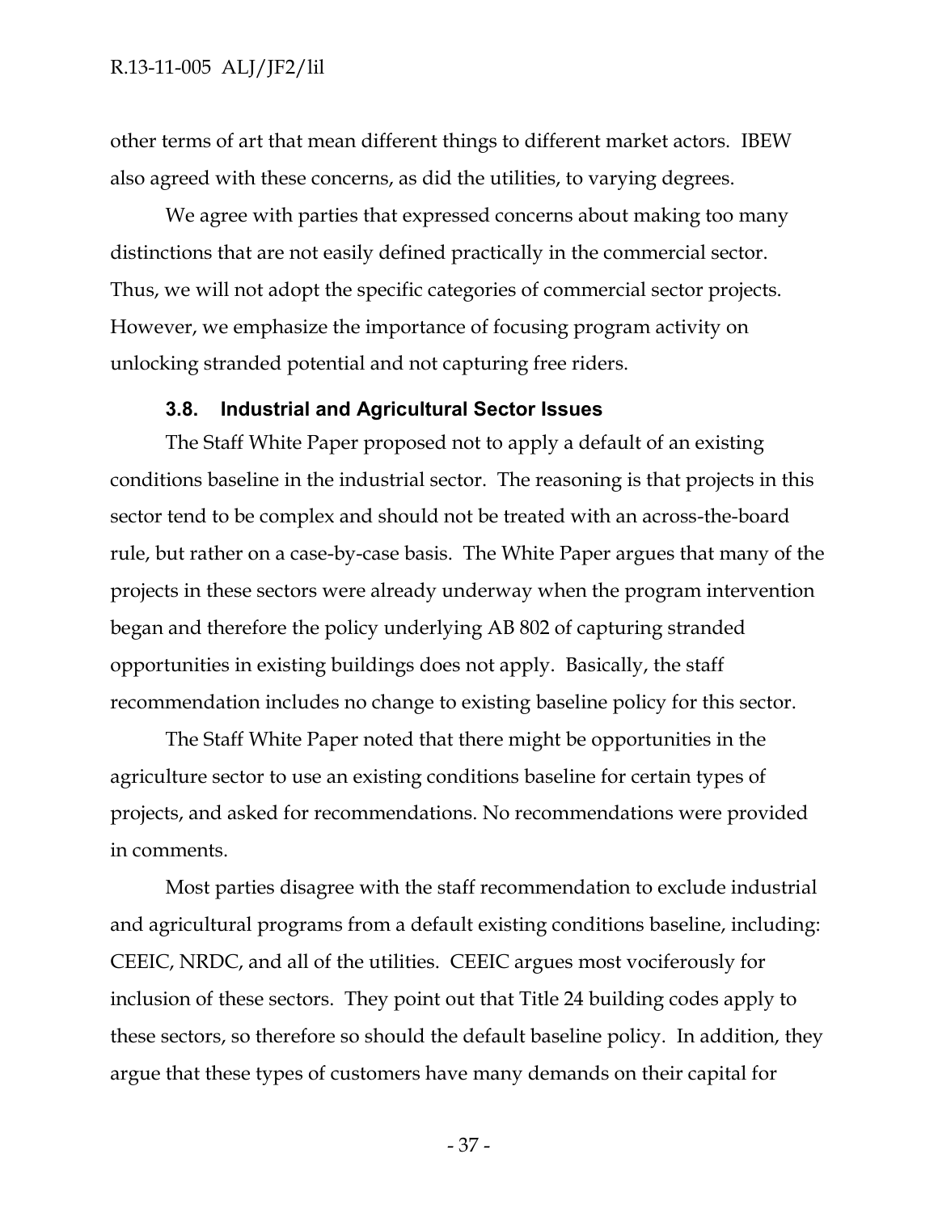other terms of art that mean different things to different market actors. IBEW also agreed with these concerns, as did the utilities, to varying degrees.

We agree with parties that expressed concerns about making too many distinctions that are not easily defined practically in the commercial sector. Thus, we will not adopt the specific categories of commercial sector projects. However, we emphasize the importance of focusing program activity on unlocking stranded potential and not capturing free riders.

### 3.8. Industrial and Agricultural Sector Issues

The Staff White Paper proposed not to apply a default of an existing conditions baseline in the industrial sector. The reasoning is that projects in this sector tend to be complex and should not be treated with an across-the-board rule, but rather on a case-by-case basis. The White Paper argues that many of the projects in these sectors were already underway when the program intervention began and therefore the policy underlying AB 802 of capturing stranded opportunities in existing buildings does not apply. Basically, the staff recommendation includes no change to existing baseline policy for this sector.

The Staff White Paper noted that there might be opportunities in the agriculture sector to use an existing conditions baseline for certain types of projects, and asked for recommendations. No recommendations were provided in comments.

Most parties disagree with the staff recommendation to exclude industrial and agricultural programs from a default existing conditions baseline, including: CEEIC, NRDC, and all of the utilities. CEEIC argues most vociferously for inclusion of these sectors. They point out that Title 24 building codes apply to these sectors, so therefore so should the default baseline policy. In addition, they argue that these types of customers have many demands on their capital for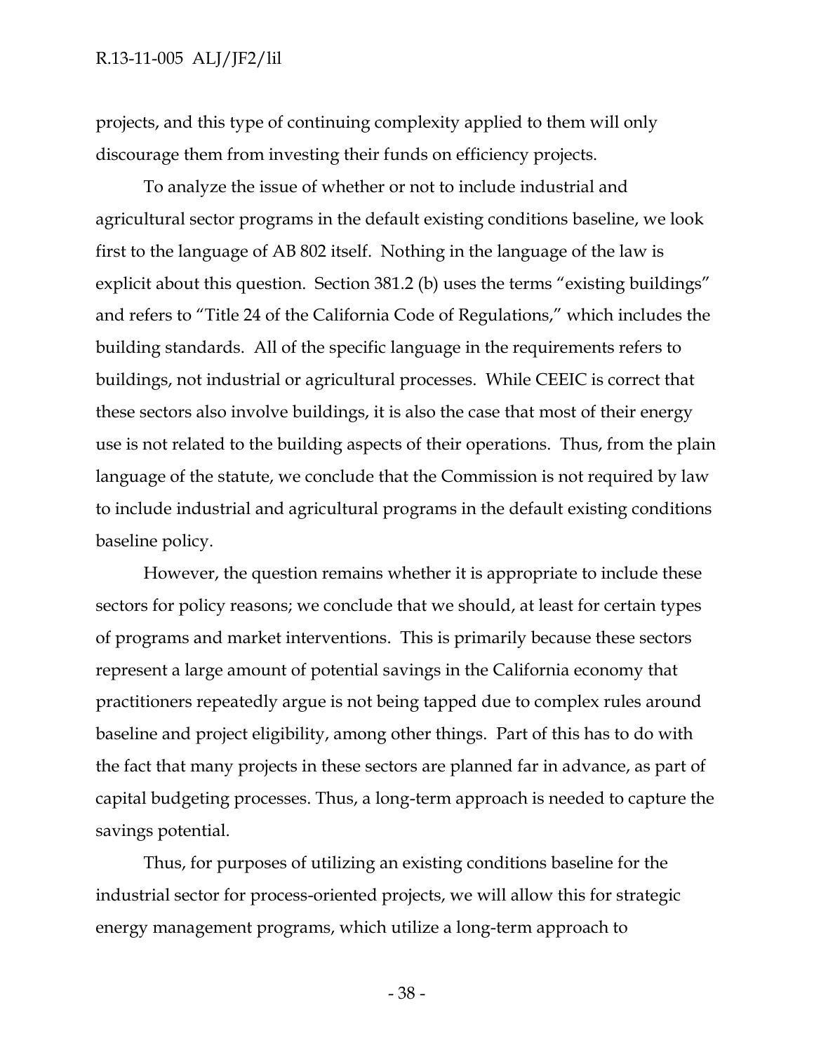projects, and this type of continuing complexity applied to them will only discourage them from investing their funds on efficiency projects.

To analyze the issue of whether or not to include industrial and agricultural sector programs in the default existing conditions baseline, we look first to the language of AB 802 itself. Nothing in the language of the law is explicit about this question. Section 381.2 (b) uses the terms "existing buildings" and refers to "Title 24 of the California Code of Regulations," which includes the building standards. All of the specific language in the requirements refers to buildings, not industrial or agricultural processes. While CEEIC is correct that these sectors also involve buildings, it is also the case that most of their energy use is not related to the building aspects of their operations. Thus, from the plain language of the statute, we conclude that the Commission is not required by law to include industrial and agricultural programs in the default existing conditions baseline policy.

However, the question remains whether it is appropriate to include these sectors for policy reasons; we conclude that we should, at least for certain types of programs and market interventions. This is primarily because these sectors represent a large amount of potential savings in the California economy that practitioners repeatedly argue is not being tapped due to complex rules around baseline and project eligibility, among other things. Part of this has to do with the fact that many projects in these sectors are planned far in advance, as part of capital budgeting processes. Thus, a long-term approach is needed to capture the savings potential.

Thus, for purposes of utilizing an existing conditions baseline for the industrial sector for process-oriented projects, we will allow this for strategic energy management programs, which utilize a long-term approach to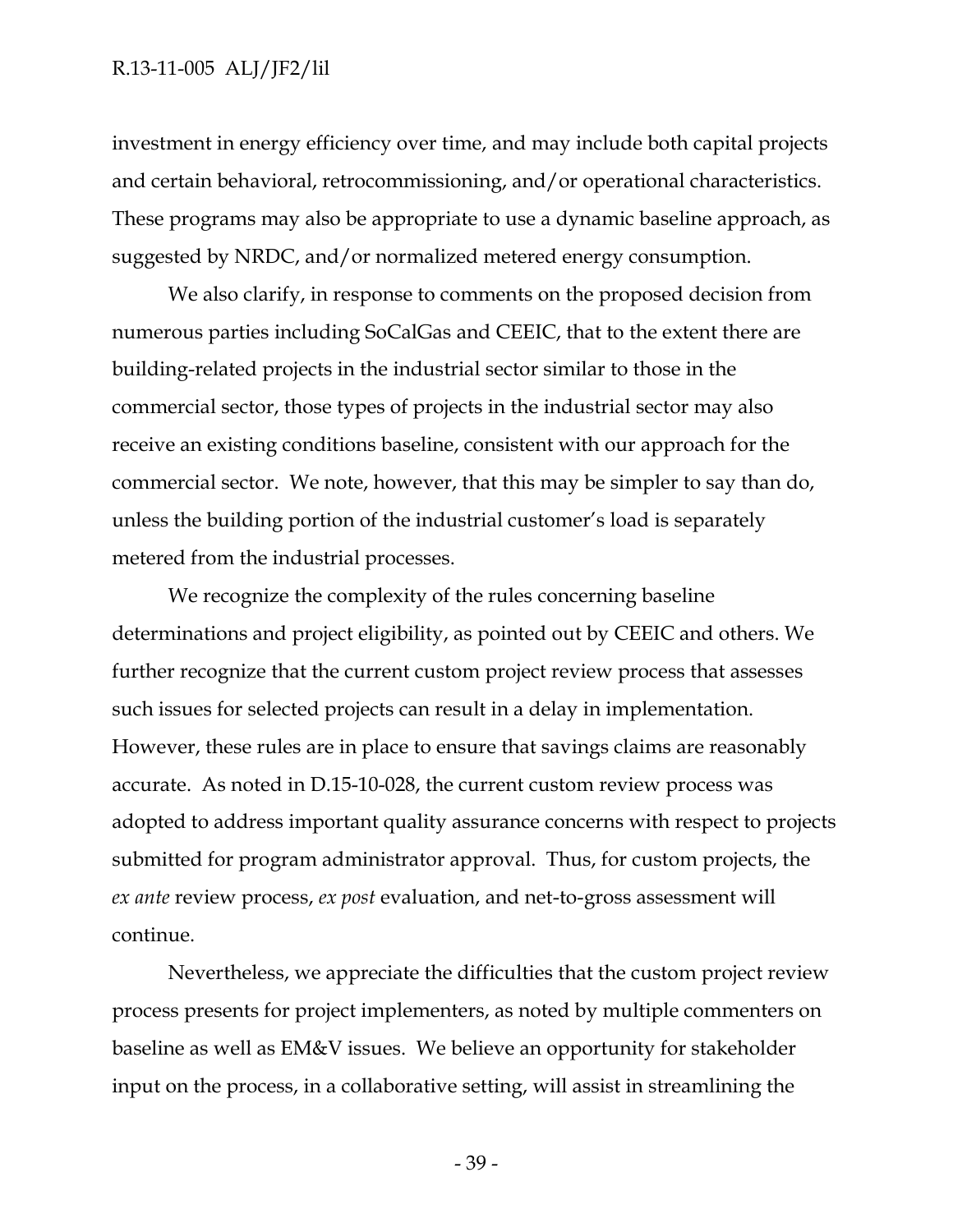investment in energy efficiency over time, and may include both capital projects and certain behavioral, retrocommissioning, and/or operational characteristics. These programs may also be appropriate to use a dynamic baseline approach, as suggested by NRDC, and/or normalized metered energy consumption.

We also clarify, in response to comments on the proposed decision from numerous parties including SoCalGas and CEEIC, that to the extent there are building-related projects in the industrial sector similar to those in the commercial sector, those types of projects in the industrial sector may also receive an existing conditions baseline, consistent with our approach for the commercial sector. We note, however, that this may be simpler to say than do, unless the building portion of the industrial customer's load is separately metered from the industrial processes.

We recognize the complexity of the rules concerning baseline determinations and project eligibility, as pointed out by CEEIC and others. We further recognize that the current custom project review process that assesses such issues for selected projects can result in a delay in implementation. However, these rules are in place to ensure that savings claims are reasonably accurate. As noted in D.15-10-028, the current custom review process was adopted to address important quality assurance concerns with respect to projects submitted for program administrator approval. Thus, for custom projects, the *ex ante* review process, *ex post* evaluation, and net-to-gross assessment will continue.

Nevertheless, we appreciate the difficulties that the custom project review process presents for project implementers, as noted by multiple commenters on baseline as well as EM&V issues. We believe an opportunity for stakeholder input on the process, in a collaborative setting, will assist in streamlining the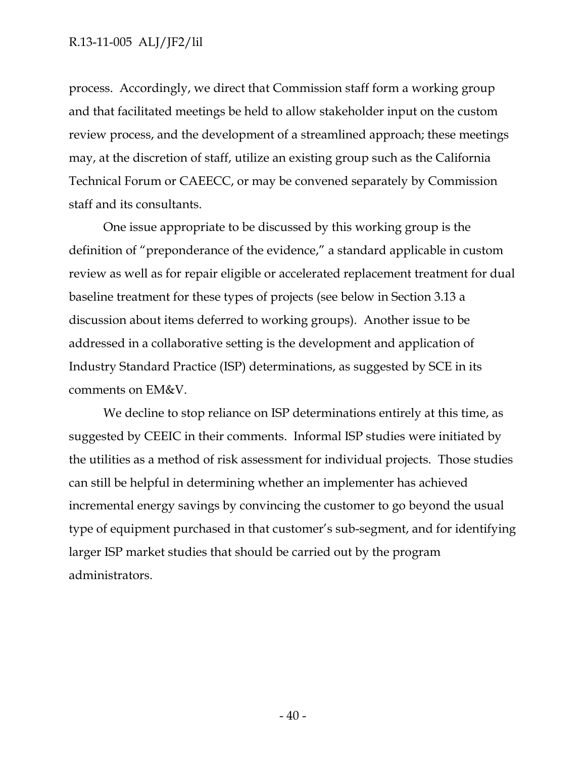process. Accordingly, we direct that Commission staff form a working group and that facilitated meetings be held to allow stakeholder input on the custom review process, and the development of a streamlined approach; these meetings may, at the discretion of staff, utilize an existing group such as the California Technical Forum or CAEECC, or may be convened separately by Commission staff and its consultants.

One issue appropriate to be discussed by this working group is the definition of "preponderance of the evidence," a standard applicable in custom review as well as for repair eligible or accelerated replacement treatment for dual baseline treatment for these types of projects (see below in Section 3.13 a discussion about items deferred to working groups). Another issue to be addressed in a collaborative setting is the development and application of Industry Standard Practice (ISP) determinations, as suggested by SCE in its comments on EM&V.

We decline to stop reliance on ISP determinations entirely at this time, as suggested by CEEIC in their comments. Informal ISP studies were initiated by the utilities as a method of risk assessment for individual projects. Those studies can still be helpful in determining whether an implementer has achieved incremental energy savings by convincing the customer to go beyond the usual type of equipment purchased in that customer's sub-segment, and for identifying larger ISP market studies that should be carried out by the program administrators.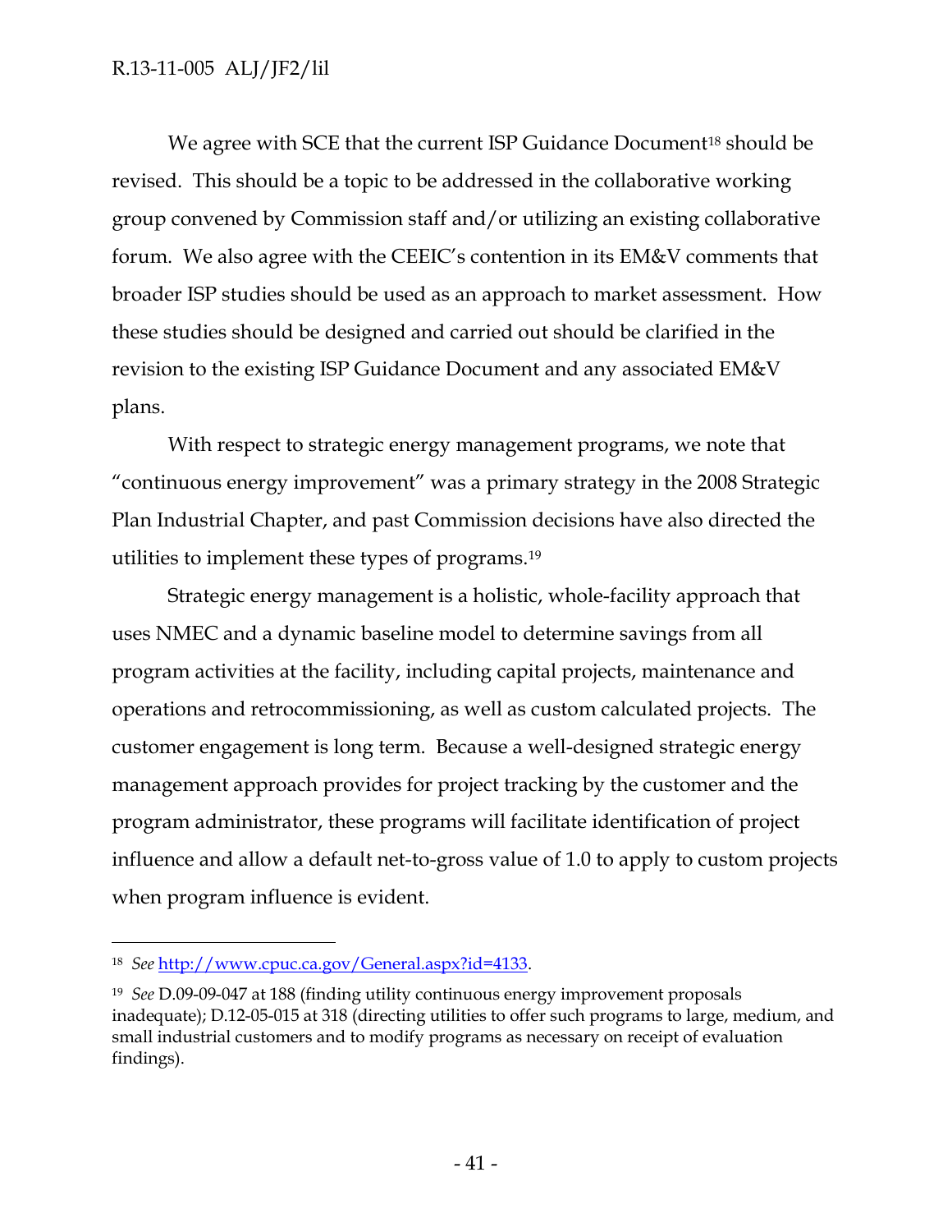We agree with SCE that the current ISP Guidance Document[18] should be revised. This should be a topic to be addressed in the collaborative working group convened by Commission staff and/or utilizing an existing collaborative forum. We also agree with the CEEIC's contention in its EM&V comments that broader ISP studies should be used as an approach to market assessment. How these studies should be designed and carried out should be clarified in the revision to the existing ISP Guidance Document and any associated EM&V plans.

With respect to strategic energy management programs, we note that "continuous energy improvement" was a primary strategy in the 2008 Strategic Plan Industrial Chapter, and past Commission decisions have also directed the utilities to implement these types of programs.[19]

Strategic energy management is a holistic, whole-facility approach that uses NMEC and a dynamic baseline model to determine savings from all program activities at the facility, including capital projects, maintenance and operations and retrocommissioning, as well as custom calculated projects. The customer engagement is long term. Because a well-designed strategic energy management approach provides for project tracking by the customer and the program administrator, these programs will facilitate identification of project influence and allow a default net-to-gross value of 1.0 to apply to custom projects when program influence is evident.

---

[18] *See* http://www.cpuc.ca.gov/General.aspx?id=4133.

[19] *See* D.09-09-047 at 188 (finding utility continuous energy improvement proposals inadequate); D.12-05-015 at 318 (directing utilities to offer such programs to large, medium, and small industrial customers and to modify programs as necessary on receipt of evaluation findings).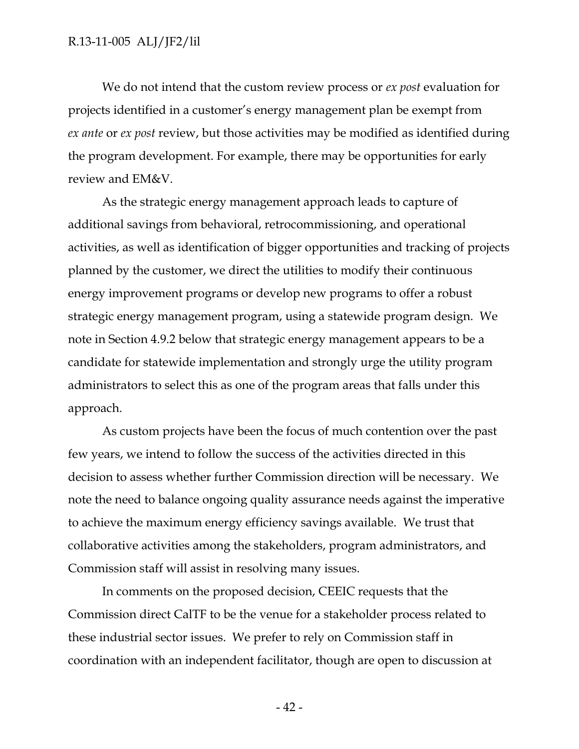We do not intend that the custom review process or *ex post* evaluation for projects identified in a customer's energy management plan be exempt from *ex ante* or *ex post* review, but those activities may be modified as identified during the program development. For example, there may be opportunities for early review and EM&V.

As the strategic energy management approach leads to capture of additional savings from behavioral, retrocommissioning, and operational activities, as well as identification of bigger opportunities and tracking of projects planned by the customer, we direct the utilities to modify their continuous energy improvement programs or develop new programs to offer a robust strategic energy management program, using a statewide program design. We note in Section 4.9.2 below that strategic energy management appears to be a candidate for statewide implementation and strongly urge the utility program administrators to select this as one of the program areas that falls under this approach.

As custom projects have been the focus of much contention over the past few years, we intend to follow the success of the activities directed in this decision to assess whether further Commission direction will be necessary. We note the need to balance ongoing quality assurance needs against the imperative to achieve the maximum energy efficiency savings available. We trust that collaborative activities among the stakeholders, program administrators, and Commission staff will assist in resolving many issues.

In comments on the proposed decision, CEEIC requests that the Commission direct CalTF to be the venue for a stakeholder process related to these industrial sector issues. We prefer to rely on Commission staff in coordination with an independent facilitator, though are open to discussion at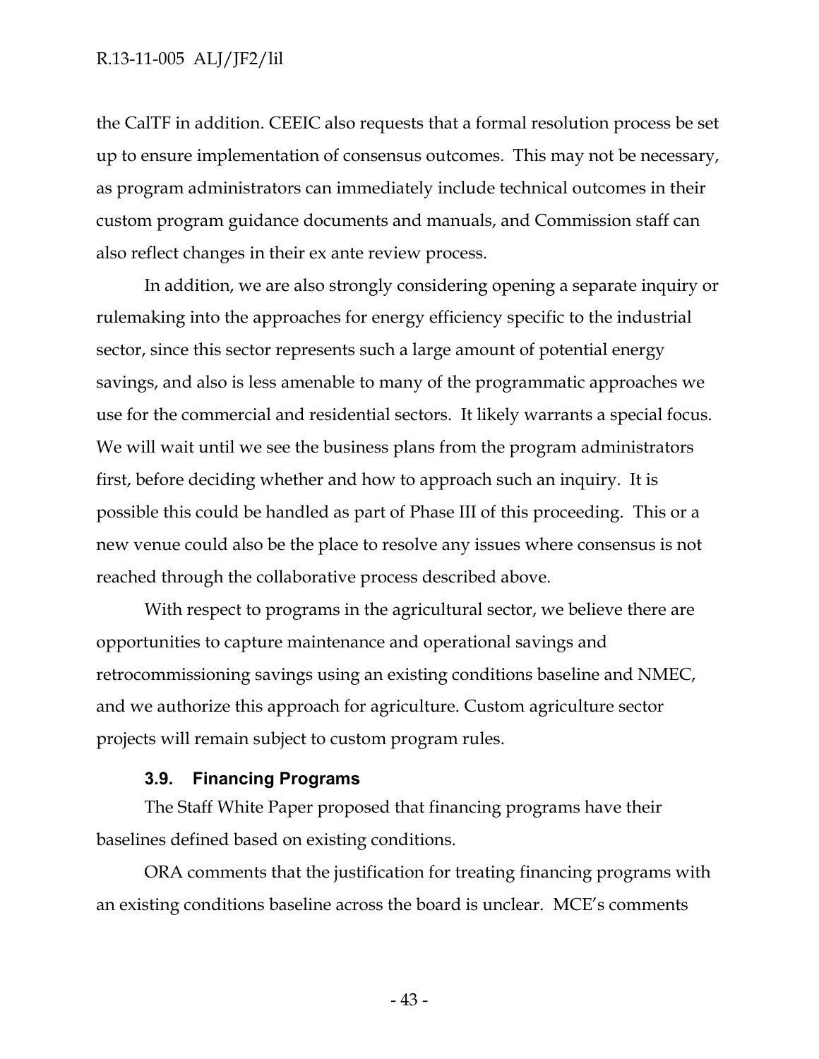the CalTF in addition. CEEIC also requests that a formal resolution process be set up to ensure implementation of consensus outcomes. This may not be necessary, as program administrators can immediately include technical outcomes in their custom program guidance documents and manuals, and Commission staff can also reflect changes in their ex ante review process.

In addition, we are also strongly considering opening a separate inquiry or rulemaking into the approaches for energy efficiency specific to the industrial sector, since this sector represents such a large amount of potential energy savings, and also is less amenable to many of the programmatic approaches we use for the commercial and residential sectors. It likely warrants a special focus. We will wait until we see the business plans from the program administrators first, before deciding whether and how to approach such an inquiry. It is possible this could be handled as part of Phase III of this proceeding. This or a new venue could also be the place to resolve any issues where consensus is not reached through the collaborative process described above.

With respect to programs in the agricultural sector, we believe there are opportunities to capture maintenance and operational savings and retrocommissioning savings using an existing conditions baseline and NMEC, and we authorize this approach for agriculture. Custom agriculture sector projects will remain subject to custom program rules.

### 3.9. Financing Programs

The Staff White Paper proposed that financing programs have their baselines defined based on existing conditions.

ORA comments that the justification for treating financing programs with an existing conditions baseline across the board is unclear. MCE's comments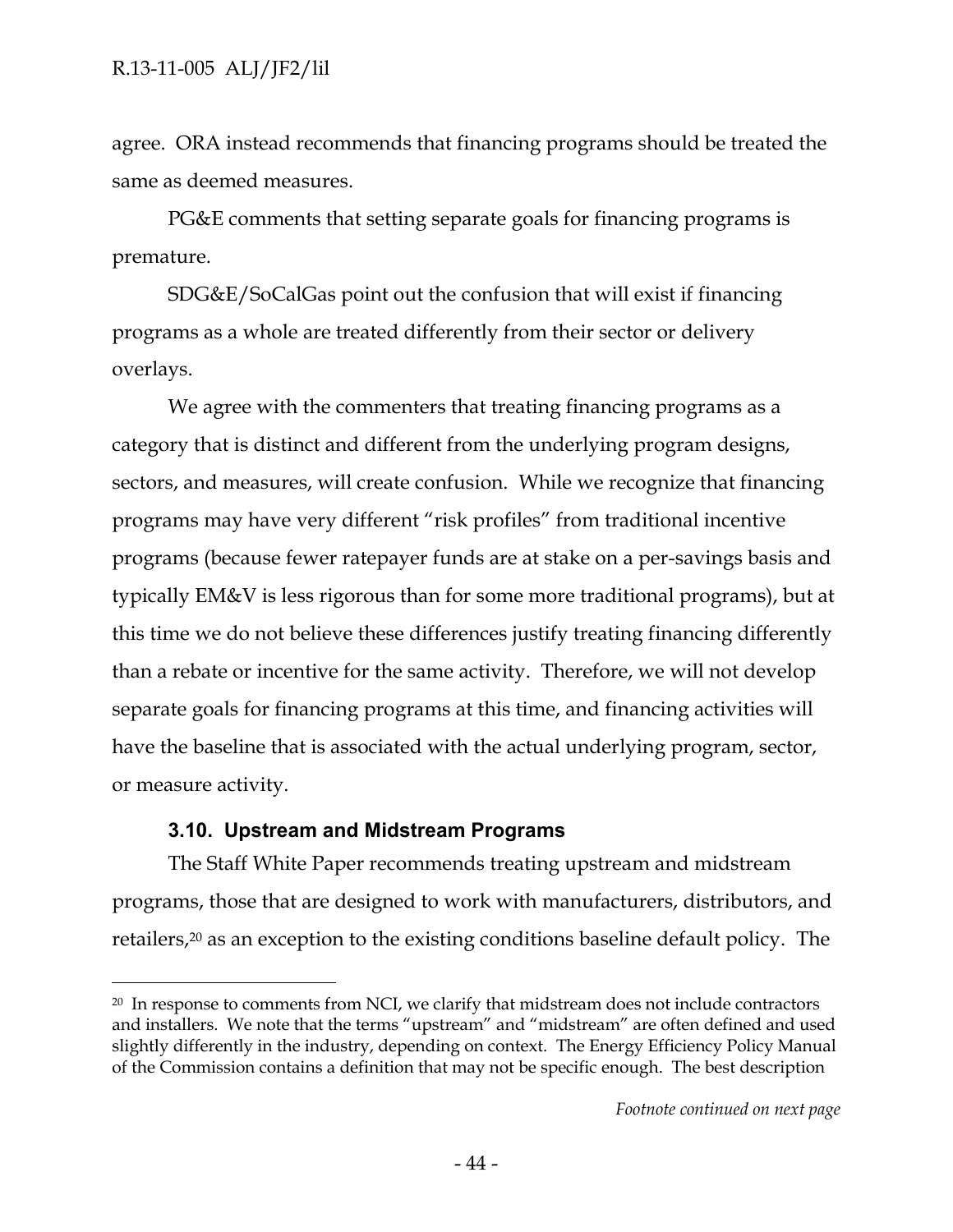agree. ORA instead recommends that financing programs should be treated the same as deemed measures.

PG&E comments that setting separate goals for financing programs is premature.

SDG&E/SoCalGas point out the confusion that will exist if financing programs as a whole are treated differently from their sector or delivery overlays.

We agree with the commenters that treating financing programs as a category that is distinct and different from the underlying program designs, sectors, and measures, will create confusion. While we recognize that financing programs may have very different "risk profiles" from traditional incentive programs (because fewer ratepayer funds are at stake on a per-savings basis and typically EM&V is less rigorous than for some more traditional programs), but at this time we do not believe these differences justify treating financing differently than a rebate or incentive for the same activity. Therefore, we will not develop separate goals for financing programs at this time, and financing activities will have the baseline that is associated with the actual underlying program, sector, or measure activity.

### 3.10. Upstream and Midstream Programs

The Staff White Paper recommends treating upstream and midstream programs, those that are designed to work with manufacturers, distributors, and retailers,[20] as an exception to the existing conditions baseline default policy. The

[20] In response to comments from NCI, we clarify that midstream does not include contractors and installers. We note that the terms "upstream" and "midstream" are often defined and used slightly differently in the industry, depending on context. The Energy Efficiency Policy Manual of the Commission contains a definition that may not be specific enough. The best description

*Footnote continued on next page*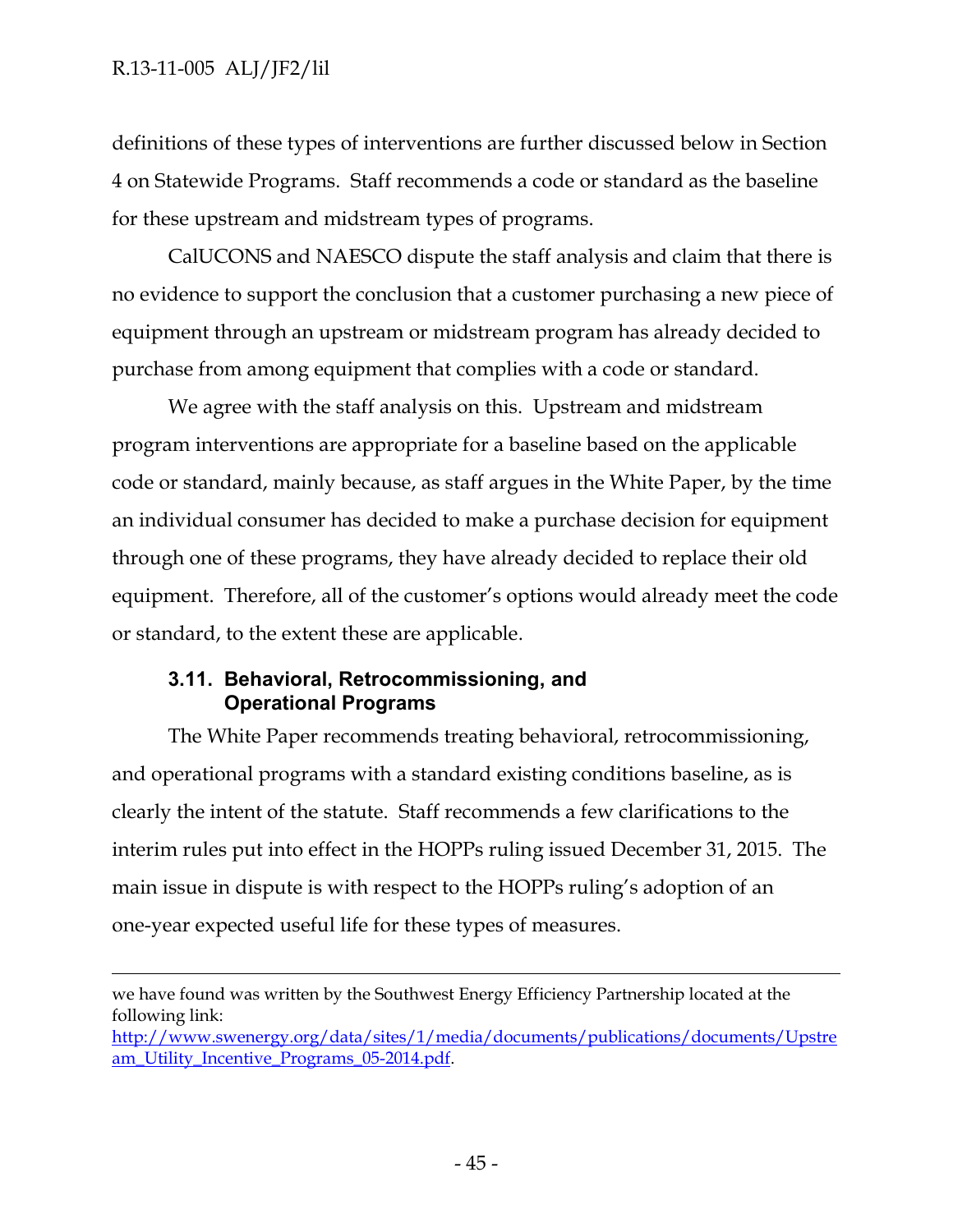definitions of these types of interventions are further discussed below in Section 4 on Statewide Programs. Staff recommends a code or standard as the baseline for these upstream and midstream types of programs.

CalUCONS and NAESCO dispute the staff analysis and claim that there is no evidence to support the conclusion that a customer purchasing a new piece of equipment through an upstream or midstream program has already decided to purchase from among equipment that complies with a code or standard.

We agree with the staff analysis on this. Upstream and midstream program interventions are appropriate for a baseline based on the applicable code or standard, mainly because, as staff argues in the White Paper, by the time an individual consumer has decided to make a purchase decision for equipment through one of these programs, they have already decided to replace their old equipment. Therefore, all of the customer's options would already meet the code or standard, to the extent these are applicable.

### 3.11. Behavioral, Retrocommissioning, and Operational Programs

The White Paper recommends treating behavioral, retrocommissioning, and operational programs with a standard existing conditions baseline, as is clearly the intent of the statute. Staff recommends a few clarifications to the interim rules put into effect in the HOPPs ruling issued December 31, 2015. The main issue in dispute is with respect to the HOPPs ruling's adoption of an one-year expected useful life for these types of measures.

---

we have found was written by the Southwest Energy Efficiency Partnership located at the following link: http://www.swenergy.org/data/sites/1/media/documents/publications/documents/Upstream_Utility_Incentive_Programs_05-2014.pdf.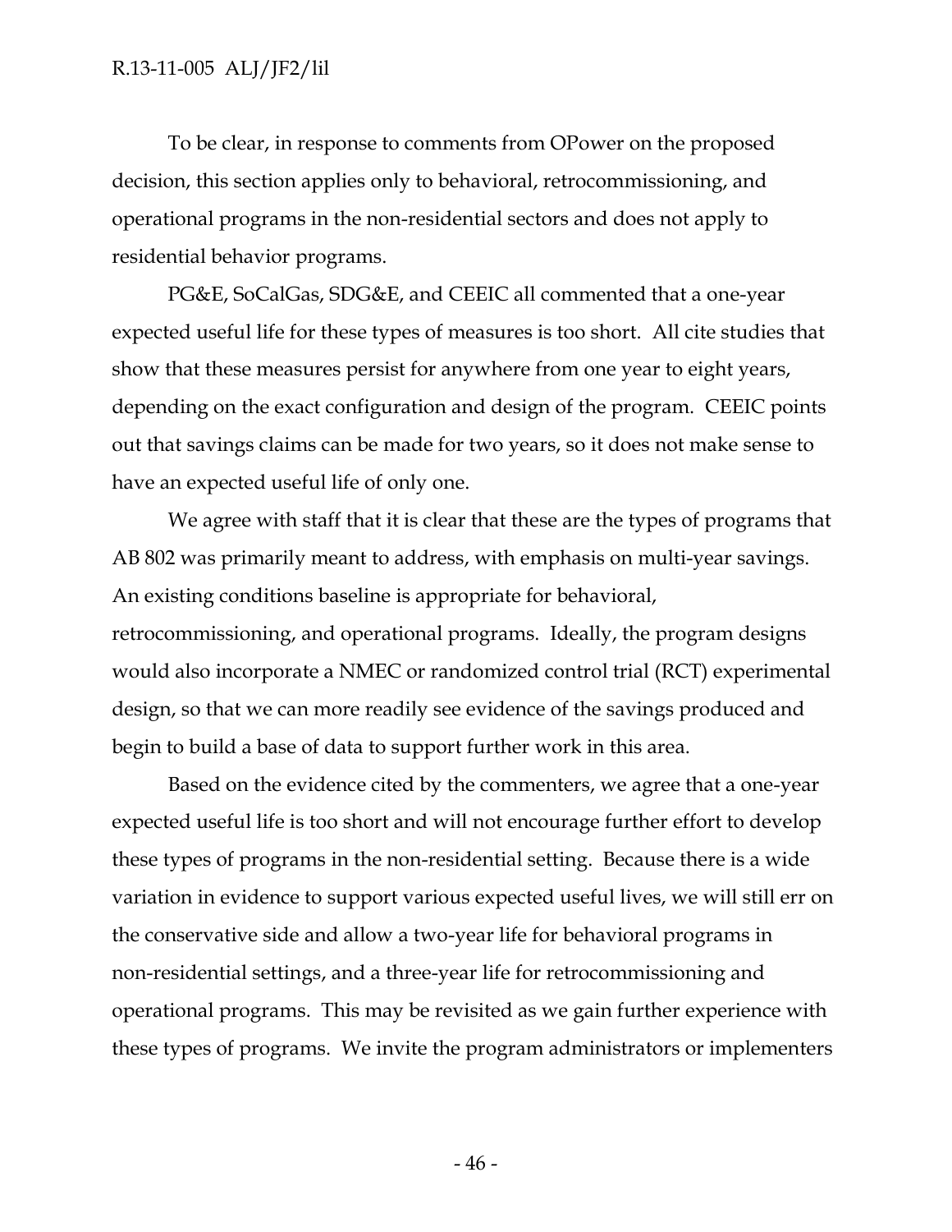To be clear, in response to comments from OPower on the proposed decision, this section applies only to behavioral, retrocommissioning, and operational programs in the non-residential sectors and does not apply to residential behavior programs.

PG&E, SoCalGas, SDG&E, and CEEIC all commented that a one-year expected useful life for these types of measures is too short. All cite studies that show that these measures persist for anywhere from one year to eight years, depending on the exact configuration and design of the program. CEEIC points out that savings claims can be made for two years, so it does not make sense to have an expected useful life of only one.

We agree with staff that it is clear that these are the types of programs that AB 802 was primarily meant to address, with emphasis on multi-year savings. An existing conditions baseline is appropriate for behavioral, retrocommissioning, and operational programs. Ideally, the program designs would also incorporate a NMEC or randomized control trial (RCT) experimental design, so that we can more readily see evidence of the savings produced and begin to build a base of data to support further work in this area.

Based on the evidence cited by the commenters, we agree that a one-year expected useful life is too short and will not encourage further effort to develop these types of programs in the non-residential setting. Because there is a wide variation in evidence to support various expected useful lives, we will still err on the conservative side and allow a two-year life for behavioral programs in non-residential settings, and a three-year life for retrocommissioning and operational programs. This may be revisited as we gain further experience with these types of programs. We invite the program administrators or implementers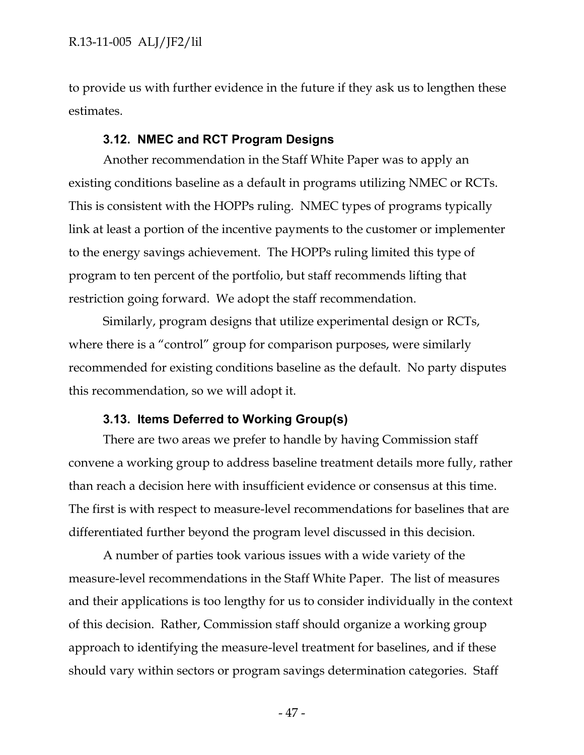to provide us with further evidence in the future if they ask us to lengthen these estimates.

### 3.12. NMEC and RCT Program Designs

Another recommendation in the Staff White Paper was to apply an existing conditions baseline as a default in programs utilizing NMEC or RCTs. This is consistent with the HOPPs ruling. NMEC types of programs typically link at least a portion of the incentive payments to the customer or implementer to the energy savings achievement. The HOPPs ruling limited this type of program to ten percent of the portfolio, but staff recommends lifting that restriction going forward. We adopt the staff recommendation.

Similarly, program designs that utilize experimental design or RCTs, where there is a "control" group for comparison purposes, were similarly recommended for existing conditions baseline as the default. No party disputes this recommendation, so we will adopt it.

### 3.13. Items Deferred to Working Group(s)

There are two areas we prefer to handle by having Commission staff convene a working group to address baseline treatment details more fully, rather than reach a decision here with insufficient evidence or consensus at this time. The first is with respect to measure-level recommendations for baselines that are differentiated further beyond the program level discussed in this decision.

A number of parties took various issues with a wide variety of the measure-level recommendations in the Staff White Paper. The list of measures and their applications is too lengthy for us to consider individually in the context of this decision. Rather, Commission staff should organize a working group approach to identifying the measure-level treatment for baselines, and if these should vary within sectors or program savings determination categories. Staff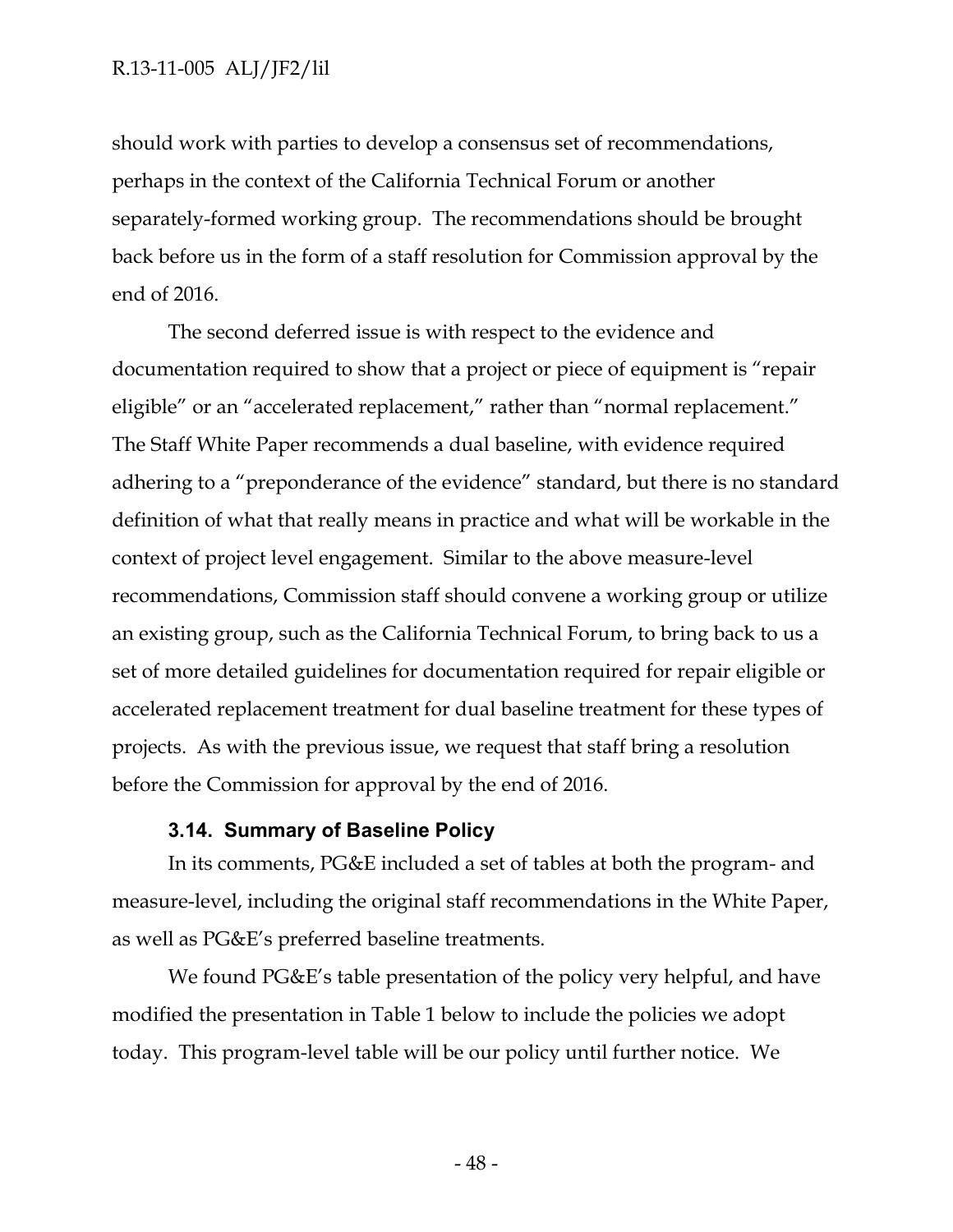should work with parties to develop a consensus set of recommendations, perhaps in the context of the California Technical Forum or another separately-formed working group. The recommendations should be brought back before us in the form of a staff resolution for Commission approval by the end of 2016.

The second deferred issue is with respect to the evidence and documentation required to show that a project or piece of equipment is "repair eligible" or an "accelerated replacement," rather than "normal replacement." The Staff White Paper recommends a dual baseline, with evidence required adhering to a "preponderance of the evidence" standard, but there is no standard definition of what that really means in practice and what will be workable in the context of project level engagement. Similar to the above measure-level recommendations, Commission staff should convene a working group or utilize an existing group, such as the California Technical Forum, to bring back to us a set of more detailed guidelines for documentation required for repair eligible or accelerated replacement treatment for dual baseline treatment for these types of projects. As with the previous issue, we request that staff bring a resolution before the Commission for approval by the end of 2016.

### 3.14. Summary of Baseline Policy

In its comments, PG&E included a set of tables at both the program- and measure-level, including the original staff recommendations in the White Paper, as well as PG&E's preferred baseline treatments.

We found PG&E's table presentation of the policy very helpful, and have modified the presentation in Table 1 below to include the policies we adopt today. This program-level table will be our policy until further notice. We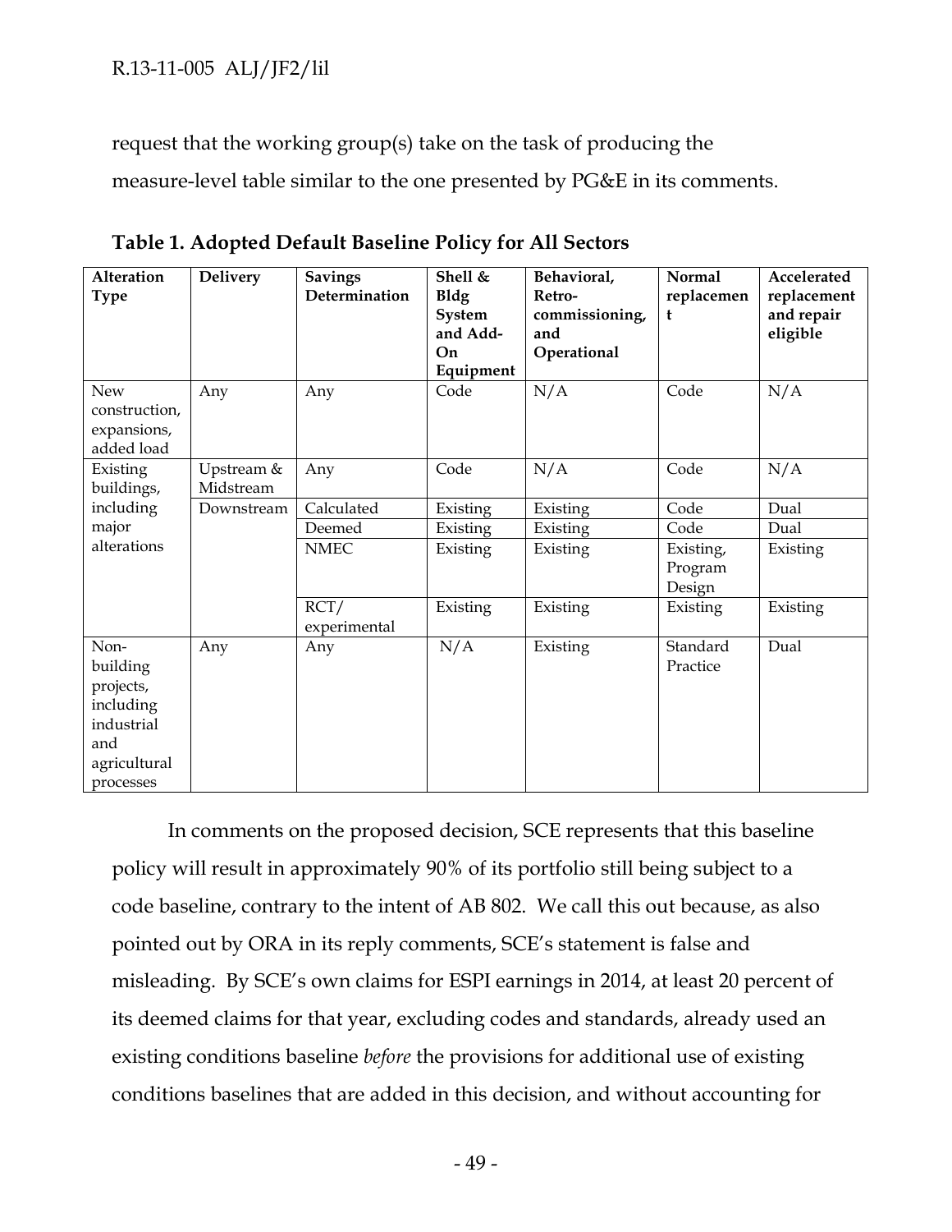request that the working group(s) take on the task of producing the measure-level table similar to the one presented by PG&E in its comments.

**Table 1. Adopted Default Baseline Policy for All Sectors**

| Alteration Type | Delivery | Savings Determination | Shell & Bldg System and Add-On Equipment | Behavioral, Retro-commissioning, and Operational | Normal replacement | Accelerated replacement and repair eligible |
|---|---|---|---|---|---|---|
| New construction, expansions, added load | Any | Any | Code | N/A | Code | N/A |
| Existing buildings, including major alterations | Upstream & Midstream | Any | Code | N/A | Code | N/A |
| | Downstream | Calculated | Existing | Existing | Code | Dual |
| | | Deemed | Existing | Existing | Code | Dual |
| | | NMEC | Existing | Existing | Existing, Program Design | Existing |
| | | RCT/ experimental | Existing | Existing | Existing | Existing |
| Non-building projects, including industrial and agricultural processes | Any | Any | N/A | Existing | Standard Practice | Dual |

In comments on the proposed decision, SCE represents that this baseline policy will result in approximately 90% of its portfolio still being subject to a code baseline, contrary to the intent of AB 802. We call this out because, as also pointed out by ORA in its reply comments, SCE's statement is false and misleading. By SCE's own claims for ESPI earnings in 2014, at least 20 percent of its deemed claims for that year, excluding codes and standards, already used an existing conditions baseline *before* the provisions for additional use of existing conditions baselines that are added in this decision, and without accounting for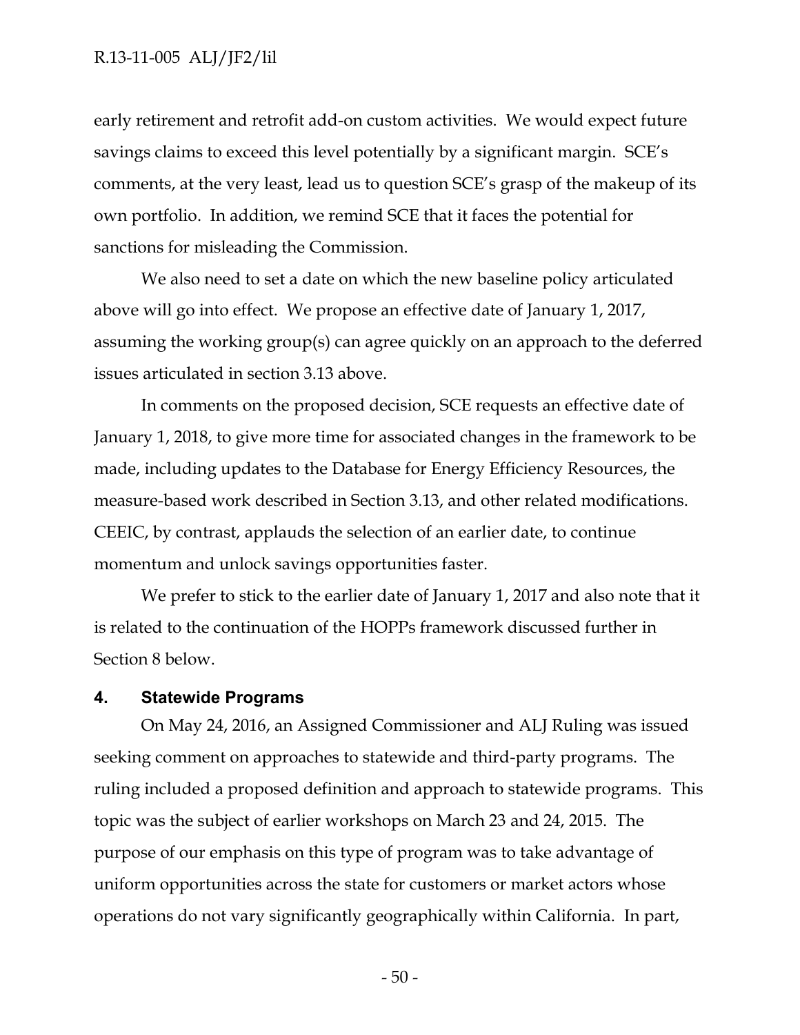early retirement and retrofit add-on custom activities. We would expect future savings claims to exceed this level potentially by a significant margin. SCE's comments, at the very least, lead us to question SCE's grasp of the makeup of its own portfolio. In addition, we remind SCE that it faces the potential for sanctions for misleading the Commission.

We also need to set a date on which the new baseline policy articulated above will go into effect. We propose an effective date of January 1, 2017, assuming the working group(s) can agree quickly on an approach to the deferred issues articulated in section 3.13 above.

In comments on the proposed decision, SCE requests an effective date of January 1, 2018, to give more time for associated changes in the framework to be made, including updates to the Database for Energy Efficiency Resources, the measure-based work described in Section 3.13, and other related modifications. CEEIC, by contrast, applauds the selection of an earlier date, to continue momentum and unlock savings opportunities faster.

We prefer to stick to the earlier date of January 1, 2017 and also note that it is related to the continuation of the HOPPs framework discussed further in Section 8 below.

## 4. Statewide Programs

On May 24, 2016, an Assigned Commissioner and ALJ Ruling was issued seeking comment on approaches to statewide and third-party programs. The ruling included a proposed definition and approach to statewide programs. This topic was the subject of earlier workshops on March 23 and 24, 2015. The purpose of our emphasis on this type of program was to take advantage of uniform opportunities across the state for customers or market actors whose operations do not vary significantly geographically within California. In part,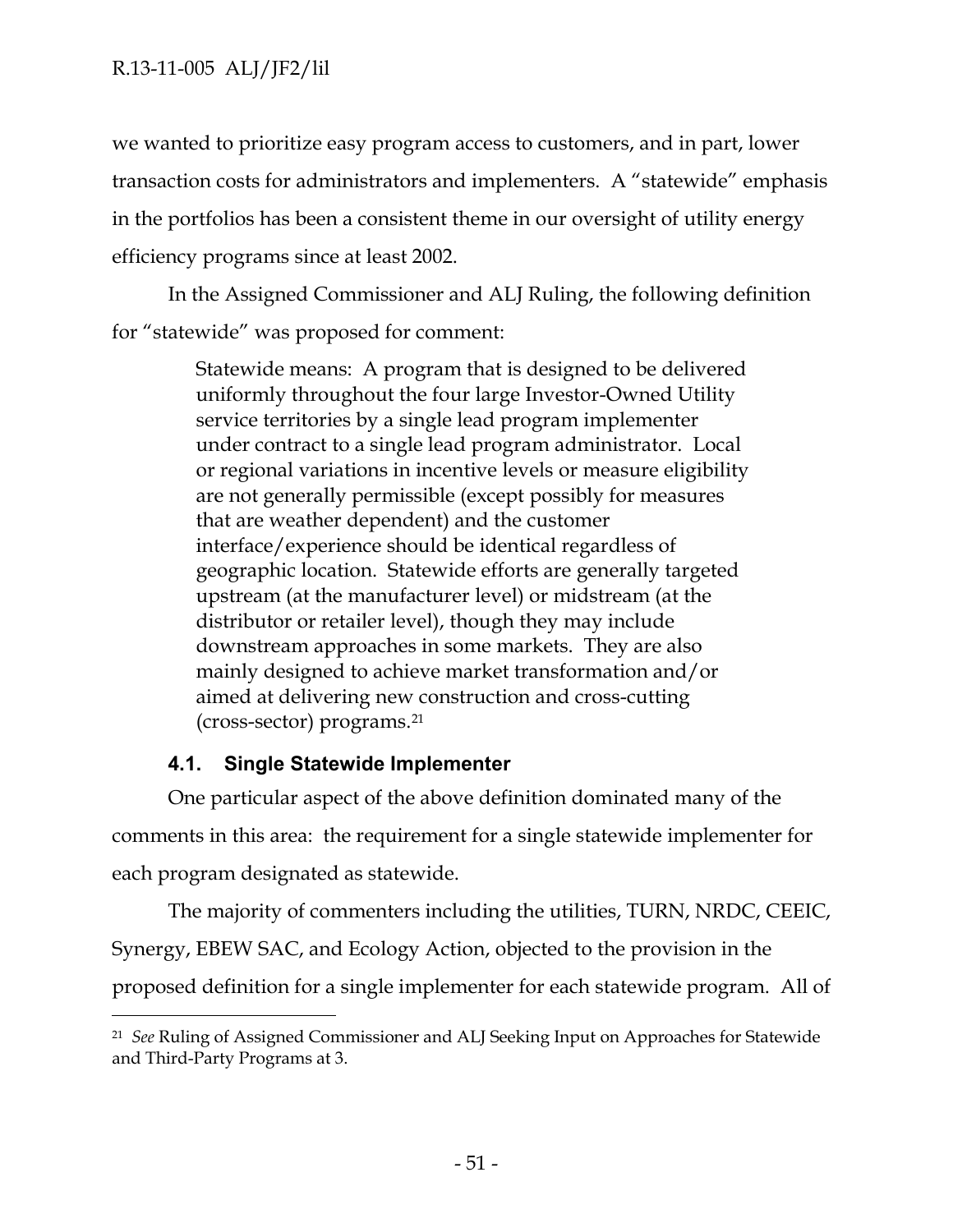we wanted to prioritize easy program access to customers, and in part, lower transaction costs for administrators and implementers. A "statewide" emphasis in the portfolios has been a consistent theme in our oversight of utility energy efficiency programs since at least 2002.

In the Assigned Commissioner and ALJ Ruling, the following definition for "statewide" was proposed for comment:

> Statewide means: A program that is designed to be delivered uniformly throughout the four large Investor-Owned Utility service territories by a single lead program implementer under contract to a single lead program administrator. Local or regional variations in incentive levels or measure eligibility are not generally permissible (except possibly for measures that are weather dependent) and the customer interface/experience should be identical regardless of geographic location. Statewide efforts are generally targeted upstream (at the manufacturer level) or midstream (at the distributor or retailer level), though they may include downstream approaches in some markets. They are also mainly designed to achieve market transformation and/or aimed at delivering new construction and cross-cutting (cross-sector) programs.[21]

### 4.1. Single Statewide Implementer

One particular aspect of the above definition dominated many of the comments in this area: the requirement for a single statewide implementer for each program designated as statewide.

The majority of commenters including the utilities, TURN, NRDC, CEEIC, Synergy, EBEW SAC, and Ecology Action, objected to the provision in the proposed definition for a single implementer for each statewide program. All of

---

[21] *See* Ruling of Assigned Commissioner and ALJ Seeking Input on Approaches for Statewide and Third-Party Programs at 3.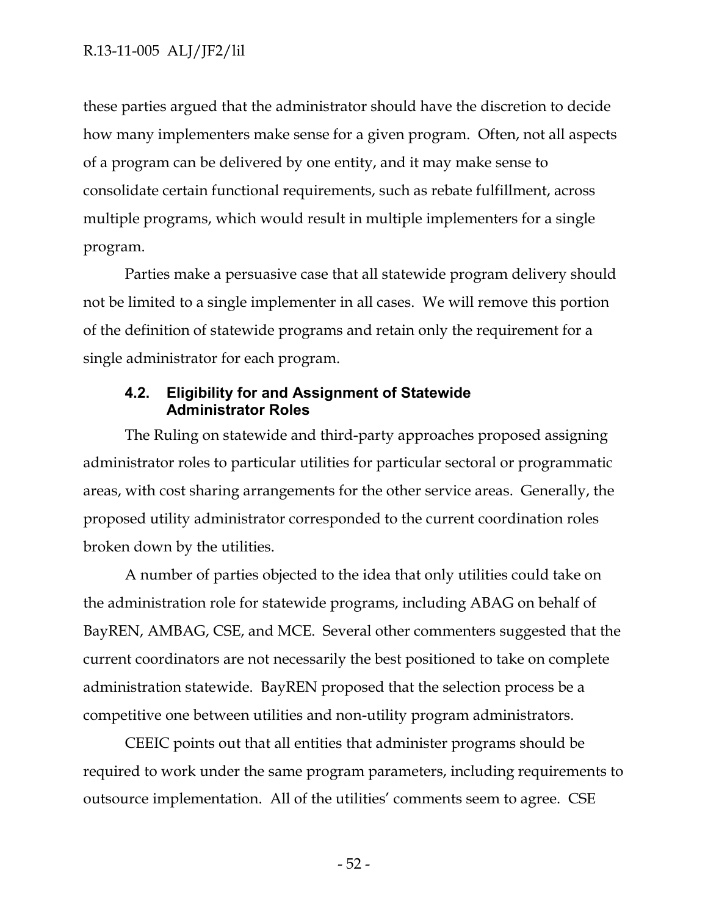these parties argued that the administrator should have the discretion to decide how many implementers make sense for a given program. Often, not all aspects of a program can be delivered by one entity, and it may make sense to consolidate certain functional requirements, such as rebate fulfillment, across multiple programs, which would result in multiple implementers for a single program.

Parties make a persuasive case that all statewide program delivery should not be limited to a single implementer in all cases. We will remove this portion of the definition of statewide programs and retain only the requirement for a single administrator for each program.

### 4.2. Eligibility for and Assignment of Statewide Administrator Roles

The Ruling on statewide and third-party approaches proposed assigning administrator roles to particular utilities for particular sectoral or programmatic areas, with cost sharing arrangements for the other service areas. Generally, the proposed utility administrator corresponded to the current coordination roles broken down by the utilities.

A number of parties objected to the idea that only utilities could take on the administration role for statewide programs, including ABAG on behalf of BayREN, AMBAG, CSE, and MCE. Several other commenters suggested that the current coordinators are not necessarily the best positioned to take on complete administration statewide. BayREN proposed that the selection process be a competitive one between utilities and non-utility program administrators.

CEEIC points out that all entities that administer programs should be required to work under the same program parameters, including requirements to outsource implementation. All of the utilities' comments seem to agree. CSE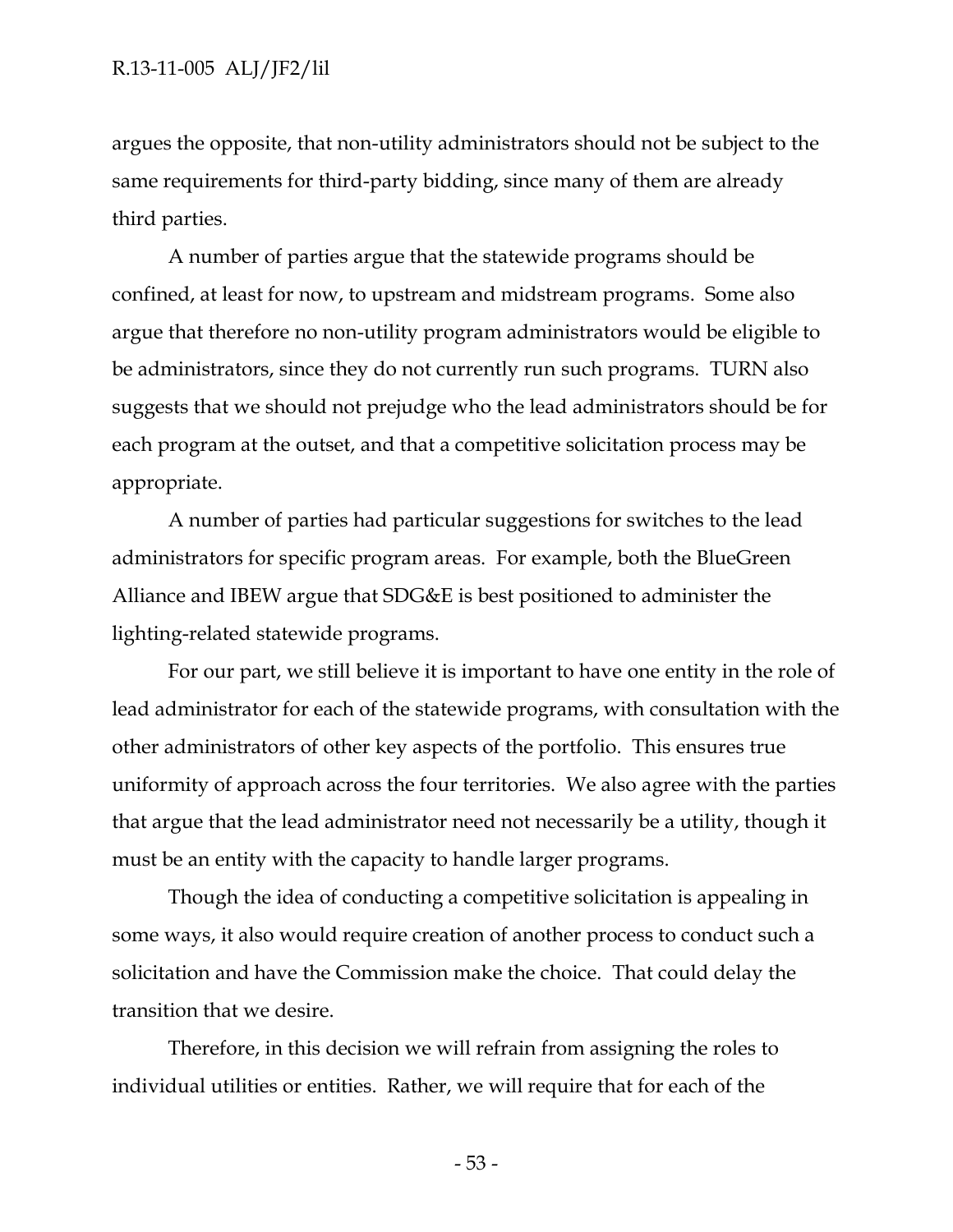argues the opposite, that non-utility administrators should not be subject to the same requirements for third-party bidding, since many of them are already third parties.

A number of parties argue that the statewide programs should be confined, at least for now, to upstream and midstream programs. Some also argue that therefore no non-utility program administrators would be eligible to be administrators, since they do not currently run such programs. TURN also suggests that we should not prejudge who the lead administrators should be for each program at the outset, and that a competitive solicitation process may be appropriate.

A number of parties had particular suggestions for switches to the lead administrators for specific program areas. For example, both the BlueGreen Alliance and IBEW argue that SDG&E is best positioned to administer the lighting-related statewide programs.

For our part, we still believe it is important to have one entity in the role of lead administrator for each of the statewide programs, with consultation with the other administrators of other key aspects of the portfolio. This ensures true uniformity of approach across the four territories. We also agree with the parties that argue that the lead administrator need not necessarily be a utility, though it must be an entity with the capacity to handle larger programs.

Though the idea of conducting a competitive solicitation is appealing in some ways, it also would require creation of another process to conduct such a solicitation and have the Commission make the choice. That could delay the transition that we desire.

Therefore, in this decision we will refrain from assigning the roles to individual utilities or entities. Rather, we will require that for each of the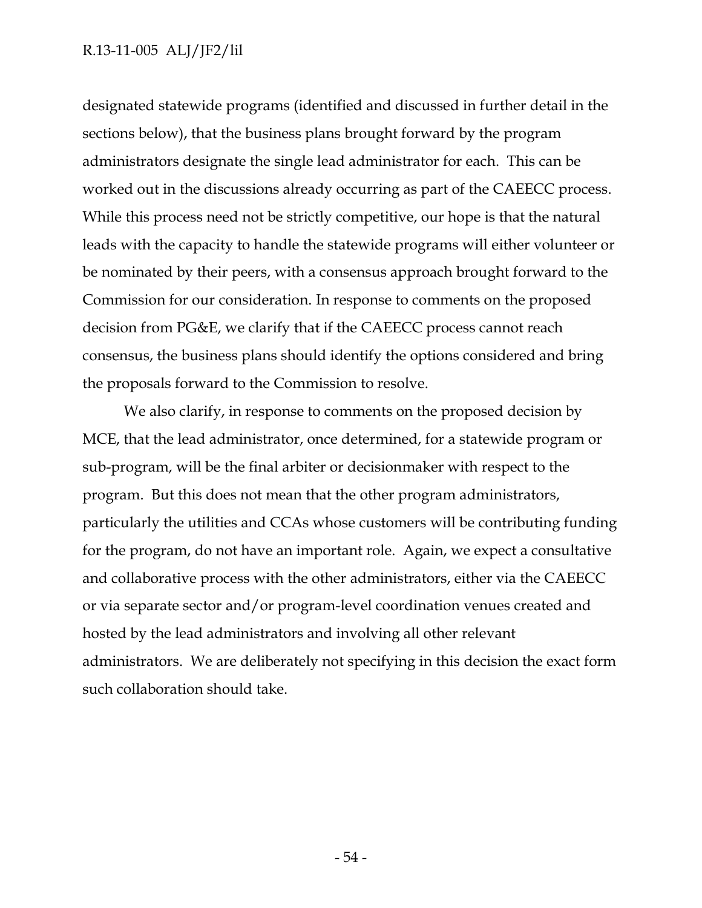designated statewide programs (identified and discussed in further detail in the sections below), that the business plans brought forward by the program administrators designate the single lead administrator for each. This can be worked out in the discussions already occurring as part of the CAEECC process. While this process need not be strictly competitive, our hope is that the natural leads with the capacity to handle the statewide programs will either volunteer or be nominated by their peers, with a consensus approach brought forward to the Commission for our consideration. In response to comments on the proposed decision from PG&E, we clarify that if the CAEECC process cannot reach consensus, the business plans should identify the options considered and bring the proposals forward to the Commission to resolve.

We also clarify, in response to comments on the proposed decision by MCE, that the lead administrator, once determined, for a statewide program or sub-program, will be the final arbiter or decisionmaker with respect to the program. But this does not mean that the other program administrators, particularly the utilities and CCAs whose customers will be contributing funding for the program, do not have an important role. Again, we expect a consultative and collaborative process with the other administrators, either via the CAEECC or via separate sector and/or program-level coordination venues created and hosted by the lead administrators and involving all other relevant administrators. We are deliberately not specifying in this decision the exact form such collaboration should take.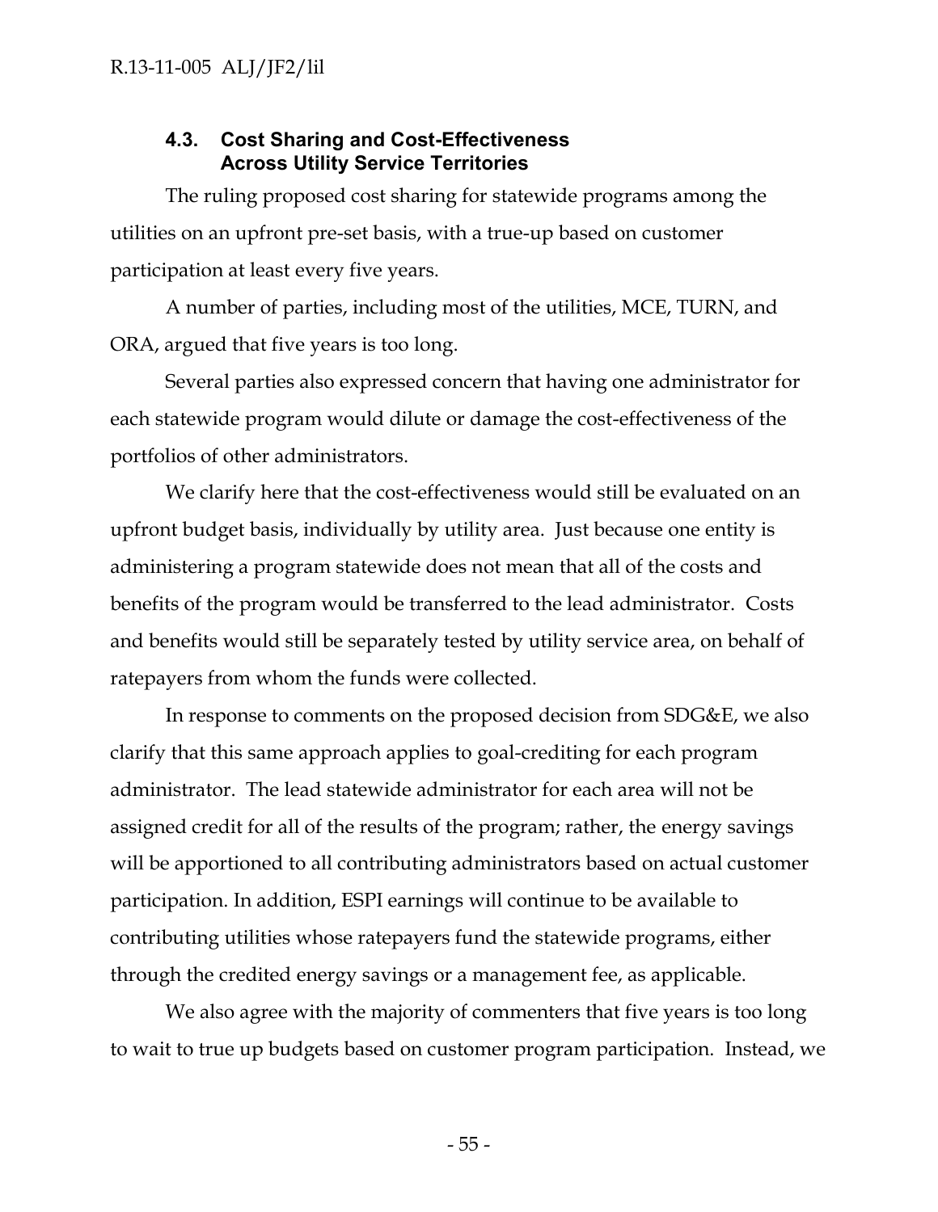### 4.3. Cost Sharing and Cost-Effectiveness Across Utility Service Territories

The ruling proposed cost sharing for statewide programs among the utilities on an upfront pre-set basis, with a true-up based on customer participation at least every five years.

A number of parties, including most of the utilities, MCE, TURN, and ORA, argued that five years is too long.

Several parties also expressed concern that having one administrator for each statewide program would dilute or damage the cost-effectiveness of the portfolios of other administrators.

We clarify here that the cost-effectiveness would still be evaluated on an upfront budget basis, individually by utility area. Just because one entity is administering a program statewide does not mean that all of the costs and benefits of the program would be transferred to the lead administrator. Costs and benefits would still be separately tested by utility service area, on behalf of ratepayers from whom the funds were collected.

In response to comments on the proposed decision from SDG&E, we also clarify that this same approach applies to goal-crediting for each program administrator. The lead statewide administrator for each area will not be assigned credit for all of the results of the program; rather, the energy savings will be apportioned to all contributing administrators based on actual customer participation. In addition, ESPI earnings will continue to be available to contributing utilities whose ratepayers fund the statewide programs, either through the credited energy savings or a management fee, as applicable.

We also agree with the majority of commenters that five years is too long to wait to true up budgets based on customer program participation. Instead, we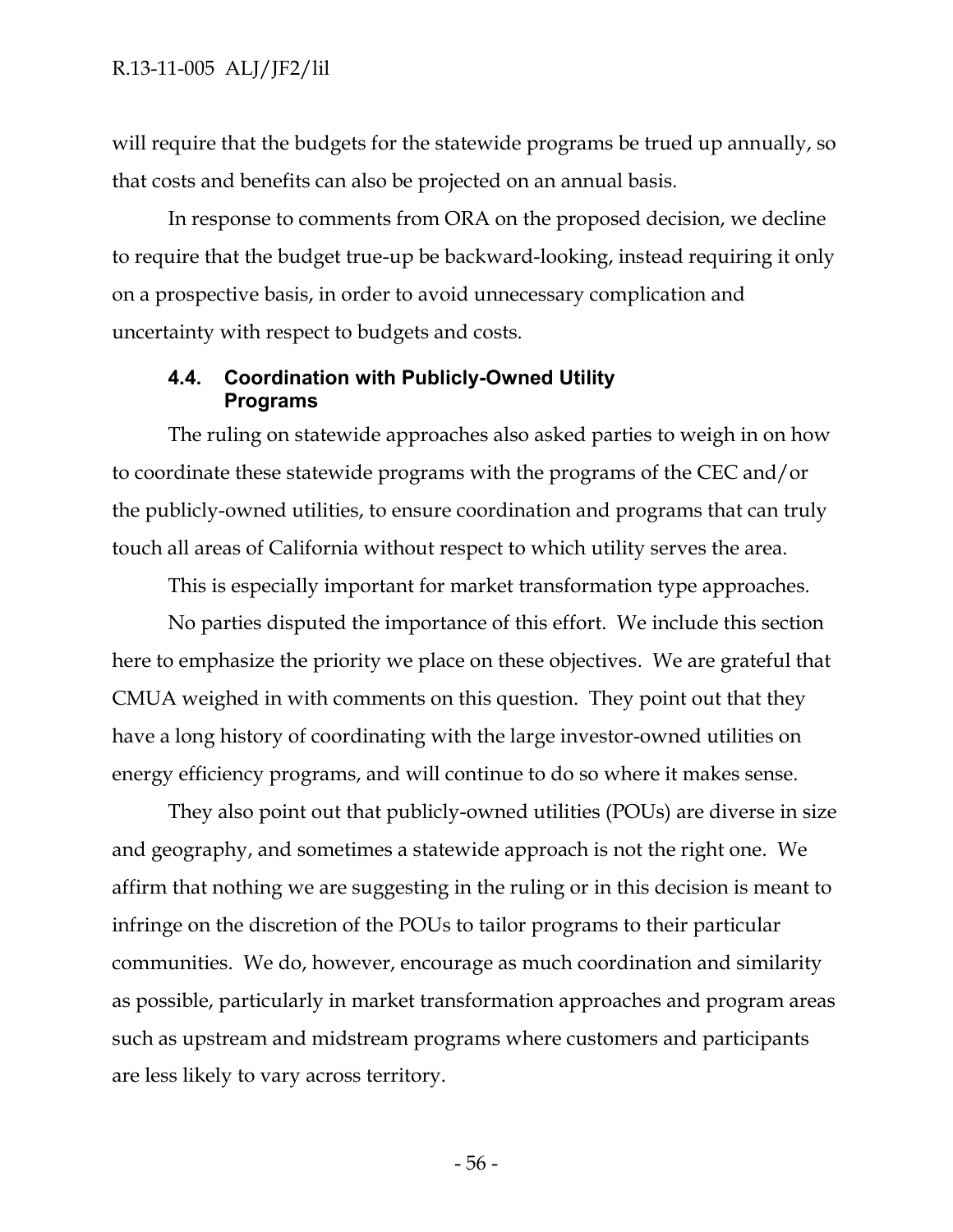will require that the budgets for the statewide programs be trued up annually, so that costs and benefits can also be projected on an annual basis.

In response to comments from ORA on the proposed decision, we decline to require that the budget true-up be backward-looking, instead requiring it only on a prospective basis, in order to avoid unnecessary complication and uncertainty with respect to budgets and costs.

### 4.4. Coordination with Publicly-Owned Utility Programs

The ruling on statewide approaches also asked parties to weigh in on how to coordinate these statewide programs with the programs of the CEC and/or the publicly-owned utilities, to ensure coordination and programs that can truly touch all areas of California without respect to which utility serves the area.

This is especially important for market transformation type approaches.

No parties disputed the importance of this effort. We include this section here to emphasize the priority we place on these objectives. We are grateful that CMUA weighed in with comments on this question. They point out that they have a long history of coordinating with the large investor-owned utilities on energy efficiency programs, and will continue to do so where it makes sense.

They also point out that publicly-owned utilities (POUs) are diverse in size and geography, and sometimes a statewide approach is not the right one. We affirm that nothing we are suggesting in the ruling or in this decision is meant to infringe on the discretion of the POUs to tailor programs to their particular communities. We do, however, encourage as much coordination and similarity as possible, particularly in market transformation approaches and program areas such as upstream and midstream programs where customers and participants are less likely to vary across territory.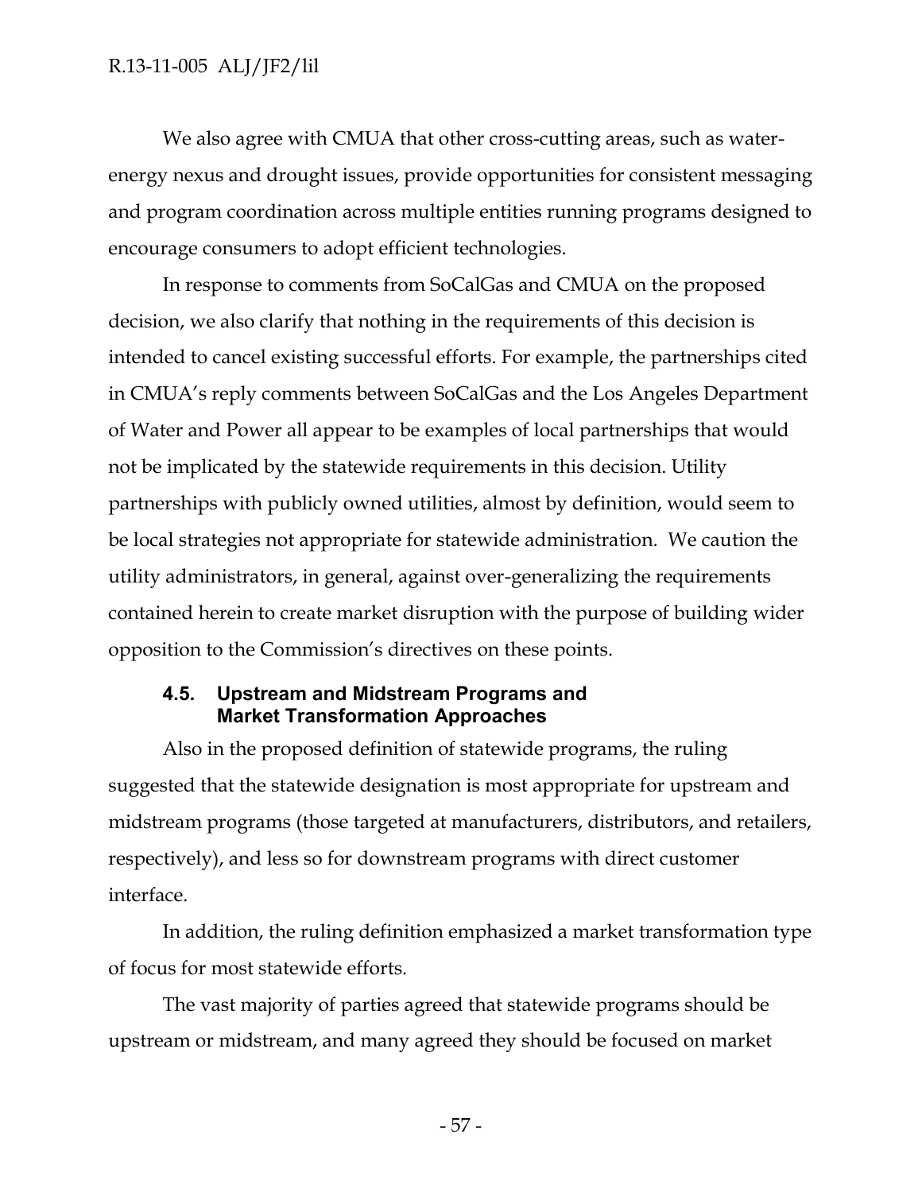We also agree with CMUA that other cross-cutting areas, such as water-energy nexus and drought issues, provide opportunities for consistent messaging and program coordination across multiple entities running programs designed to encourage consumers to adopt efficient technologies.

In response to comments from SoCalGas and CMUA on the proposed decision, we also clarify that nothing in the requirements of this decision is intended to cancel existing successful efforts. For example, the partnerships cited in CMUA's reply comments between SoCalGas and the Los Angeles Department of Water and Power all appear to be examples of local partnerships that would not be implicated by the statewide requirements in this decision. Utility partnerships with publicly owned utilities, almost by definition, would seem to be local strategies not appropriate for statewide administration. We caution the utility administrators, in general, against over-generalizing the requirements contained herein to create market disruption with the purpose of building wider opposition to the Commission's directives on these points.

### 4.5. Upstream and Midstream Programs and Market Transformation Approaches

Also in the proposed definition of statewide programs, the ruling suggested that the statewide designation is most appropriate for upstream and midstream programs (those targeted at manufacturers, distributors, and retailers, respectively), and less so for downstream programs with direct customer interface.

In addition, the ruling definition emphasized a market transformation type of focus for most statewide efforts.

The vast majority of parties agreed that statewide programs should be upstream or midstream, and many agreed they should be focused on market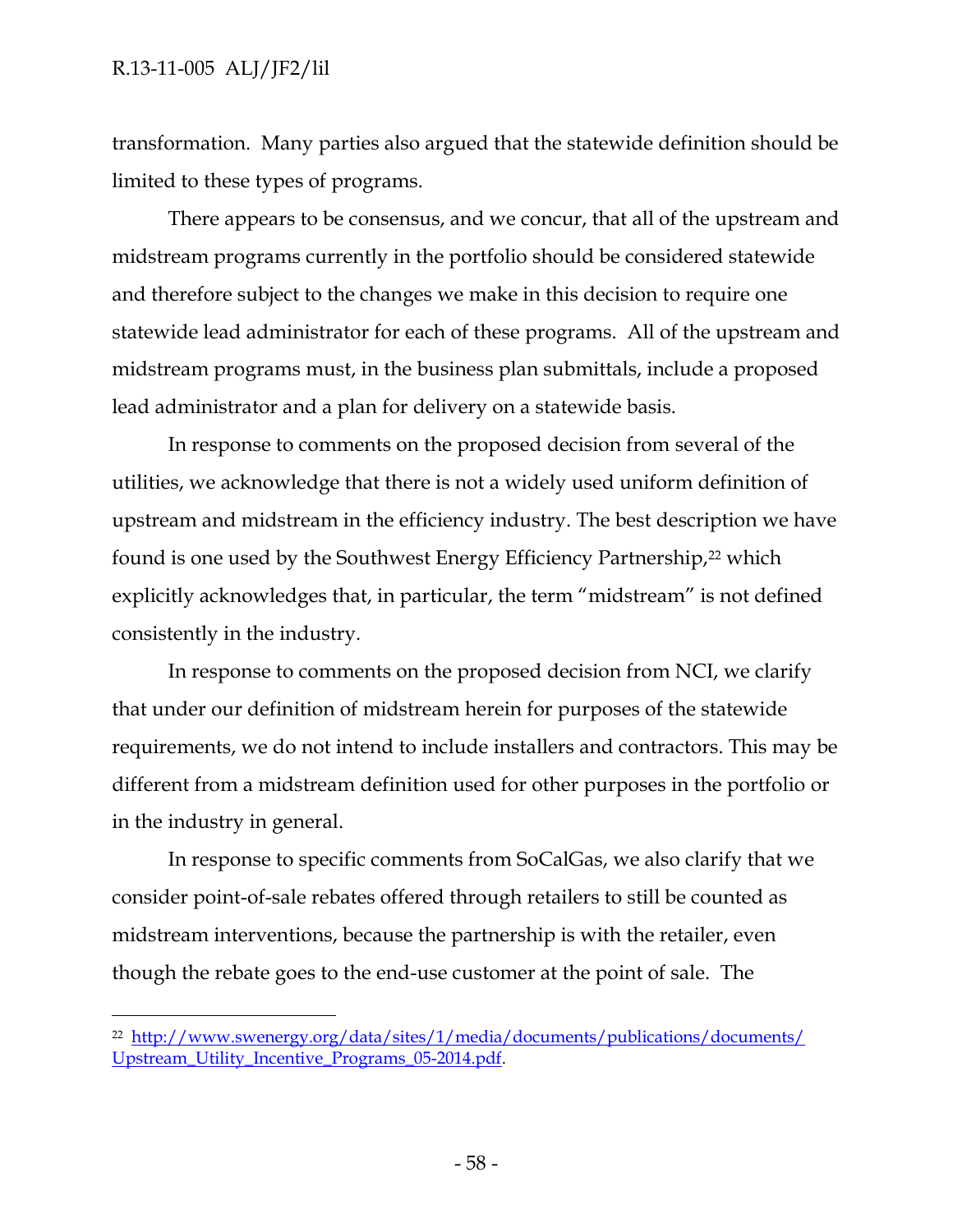transformation. Many parties also argued that the statewide definition should be limited to these types of programs.

There appears to be consensus, and we concur, that all of the upstream and midstream programs currently in the portfolio should be considered statewide and therefore subject to the changes we make in this decision to require one statewide lead administrator for each of these programs. All of the upstream and midstream programs must, in the business plan submittals, include a proposed lead administrator and a plan for delivery on a statewide basis.

In response to comments on the proposed decision from several of the utilities, we acknowledge that there is not a widely used uniform definition of upstream and midstream in the efficiency industry. The best description we have found is one used by the Southwest Energy Efficiency Partnership,[22] which explicitly acknowledges that, in particular, the term "midstream" is not defined consistently in the industry.

In response to comments on the proposed decision from NCI, we clarify that under our definition of midstream herein for purposes of the statewide requirements, we do not intend to include installers and contractors. This may be different from a midstream definition used for other purposes in the portfolio or in the industry in general.

In response to specific comments from SoCalGas, we also clarify that we consider point-of-sale rebates offered through retailers to still be counted as midstream interventions, because the partnership is with the retailer, even though the rebate goes to the end-use customer at the point of sale. The

---

[22] http://www.swenergy.org/data/sites/1/media/documents/publications/documents/Upstream_Utility_Incentive_Programs_05-2014.pdf.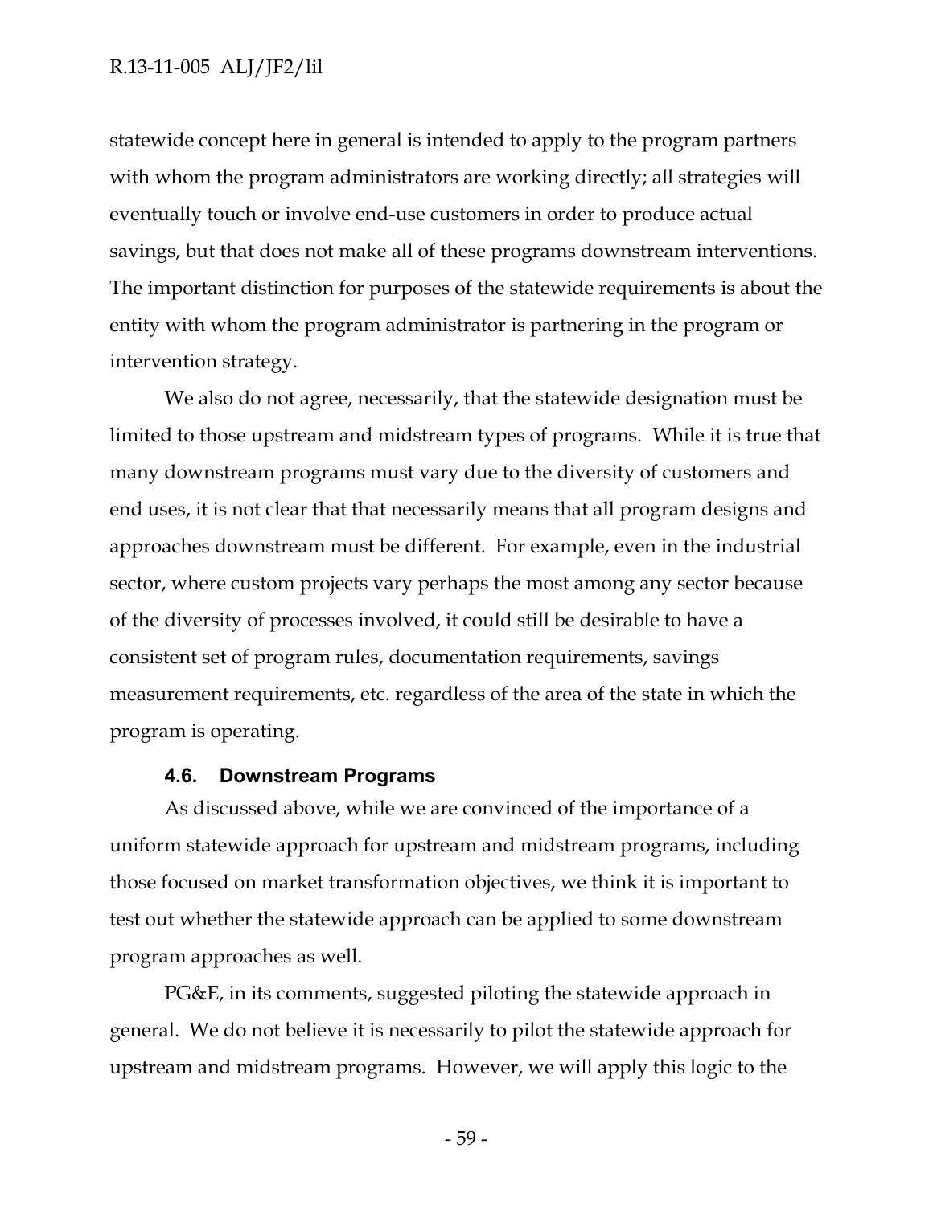statewide concept here in general is intended to apply to the program partners with whom the program administrators are working directly; all strategies will eventually touch or involve end-use customers in order to produce actual savings, but that does not make all of these programs downstream interventions. The important distinction for purposes of the statewide requirements is about the entity with whom the program administrator is partnering in the program or intervention strategy.

We also do not agree, necessarily, that the statewide designation must be limited to those upstream and midstream types of programs. While it is true that many downstream programs must vary due to the diversity of customers and end uses, it is not clear that that necessarily means that all program designs and approaches downstream must be different. For example, even in the industrial sector, where custom projects vary perhaps the most among any sector because of the diversity of processes involved, it could still be desirable to have a consistent set of program rules, documentation requirements, savings measurement requirements, etc. regardless of the area of the state in which the program is operating.

### 4.6. Downstream Programs

As discussed above, while we are convinced of the importance of a uniform statewide approach for upstream and midstream programs, including those focused on market transformation objectives, we think it is important to test out whether the statewide approach can be applied to some downstream program approaches as well.

PG&E, in its comments, suggested piloting the statewide approach in general. We do not believe it is necessarily to pilot the statewide approach for upstream and midstream programs. However, we will apply this logic to the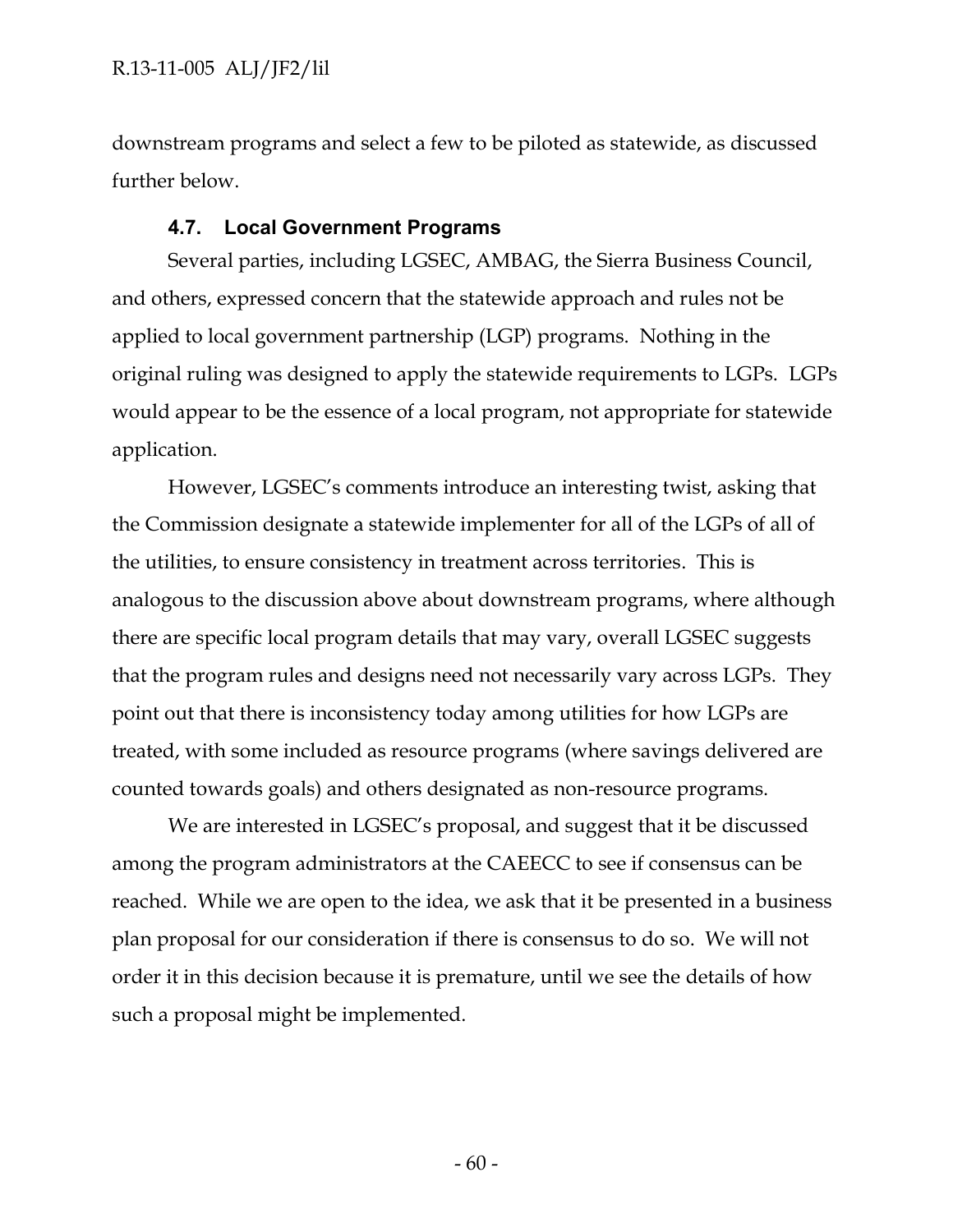downstream programs and select a few to be piloted as statewide, as discussed further below.

### 4.7. Local Government Programs

Several parties, including LGSEC, AMBAG, the Sierra Business Council, and others, expressed concern that the statewide approach and rules not be applied to local government partnership (LGP) programs. Nothing in the original ruling was designed to apply the statewide requirements to LGPs. LGPs would appear to be the essence of a local program, not appropriate for statewide application.

However, LGSEC's comments introduce an interesting twist, asking that the Commission designate a statewide implementer for all of the LGPs of all of the utilities, to ensure consistency in treatment across territories. This is analogous to the discussion above about downstream programs, where although there are specific local program details that may vary, overall LGSEC suggests that the program rules and designs need not necessarily vary across LGPs. They point out that there is inconsistency today among utilities for how LGPs are treated, with some included as resource programs (where savings delivered are counted towards goals) and others designated as non-resource programs.

We are interested in LGSEC's proposal, and suggest that it be discussed among the program administrators at the CAEECC to see if consensus can be reached. While we are open to the idea, we ask that it be presented in a business plan proposal for our consideration if there is consensus to do so. We will not order it in this decision because it is premature, until we see the details of how such a proposal might be implemented.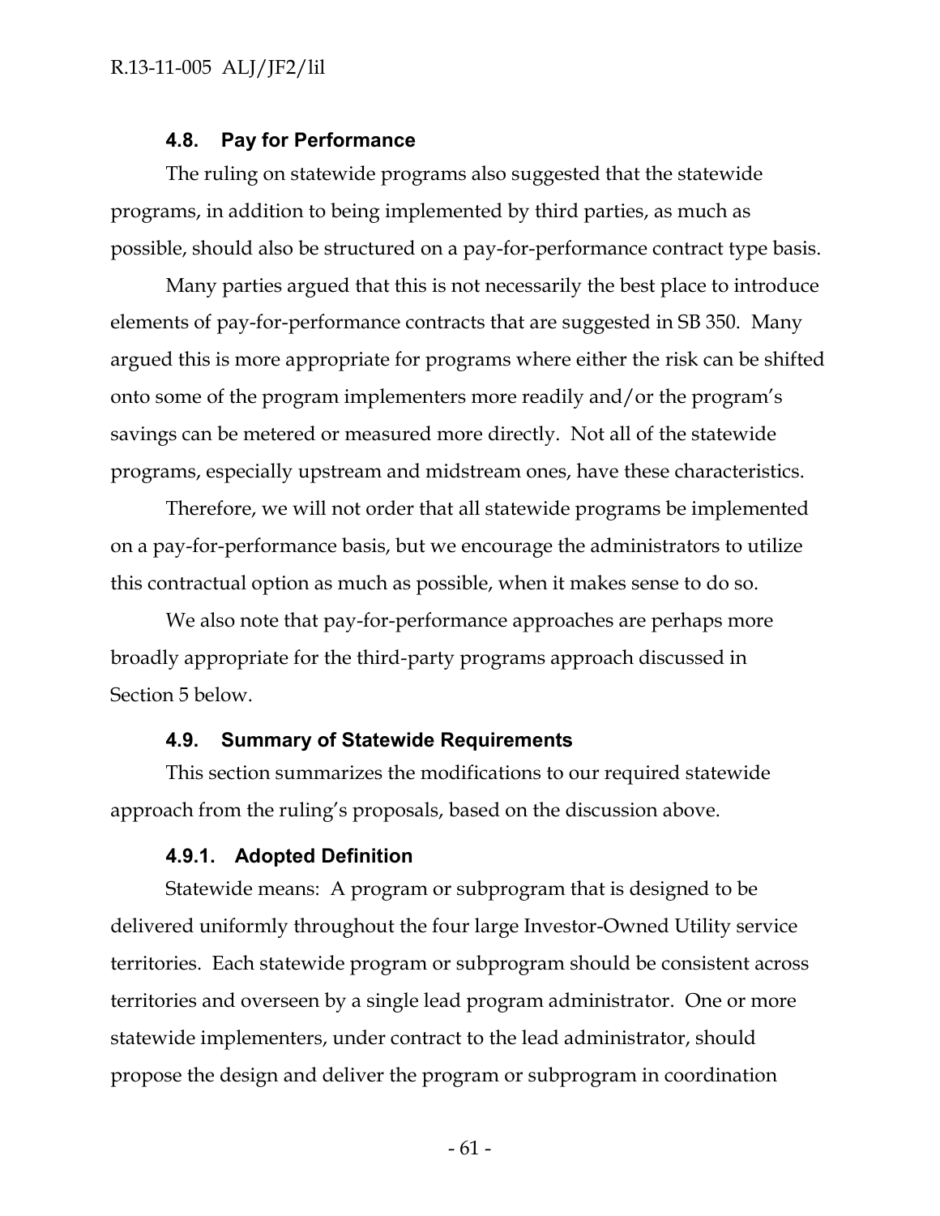### 4.8. Pay for Performance

The ruling on statewide programs also suggested that the statewide programs, in addition to being implemented by third parties, as much as possible, should also be structured on a pay-for-performance contract type basis.

Many parties argued that this is not necessarily the best place to introduce elements of pay-for-performance contracts that are suggested in SB 350. Many argued this is more appropriate for programs where either the risk can be shifted onto some of the program implementers more readily and/or the program's savings can be metered or measured more directly. Not all of the statewide programs, especially upstream and midstream ones, have these characteristics.

Therefore, we will not order that all statewide programs be implemented on a pay-for-performance basis, but we encourage the administrators to utilize this contractual option as much as possible, when it makes sense to do so.

We also note that pay-for-performance approaches are perhaps more broadly appropriate for the third-party programs approach discussed in Section 5 below.

### 4.9. Summary of Statewide Requirements

This section summarizes the modifications to our required statewide approach from the ruling's proposals, based on the discussion above.

#### 4.9.1. Adopted Definition

Statewide means: A program or subprogram that is designed to be delivered uniformly throughout the four large Investor-Owned Utility service territories. Each statewide program or subprogram should be consistent across territories and overseen by a single lead program administrator. One or more statewide implementers, under contract to the lead administrator, should propose the design and deliver the program or subprogram in coordination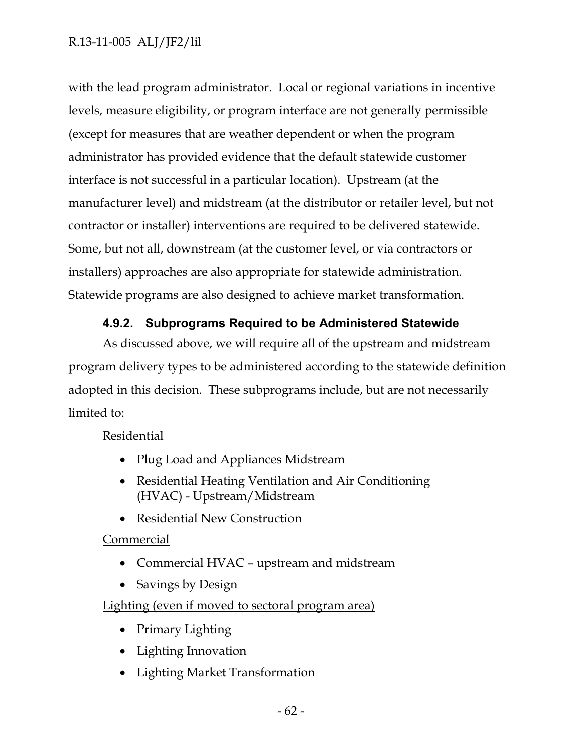with the lead program administrator. Local or regional variations in incentive levels, measure eligibility, or program interface are not generally permissible (except for measures that are weather dependent or when the program administrator has provided evidence that the default statewide customer interface is not successful in a particular location). Upstream (at the manufacturer level) and midstream (at the distributor or retailer level, but not contractor or installer) interventions are required to be delivered statewide. Some, but not all, downstream (at the customer level, or via contractors or installers) approaches are also appropriate for statewide administration. Statewide programs are also designed to achieve market transformation.

### 4.9.2. Subprograms Required to be Administered Statewide

As discussed above, we will require all of the upstream and midstream program delivery types to be administered according to the statewide definition adopted in this decision. These subprograms include, but are not necessarily limited to:

Residential

- Plug Load and Appliances Midstream
- Residential Heating Ventilation and Air Conditioning (HVAC) - Upstream/Midstream
- Residential New Construction

Commercial

- Commercial HVAC – upstream and midstream
- Savings by Design

Lighting (even if moved to sectoral program area)

- Primary Lighting
- Lighting Innovation
- Lighting Market Transformation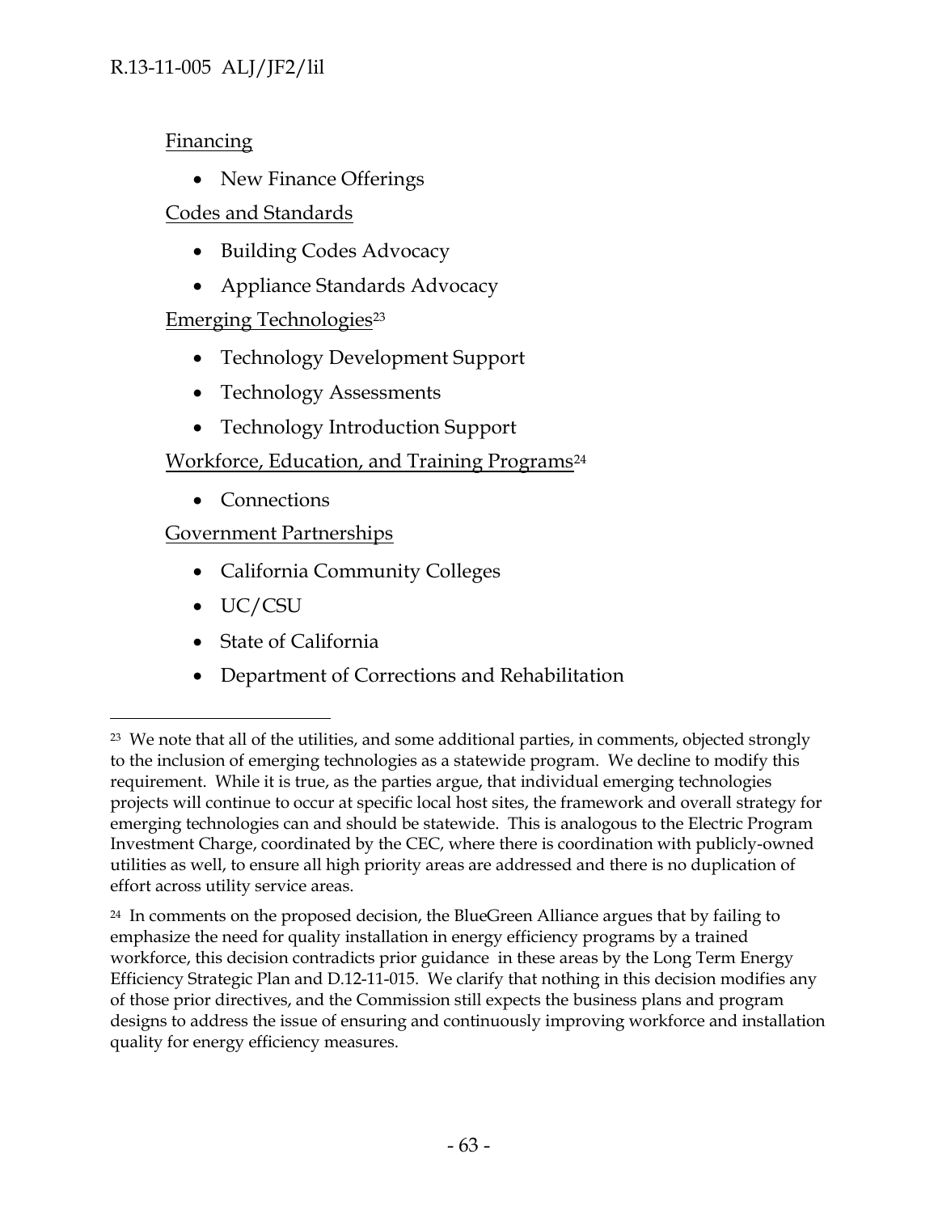Financing

- New Finance Offerings

Codes and Standards

- Building Codes Advocacy
- Appliance Standards Advocacy

Emerging Technologies[23]

- Technology Development Support
- Technology Assessments
- Technology Introduction Support

Workforce, Education, and Training Programs[24]

- Connections

Government Partnerships

- California Community Colleges
- UC/CSU
- State of California
- Department of Corrections and Rehabilitation

---

[23] We note that all of the utilities, and some additional parties, in comments, objected strongly to the inclusion of emerging technologies as a statewide program. We decline to modify this requirement. While it is true, as the parties argue, that individual emerging technologies projects will continue to occur at specific local host sites, the framework and overall strategy for emerging technologies can and should be statewide. This is analogous to the Electric Program Investment Charge, coordinated by the CEC, where there is coordination with publicly-owned utilities as well, to ensure all high priority areas are addressed and there is no duplication of effort across utility service areas.

[24] In comments on the proposed decision, the BlueGreen Alliance argues that by failing to emphasize the need for quality installation in energy efficiency programs by a trained workforce, this decision contradicts prior guidance in these areas by the Long Term Energy Efficiency Strategic Plan and D.12-11-015. We clarify that nothing in this decision modifies any of those prior directives, and the Commission still expects the business plans and program designs to address the issue of ensuring and continuously improving workforce and installation quality for energy efficiency measures.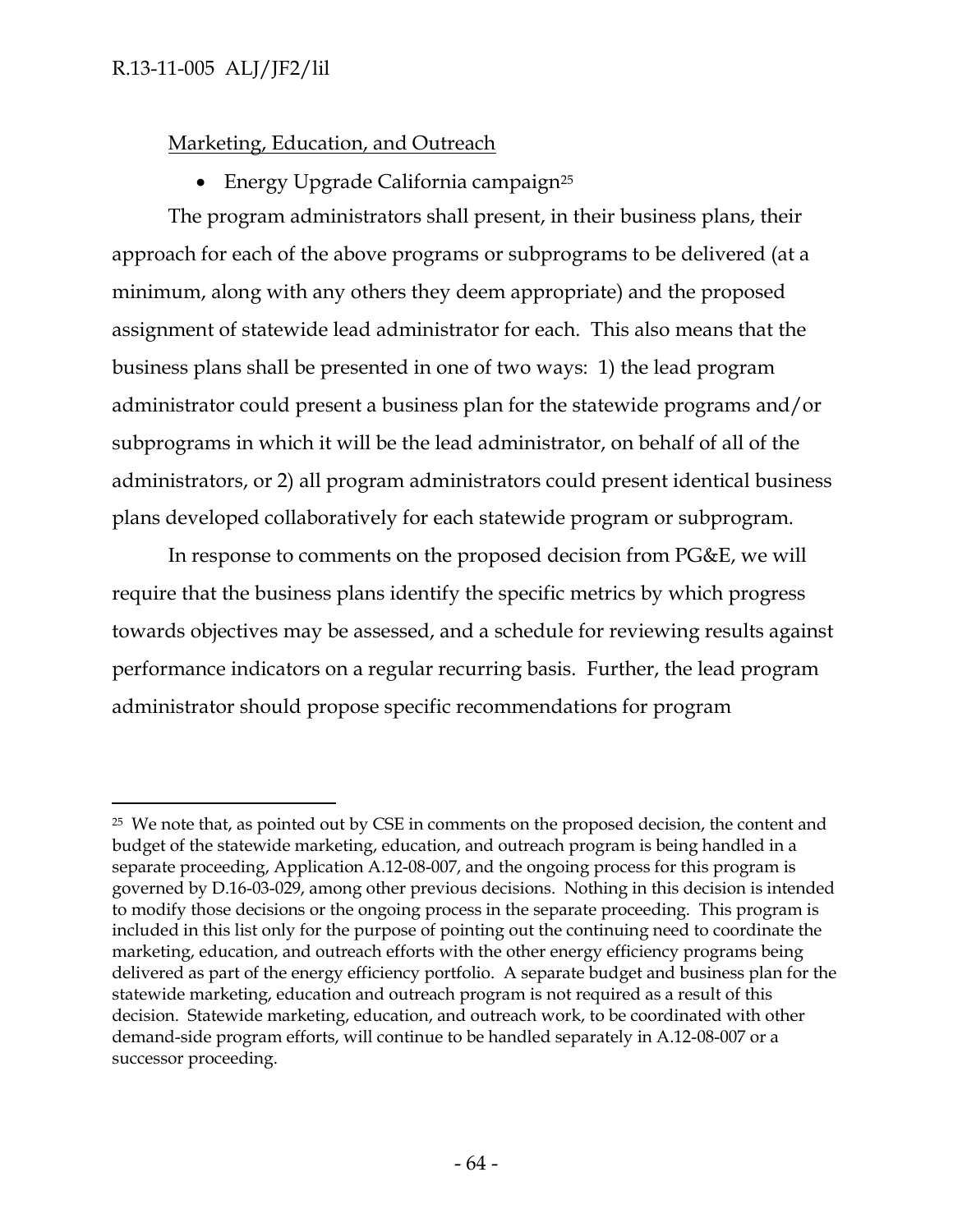Marketing, Education, and Outreach

- Energy Upgrade California campaign[25]

The program administrators shall present, in their business plans, their approach for each of the above programs or subprograms to be delivered (at a minimum, along with any others they deem appropriate) and the proposed assignment of statewide lead administrator for each. This also means that the business plans shall be presented in one of two ways: 1) the lead program administrator could present a business plan for the statewide programs and/or subprograms in which it will be the lead administrator, on behalf of all of the administrators, or 2) all program administrators could present identical business plans developed collaboratively for each statewide program or subprogram.

In response to comments on the proposed decision from PG&E, we will require that the business plans identify the specific metrics by which progress towards objectives may be assessed, and a schedule for reviewing results against performance indicators on a regular recurring basis. Further, the lead program administrator should propose specific recommendations for program

---

[25] We note that, as pointed out by CSE in comments on the proposed decision, the content and budget of the statewide marketing, education, and outreach program is being handled in a separate proceeding, Application A.12-08-007, and the ongoing process for this program is governed by D.16-03-029, among other previous decisions. Nothing in this decision is intended to modify those decisions or the ongoing process in the separate proceeding. This program is included in this list only for the purpose of pointing out the continuing need to coordinate the marketing, education, and outreach efforts with the other energy efficiency programs being delivered as part of the energy efficiency portfolio. A separate budget and business plan for the statewide marketing, education and outreach program is not required as a result of this decision. Statewide marketing, education, and outreach work, to be coordinated with other demand-side program efforts, will continue to be handled separately in A.12-08-007 or a successor proceeding.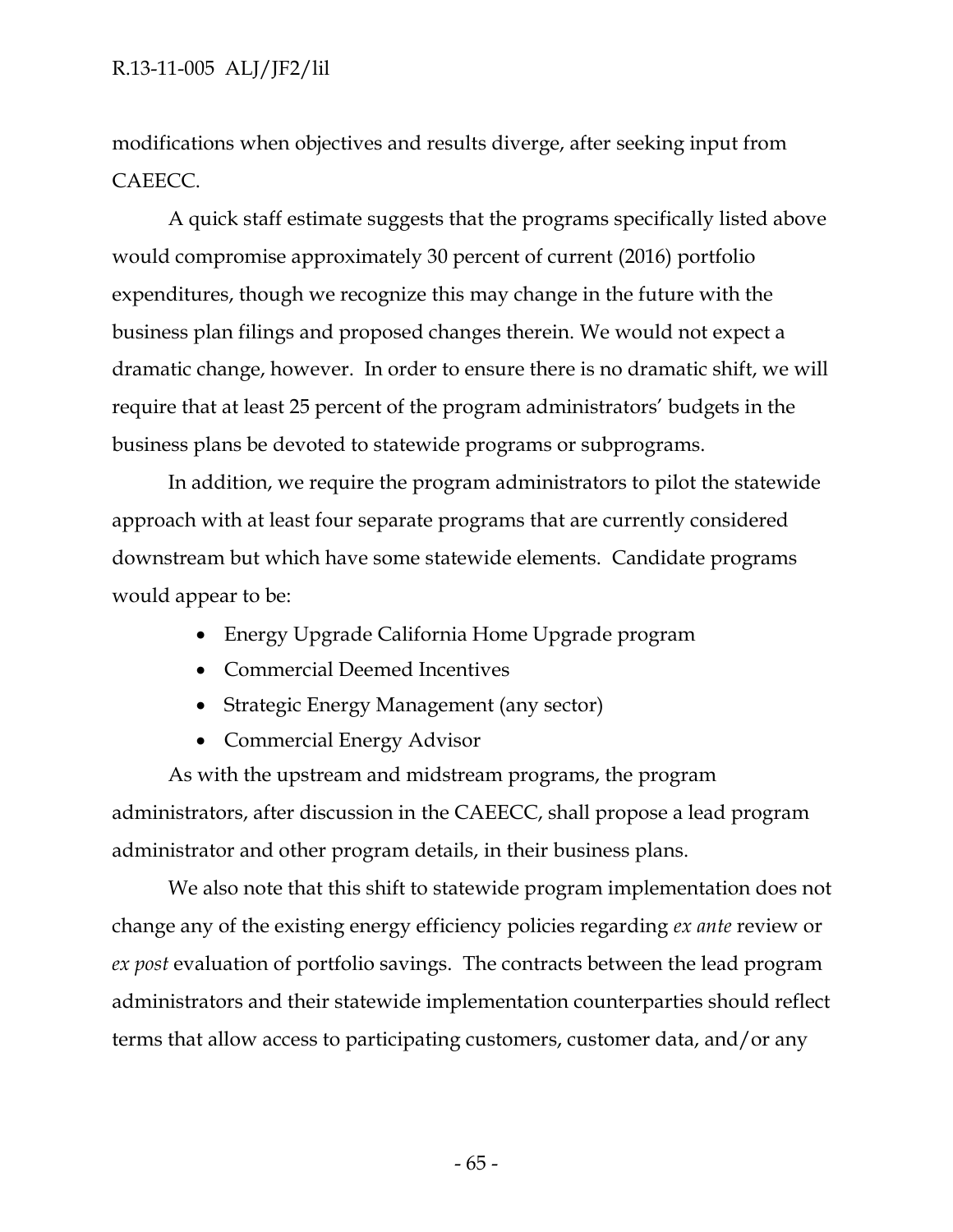modifications when objectives and results diverge, after seeking input from CAEECC.

A quick staff estimate suggests that the programs specifically listed above would compromise approximately 30 percent of current (2016) portfolio expenditures, though we recognize this may change in the future with the business plan filings and proposed changes therein. We would not expect a dramatic change, however. In order to ensure there is no dramatic shift, we will require that at least 25 percent of the program administrators' budgets in the business plans be devoted to statewide programs or subprograms.

In addition, we require the program administrators to pilot the statewide approach with at least four separate programs that are currently considered downstream but which have some statewide elements. Candidate programs would appear to be:

- Energy Upgrade California Home Upgrade program
- Commercial Deemed Incentives
- Strategic Energy Management (any sector)
- Commercial Energy Advisor

As with the upstream and midstream programs, the program administrators, after discussion in the CAEECC, shall propose a lead program administrator and other program details, in their business plans.

We also note that this shift to statewide program implementation does not change any of the existing energy efficiency policies regarding *ex ante* review or *ex post* evaluation of portfolio savings. The contracts between the lead program administrators and their statewide implementation counterparties should reflect terms that allow access to participating customers, customer data, and/or any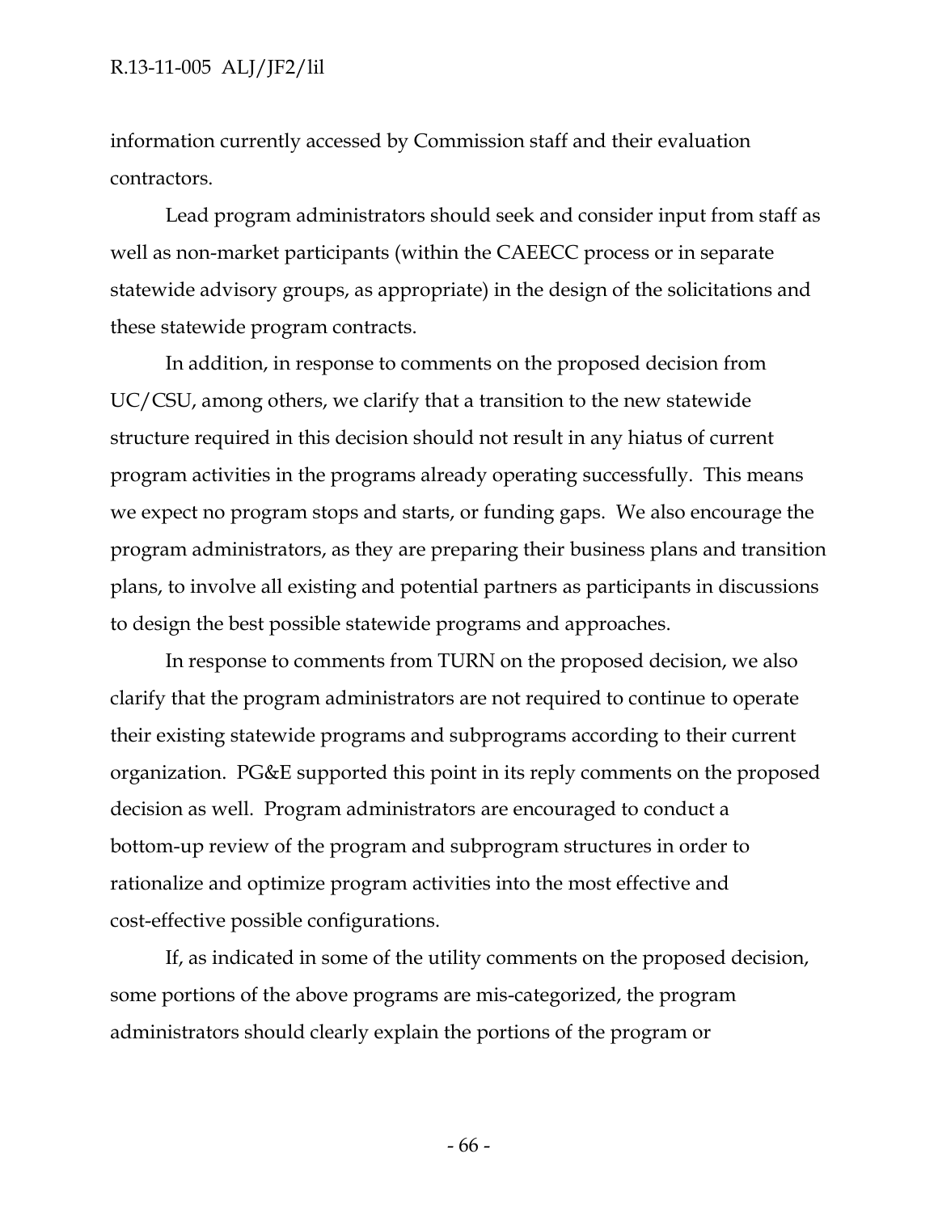information currently accessed by Commission staff and their evaluation contractors.

Lead program administrators should seek and consider input from staff as well as non-market participants (within the CAEECC process or in separate statewide advisory groups, as appropriate) in the design of the solicitations and these statewide program contracts.

In addition, in response to comments on the proposed decision from UC/CSU, among others, we clarify that a transition to the new statewide structure required in this decision should not result in any hiatus of current program activities in the programs already operating successfully. This means we expect no program stops and starts, or funding gaps. We also encourage the program administrators, as they are preparing their business plans and transition plans, to involve all existing and potential partners as participants in discussions to design the best possible statewide programs and approaches.

In response to comments from TURN on the proposed decision, we also clarify that the program administrators are not required to continue to operate their existing statewide programs and subprograms according to their current organization. PG&E supported this point in its reply comments on the proposed decision as well. Program administrators are encouraged to conduct a bottom-up review of the program and subprogram structures in order to rationalize and optimize program activities into the most effective and cost-effective possible configurations.

If, as indicated in some of the utility comments on the proposed decision, some portions of the above programs are mis-categorized, the program administrators should clearly explain the portions of the program or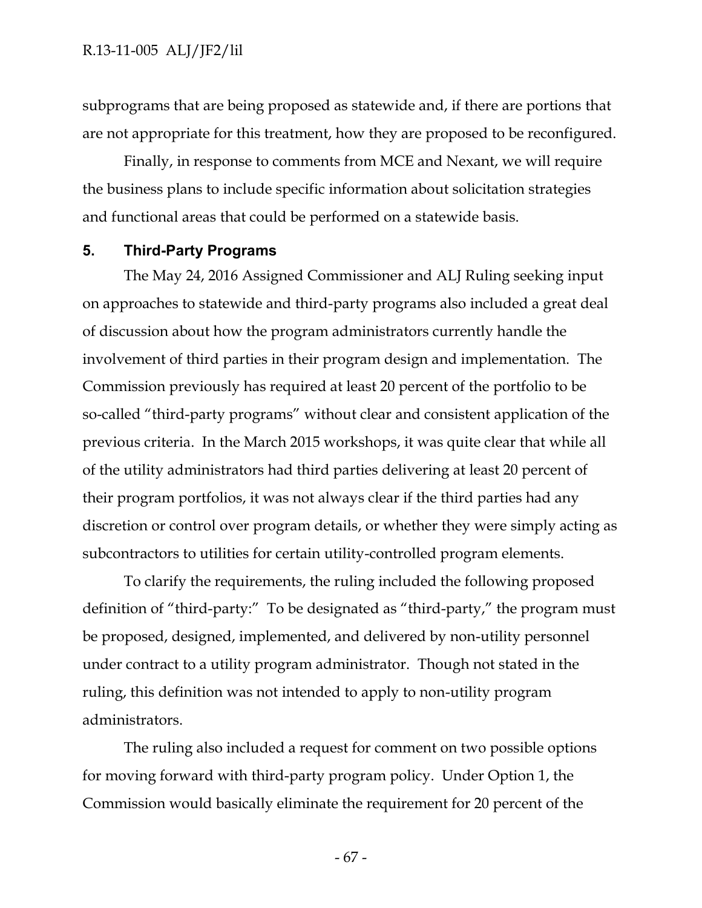subprograms that are being proposed as statewide and, if there are portions that are not appropriate for this treatment, how they are proposed to be reconfigured.

Finally, in response to comments from MCE and Nexant, we will require the business plans to include specific information about solicitation strategies and functional areas that could be performed on a statewide basis.

## 5. Third-Party Programs

The May 24, 2016 Assigned Commissioner and ALJ Ruling seeking input on approaches to statewide and third-party programs also included a great deal of discussion about how the program administrators currently handle the involvement of third parties in their program design and implementation. The Commission previously has required at least 20 percent of the portfolio to be so-called "third-party programs" without clear and consistent application of the previous criteria. In the March 2015 workshops, it was quite clear that while all of the utility administrators had third parties delivering at least 20 percent of their program portfolios, it was not always clear if the third parties had any discretion or control over program details, or whether they were simply acting as subcontractors to utilities for certain utility-controlled program elements.

To clarify the requirements, the ruling included the following proposed definition of "third-party:" To be designated as "third-party," the program must be proposed, designed, implemented, and delivered by non-utility personnel under contract to a utility program administrator. Though not stated in the ruling, this definition was not intended to apply to non-utility program administrators.

The ruling also included a request for comment on two possible options for moving forward with third-party program policy. Under Option 1, the Commission would basically eliminate the requirement for 20 percent of the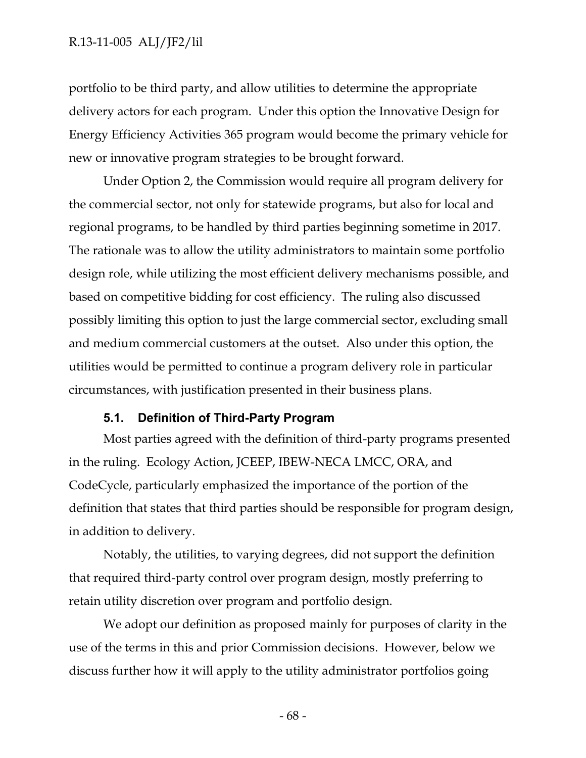portfolio to be third party, and allow utilities to determine the appropriate delivery actors for each program. Under this option the Innovative Design for Energy Efficiency Activities 365 program would become the primary vehicle for new or innovative program strategies to be brought forward.

Under Option 2, the Commission would require all program delivery for the commercial sector, not only for statewide programs, but also for local and regional programs, to be handled by third parties beginning sometime in 2017. The rationale was to allow the utility administrators to maintain some portfolio design role, while utilizing the most efficient delivery mechanisms possible, and based on competitive bidding for cost efficiency. The ruling also discussed possibly limiting this option to just the large commercial sector, excluding small and medium commercial customers at the outset. Also under this option, the utilities would be permitted to continue a program delivery role in particular circumstances, with justification presented in their business plans.

### 5.1. Definition of Third-Party Program

Most parties agreed with the definition of third-party programs presented in the ruling. Ecology Action, JCEEP, IBEW-NECA LMCC, ORA, and CodeCycle, particularly emphasized the importance of the portion of the definition that states that third parties should be responsible for program design, in addition to delivery.

Notably, the utilities, to varying degrees, did not support the definition that required third-party control over program design, mostly preferring to retain utility discretion over program and portfolio design.

We adopt our definition as proposed mainly for purposes of clarity in the use of the terms in this and prior Commission decisions. However, below we discuss further how it will apply to the utility administrator portfolios going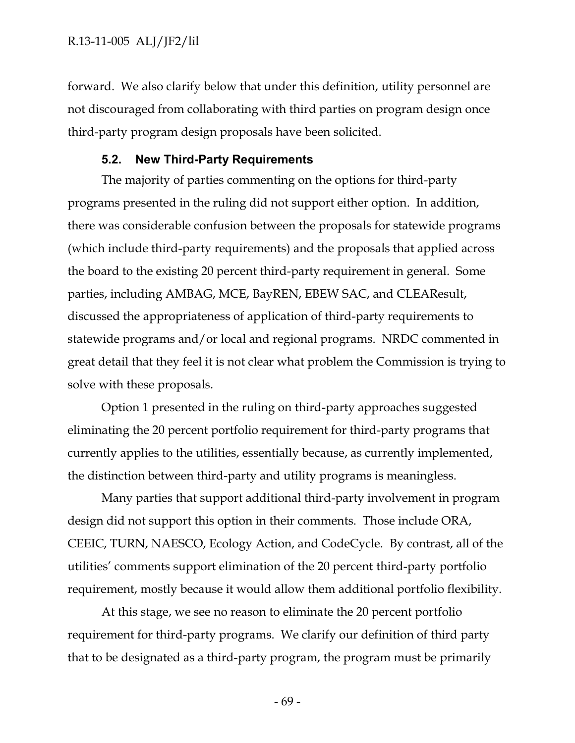forward. We also clarify below that under this definition, utility personnel are not discouraged from collaborating with third parties on program design once third-party program design proposals have been solicited.

### 5.2. New Third-Party Requirements

The majority of parties commenting on the options for third-party programs presented in the ruling did not support either option. In addition, there was considerable confusion between the proposals for statewide programs (which include third-party requirements) and the proposals that applied across the board to the existing 20 percent third-party requirement in general. Some parties, including AMBAG, MCE, BayREN, EBEW SAC, and CLEAResult, discussed the appropriateness of application of third-party requirements to statewide programs and/or local and regional programs. NRDC commented in great detail that they feel it is not clear what problem the Commission is trying to solve with these proposals.

Option 1 presented in the ruling on third-party approaches suggested eliminating the 20 percent portfolio requirement for third-party programs that currently applies to the utilities, essentially because, as currently implemented, the distinction between third-party and utility programs is meaningless.

Many parties that support additional third-party involvement in program design did not support this option in their comments. Those include ORA, CEEIC, TURN, NAESCO, Ecology Action, and CodeCycle. By contrast, all of the utilities' comments support elimination of the 20 percent third-party portfolio requirement, mostly because it would allow them additional portfolio flexibility.

At this stage, we see no reason to eliminate the 20 percent portfolio requirement for third-party programs. We clarify our definition of third party that to be designated as a third-party program, the program must be primarily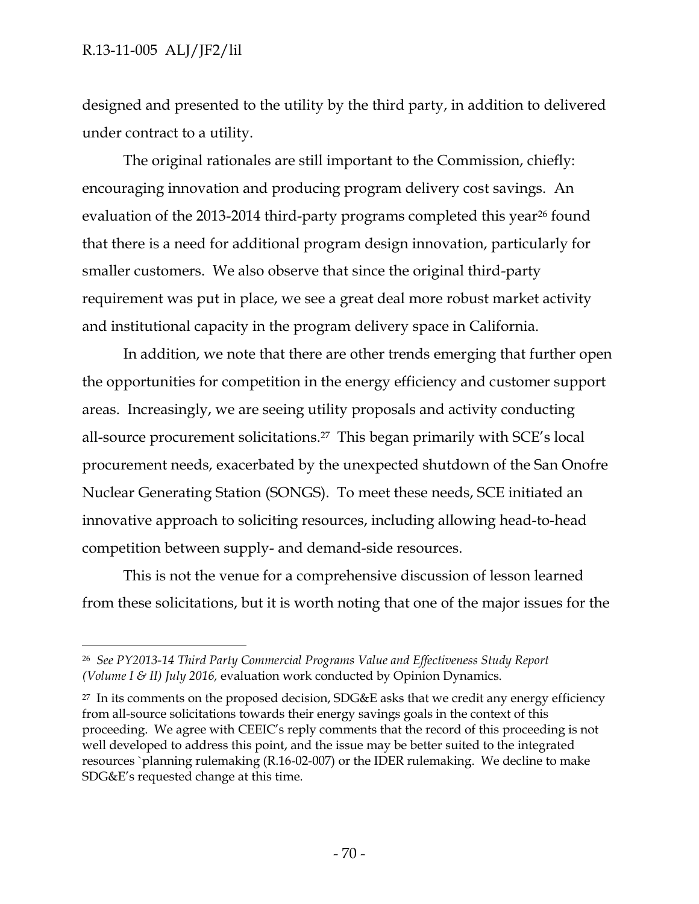designed and presented to the utility by the third party, in addition to delivered under contract to a utility.

The original rationales are still important to the Commission, chiefly: encouraging innovation and producing program delivery cost savings. An evaluation of the 2013-2014 third-party programs completed this year[26] found that there is a need for additional program design innovation, particularly for smaller customers. We also observe that since the original third-party requirement was put in place, we see a great deal more robust market activity and institutional capacity in the program delivery space in California.

In addition, we note that there are other trends emerging that further open the opportunities for competition in the energy efficiency and customer support areas. Increasingly, we are seeing utility proposals and activity conducting all-source procurement solicitations.[27] This began primarily with SCE's local procurement needs, exacerbated by the unexpected shutdown of the San Onofre Nuclear Generating Station (SONGS). To meet these needs, SCE initiated an innovative approach to soliciting resources, including allowing head-to-head competition between supply- and demand-side resources.

This is not the venue for a comprehensive discussion of lesson learned from these solicitations, but it is worth noting that one of the major issues for the

---

[26] *See PY2013-14 Third Party Commercial Programs Value and Effectiveness Study Report (Volume I & II) July 2016,* evaluation work conducted by Opinion Dynamics.

[27] In its comments on the proposed decision, SDG&E asks that we credit any energy efficiency from all-source solicitations towards their energy savings goals in the context of this proceeding. We agree with CEEIC's reply comments that the record of this proceeding is not well developed to address this point, and the issue may be better suited to the integrated resources `planning rulemaking (R.16-02-007) or the IDER rulemaking. We decline to make SDG&E's requested change at this time.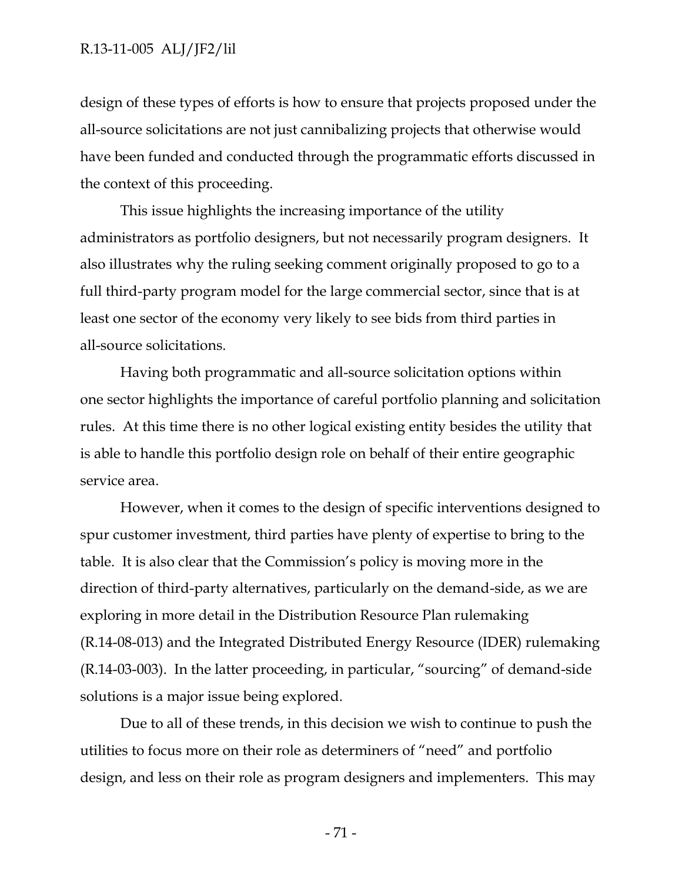design of these types of efforts is how to ensure that projects proposed under the all-source solicitations are not just cannibalizing projects that otherwise would have been funded and conducted through the programmatic efforts discussed in the context of this proceeding.

This issue highlights the increasing importance of the utility administrators as portfolio designers, but not necessarily program designers. It also illustrates why the ruling seeking comment originally proposed to go to a full third-party program model for the large commercial sector, since that is at least one sector of the economy very likely to see bids from third parties in all-source solicitations.

Having both programmatic and all-source solicitation options within one sector highlights the importance of careful portfolio planning and solicitation rules. At this time there is no other logical existing entity besides the utility that is able to handle this portfolio design role on behalf of their entire geographic service area.

However, when it comes to the design of specific interventions designed to spur customer investment, third parties have plenty of expertise to bring to the table. It is also clear that the Commission's policy is moving more in the direction of third-party alternatives, particularly on the demand-side, as we are exploring in more detail in the Distribution Resource Plan rulemaking (R.14-08-013) and the Integrated Distributed Energy Resource (IDER) rulemaking (R.14-03-003). In the latter proceeding, in particular, "sourcing" of demand-side solutions is a major issue being explored.

Due to all of these trends, in this decision we wish to continue to push the utilities to focus more on their role as determiners of "need" and portfolio design, and less on their role as program designers and implementers. This may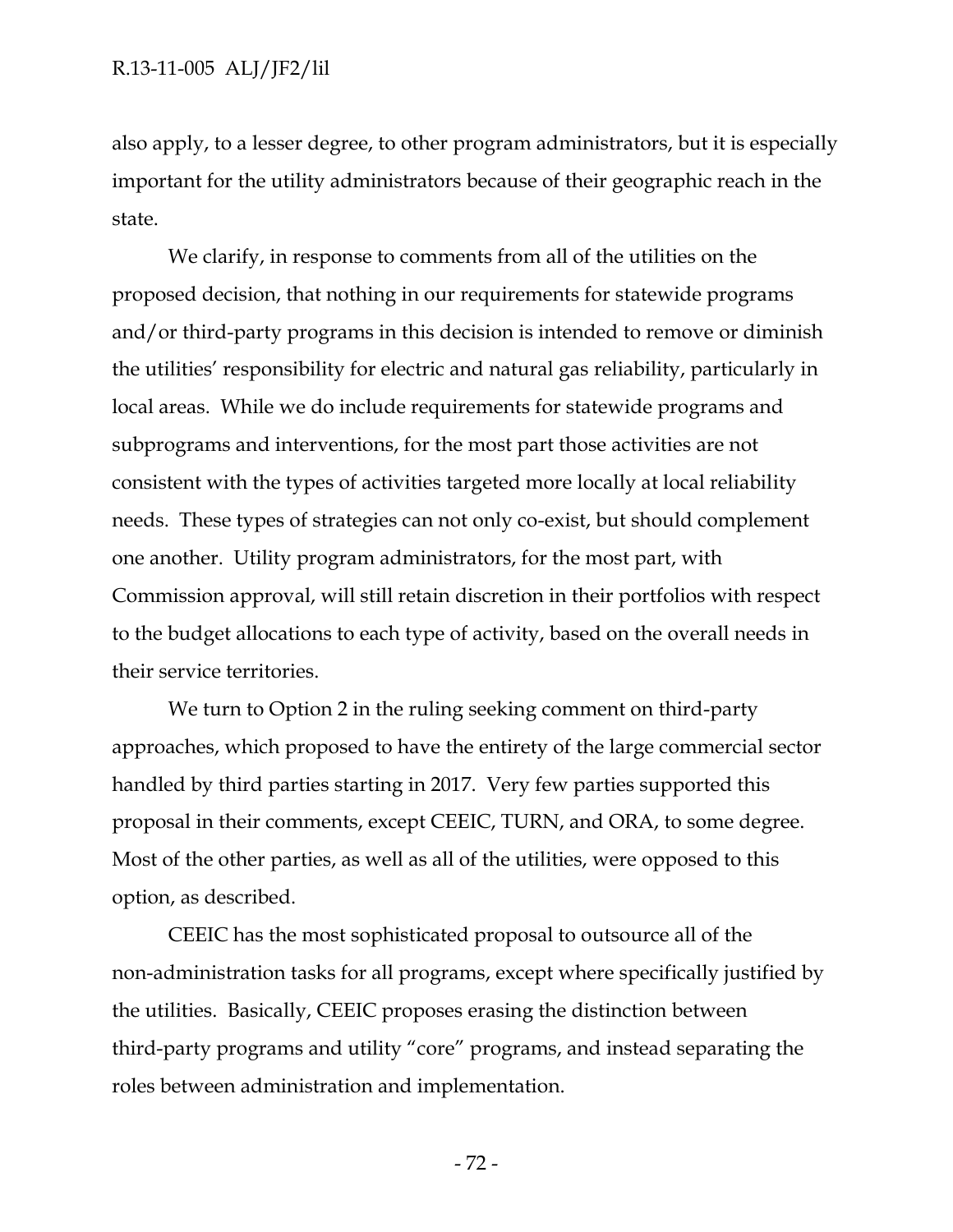also apply, to a lesser degree, to other program administrators, but it is especially important for the utility administrators because of their geographic reach in the state.

We clarify, in response to comments from all of the utilities on the proposed decision, that nothing in our requirements for statewide programs and/or third-party programs in this decision is intended to remove or diminish the utilities' responsibility for electric and natural gas reliability, particularly in local areas. While we do include requirements for statewide programs and subprograms and interventions, for the most part those activities are not consistent with the types of activities targeted more locally at local reliability needs. These types of strategies can not only co-exist, but should complement one another. Utility program administrators, for the most part, with Commission approval, will still retain discretion in their portfolios with respect to the budget allocations to each type of activity, based on the overall needs in their service territories.

We turn to Option 2 in the ruling seeking comment on third-party approaches, which proposed to have the entirety of the large commercial sector handled by third parties starting in 2017. Very few parties supported this proposal in their comments, except CEEIC, TURN, and ORA, to some degree. Most of the other parties, as well as all of the utilities, were opposed to this option, as described.

CEEIC has the most sophisticated proposal to outsource all of the non-administration tasks for all programs, except where specifically justified by the utilities. Basically, CEEIC proposes erasing the distinction between third-party programs and utility "core" programs, and instead separating the roles between administration and implementation.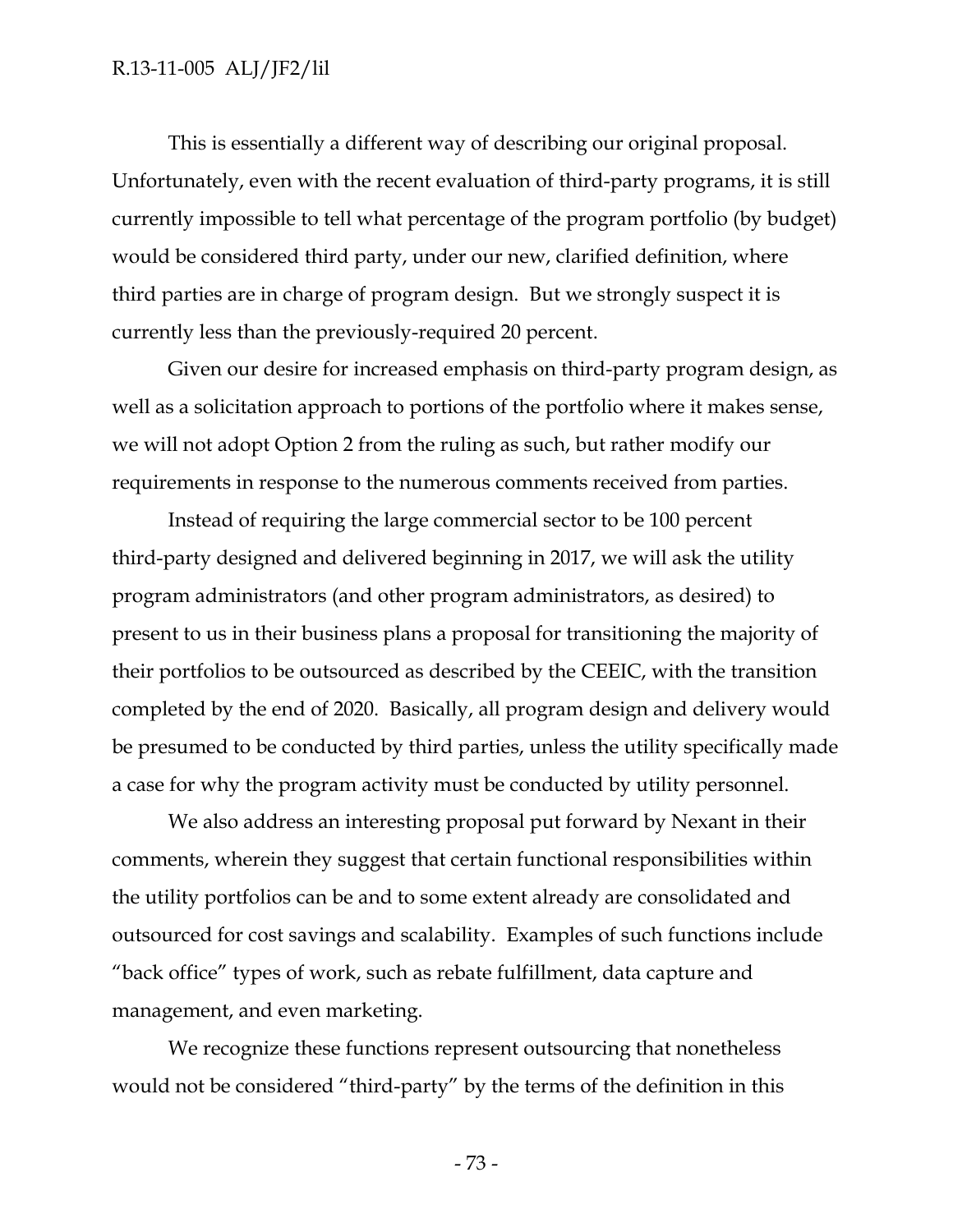This is essentially a different way of describing our original proposal. Unfortunately, even with the recent evaluation of third-party programs, it is still currently impossible to tell what percentage of the program portfolio (by budget) would be considered third party, under our new, clarified definition, where third parties are in charge of program design. But we strongly suspect it is currently less than the previously-required 20 percent.

Given our desire for increased emphasis on third-party program design, as well as a solicitation approach to portions of the portfolio where it makes sense, we will not adopt Option 2 from the ruling as such, but rather modify our requirements in response to the numerous comments received from parties.

Instead of requiring the large commercial sector to be 100 percent third-party designed and delivered beginning in 2017, we will ask the utility program administrators (and other program administrators, as desired) to present to us in their business plans a proposal for transitioning the majority of their portfolios to be outsourced as described by the CEEIC, with the transition completed by the end of 2020. Basically, all program design and delivery would be presumed to be conducted by third parties, unless the utility specifically made a case for why the program activity must be conducted by utility personnel.

We also address an interesting proposal put forward by Nexant in their comments, wherein they suggest that certain functional responsibilities within the utility portfolios can be and to some extent already are consolidated and outsourced for cost savings and scalability. Examples of such functions include "back office" types of work, such as rebate fulfillment, data capture and management, and even marketing.

We recognize these functions represent outsourcing that nonetheless would not be considered "third-party" by the terms of the definition in this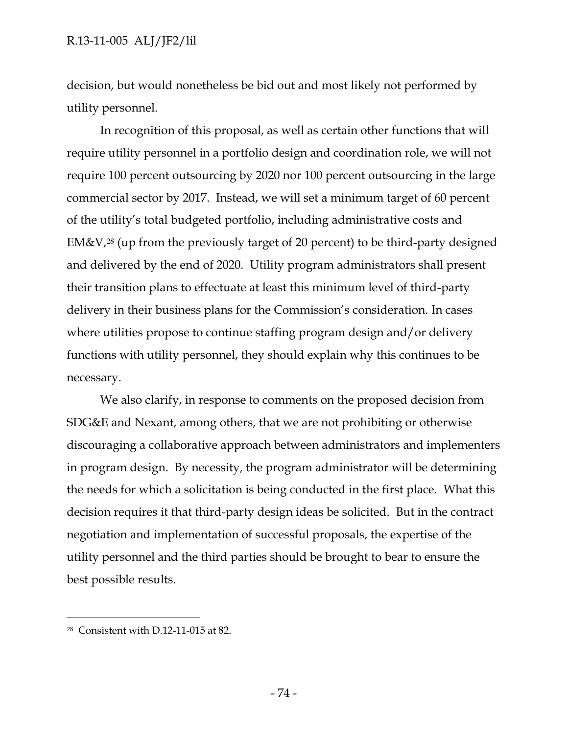decision, but would nonetheless be bid out and most likely not performed by utility personnel.

In recognition of this proposal, as well as certain other functions that will require utility personnel in a portfolio design and coordination role, we will not require 100 percent outsourcing by 2020 nor 100 percent outsourcing in the large commercial sector by 2017. Instead, we will set a minimum target of 60 percent of the utility's total budgeted portfolio, including administrative costs and EM&V,[28] (up from the previously target of 20 percent) to be third-party designed and delivered by the end of 2020. Utility program administrators shall present their transition plans to effectuate at least this minimum level of third-party delivery in their business plans for the Commission's consideration. In cases where utilities propose to continue staffing program design and/or delivery functions with utility personnel, they should explain why this continues to be necessary.

We also clarify, in response to comments on the proposed decision from SDG&E and Nexant, among others, that we are not prohibiting or otherwise discouraging a collaborative approach between administrators and implementers in program design. By necessity, the program administrator will be determining the needs for which a solicitation is being conducted in the first place. What this decision requires it that third-party design ideas be solicited. But in the contract negotiation and implementation of successful proposals, the expertise of the utility personnel and the third parties should be brought to bear to ensure the best possible results.

---

[28] Consistent with D.12-11-015 at 82.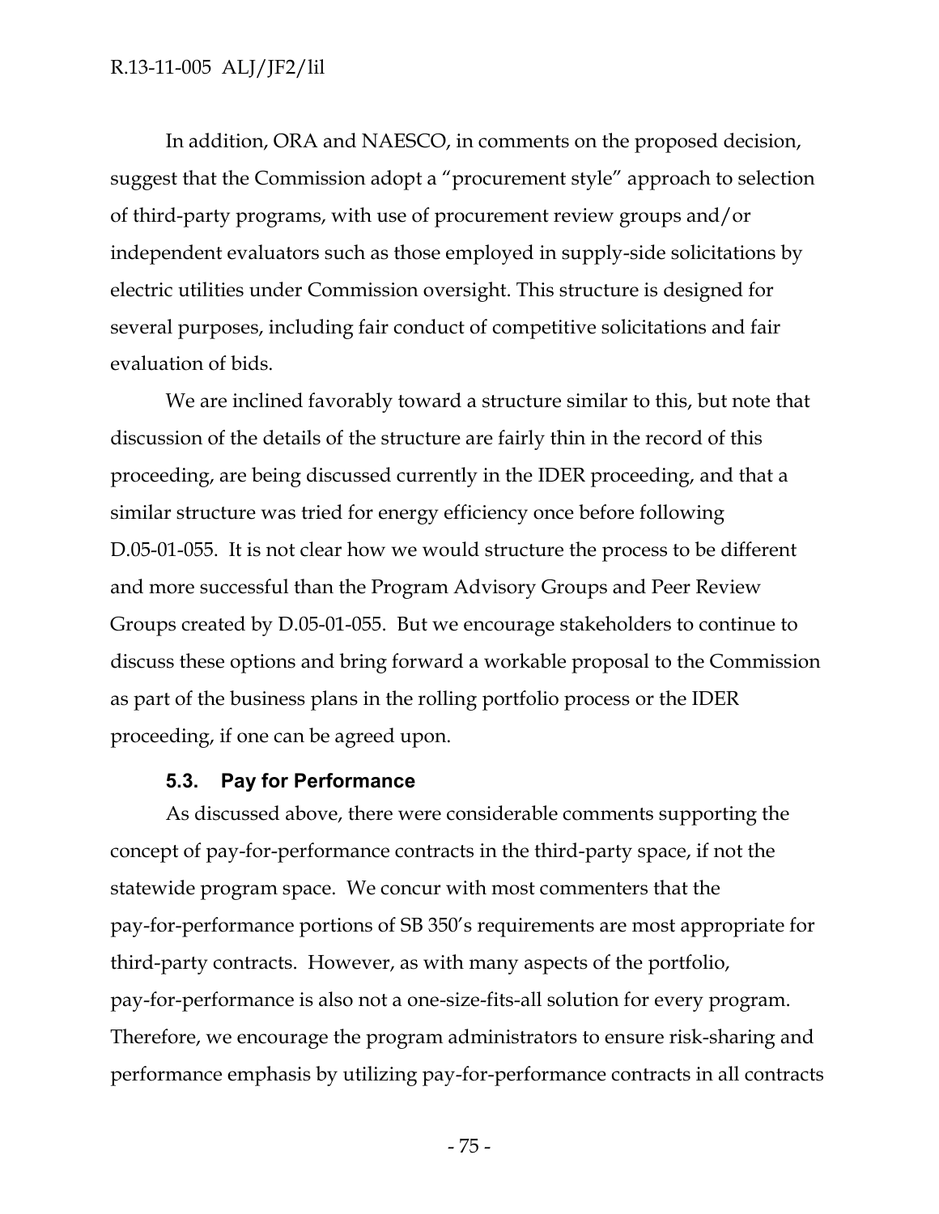In addition, ORA and NAESCO, in comments on the proposed decision, suggest that the Commission adopt a "procurement style" approach to selection of third-party programs, with use of procurement review groups and/or independent evaluators such as those employed in supply-side solicitations by electric utilities under Commission oversight. This structure is designed for several purposes, including fair conduct of competitive solicitations and fair evaluation of bids.

We are inclined favorably toward a structure similar to this, but note that discussion of the details of the structure are fairly thin in the record of this proceeding, are being discussed currently in the IDER proceeding, and that a similar structure was tried for energy efficiency once before following D.05-01-055. It is not clear how we would structure the process to be different and more successful than the Program Advisory Groups and Peer Review Groups created by D.05-01-055. But we encourage stakeholders to continue to discuss these options and bring forward a workable proposal to the Commission as part of the business plans in the rolling portfolio process or the IDER proceeding, if one can be agreed upon.

### 5.3. Pay for Performance

As discussed above, there were considerable comments supporting the concept of pay-for-performance contracts in the third-party space, if not the statewide program space. We concur with most commenters that the pay-for-performance portions of SB 350's requirements are most appropriate for third-party contracts. However, as with many aspects of the portfolio, pay-for-performance is also not a one-size-fits-all solution for every program. Therefore, we encourage the program administrators to ensure risk-sharing and performance emphasis by utilizing pay-for-performance contracts in all contracts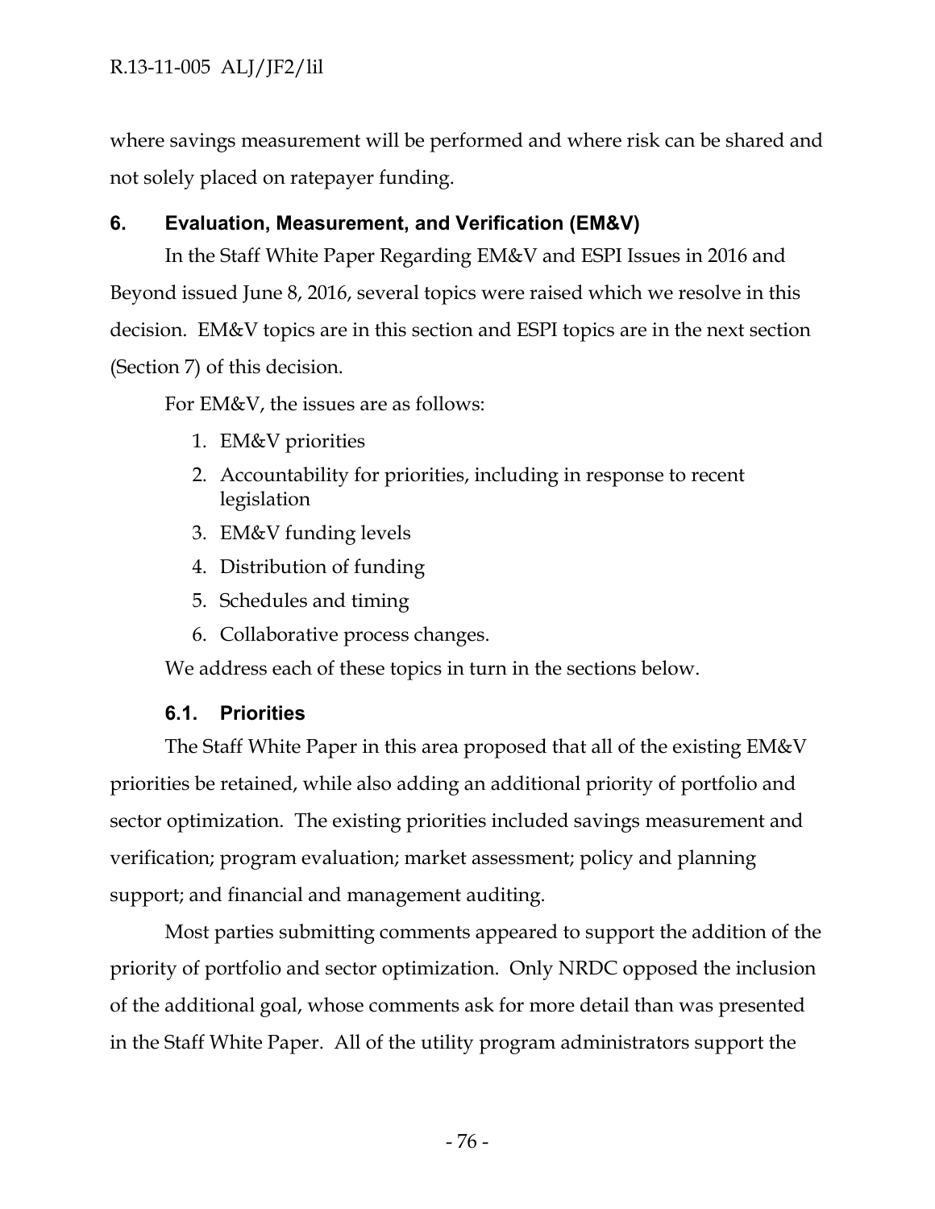where savings measurement will be performed and where risk can be shared and not solely placed on ratepayer funding.

## 6. Evaluation, Measurement, and Verification (EM&V)

In the Staff White Paper Regarding EM&V and ESPI Issues in 2016 and Beyond issued June 8, 2016, several topics were raised which we resolve in this decision. EM&V topics are in this section and ESPI topics are in the next section (Section 7) of this decision.

For EM&V, the issues are as follows:

1. EM&V priorities
2. Accountability for priorities, including in response to recent legislation
3. EM&V funding levels
4. Distribution of funding
5. Schedules and timing
6. Collaborative process changes.

We address each of these topics in turn in the sections below.

### 6.1. Priorities

The Staff White Paper in this area proposed that all of the existing EM&V priorities be retained, while also adding an additional priority of portfolio and sector optimization. The existing priorities included savings measurement and verification; program evaluation; market assessment; policy and planning support; and financial and management auditing.

Most parties submitting comments appeared to support the addition of the priority of portfolio and sector optimization. Only NRDC opposed the inclusion of the additional goal, whose comments ask for more detail than was presented in the Staff White Paper. All of the utility program administrators support the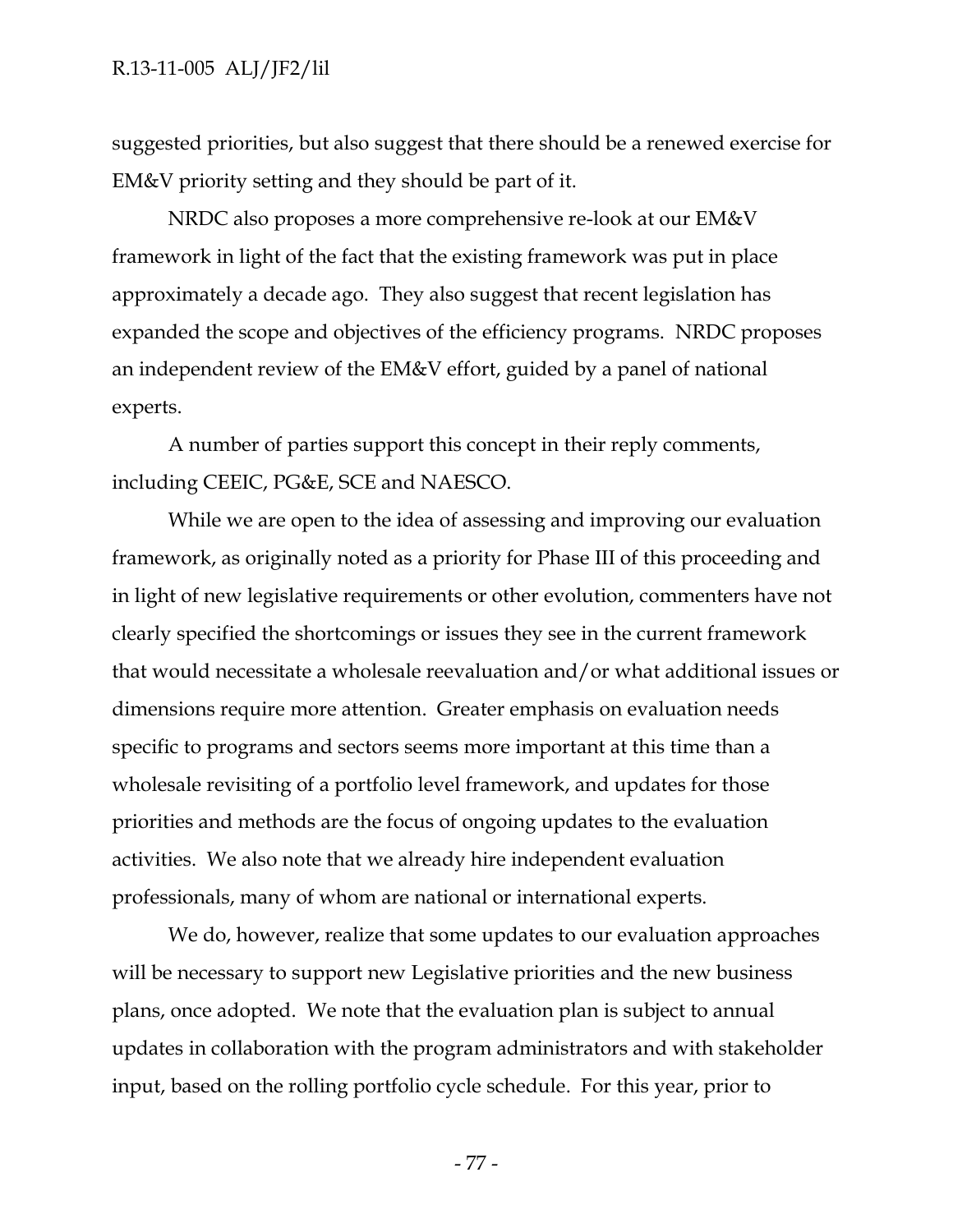suggested priorities, but also suggest that there should be a renewed exercise for EM&V priority setting and they should be part of it.

NRDC also proposes a more comprehensive re-look at our EM&V framework in light of the fact that the existing framework was put in place approximately a decade ago. They also suggest that recent legislation has expanded the scope and objectives of the efficiency programs. NRDC proposes an independent review of the EM&V effort, guided by a panel of national experts.

A number of parties support this concept in their reply comments, including CEEIC, PG&E, SCE and NAESCO.

While we are open to the idea of assessing and improving our evaluation framework, as originally noted as a priority for Phase III of this proceeding and in light of new legislative requirements or other evolution, commenters have not clearly specified the shortcomings or issues they see in the current framework that would necessitate a wholesale reevaluation and/or what additional issues or dimensions require more attention. Greater emphasis on evaluation needs specific to programs and sectors seems more important at this time than a wholesale revisiting of a portfolio level framework, and updates for those priorities and methods are the focus of ongoing updates to the evaluation activities. We also note that we already hire independent evaluation professionals, many of whom are national or international experts.

We do, however, realize that some updates to our evaluation approaches will be necessary to support new Legislative priorities and the new business plans, once adopted. We note that the evaluation plan is subject to annual updates in collaboration with the program administrators and with stakeholder input, based on the rolling portfolio cycle schedule. For this year, prior to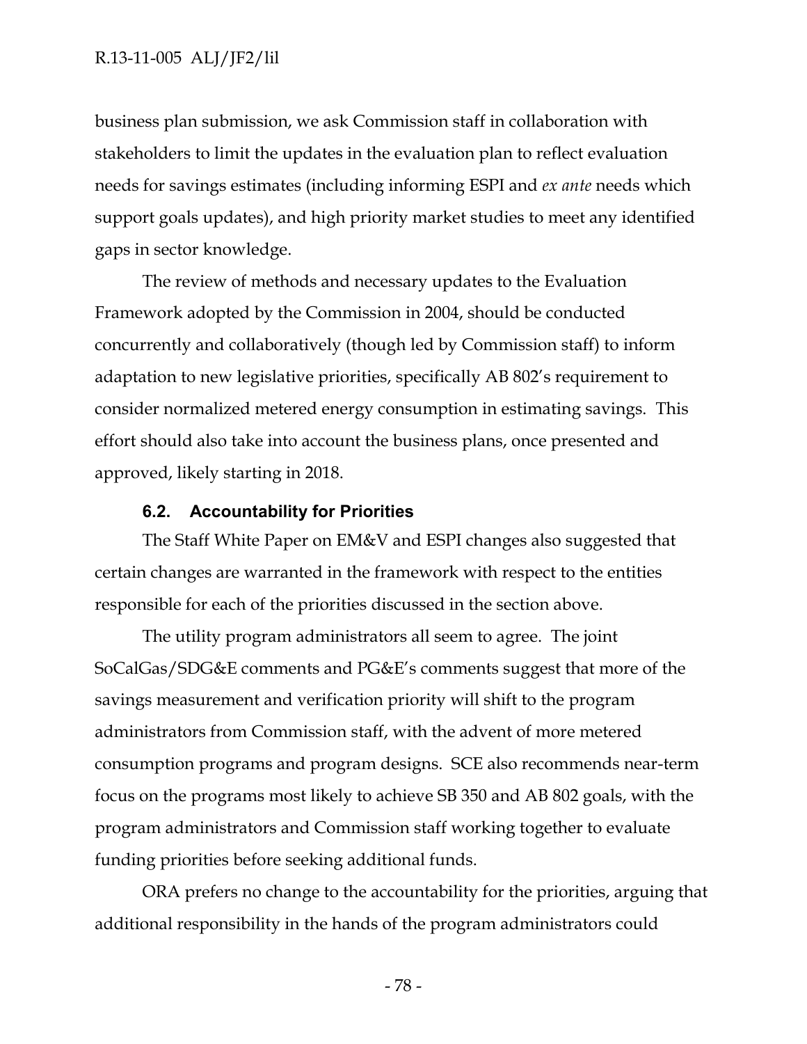business plan submission, we ask Commission staff in collaboration with stakeholders to limit the updates in the evaluation plan to reflect evaluation needs for savings estimates (including informing ESPI and *ex ante* needs which support goals updates), and high priority market studies to meet any identified gaps in sector knowledge.

The review of methods and necessary updates to the Evaluation Framework adopted by the Commission in 2004, should be conducted concurrently and collaboratively (though led by Commission staff) to inform adaptation to new legislative priorities, specifically AB 802's requirement to consider normalized metered energy consumption in estimating savings. This effort should also take into account the business plans, once presented and approved, likely starting in 2018.

### 6.2. Accountability for Priorities

The Staff White Paper on EM&V and ESPI changes also suggested that certain changes are warranted in the framework with respect to the entities responsible for each of the priorities discussed in the section above.

The utility program administrators all seem to agree. The joint SoCalGas/SDG&E comments and PG&E's comments suggest that more of the savings measurement and verification priority will shift to the program administrators from Commission staff, with the advent of more metered consumption programs and program designs. SCE also recommends near-term focus on the programs most likely to achieve SB 350 and AB 802 goals, with the program administrators and Commission staff working together to evaluate funding priorities before seeking additional funds.

ORA prefers no change to the accountability for the priorities, arguing that additional responsibility in the hands of the program administrators could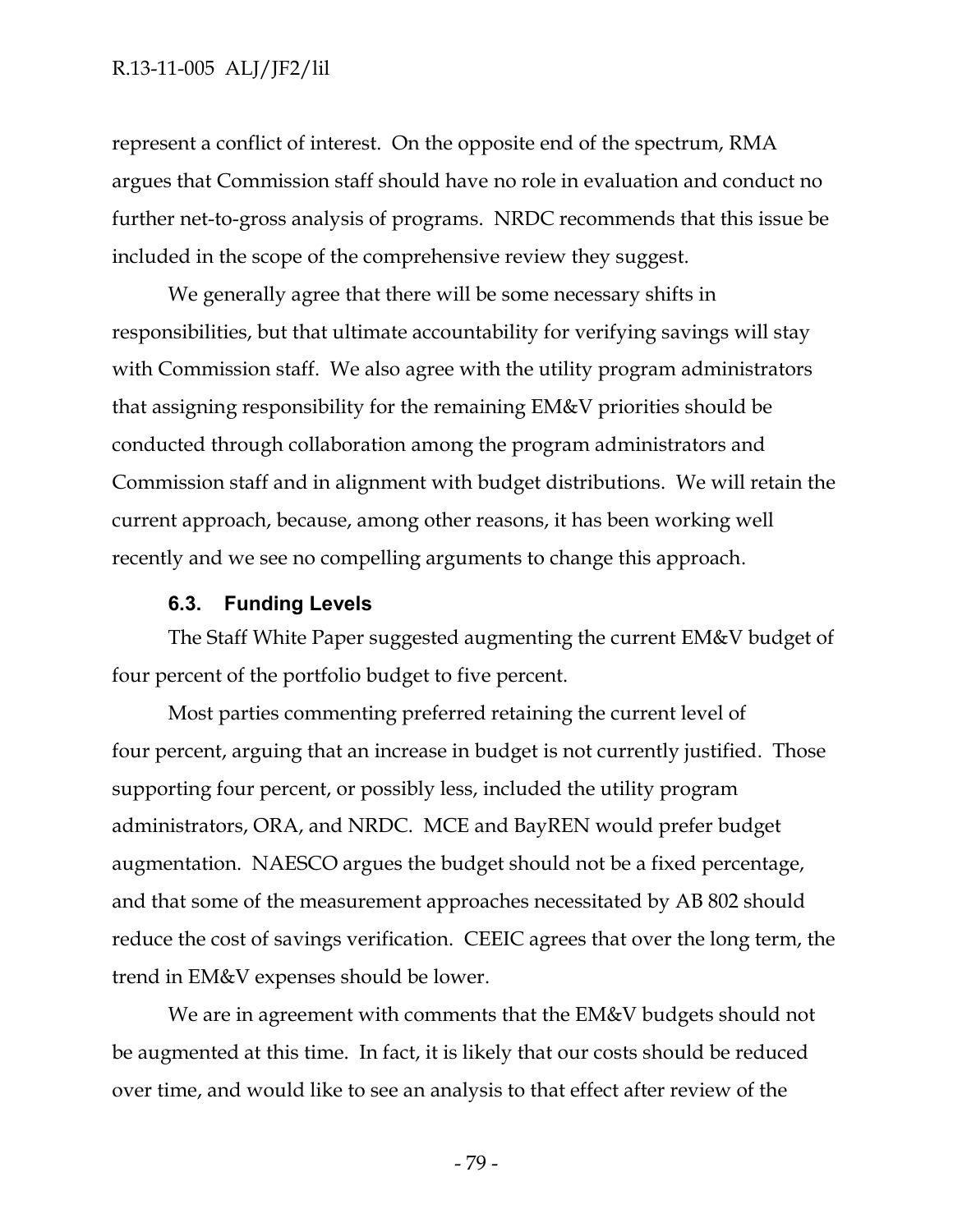represent a conflict of interest. On the opposite end of the spectrum, RMA argues that Commission staff should have no role in evaluation and conduct no further net-to-gross analysis of programs. NRDC recommends that this issue be included in the scope of the comprehensive review they suggest.

We generally agree that there will be some necessary shifts in responsibilities, but that ultimate accountability for verifying savings will stay with Commission staff. We also agree with the utility program administrators that assigning responsibility for the remaining EM&V priorities should be conducted through collaboration among the program administrators and Commission staff and in alignment with budget distributions. We will retain the current approach, because, among other reasons, it has been working well recently and we see no compelling arguments to change this approach.

### 6.3. Funding Levels

The Staff White Paper suggested augmenting the current EM&V budget of four percent of the portfolio budget to five percent.

Most parties commenting preferred retaining the current level of four percent, arguing that an increase in budget is not currently justified. Those supporting four percent, or possibly less, included the utility program administrators, ORA, and NRDC. MCE and BayREN would prefer budget augmentation. NAESCO argues the budget should not be a fixed percentage, and that some of the measurement approaches necessitated by AB 802 should reduce the cost of savings verification. CEEIC agrees that over the long term, the trend in EM&V expenses should be lower.

We are in agreement with comments that the EM&V budgets should not be augmented at this time. In fact, it is likely that our costs should be reduced over time, and would like to see an analysis to that effect after review of the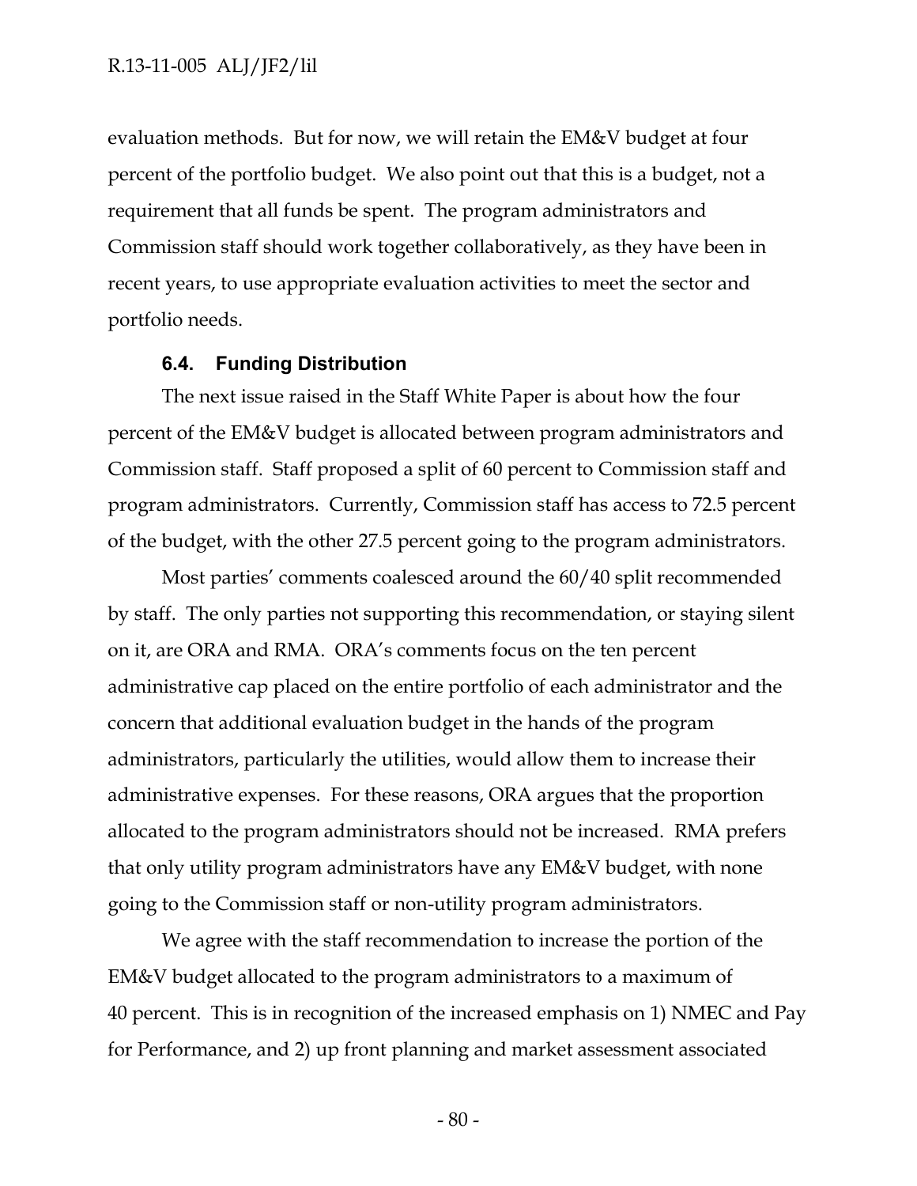evaluation methods. But for now, we will retain the EM&V budget at four percent of the portfolio budget. We also point out that this is a budget, not a requirement that all funds be spent. The program administrators and Commission staff should work together collaboratively, as they have been in recent years, to use appropriate evaluation activities to meet the sector and portfolio needs.

### 6.4. Funding Distribution

The next issue raised in the Staff White Paper is about how the four percent of the EM&V budget is allocated between program administrators and Commission staff. Staff proposed a split of 60 percent to Commission staff and program administrators. Currently, Commission staff has access to 72.5 percent of the budget, with the other 27.5 percent going to the program administrators.

Most parties' comments coalesced around the 60/40 split recommended by staff. The only parties not supporting this recommendation, or staying silent on it, are ORA and RMA. ORA's comments focus on the ten percent administrative cap placed on the entire portfolio of each administrator and the concern that additional evaluation budget in the hands of the program administrators, particularly the utilities, would allow them to increase their administrative expenses. For these reasons, ORA argues that the proportion allocated to the program administrators should not be increased. RMA prefers that only utility program administrators have any EM&V budget, with none going to the Commission staff or non-utility program administrators.

We agree with the staff recommendation to increase the portion of the EM&V budget allocated to the program administrators to a maximum of 40 percent. This is in recognition of the increased emphasis on 1) NMEC and Pay for Performance, and 2) up front planning and market assessment associated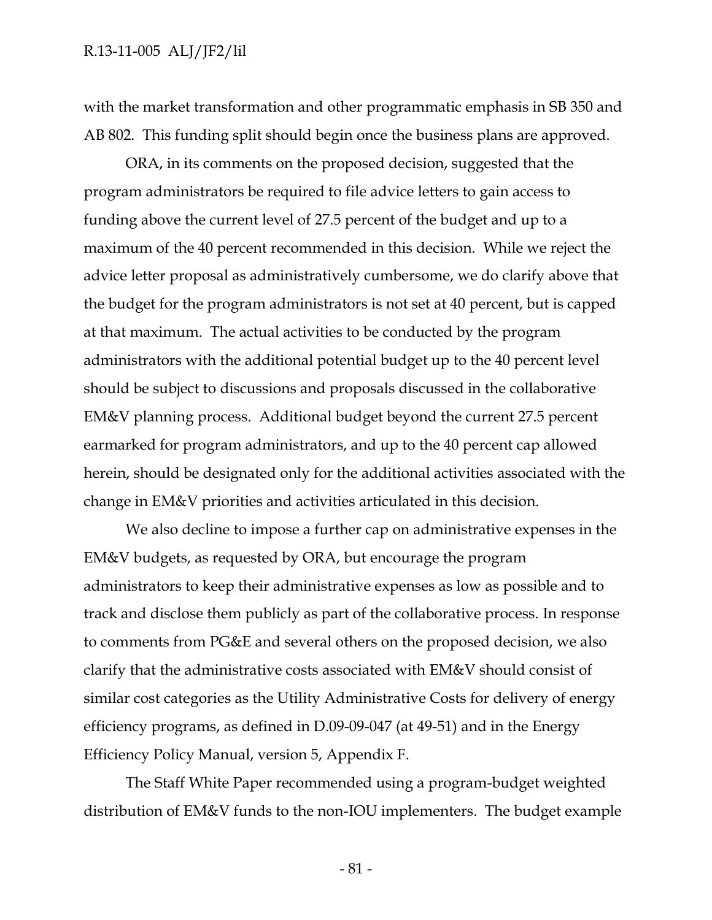with the market transformation and other programmatic emphasis in SB 350 and AB 802. This funding split should begin once the business plans are approved.

ORA, in its comments on the proposed decision, suggested that the program administrators be required to file advice letters to gain access to funding above the current level of 27.5 percent of the budget and up to a maximum of the 40 percent recommended in this decision. While we reject the advice letter proposal as administratively cumbersome, we do clarify above that the budget for the program administrators is not set at 40 percent, but is capped at that maximum. The actual activities to be conducted by the program administrators with the additional potential budget up to the 40 percent level should be subject to discussions and proposals discussed in the collaborative EM&V planning process. Additional budget beyond the current 27.5 percent earmarked for program administrators, and up to the 40 percent cap allowed herein, should be designated only for the additional activities associated with the change in EM&V priorities and activities articulated in this decision.

We also decline to impose a further cap on administrative expenses in the EM&V budgets, as requested by ORA, but encourage the program administrators to keep their administrative expenses as low as possible and to track and disclose them publicly as part of the collaborative process. In response to comments from PG&E and several others on the proposed decision, we also clarify that the administrative costs associated with EM&V should consist of similar cost categories as the Utility Administrative Costs for delivery of energy efficiency programs, as defined in D.09-09-047 (at 49-51) and in the Energy Efficiency Policy Manual, version 5, Appendix F.

The Staff White Paper recommended using a program-budget weighted distribution of EM&V funds to the non-IOU implementers. The budget example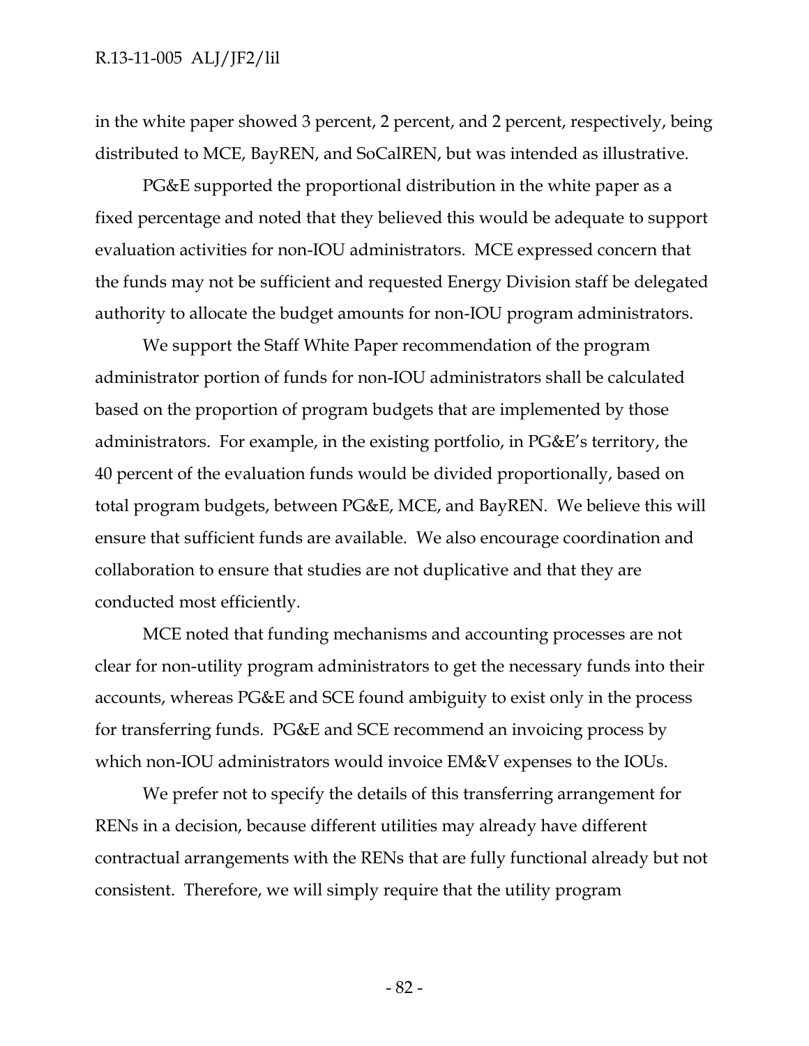in the white paper showed 3 percent, 2 percent, and 2 percent, respectively, being distributed to MCE, BayREN, and SoCalREN, but was intended as illustrative.

PG&E supported the proportional distribution in the white paper as a fixed percentage and noted that they believed this would be adequate to support evaluation activities for non-IOU administrators. MCE expressed concern that the funds may not be sufficient and requested Energy Division staff be delegated authority to allocate the budget amounts for non-IOU program administrators.

We support the Staff White Paper recommendation of the program administrator portion of funds for non-IOU administrators shall be calculated based on the proportion of program budgets that are implemented by those administrators. For example, in the existing portfolio, in PG&E's territory, the 40 percent of the evaluation funds would be divided proportionally, based on total program budgets, between PG&E, MCE, and BayREN. We believe this will ensure that sufficient funds are available. We also encourage coordination and collaboration to ensure that studies are not duplicative and that they are conducted most efficiently.

MCE noted that funding mechanisms and accounting processes are not clear for non-utility program administrators to get the necessary funds into their accounts, whereas PG&E and SCE found ambiguity to exist only in the process for transferring funds. PG&E and SCE recommend an invoicing process by which non-IOU administrators would invoice EM&V expenses to the IOUs.

We prefer not to specify the details of this transferring arrangement for RENs in a decision, because different utilities may already have different contractual arrangements with the RENs that are fully functional already but not consistent. Therefore, we will simply require that the utility program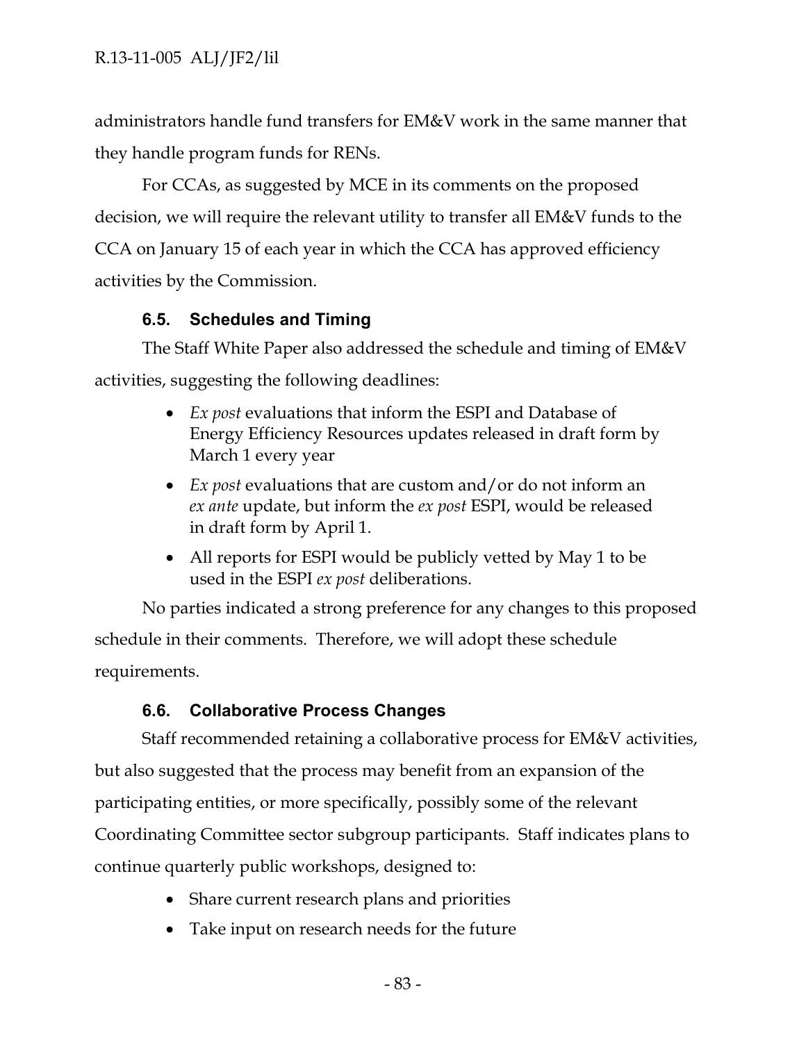administrators handle fund transfers for EM&V work in the same manner that they handle program funds for RENs.

For CCAs, as suggested by MCE in its comments on the proposed decision, we will require the relevant utility to transfer all EM&V funds to the CCA on January 15 of each year in which the CCA has approved efficiency activities by the Commission.

### 6.5. Schedules and Timing

The Staff White Paper also addressed the schedule and timing of EM&V activities, suggesting the following deadlines:

- *Ex post* evaluations that inform the ESPI and Database of Energy Efficiency Resources updates released in draft form by March 1 every year
- *Ex post* evaluations that are custom and/or do not inform an *ex ante* update, but inform the *ex post* ESPI, would be released in draft form by April 1.
- All reports for ESPI would be publicly vetted by May 1 to be used in the ESPI *ex post* deliberations.

No parties indicated a strong preference for any changes to this proposed schedule in their comments. Therefore, we will adopt these schedule requirements.

### 6.6. Collaborative Process Changes

Staff recommended retaining a collaborative process for EM&V activities, but also suggested that the process may benefit from an expansion of the participating entities, or more specifically, possibly some of the relevant Coordinating Committee sector subgroup participants. Staff indicates plans to continue quarterly public workshops, designed to:

- Share current research plans and priorities
- Take input on research needs for the future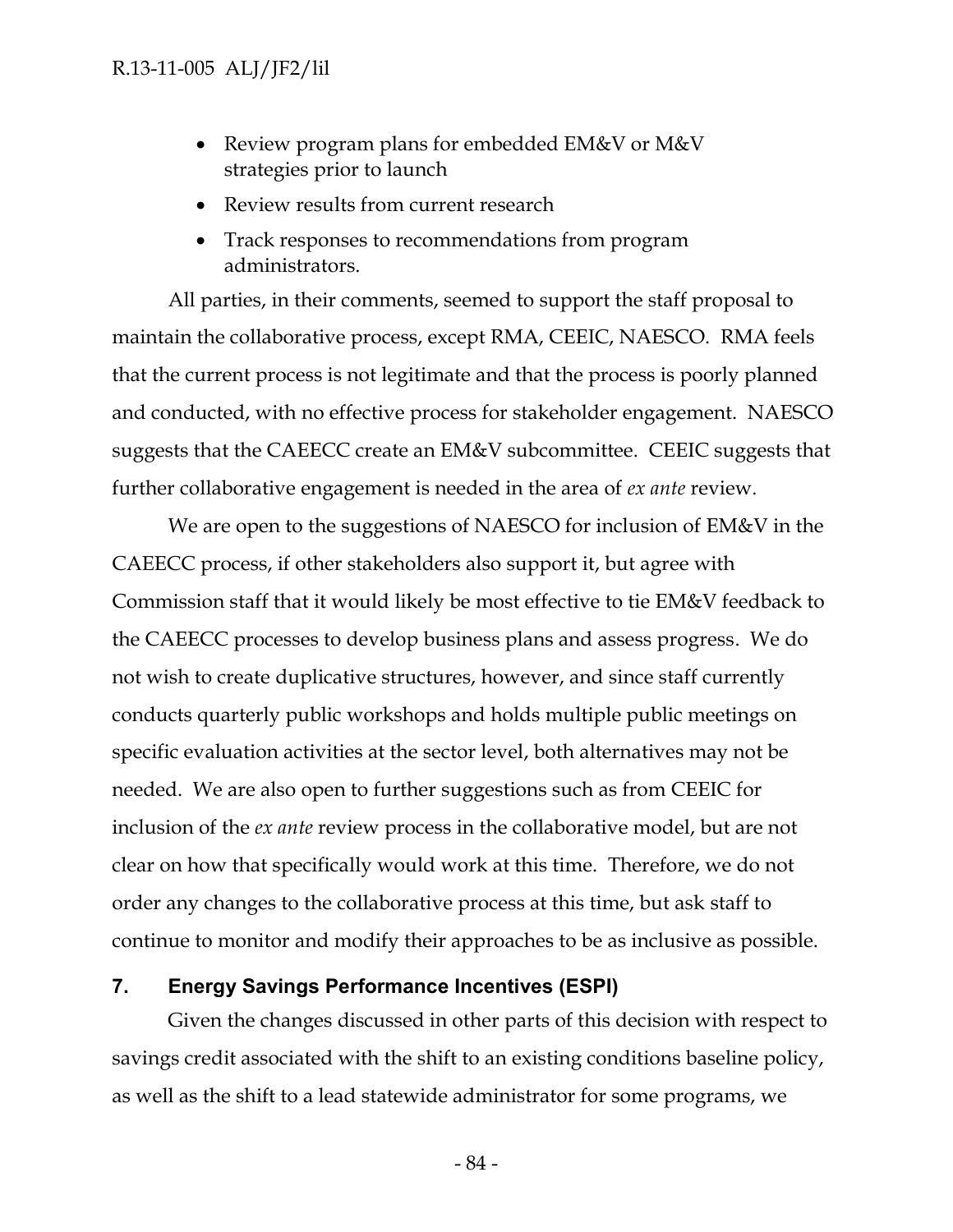- Review program plans for embedded EM&V or M&V strategies prior to launch
- Review results from current research
- Track responses to recommendations from program administrators.

All parties, in their comments, seemed to support the staff proposal to maintain the collaborative process, except RMA, CEEIC, NAESCO. RMA feels that the current process is not legitimate and that the process is poorly planned and conducted, with no effective process for stakeholder engagement. NAESCO suggests that the CAEECC create an EM&V subcommittee. CEEIC suggests that further collaborative engagement is needed in the area of *ex ante* review.

We are open to the suggestions of NAESCO for inclusion of EM&V in the CAEECC process, if other stakeholders also support it, but agree with Commission staff that it would likely be most effective to tie EM&V feedback to the CAEECC processes to develop business plans and assess progress. We do not wish to create duplicative structures, however, and since staff currently conducts quarterly public workshops and holds multiple public meetings on specific evaluation activities at the sector level, both alternatives may not be needed. We are also open to further suggestions such as from CEEIC for inclusion of the *ex ante* review process in the collaborative model, but are not clear on how that specifically would work at this time. Therefore, we do not order any changes to the collaborative process at this time, but ask staff to continue to monitor and modify their approaches to be as inclusive as possible.

## 7. Energy Savings Performance Incentives (ESPI)

Given the changes discussed in other parts of this decision with respect to savings credit associated with the shift to an existing conditions baseline policy, as well as the shift to a lead statewide administrator for some programs, we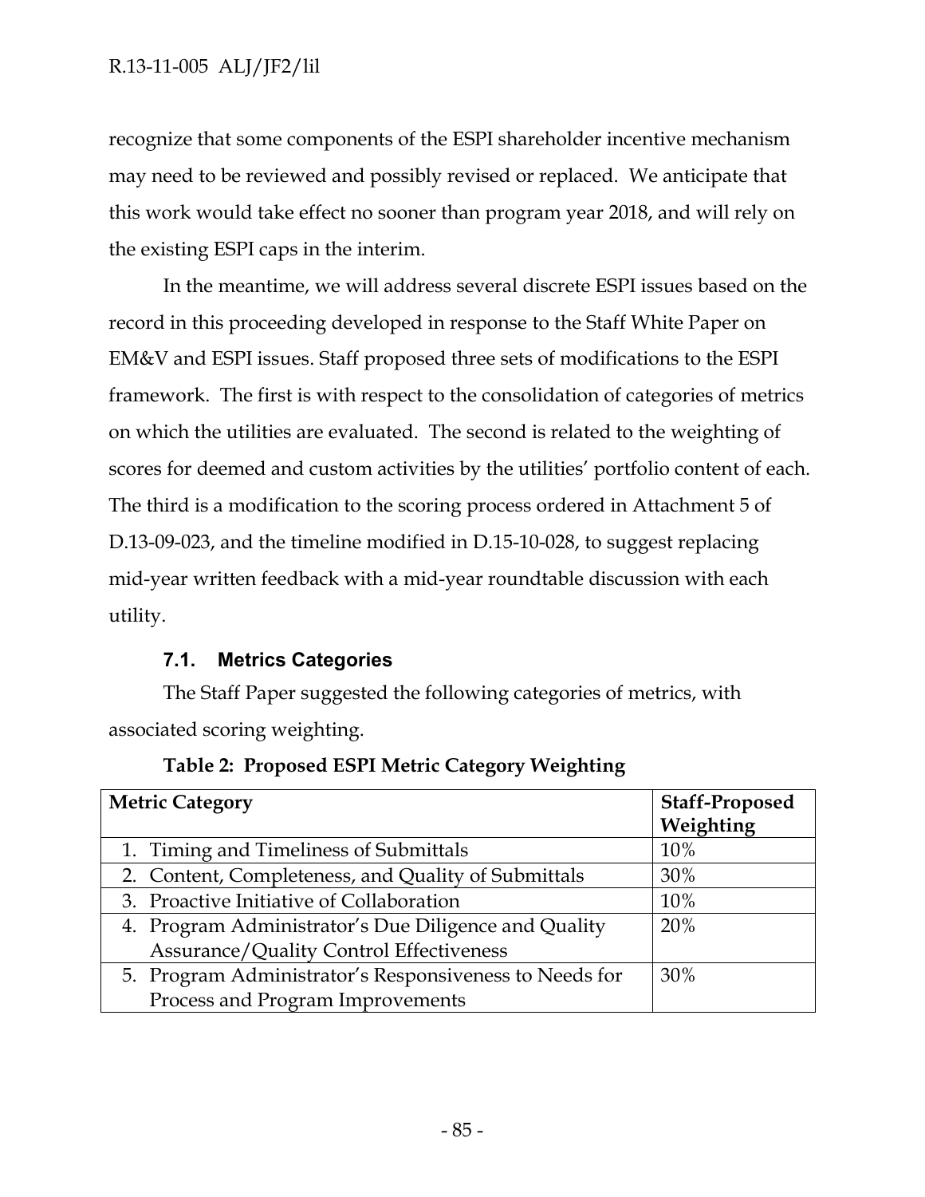recognize that some components of the ESPI shareholder incentive mechanism may need to be reviewed and possibly revised or replaced. We anticipate that this work would take effect no sooner than program year 2018, and will rely on the existing ESPI caps in the interim.

In the meantime, we will address several discrete ESPI issues based on the record in this proceeding developed in response to the Staff White Paper on EM&V and ESPI issues. Staff proposed three sets of modifications to the ESPI framework. The first is with respect to the consolidation of categories of metrics on which the utilities are evaluated. The second is related to the weighting of scores for deemed and custom activities by the utilities' portfolio content of each. The third is a modification to the scoring process ordered in Attachment 5 of D.13-09-023, and the timeline modified in D.15-10-028, to suggest replacing mid-year written feedback with a mid-year roundtable discussion with each utility.

### 7.1. Metrics Categories

The Staff Paper suggested the following categories of metrics, with associated scoring weighting.

**Table 2: Proposed ESPI Metric Category Weighting**

| Metric Category | Staff-Proposed Weighting |
|---|---|
| 1. Timing and Timeliness of Submittals | 10% |
| 2. Content, Completeness, and Quality of Submittals | 30% |
| 3. Proactive Initiative of Collaboration | 10% |
| 4. Program Administrator's Due Diligence and Quality Assurance/Quality Control Effectiveness | 20% |
| 5. Program Administrator's Responsiveness to Needs for Process and Program Improvements | 30% |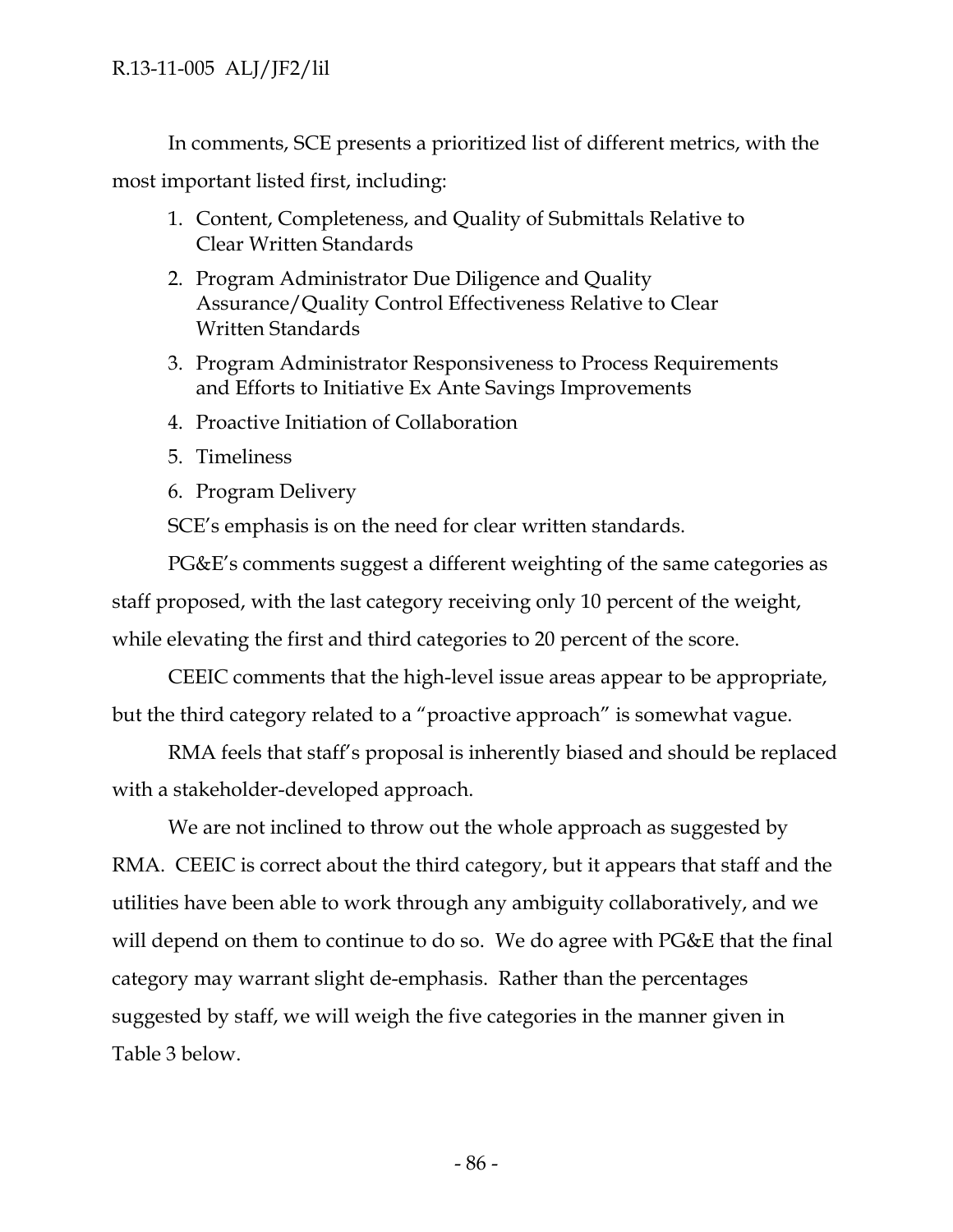In comments, SCE presents a prioritized list of different metrics, with the most important listed first, including:

1. Content, Completeness, and Quality of Submittals Relative to Clear Written Standards
2. Program Administrator Due Diligence and Quality Assurance/Quality Control Effectiveness Relative to Clear Written Standards
3. Program Administrator Responsiveness to Process Requirements and Efforts to Initiative Ex Ante Savings Improvements
4. Proactive Initiation of Collaboration
5. Timeliness
6. Program Delivery

SCE's emphasis is on the need for clear written standards.

PG&E's comments suggest a different weighting of the same categories as staff proposed, with the last category receiving only 10 percent of the weight, while elevating the first and third categories to 20 percent of the score.

CEEIC comments that the high-level issue areas appear to be appropriate, but the third category related to a "proactive approach" is somewhat vague.

RMA feels that staff's proposal is inherently biased and should be replaced with a stakeholder-developed approach.

We are not inclined to throw out the whole approach as suggested by RMA. CEEIC is correct about the third category, but it appears that staff and the utilities have been able to work through any ambiguity collaboratively, and we will depend on them to continue to do so. We do agree with PG&E that the final category may warrant slight de-emphasis. Rather than the percentages suggested by staff, we will weigh the five categories in the manner given in Table 3 below.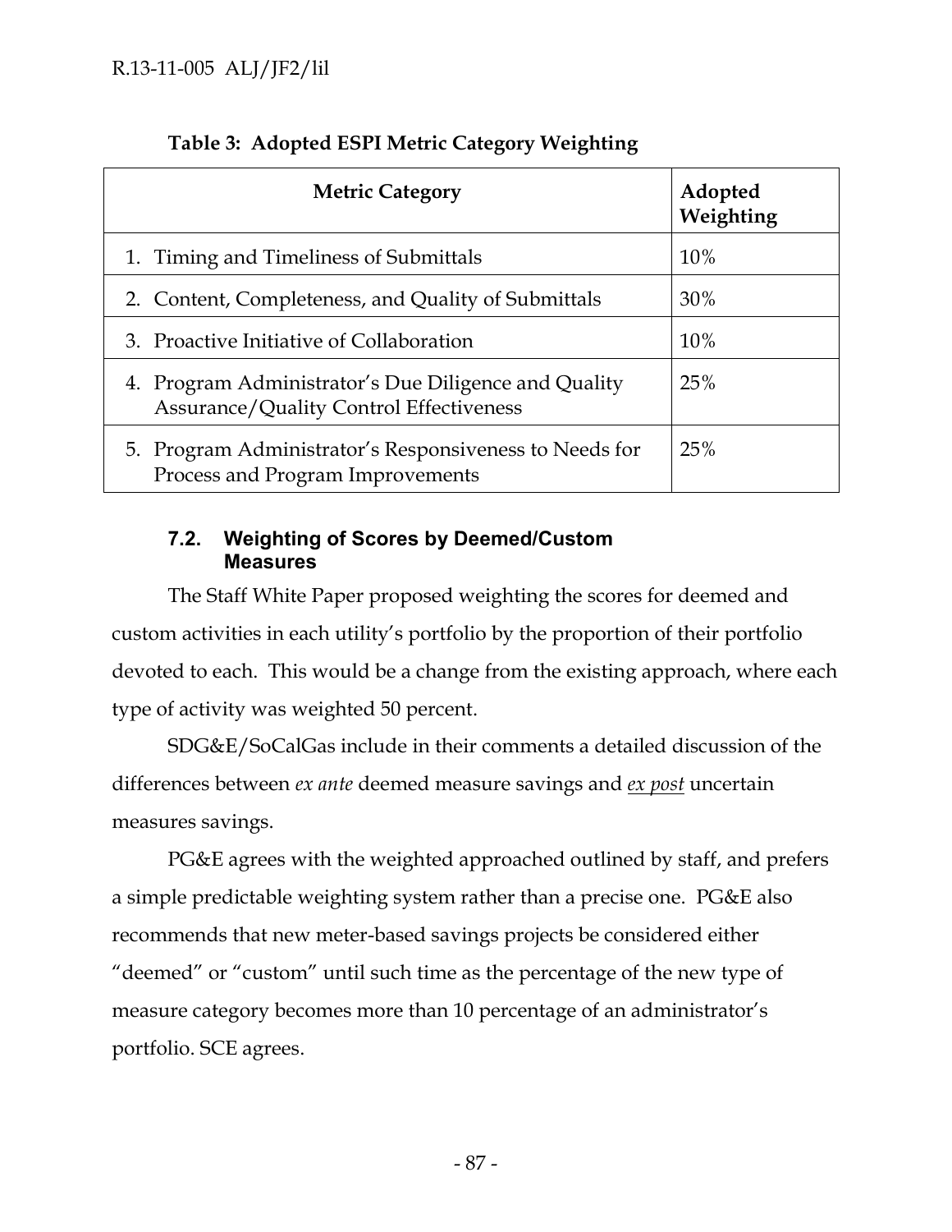**Table 3: Adopted ESPI Metric Category Weighting**

| Metric Category | Adopted Weighting |
|---|---|
| 1. Timing and Timeliness of Submittals | 10% |
| 2. Content, Completeness, and Quality of Submittals | 30% |
| 3. Proactive Initiative of Collaboration | 10% |
| 4. Program Administrator's Due Diligence and Quality Assurance/Quality Control Effectiveness | 25% |
| 5. Program Administrator's Responsiveness to Needs for Process and Program Improvements | 25% |

### 7.2. Weighting of Scores by Deemed/Custom Measures

The Staff White Paper proposed weighting the scores for deemed and custom activities in each utility's portfolio by the proportion of their portfolio devoted to each. This would be a change from the existing approach, where each type of activity was weighted 50 percent.

SDG&E/SoCalGas include in their comments a detailed discussion of the differences between *ex ante* deemed measure savings and *ex post* uncertain measures savings.

PG&E agrees with the weighted approached outlined by staff, and prefers a simple predictable weighting system rather than a precise one. PG&E also recommends that new meter-based savings projects be considered either "deemed" or "custom" until such time as the percentage of the new type of measure category becomes more than 10 percentage of an administrator's portfolio. SCE agrees.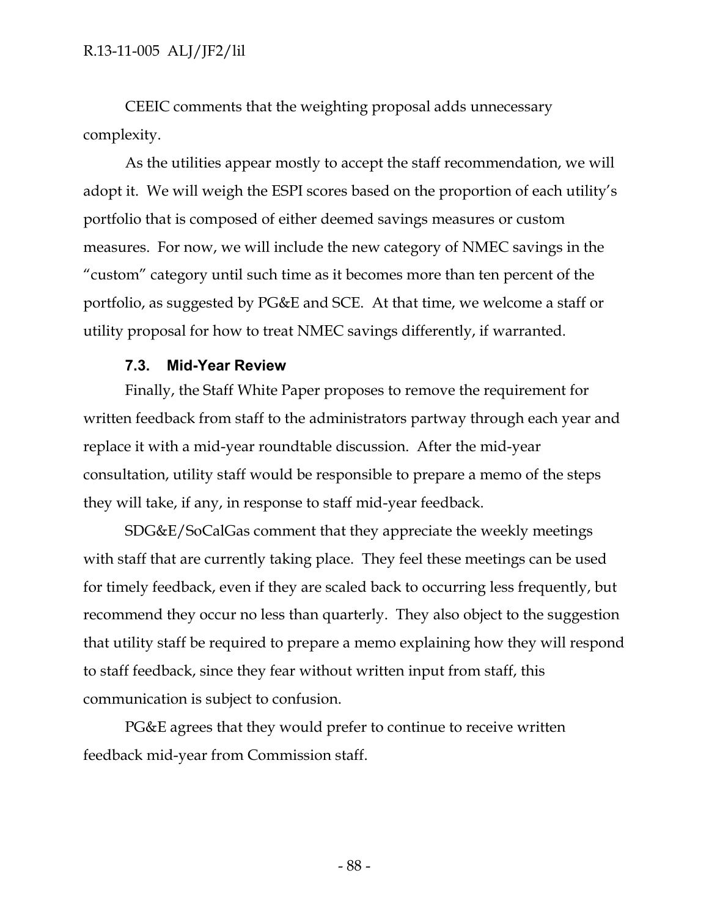CEEIC comments that the weighting proposal adds unnecessary complexity.

As the utilities appear mostly to accept the staff recommendation, we will adopt it. We will weigh the ESPI scores based on the proportion of each utility's portfolio that is composed of either deemed savings measures or custom measures. For now, we will include the new category of NMEC savings in the "custom" category until such time as it becomes more than ten percent of the portfolio, as suggested by PG&E and SCE. At that time, we welcome a staff or utility proposal for how to treat NMEC savings differently, if warranted.

### 7.3. Mid-Year Review

Finally, the Staff White Paper proposes to remove the requirement for written feedback from staff to the administrators partway through each year and replace it with a mid-year roundtable discussion. After the mid-year consultation, utility staff would be responsible to prepare a memo of the steps they will take, if any, in response to staff mid-year feedback.

SDG&E/SoCalGas comment that they appreciate the weekly meetings with staff that are currently taking place. They feel these meetings can be used for timely feedback, even if they are scaled back to occurring less frequently, but recommend they occur no less than quarterly. They also object to the suggestion that utility staff be required to prepare a memo explaining how they will respond to staff feedback, since they fear without written input from staff, this communication is subject to confusion.

PG&E agrees that they would prefer to continue to receive written feedback mid-year from Commission staff.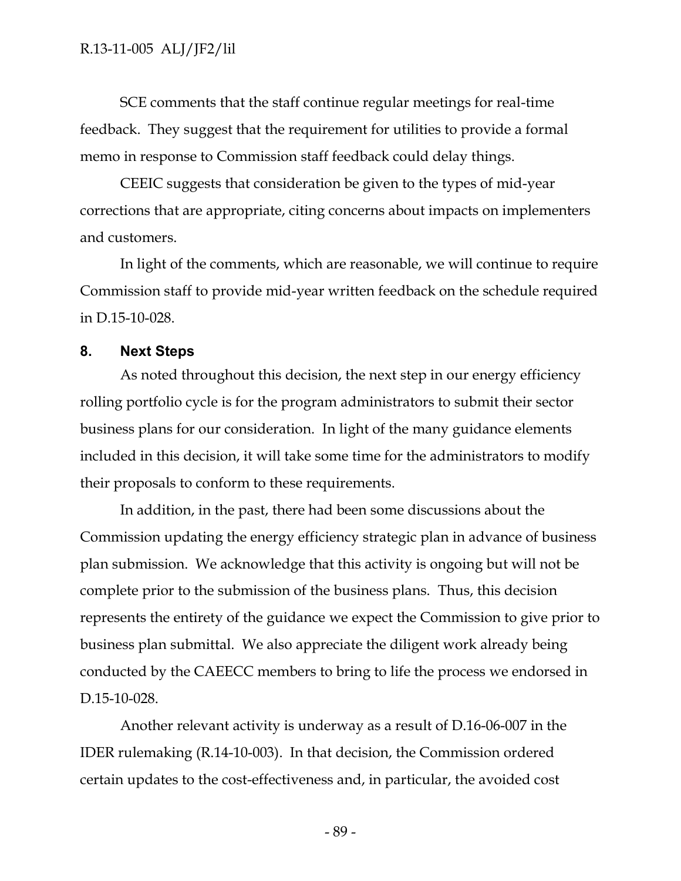SCE comments that the staff continue regular meetings for real-time feedback. They suggest that the requirement for utilities to provide a formal memo in response to Commission staff feedback could delay things.

CEEIC suggests that consideration be given to the types of mid-year corrections that are appropriate, citing concerns about impacts on implementers and customers.

In light of the comments, which are reasonable, we will continue to require Commission staff to provide mid-year written feedback on the schedule required in D.15-10-028.

## 8. Next Steps

As noted throughout this decision, the next step in our energy efficiency rolling portfolio cycle is for the program administrators to submit their sector business plans for our consideration. In light of the many guidance elements included in this decision, it will take some time for the administrators to modify their proposals to conform to these requirements.

In addition, in the past, there had been some discussions about the Commission updating the energy efficiency strategic plan in advance of business plan submission. We acknowledge that this activity is ongoing but will not be complete prior to the submission of the business plans. Thus, this decision represents the entirety of the guidance we expect the Commission to give prior to business plan submittal. We also appreciate the diligent work already being conducted by the CAEECC members to bring to life the process we endorsed in D.15-10-028.

Another relevant activity is underway as a result of D.16-06-007 in the IDER rulemaking (R.14-10-003). In that decision, the Commission ordered certain updates to the cost-effectiveness and, in particular, the avoided cost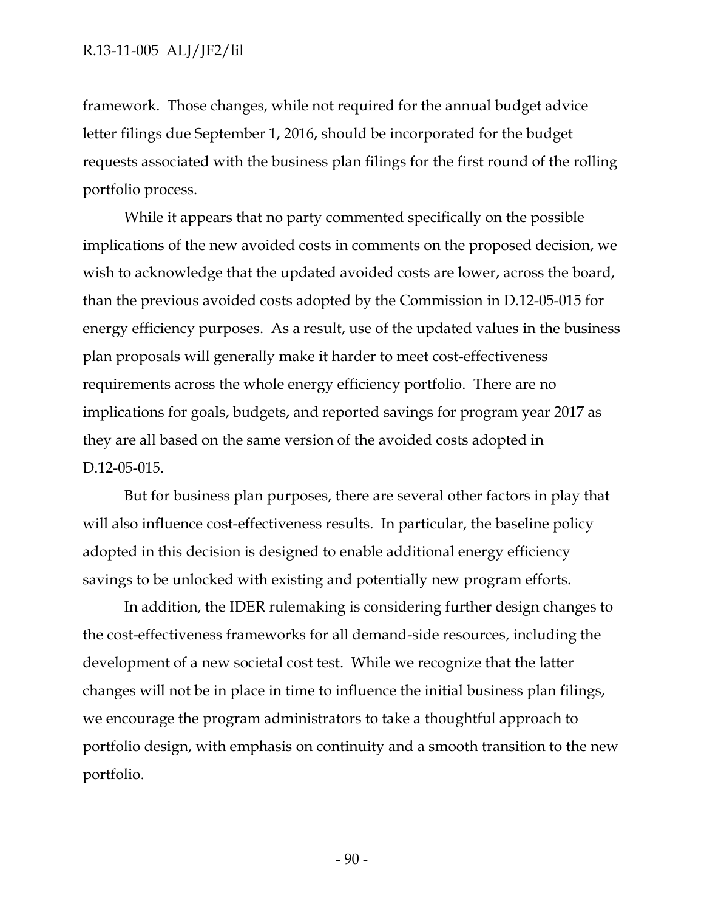framework. Those changes, while not required for the annual budget advice letter filings due September 1, 2016, should be incorporated for the budget requests associated with the business plan filings for the first round of the rolling portfolio process.

While it appears that no party commented specifically on the possible implications of the new avoided costs in comments on the proposed decision, we wish to acknowledge that the updated avoided costs are lower, across the board, than the previous avoided costs adopted by the Commission in D.12-05-015 for energy efficiency purposes. As a result, use of the updated values in the business plan proposals will generally make it harder to meet cost-effectiveness requirements across the whole energy efficiency portfolio. There are no implications for goals, budgets, and reported savings for program year 2017 as they are all based on the same version of the avoided costs adopted in D.12-05-015.

But for business plan purposes, there are several other factors in play that will also influence cost-effectiveness results. In particular, the baseline policy adopted in this decision is designed to enable additional energy efficiency savings to be unlocked with existing and potentially new program efforts.

In addition, the IDER rulemaking is considering further design changes to the cost-effectiveness frameworks for all demand-side resources, including the development of a new societal cost test. While we recognize that the latter changes will not be in place in time to influence the initial business plan filings, we encourage the program administrators to take a thoughtful approach to portfolio design, with emphasis on continuity and a smooth transition to the new portfolio.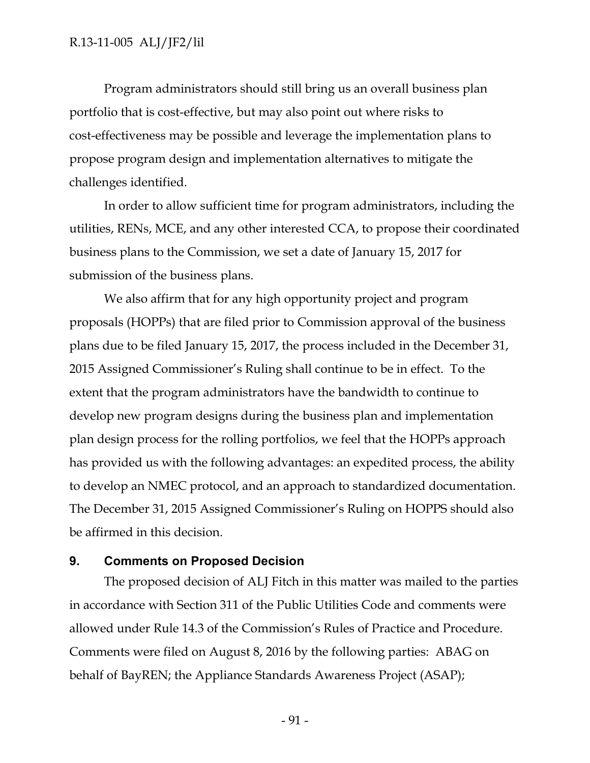Program administrators should still bring us an overall business plan portfolio that is cost-effective, but may also point out where risks to cost-effectiveness may be possible and leverage the implementation plans to propose program design and implementation alternatives to mitigate the challenges identified.

In order to allow sufficient time for program administrators, including the utilities, RENs, MCE, and any other interested CCA, to propose their coordinated business plans to the Commission, we set a date of January 15, 2017 for submission of the business plans.

We also affirm that for any high opportunity project and program proposals (HOPPs) that are filed prior to Commission approval of the business plans due to be filed January 15, 2017, the process included in the December 31, 2015 Assigned Commissioner's Ruling shall continue to be in effect. To the extent that the program administrators have the bandwidth to continue to develop new program designs during the business plan and implementation plan design process for the rolling portfolios, we feel that the HOPPs approach has provided us with the following advantages: an expedited process, the ability to develop an NMEC protocol, and an approach to standardized documentation. The December 31, 2015 Assigned Commissioner's Ruling on HOPPS should also be affirmed in this decision.

## 9. Comments on Proposed Decision

The proposed decision of ALJ Fitch in this matter was mailed to the parties in accordance with Section 311 of the Public Utilities Code and comments were allowed under Rule 14.3 of the Commission's Rules of Practice and Procedure. Comments were filed on August 8, 2016 by the following parties: ABAG on behalf of BayREN; the Appliance Standards Awareness Project (ASAP);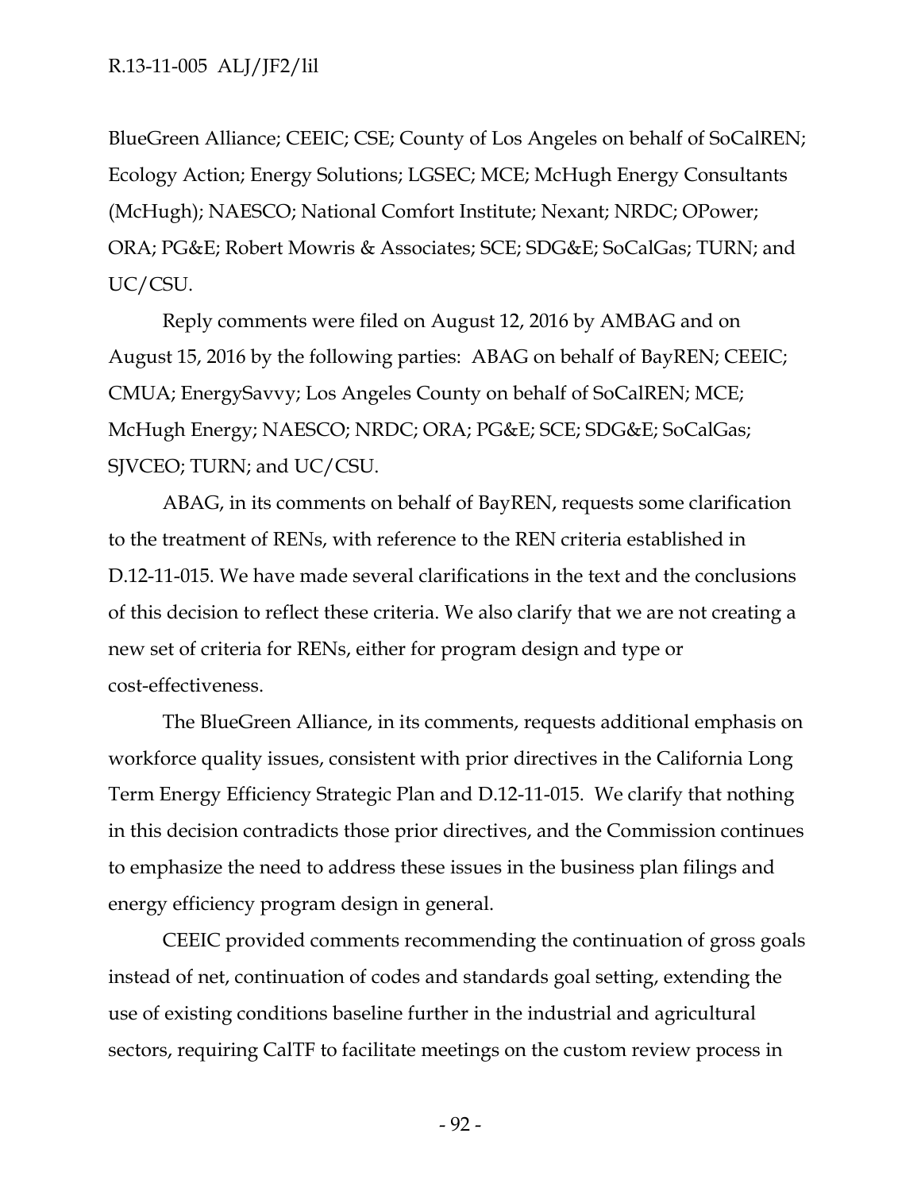BlueGreen Alliance; CEEIC; CSE; County of Los Angeles on behalf of SoCalREN; Ecology Action; Energy Solutions; LGSEC; MCE; McHugh Energy Consultants (McHugh); NAESCO; National Comfort Institute; Nexant; NRDC; OPower; ORA; PG&E; Robert Mowris & Associates; SCE; SDG&E; SoCalGas; TURN; and UC/CSU.

Reply comments were filed on August 12, 2016 by AMBAG and on August 15, 2016 by the following parties: ABAG on behalf of BayREN; CEEIC; CMUA; EnergySavvy; Los Angeles County on behalf of SoCalREN; MCE; McHugh Energy; NAESCO; NRDC; ORA; PG&E; SCE; SDG&E; SoCalGas; SJVCEO; TURN; and UC/CSU.

ABAG, in its comments on behalf of BayREN, requests some clarification to the treatment of RENs, with reference to the REN criteria established in D.12-11-015. We have made several clarifications in the text and the conclusions of this decision to reflect these criteria. We also clarify that we are not creating a new set of criteria for RENs, either for program design and type or cost-effectiveness.

The BlueGreen Alliance, in its comments, requests additional emphasis on workforce quality issues, consistent with prior directives in the California Long Term Energy Efficiency Strategic Plan and D.12-11-015. We clarify that nothing in this decision contradicts those prior directives, and the Commission continues to emphasize the need to address these issues in the business plan filings and energy efficiency program design in general.

CEEIC provided comments recommending the continuation of gross goals instead of net, continuation of codes and standards goal setting, extending the use of existing conditions baseline further in the industrial and agricultural sectors, requiring CalTF to facilitate meetings on the custom review process in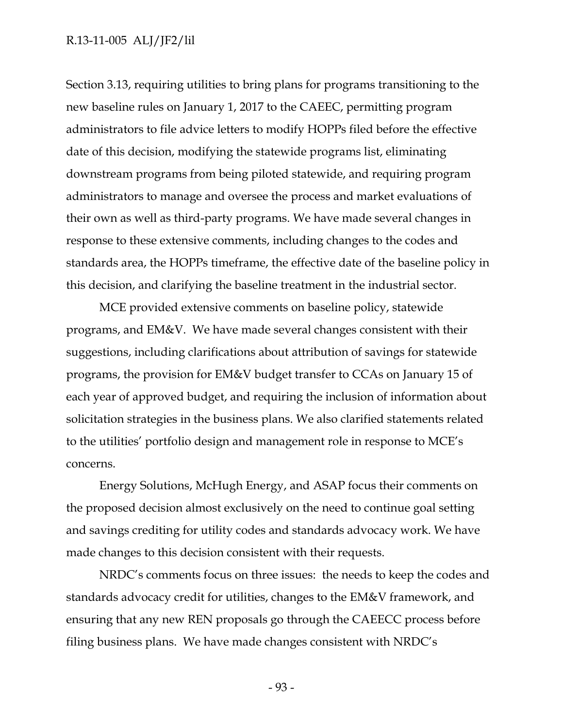Section 3.13, requiring utilities to bring plans for programs transitioning to the new baseline rules on January 1, 2017 to the CAEEC, permitting program administrators to file advice letters to modify HOPPs filed before the effective date of this decision, modifying the statewide programs list, eliminating downstream programs from being piloted statewide, and requiring program administrators to manage and oversee the process and market evaluations of their own as well as third-party programs. We have made several changes in response to these extensive comments, including changes to the codes and standards area, the HOPPs timeframe, the effective date of the baseline policy in this decision, and clarifying the baseline treatment in the industrial sector.

MCE provided extensive comments on baseline policy, statewide programs, and EM&V. We have made several changes consistent with their suggestions, including clarifications about attribution of savings for statewide programs, the provision for EM&V budget transfer to CCAs on January 15 of each year of approved budget, and requiring the inclusion of information about solicitation strategies in the business plans. We also clarified statements related to the utilities' portfolio design and management role in response to MCE's concerns.

Energy Solutions, McHugh Energy, and ASAP focus their comments on the proposed decision almost exclusively on the need to continue goal setting and savings crediting for utility codes and standards advocacy work. We have made changes to this decision consistent with their requests.

NRDC's comments focus on three issues: the needs to keep the codes and standards advocacy credit for utilities, changes to the EM&V framework, and ensuring that any new REN proposals go through the CAEECC process before filing business plans. We have made changes consistent with NRDC's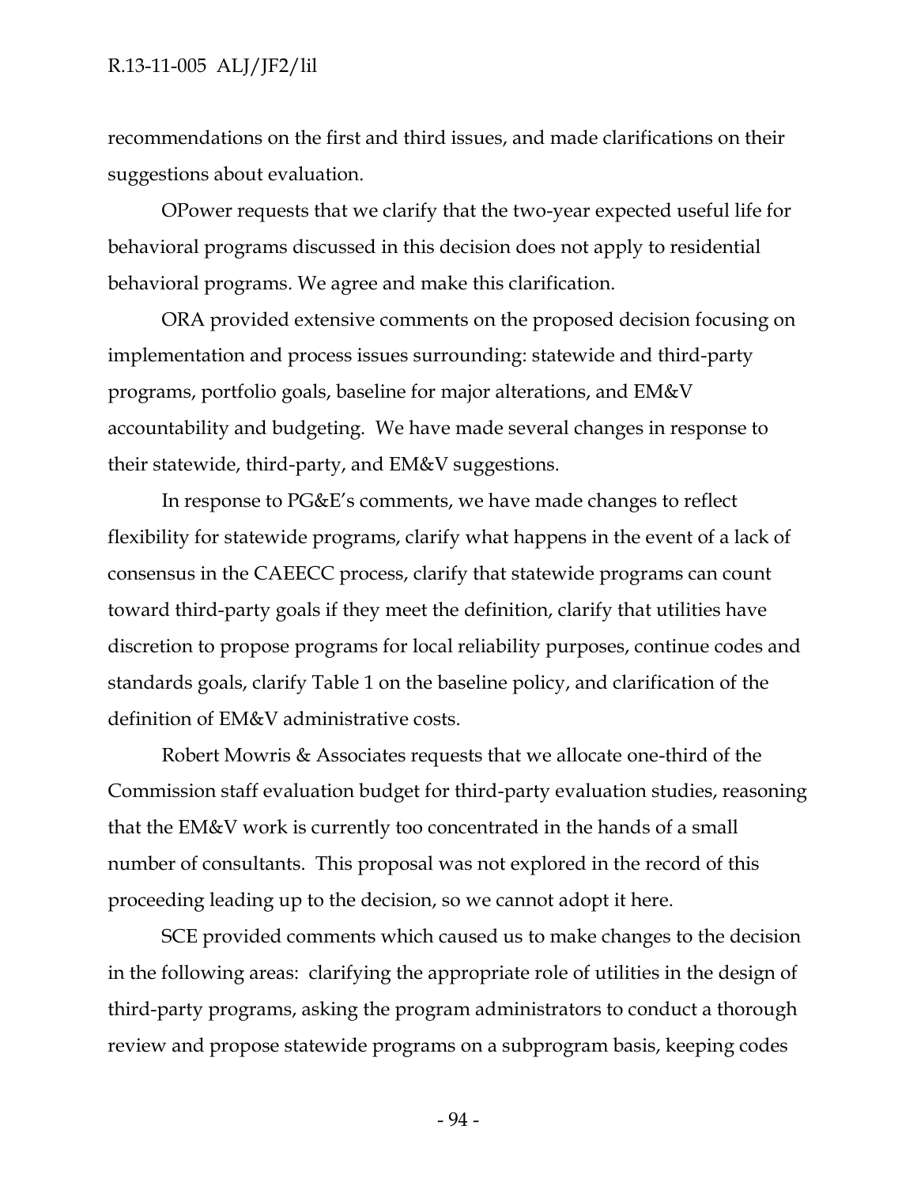recommendations on the first and third issues, and made clarifications on their suggestions about evaluation.

OPower requests that we clarify that the two-year expected useful life for behavioral programs discussed in this decision does not apply to residential behavioral programs. We agree and make this clarification.

ORA provided extensive comments on the proposed decision focusing on implementation and process issues surrounding: statewide and third-party programs, portfolio goals, baseline for major alterations, and EM&V accountability and budgeting. We have made several changes in response to their statewide, third-party, and EM&V suggestions.

In response to PG&E's comments, we have made changes to reflect flexibility for statewide programs, clarify what happens in the event of a lack of consensus in the CAEECC process, clarify that statewide programs can count toward third-party goals if they meet the definition, clarify that utilities have discretion to propose programs for local reliability purposes, continue codes and standards goals, clarify Table 1 on the baseline policy, and clarification of the definition of EM&V administrative costs.

Robert Mowris & Associates requests that we allocate one-third of the Commission staff evaluation budget for third-party evaluation studies, reasoning that the EM&V work is currently too concentrated in the hands of a small number of consultants. This proposal was not explored in the record of this proceeding leading up to the decision, so we cannot adopt it here.

SCE provided comments which caused us to make changes to the decision in the following areas: clarifying the appropriate role of utilities in the design of third-party programs, asking the program administrators to conduct a thorough review and propose statewide programs on a subprogram basis, keeping codes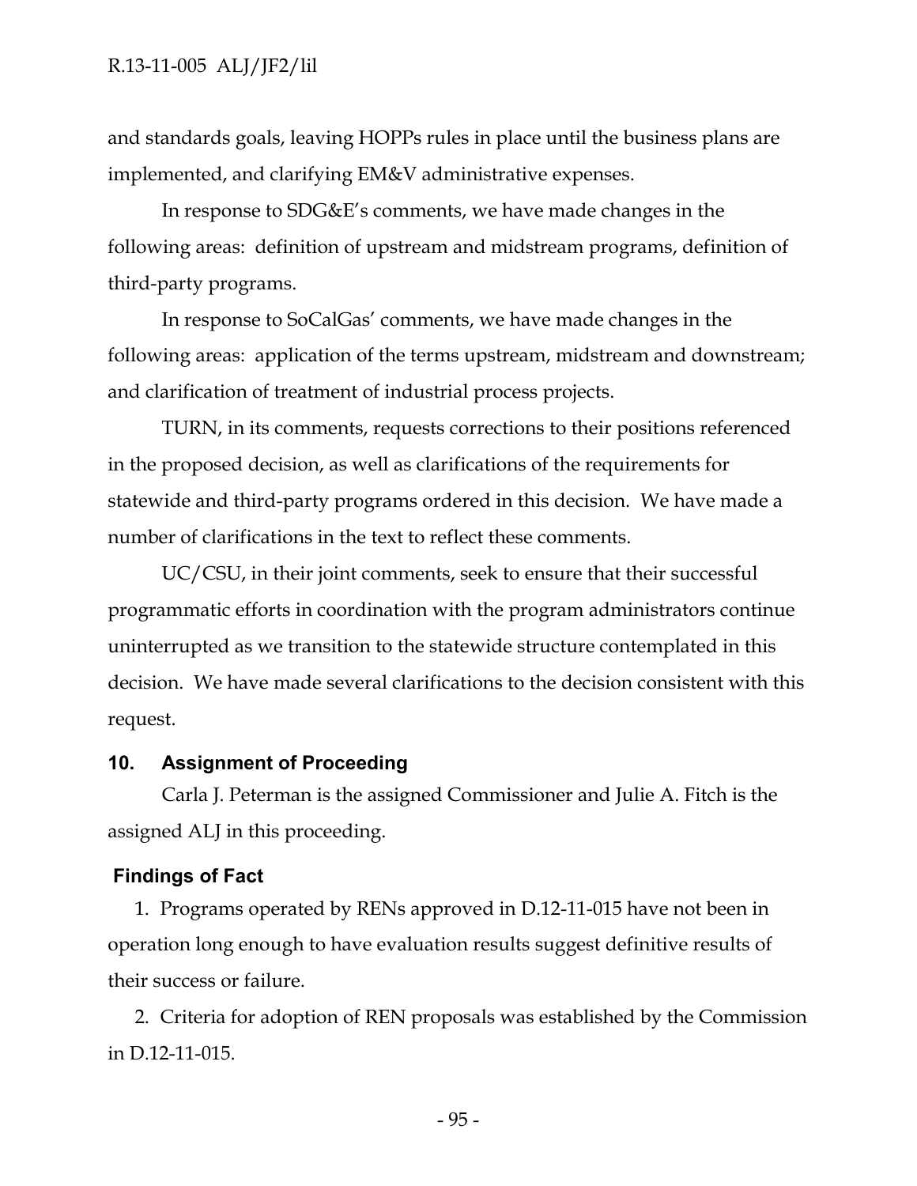and standards goals, leaving HOPPs rules in place until the business plans are implemented, and clarifying EM&V administrative expenses.

In response to SDG&E's comments, we have made changes in the following areas: definition of upstream and midstream programs, definition of third-party programs.

In response to SoCalGas' comments, we have made changes in the following areas: application of the terms upstream, midstream and downstream; and clarification of treatment of industrial process projects.

TURN, in its comments, requests corrections to their positions referenced in the proposed decision, as well as clarifications of the requirements for statewide and third-party programs ordered in this decision. We have made a number of clarifications in the text to reflect these comments.

UC/CSU, in their joint comments, seek to ensure that their successful programmatic efforts in coordination with the program administrators continue uninterrupted as we transition to the statewide structure contemplated in this decision. We have made several clarifications to the decision consistent with this request.

## 10. Assignment of Proceeding

Carla J. Peterman is the assigned Commissioner and Julie A. Fitch is the assigned ALJ in this proceeding.

## Findings of Fact

1. Programs operated by RENs approved in D.12-11-015 have not been in operation long enough to have evaluation results suggest definitive results of their success or failure.

2. Criteria for adoption of REN proposals was established by the Commission in D.12-11-015.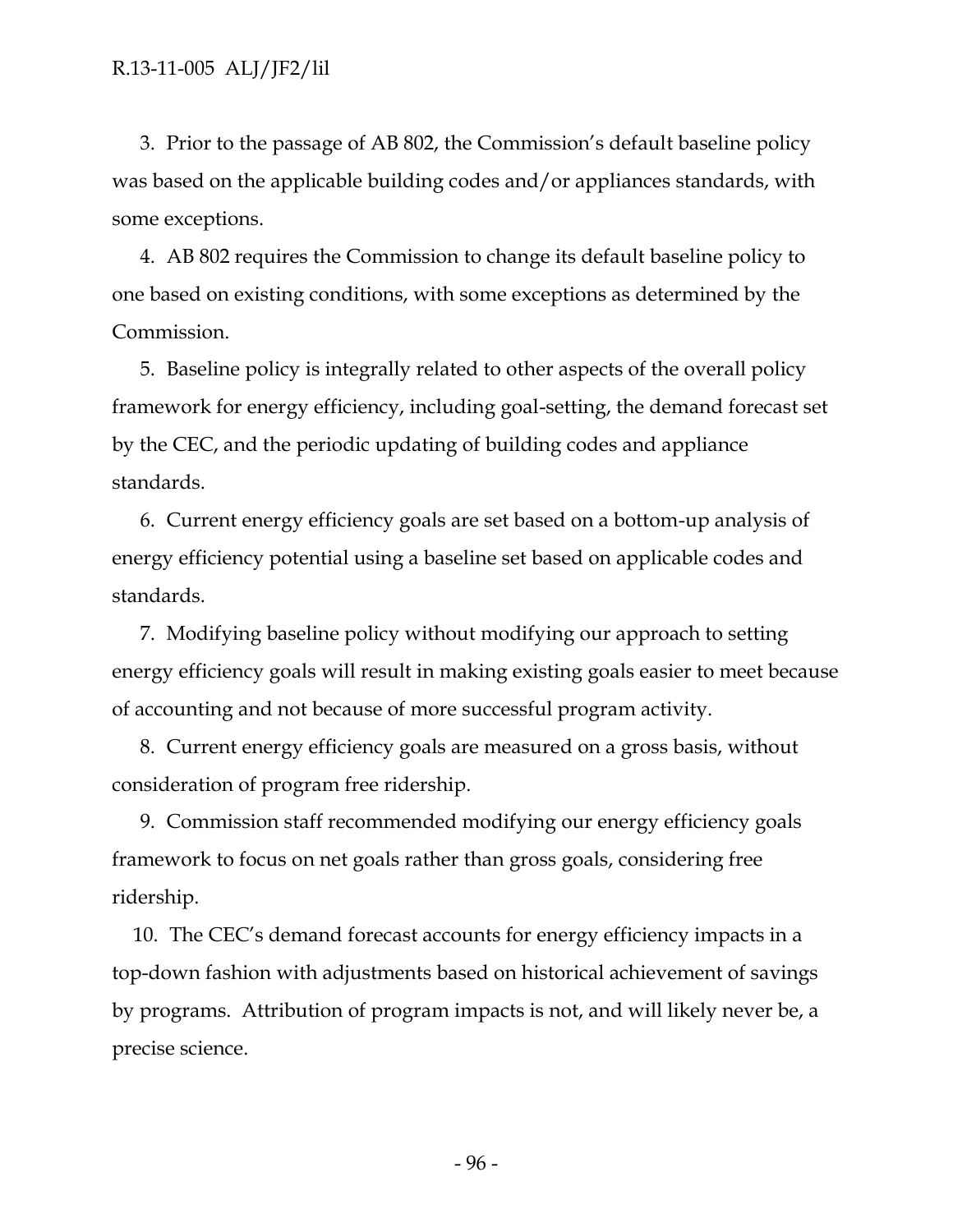3. Prior to the passage of AB 802, the Commission's default baseline policy was based on the applicable building codes and/or appliances standards, with some exceptions.

4. AB 802 requires the Commission to change its default baseline policy to one based on existing conditions, with some exceptions as determined by the Commission.

5. Baseline policy is integrally related to other aspects of the overall policy framework for energy efficiency, including goal-setting, the demand forecast set by the CEC, and the periodic updating of building codes and appliance standards.

6. Current energy efficiency goals are set based on a bottom-up analysis of energy efficiency potential using a baseline set based on applicable codes and standards.

7. Modifying baseline policy without modifying our approach to setting energy efficiency goals will result in making existing goals easier to meet because of accounting and not because of more successful program activity.

8. Current energy efficiency goals are measured on a gross basis, without consideration of program free ridership.

9. Commission staff recommended modifying our energy efficiency goals framework to focus on net goals rather than gross goals, considering free ridership.

10. The CEC's demand forecast accounts for energy efficiency impacts in a top-down fashion with adjustments based on historical achievement of savings by programs. Attribution of program impacts is not, and will likely never be, a precise science.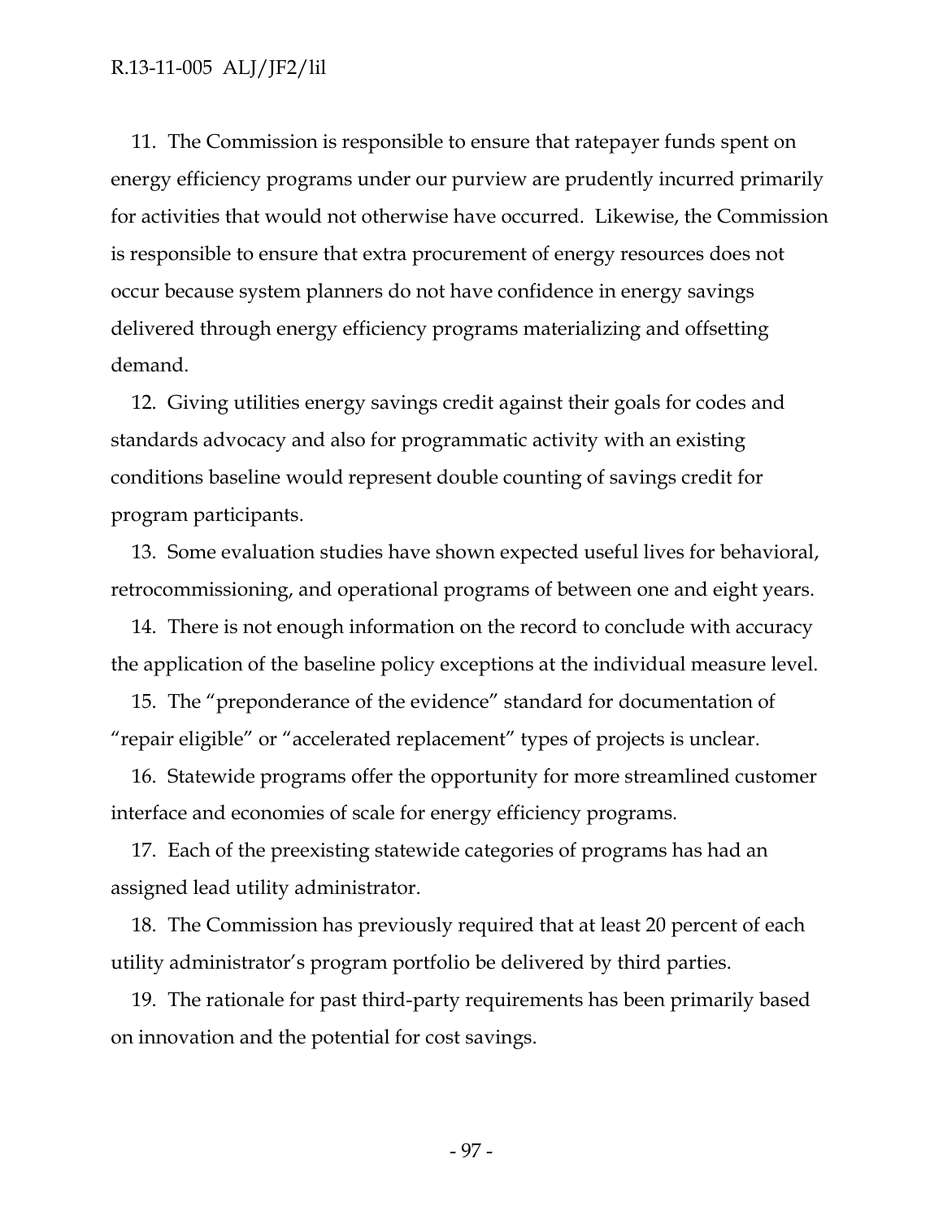11. The Commission is responsible to ensure that ratepayer funds spent on energy efficiency programs under our purview are prudently incurred primarily for activities that would not otherwise have occurred. Likewise, the Commission is responsible to ensure that extra procurement of energy resources does not occur because system planners do not have confidence in energy savings delivered through energy efficiency programs materializing and offsetting demand.

12. Giving utilities energy savings credit against their goals for codes and standards advocacy and also for programmatic activity with an existing conditions baseline would represent double counting of savings credit for program participants.

13. Some evaluation studies have shown expected useful lives for behavioral, retrocommissioning, and operational programs of between one and eight years.

14. There is not enough information on the record to conclude with accuracy the application of the baseline policy exceptions at the individual measure level.

15. The "preponderance of the evidence" standard for documentation of "repair eligible" or "accelerated replacement" types of projects is unclear.

16. Statewide programs offer the opportunity for more streamlined customer interface and economies of scale for energy efficiency programs.

17. Each of the preexisting statewide categories of programs has had an assigned lead utility administrator.

18. The Commission has previously required that at least 20 percent of each utility administrator's program portfolio be delivered by third parties.

19. The rationale for past third-party requirements has been primarily based on innovation and the potential for cost savings.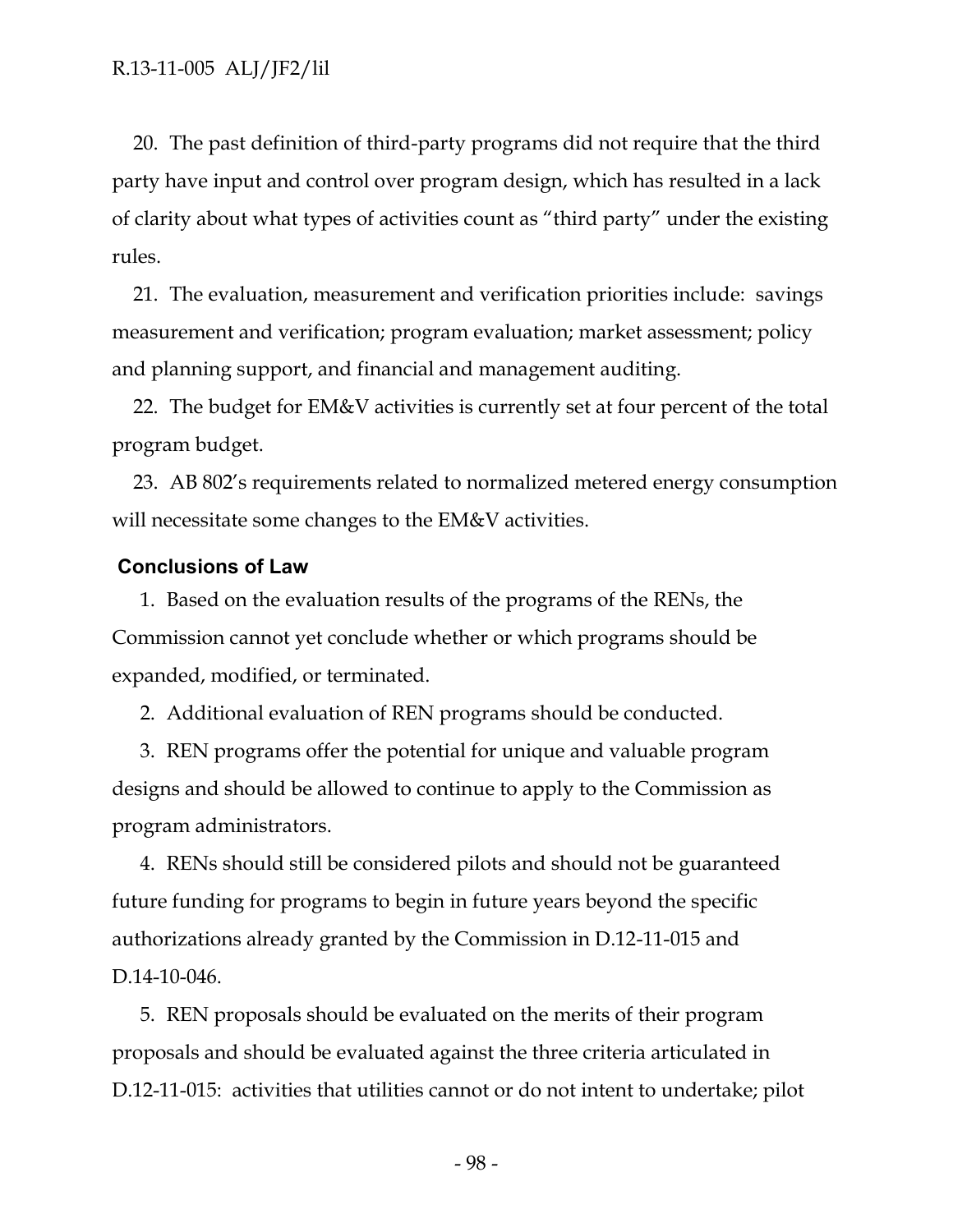20. The past definition of third-party programs did not require that the third party have input and control over program design, which has resulted in a lack of clarity about what types of activities count as "third party" under the existing rules.

21. The evaluation, measurement and verification priorities include: savings measurement and verification; program evaluation; market assessment; policy and planning support, and financial and management auditing.

22. The budget for EM&V activities is currently set at four percent of the total program budget.

23. AB 802's requirements related to normalized metered energy consumption will necessitate some changes to the EM&V activities.

### Conclusions of Law

1. Based on the evaluation results of the programs of the RENs, the Commission cannot yet conclude whether or which programs should be expanded, modified, or terminated.

2. Additional evaluation of REN programs should be conducted.

3. REN programs offer the potential for unique and valuable program designs and should be allowed to continue to apply to the Commission as program administrators.

4. RENs should still be considered pilots and should not be guaranteed future funding for programs to begin in future years beyond the specific authorizations already granted by the Commission in D.12-11-015 and D.14-10-046.

5. REN proposals should be evaluated on the merits of their program proposals and should be evaluated against the three criteria articulated in D.12-11-015: activities that utilities cannot or do not intent to undertake; pilot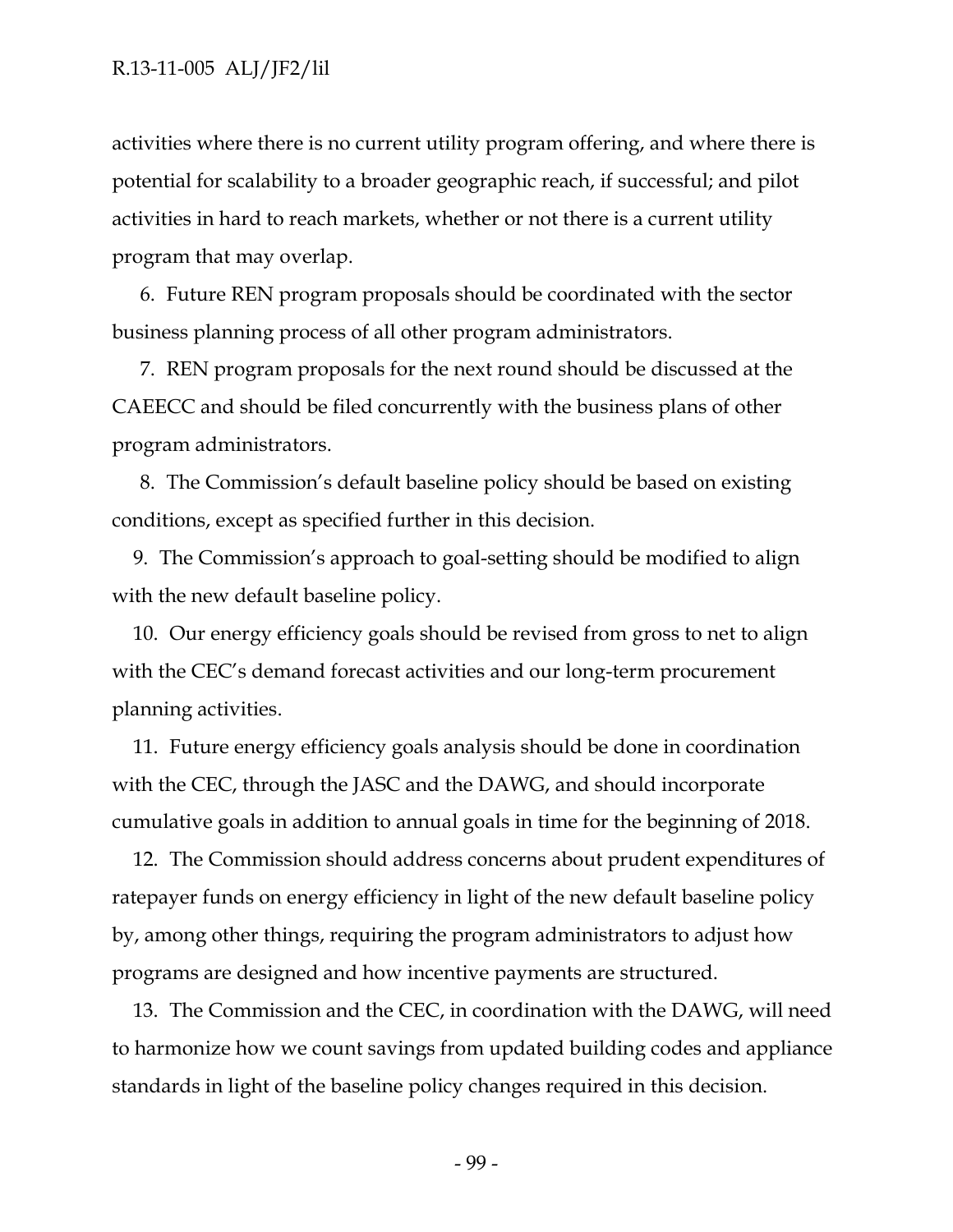activities where there is no current utility program offering, and where there is potential for scalability to a broader geographic reach, if successful; and pilot activities in hard to reach markets, whether or not there is a current utility program that may overlap.

6. Future REN program proposals should be coordinated with the sector business planning process of all other program administrators.

7. REN program proposals for the next round should be discussed at the CAEECC and should be filed concurrently with the business plans of other program administrators.

8. The Commission's default baseline policy should be based on existing conditions, except as specified further in this decision.

9. The Commission's approach to goal-setting should be modified to align with the new default baseline policy.

10. Our energy efficiency goals should be revised from gross to net to align with the CEC's demand forecast activities and our long-term procurement planning activities.

11. Future energy efficiency goals analysis should be done in coordination with the CEC, through the JASC and the DAWG, and should incorporate cumulative goals in addition to annual goals in time for the beginning of 2018.

12. The Commission should address concerns about prudent expenditures of ratepayer funds on energy efficiency in light of the new default baseline policy by, among other things, requiring the program administrators to adjust how programs are designed and how incentive payments are structured.

13. The Commission and the CEC, in coordination with the DAWG, will need to harmonize how we count savings from updated building codes and appliance standards in light of the baseline policy changes required in this decision.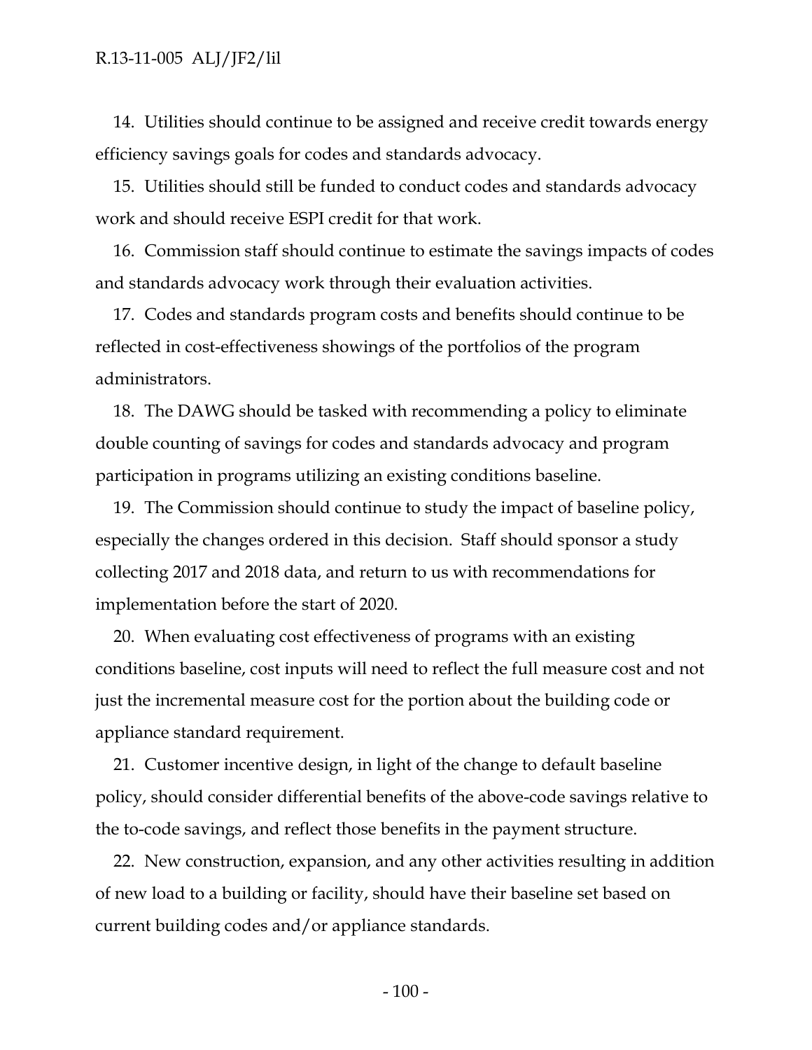14. Utilities should continue to be assigned and receive credit towards energy efficiency savings goals for codes and standards advocacy.

15. Utilities should still be funded to conduct codes and standards advocacy work and should receive ESPI credit for that work.

16. Commission staff should continue to estimate the savings impacts of codes and standards advocacy work through their evaluation activities.

17. Codes and standards program costs and benefits should continue to be reflected in cost-effectiveness showings of the portfolios of the program administrators.

18. The DAWG should be tasked with recommending a policy to eliminate double counting of savings for codes and standards advocacy and program participation in programs utilizing an existing conditions baseline.

19. The Commission should continue to study the impact of baseline policy, especially the changes ordered in this decision. Staff should sponsor a study collecting 2017 and 2018 data, and return to us with recommendations for implementation before the start of 2020.

20. When evaluating cost effectiveness of programs with an existing conditions baseline, cost inputs will need to reflect the full measure cost and not just the incremental measure cost for the portion about the building code or appliance standard requirement.

21. Customer incentive design, in light of the change to default baseline policy, should consider differential benefits of the above-code savings relative to the to-code savings, and reflect those benefits in the payment structure.

22. New construction, expansion, and any other activities resulting in addition of new load to a building or facility, should have their baseline set based on current building codes and/or appliance standards.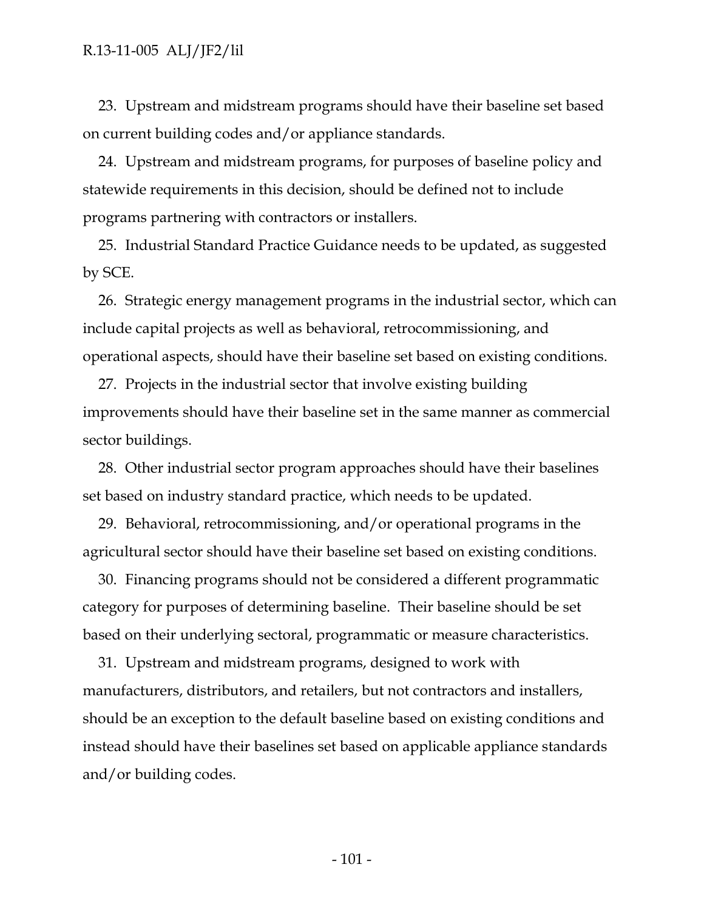23. Upstream and midstream programs should have their baseline set based on current building codes and/or appliance standards.

24. Upstream and midstream programs, for purposes of baseline policy and statewide requirements in this decision, should be defined not to include programs partnering with contractors or installers.

25. Industrial Standard Practice Guidance needs to be updated, as suggested by SCE.

26. Strategic energy management programs in the industrial sector, which can include capital projects as well as behavioral, retrocommissioning, and operational aspects, should have their baseline set based on existing conditions.

27. Projects in the industrial sector that involve existing building improvements should have their baseline set in the same manner as commercial sector buildings.

28. Other industrial sector program approaches should have their baselines set based on industry standard practice, which needs to be updated.

29. Behavioral, retrocommissioning, and/or operational programs in the agricultural sector should have their baseline set based on existing conditions.

30. Financing programs should not be considered a different programmatic category for purposes of determining baseline. Their baseline should be set based on their underlying sectoral, programmatic or measure characteristics.

31. Upstream and midstream programs, designed to work with manufacturers, distributors, and retailers, but not contractors and installers, should be an exception to the default baseline based on existing conditions and instead should have their baselines set based on applicable appliance standards and/or building codes.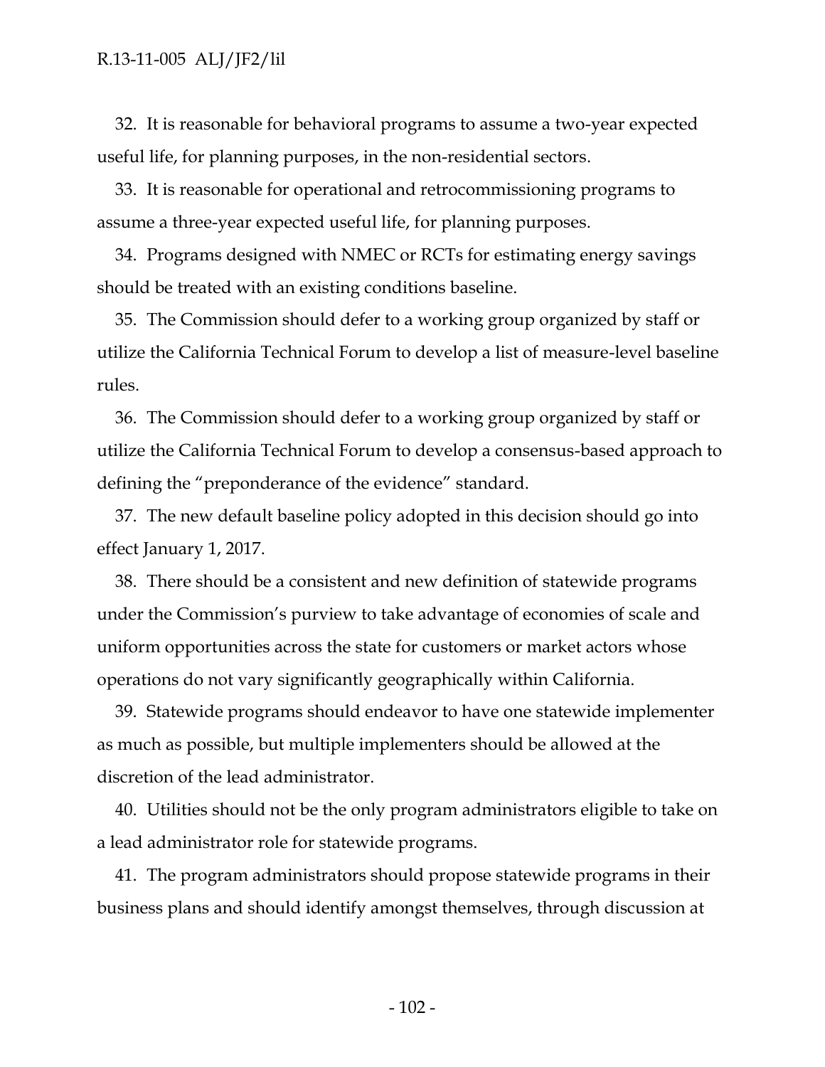32. It is reasonable for behavioral programs to assume a two-year expected useful life, for planning purposes, in the non-residential sectors.

33. It is reasonable for operational and retrocommissioning programs to assume a three-year expected useful life, for planning purposes.

34. Programs designed with NMEC or RCTs for estimating energy savings should be treated with an existing conditions baseline.

35. The Commission should defer to a working group organized by staff or utilize the California Technical Forum to develop a list of measure-level baseline rules.

36. The Commission should defer to a working group organized by staff or utilize the California Technical Forum to develop a consensus-based approach to defining the "preponderance of the evidence" standard.

37. The new default baseline policy adopted in this decision should go into effect January 1, 2017.

38. There should be a consistent and new definition of statewide programs under the Commission's purview to take advantage of economies of scale and uniform opportunities across the state for customers or market actors whose operations do not vary significantly geographically within California.

39. Statewide programs should endeavor to have one statewide implementer as much as possible, but multiple implementers should be allowed at the discretion of the lead administrator.

40. Utilities should not be the only program administrators eligible to take on a lead administrator role for statewide programs.

41. The program administrators should propose statewide programs in their business plans and should identify amongst themselves, through discussion at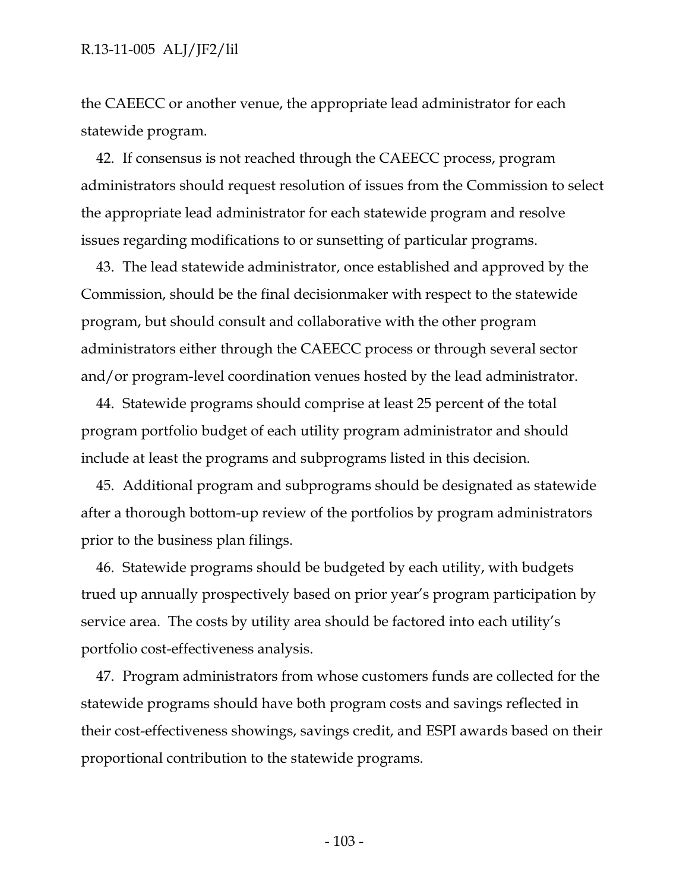the CAEECC or another venue, the appropriate lead administrator for each statewide program.

42. If consensus is not reached through the CAEECC process, program administrators should request resolution of issues from the Commission to select the appropriate lead administrator for each statewide program and resolve issues regarding modifications to or sunsetting of particular programs.

43. The lead statewide administrator, once established and approved by the Commission, should be the final decisionmaker with respect to the statewide program, but should consult and collaborative with the other program administrators either through the CAEECC process or through several sector and/or program-level coordination venues hosted by the lead administrator.

44. Statewide programs should comprise at least 25 percent of the total program portfolio budget of each utility program administrator and should include at least the programs and subprograms listed in this decision.

45. Additional program and subprograms should be designated as statewide after a thorough bottom-up review of the portfolios by program administrators prior to the business plan filings.

46. Statewide programs should be budgeted by each utility, with budgets trued up annually prospectively based on prior year's program participation by service area. The costs by utility area should be factored into each utility's portfolio cost-effectiveness analysis.

47. Program administrators from whose customers funds are collected for the statewide programs should have both program costs and savings reflected in their cost-effectiveness showings, savings credit, and ESPI awards based on their proportional contribution to the statewide programs.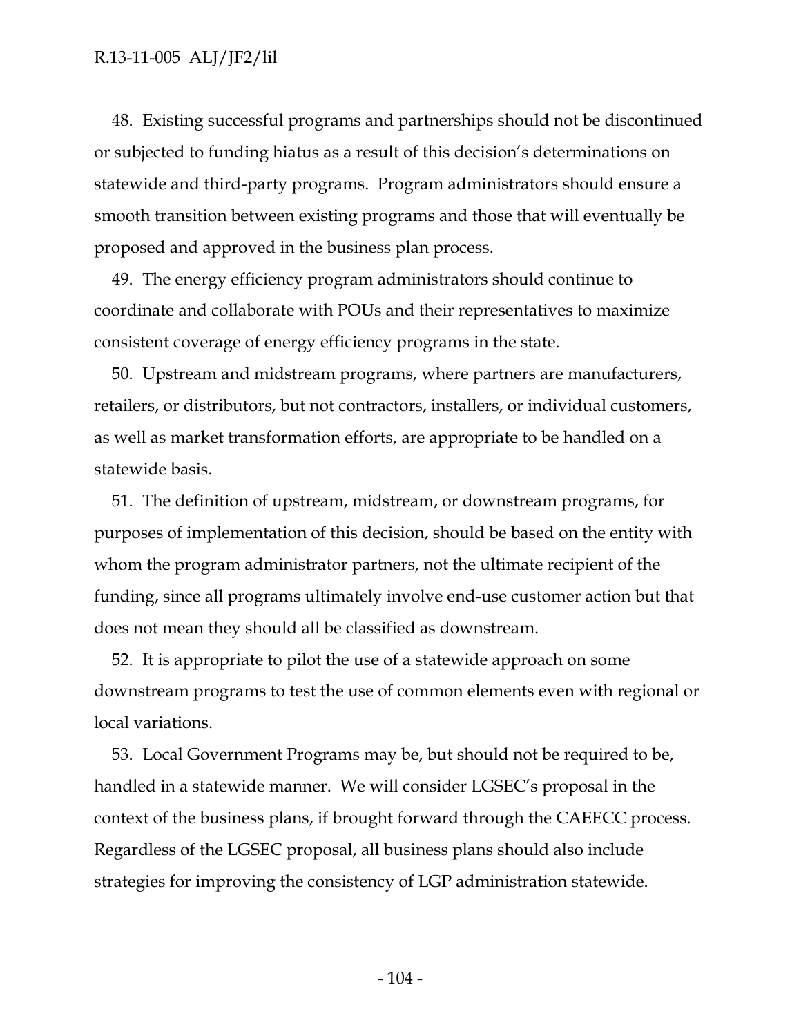48. Existing successful programs and partnerships should not be discontinued or subjected to funding hiatus as a result of this decision's determinations on statewide and third-party programs. Program administrators should ensure a smooth transition between existing programs and those that will eventually be proposed and approved in the business plan process.

49. The energy efficiency program administrators should continue to coordinate and collaborate with POUs and their representatives to maximize consistent coverage of energy efficiency programs in the state.

50. Upstream and midstream programs, where partners are manufacturers, retailers, or distributors, but not contractors, installers, or individual customers, as well as market transformation efforts, are appropriate to be handled on a statewide basis.

51. The definition of upstream, midstream, or downstream programs, for purposes of implementation of this decision, should be based on the entity with whom the program administrator partners, not the ultimate recipient of the funding, since all programs ultimately involve end-use customer action but that does not mean they should all be classified as downstream.

52. It is appropriate to pilot the use of a statewide approach on some downstream programs to test the use of common elements even with regional or local variations.

53. Local Government Programs may be, but should not be required to be, handled in a statewide manner. We will consider LGSEC's proposal in the context of the business plans, if brought forward through the CAEECC process. Regardless of the LGSEC proposal, all business plans should also include strategies for improving the consistency of LGP administration statewide.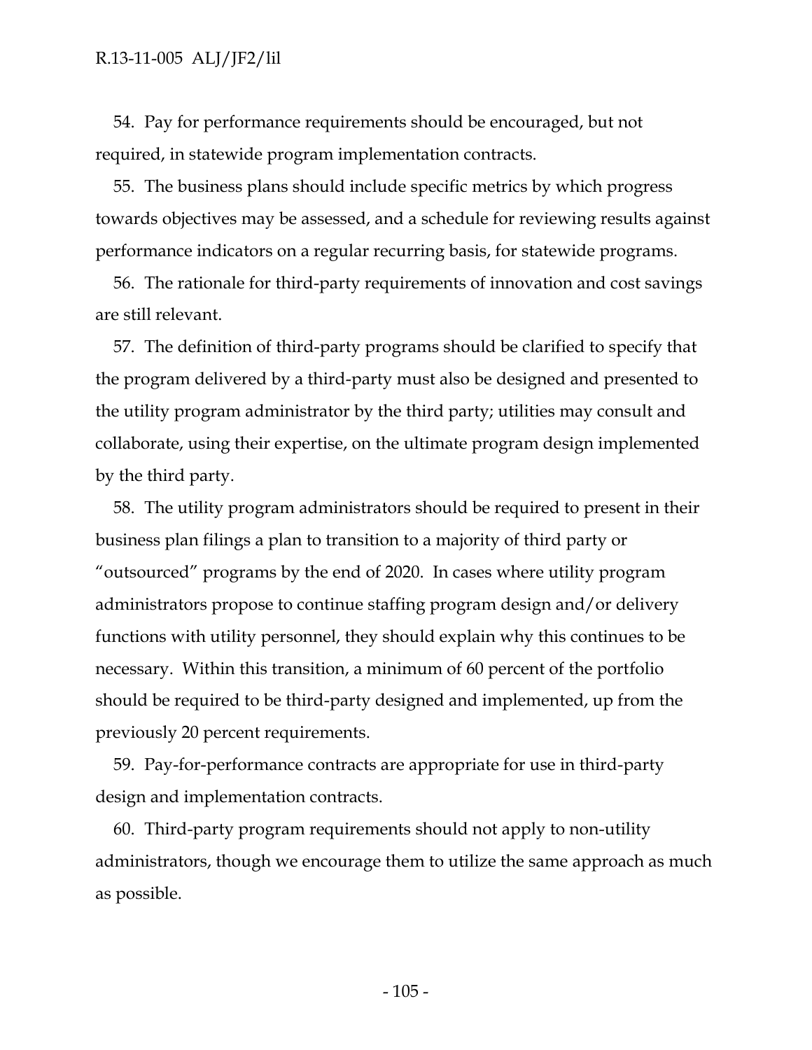54. Pay for performance requirements should be encouraged, but not required, in statewide program implementation contracts.

55. The business plans should include specific metrics by which progress towards objectives may be assessed, and a schedule for reviewing results against performance indicators on a regular recurring basis, for statewide programs.

56. The rationale for third-party requirements of innovation and cost savings are still relevant.

57. The definition of third-party programs should be clarified to specify that the program delivered by a third-party must also be designed and presented to the utility program administrator by the third party; utilities may consult and collaborate, using their expertise, on the ultimate program design implemented by the third party.

58. The utility program administrators should be required to present in their business plan filings a plan to transition to a majority of third party or "outsourced" programs by the end of 2020. In cases where utility program administrators propose to continue staffing program design and/or delivery functions with utility personnel, they should explain why this continues to be necessary. Within this transition, a minimum of 60 percent of the portfolio should be required to be third-party designed and implemented, up from the previously 20 percent requirements.

59. Pay-for-performance contracts are appropriate for use in third-party design and implementation contracts.

60. Third-party program requirements should not apply to non-utility administrators, though we encourage them to utilize the same approach as much as possible.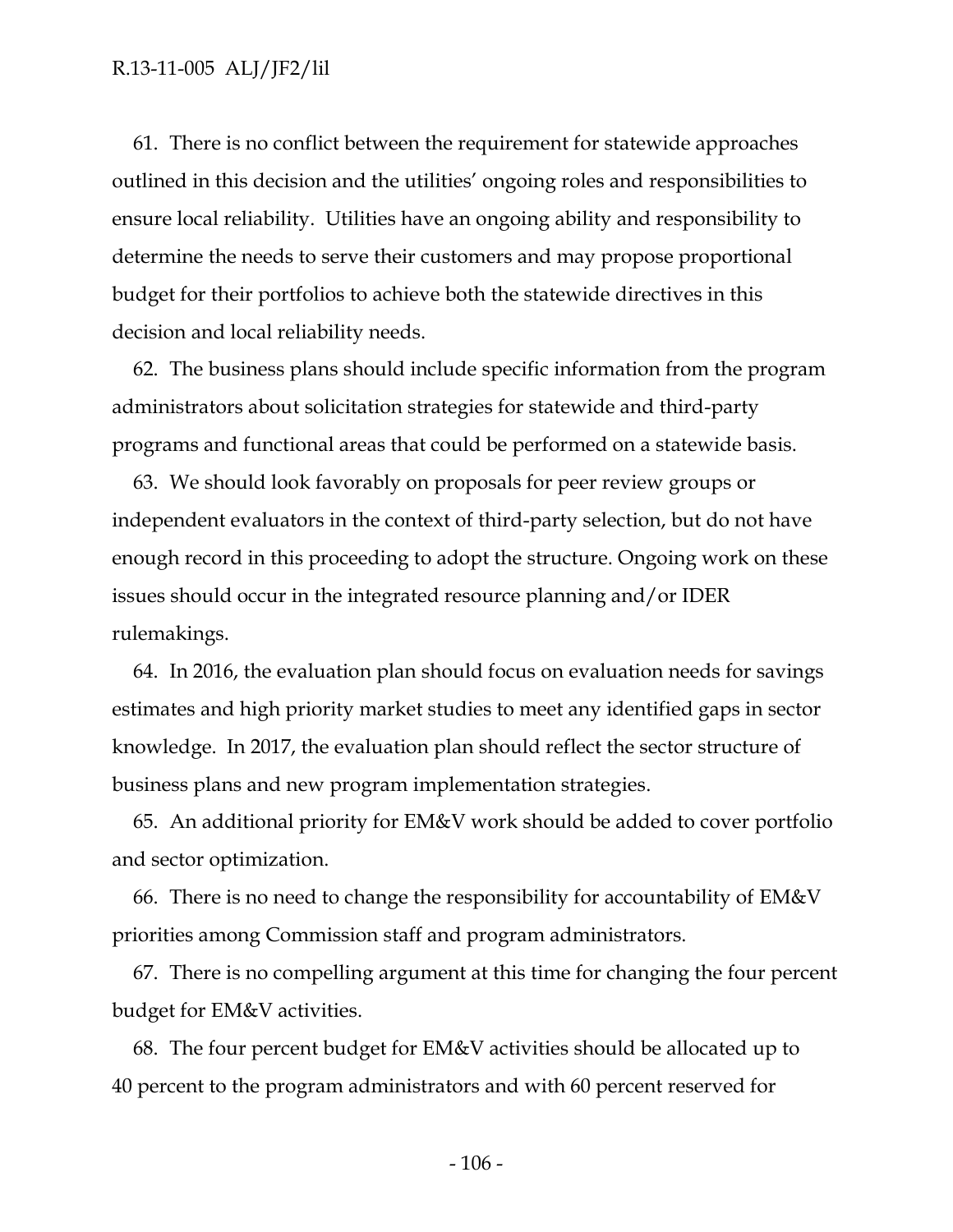61. There is no conflict between the requirement for statewide approaches outlined in this decision and the utilities' ongoing roles and responsibilities to ensure local reliability. Utilities have an ongoing ability and responsibility to determine the needs to serve their customers and may propose proportional budget for their portfolios to achieve both the statewide directives in this decision and local reliability needs.

62. The business plans should include specific information from the program administrators about solicitation strategies for statewide and third-party programs and functional areas that could be performed on a statewide basis.

63. We should look favorably on proposals for peer review groups or independent evaluators in the context of third-party selection, but do not have enough record in this proceeding to adopt the structure. Ongoing work on these issues should occur in the integrated resource planning and/or IDER rulemakings.

64. In 2016, the evaluation plan should focus on evaluation needs for savings estimates and high priority market studies to meet any identified gaps in sector knowledge. In 2017, the evaluation plan should reflect the sector structure of business plans and new program implementation strategies.

65. An additional priority for EM&V work should be added to cover portfolio and sector optimization.

66. There is no need to change the responsibility for accountability of EM&V priorities among Commission staff and program administrators.

67. There is no compelling argument at this time for changing the four percent budget for EM&V activities.

68. The four percent budget for EM&V activities should be allocated up to 40 percent to the program administrators and with 60 percent reserved for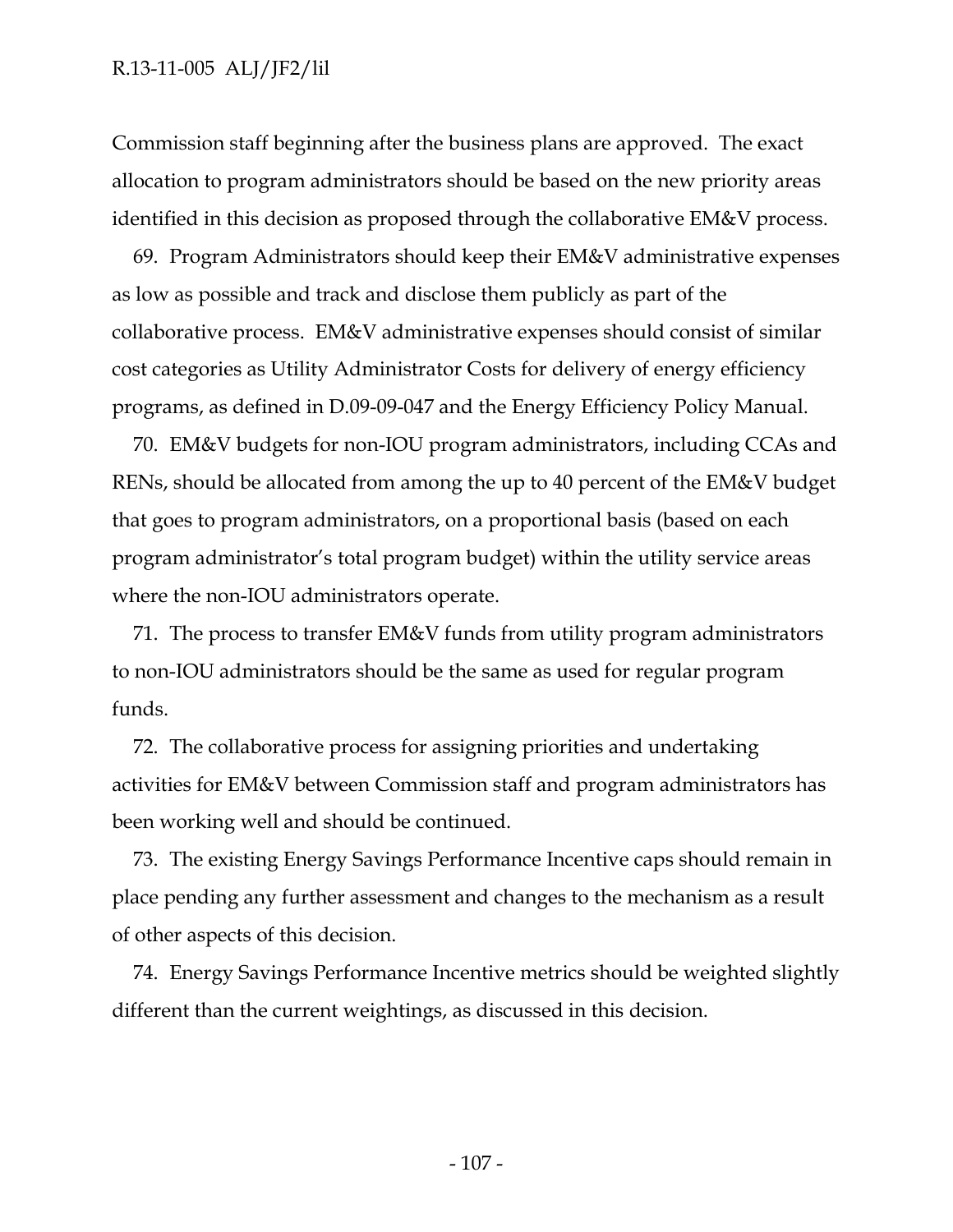Commission staff beginning after the business plans are approved. The exact allocation to program administrators should be based on the new priority areas identified in this decision as proposed through the collaborative EM&V process.

69. Program Administrators should keep their EM&V administrative expenses as low as possible and track and disclose them publicly as part of the collaborative process. EM&V administrative expenses should consist of similar cost categories as Utility Administrator Costs for delivery of energy efficiency programs, as defined in D.09-09-047 and the Energy Efficiency Policy Manual.

70. EM&V budgets for non-IOU program administrators, including CCAs and RENs, should be allocated from among the up to 40 percent of the EM&V budget that goes to program administrators, on a proportional basis (based on each program administrator's total program budget) within the utility service areas where the non-IOU administrators operate.

71. The process to transfer EM&V funds from utility program administrators to non-IOU administrators should be the same as used for regular program funds.

72. The collaborative process for assigning priorities and undertaking activities for EM&V between Commission staff and program administrators has been working well and should be continued.

73. The existing Energy Savings Performance Incentive caps should remain in place pending any further assessment and changes to the mechanism as a result of other aspects of this decision.

74. Energy Savings Performance Incentive metrics should be weighted slightly different than the current weightings, as discussed in this decision.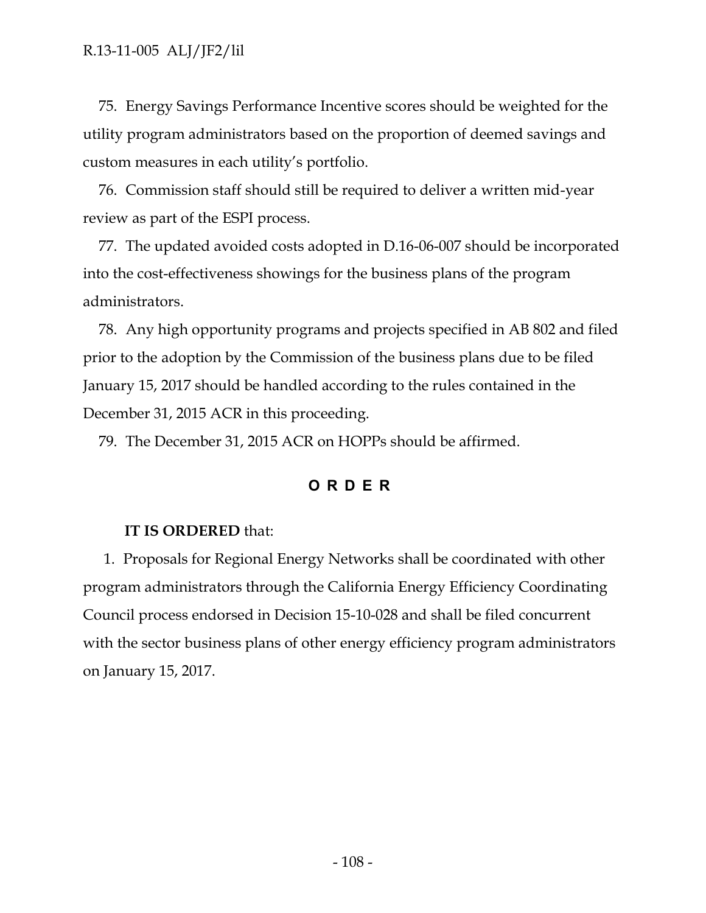75. Energy Savings Performance Incentive scores should be weighted for the utility program administrators based on the proportion of deemed savings and custom measures in each utility's portfolio.

76. Commission staff should still be required to deliver a written mid-year review as part of the ESPI process.

77. The updated avoided costs adopted in D.16-06-007 should be incorporated into the cost-effectiveness showings for the business plans of the program administrators.

78. Any high opportunity programs and projects specified in AB 802 and filed prior to the adoption by the Commission of the business plans due to be filed January 15, 2017 should be handled according to the rules contained in the December 31, 2015 ACR in this proceeding.

79. The December 31, 2015 ACR on HOPPs should be affirmed.

## O R D E R

**IT IS ORDERED** that:

1. Proposals for Regional Energy Networks shall be coordinated with other program administrators through the California Energy Efficiency Coordinating Council process endorsed in Decision 15-10-028 and shall be filed concurrent with the sector business plans of other energy efficiency program administrators on January 15, 2017.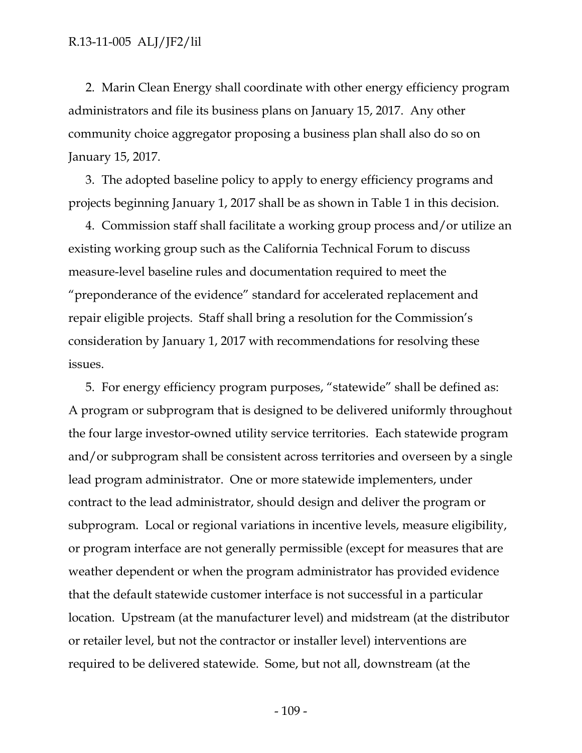2. Marin Clean Energy shall coordinate with other energy efficiency program administrators and file its business plans on January 15, 2017. Any other community choice aggregator proposing a business plan shall also do so on January 15, 2017.

3. The adopted baseline policy to apply to energy efficiency programs and projects beginning January 1, 2017 shall be as shown in Table 1 in this decision.

4. Commission staff shall facilitate a working group process and/or utilize an existing working group such as the California Technical Forum to discuss measure-level baseline rules and documentation required to meet the "preponderance of the evidence" standard for accelerated replacement and repair eligible projects. Staff shall bring a resolution for the Commission's consideration by January 1, 2017 with recommendations for resolving these issues.

5. For energy efficiency program purposes, "statewide" shall be defined as: A program or subprogram that is designed to be delivered uniformly throughout the four large investor-owned utility service territories. Each statewide program and/or subprogram shall be consistent across territories and overseen by a single lead program administrator. One or more statewide implementers, under contract to the lead administrator, should design and deliver the program or subprogram. Local or regional variations in incentive levels, measure eligibility, or program interface are not generally permissible (except for measures that are weather dependent or when the program administrator has provided evidence that the default statewide customer interface is not successful in a particular location. Upstream (at the manufacturer level) and midstream (at the distributor or retailer level, but not the contractor or installer level) interventions are required to be delivered statewide. Some, but not all, downstream (at the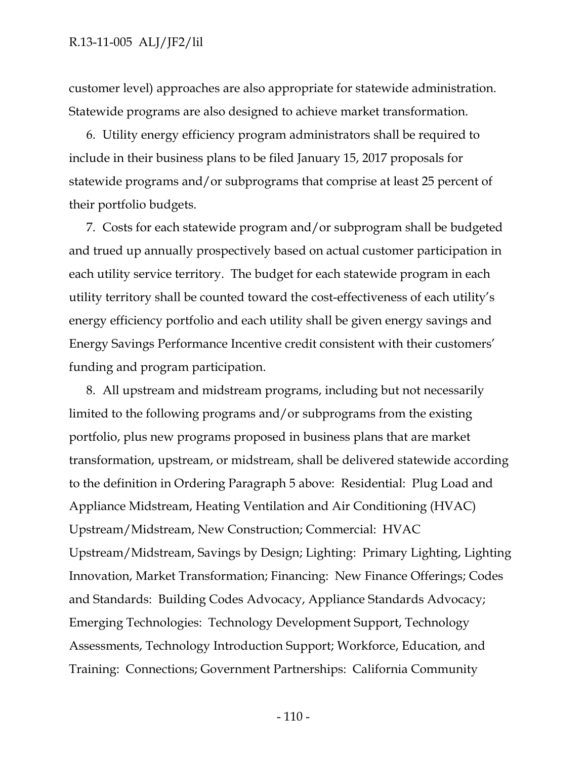customer level) approaches are also appropriate for statewide administration. Statewide programs are also designed to achieve market transformation.

6. Utility energy efficiency program administrators shall be required to include in their business plans to be filed January 15, 2017 proposals for statewide programs and/or subprograms that comprise at least 25 percent of their portfolio budgets.

7. Costs for each statewide program and/or subprogram shall be budgeted and trued up annually prospectively based on actual customer participation in each utility service territory. The budget for each statewide program in each utility territory shall be counted toward the cost-effectiveness of each utility's energy efficiency portfolio and each utility shall be given energy savings and Energy Savings Performance Incentive credit consistent with their customers' funding and program participation.

8. All upstream and midstream programs, including but not necessarily limited to the following programs and/or subprograms from the existing portfolio, plus new programs proposed in business plans that are market transformation, upstream, or midstream, shall be delivered statewide according to the definition in Ordering Paragraph 5 above: Residential: Plug Load and Appliance Midstream, Heating Ventilation and Air Conditioning (HVAC) Upstream/Midstream, New Construction; Commercial: HVAC Upstream/Midstream, Savings by Design; Lighting: Primary Lighting, Lighting Innovation, Market Transformation; Financing: New Finance Offerings; Codes and Standards: Building Codes Advocacy, Appliance Standards Advocacy; Emerging Technologies: Technology Development Support, Technology Assessments, Technology Introduction Support; Workforce, Education, and Training: Connections; Government Partnerships: California Community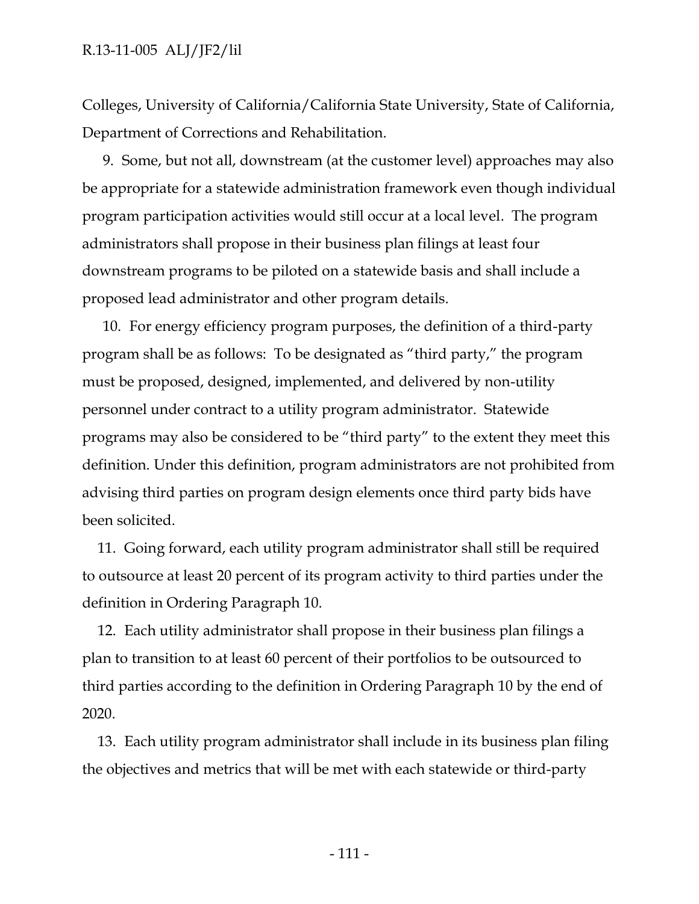Colleges, University of California/California State University, State of California, Department of Corrections and Rehabilitation.

9. Some, but not all, downstream (at the customer level) approaches may also be appropriate for a statewide administration framework even though individual program participation activities would still occur at a local level. The program administrators shall propose in their business plan filings at least four downstream programs to be piloted on a statewide basis and shall include a proposed lead administrator and other program details.

10. For energy efficiency program purposes, the definition of a third-party program shall be as follows: To be designated as "third party," the program must be proposed, designed, implemented, and delivered by non-utility personnel under contract to a utility program administrator. Statewide programs may also be considered to be "third party" to the extent they meet this definition. Under this definition, program administrators are not prohibited from advising third parties on program design elements once third party bids have been solicited.

11. Going forward, each utility program administrator shall still be required to outsource at least 20 percent of its program activity to third parties under the definition in Ordering Paragraph 10.

12. Each utility administrator shall propose in their business plan filings a plan to transition to at least 60 percent of their portfolios to be outsourced to third parties according to the definition in Ordering Paragraph 10 by the end of 2020.

13. Each utility program administrator shall include in its business plan filing the objectives and metrics that will be met with each statewide or third-party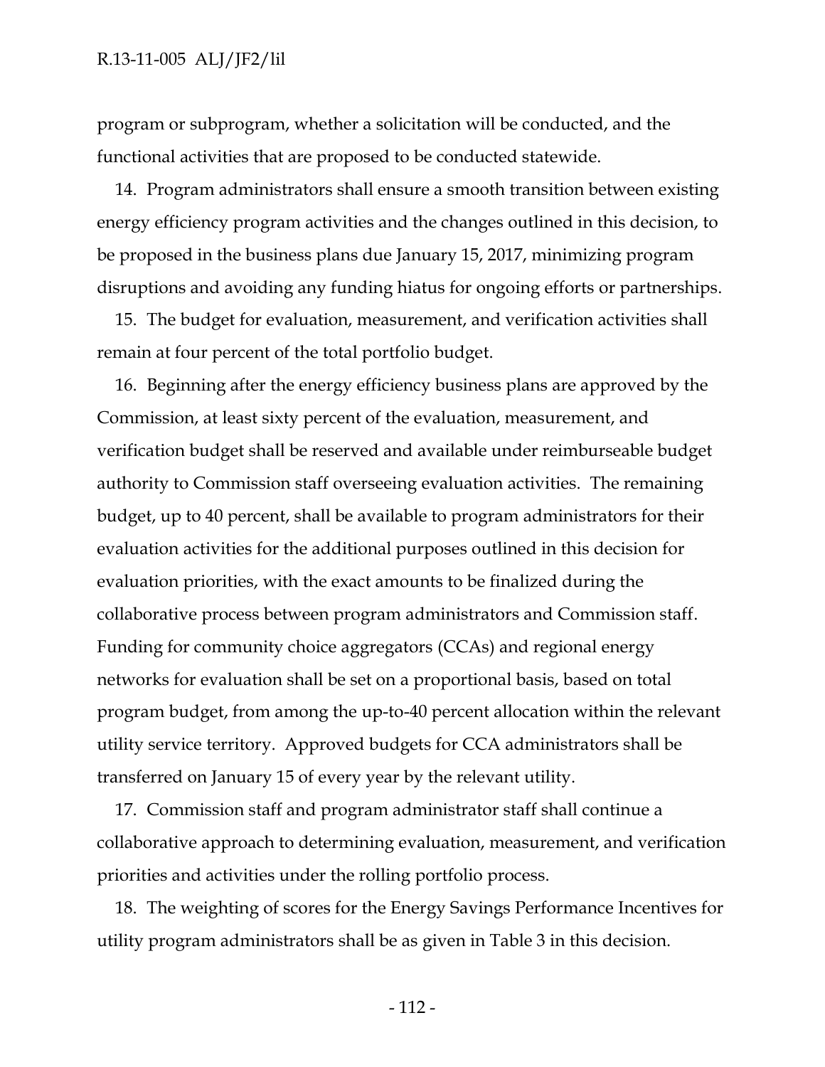program or subprogram, whether a solicitation will be conducted, and the functional activities that are proposed to be conducted statewide.

14. Program administrators shall ensure a smooth transition between existing energy efficiency program activities and the changes outlined in this decision, to be proposed in the business plans due January 15, 2017, minimizing program disruptions and avoiding any funding hiatus for ongoing efforts or partnerships.

15. The budget for evaluation, measurement, and verification activities shall remain at four percent of the total portfolio budget.

16. Beginning after the energy efficiency business plans are approved by the Commission, at least sixty percent of the evaluation, measurement, and verification budget shall be reserved and available under reimburseable budget authority to Commission staff overseeing evaluation activities. The remaining budget, up to 40 percent, shall be available to program administrators for their evaluation activities for the additional purposes outlined in this decision for evaluation priorities, with the exact amounts to be finalized during the collaborative process between program administrators and Commission staff. Funding for community choice aggregators (CCAs) and regional energy networks for evaluation shall be set on a proportional basis, based on total program budget, from among the up-to-40 percent allocation within the relevant utility service territory. Approved budgets for CCA administrators shall be transferred on January 15 of every year by the relevant utility.

17. Commission staff and program administrator staff shall continue a collaborative approach to determining evaluation, measurement, and verification priorities and activities under the rolling portfolio process.

18. The weighting of scores for the Energy Savings Performance Incentives for utility program administrators shall be as given in Table 3 in this decision.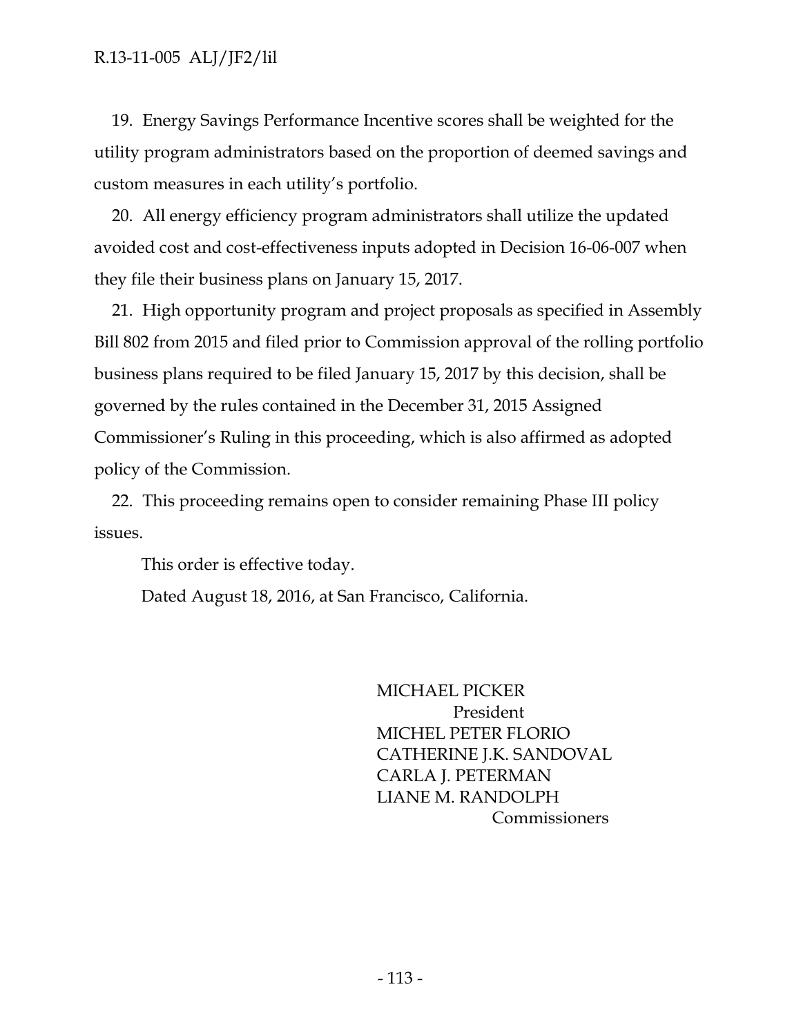19. Energy Savings Performance Incentive scores shall be weighted for the utility program administrators based on the proportion of deemed savings and custom measures in each utility's portfolio.

20. All energy efficiency program administrators shall utilize the updated avoided cost and cost-effectiveness inputs adopted in Decision 16-06-007 when they file their business plans on January 15, 2017.

21. High opportunity program and project proposals as specified in Assembly Bill 802 from 2015 and filed prior to Commission approval of the rolling portfolio business plans required to be filed January 15, 2017 by this decision, shall be governed by the rules contained in the December 31, 2015 Assigned Commissioner's Ruling in this proceeding, which is also affirmed as adopted policy of the Commission.

22. This proceeding remains open to consider remaining Phase III policy issues.

This order is effective today.

Dated August 18, 2016, at San Francisco, California.

MICHAEL PICKER
President
MICHEL PETER FLORIO
CATHERINE J.K. SANDOVAL
CARLA J. PETERMAN
LIANE M. RANDOLPH
Commissioners